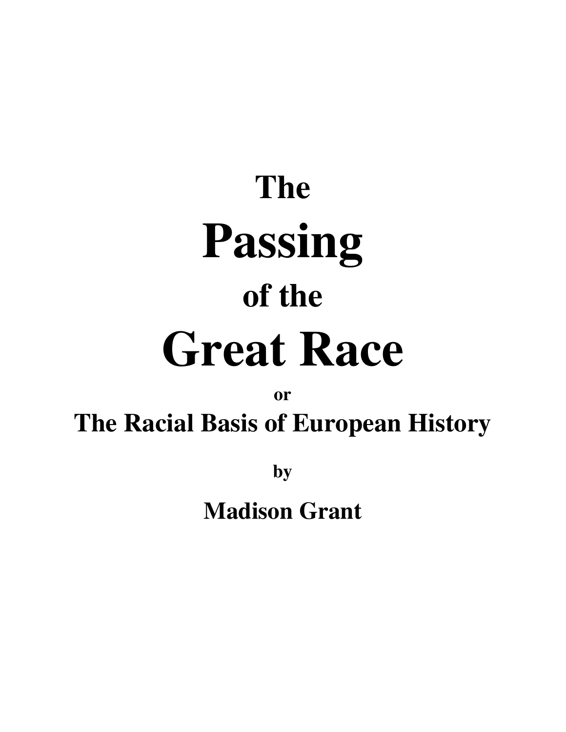# The Passing of the Great Race

**or**

## The Racial Basis of European History

**by**

**Madison Grant**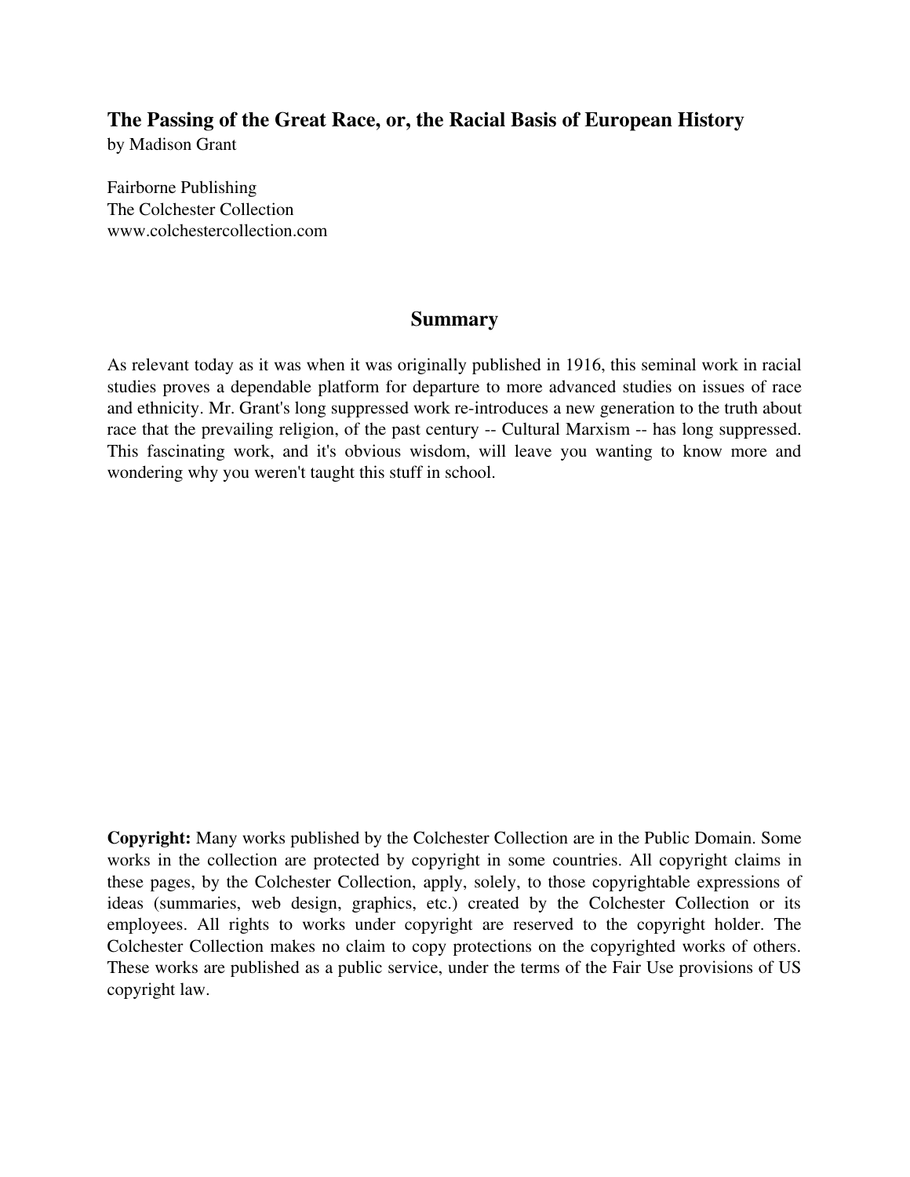**The Passing of the Great Race, or, the Racial Basis of European History**
by Madison Grant

Fairborne Publishing
The Colchester Collection
www.colchestercollection.com

## Summary

As relevant today as it was when it was originally published in 1916, this seminal work in racial studies proves a dependable platform for departure to more advanced studies on issues of race and ethnicity. Mr. Grant's long suppressed work re-introduces a new generation to the truth about race that the prevailing religion, of the past century -- Cultural Marxism -- has long suppressed. This fascinating work, and it's obvious wisdom, will leave you wanting to know more and wondering why you weren't taught this stuff in school.

**Copyright:** Many works published by the Colchester Collection are in the Public Domain. Some works in the collection are protected by copyright in some countries. All copyright claims in these pages, by the Colchester Collection, apply, solely, to those copyrightable expressions of ideas (summaries, web design, graphics, etc.) created by the Colchester Collection or its employees. All rights to works under copyright are reserved to the copyright holder. The Colchester Collection makes no claim to copy protections on the copyrighted works of others. These works are published as a public service, under the terms of the Fair Use provisions of US copyright law.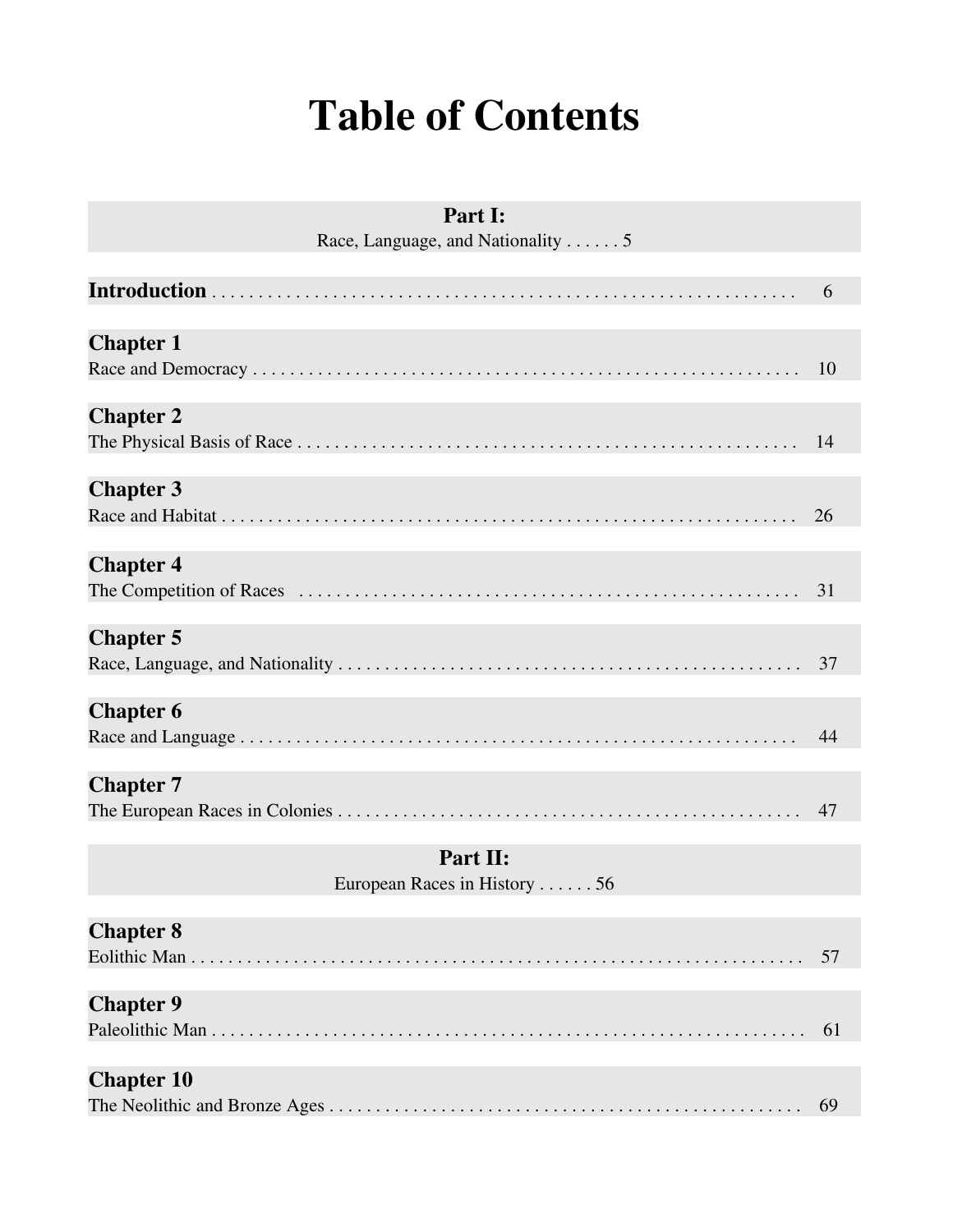# Table of Contents

**Part I:**
Race, Language, and Nationality . . . . . . 5

**Introduction** . . . . . . 6

**Chapter 1**
Race and Democracy . . . . . . 10

**Chapter 2**
The Physical Basis of Race . . . . . . 14

**Chapter 3**
Race and Habitat . . . . . . 26

**Chapter 4**
The Competition of Races . . . . . . 31

**Chapter 5**
Race, Language, and Nationality . . . . . . 37

**Chapter 6**
Race and Language . . . . . . 44

**Chapter 7**
The European Races in Colonies . . . . . . 47

**Part II:**
European Races in History . . . . . . 56

**Chapter 8**
Eolithic Man . . . . . . 57

**Chapter 9**
Paleolithic Man . . . . . . 61

**Chapter 10**
The Neolithic and Bronze Ages . . . . . . 69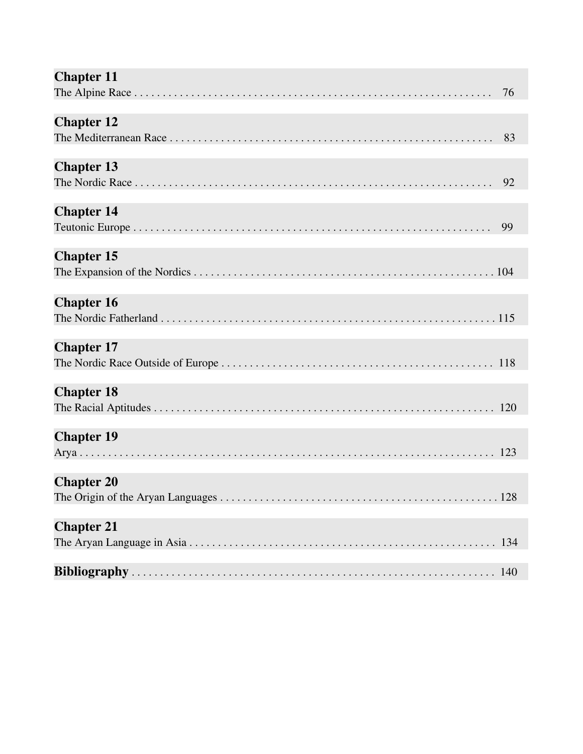**Chapter 11**
The Alpine Race . . . . . . . . . . . . . . . . . . . . . . . . . . . . . . . . . . . . . . . . . . . . . . . . . . . . . . . . . . . . . . . 76

**Chapter 12**
The Mediterranean Race . . . . . . . . . . . . . . . . . . . . . . . . . . . . . . . . . . . . . . . . . . . . . . . . . . . . . . . . . . 83

**Chapter 13**
The Nordic Race . . . . . . . . . . . . . . . . . . . . . . . . . . . . . . . . . . . . . . . . . . . . . . . . . . . . . . . . . . . . . . . 92

**Chapter 14**
Teutonic Europe . . . . . . . . . . . . . . . . . . . . . . . . . . . . . . . . . . . . . . . . . . . . . . . . . . . . . . . . . . . . . . . 99

**Chapter 15**
The Expansion of the Nordics . . . . . . . . . . . . . . . . . . . . . . . . . . . . . . . . . . . . . . . . . . . . . . . . . . . . . 104

**Chapter 16**
The Nordic Fatherland . . . . . . . . . . . . . . . . . . . . . . . . . . . . . . . . . . . . . . . . . . . . . . . . . . . . . . . . . . . 115

**Chapter 17**
The Nordic Race Outside of Europe . . . . . . . . . . . . . . . . . . . . . . . . . . . . . . . . . . . . . . . . . . . . . . . . 118

**Chapter 18**
The Racial Aptitudes . . . . . . . . . . . . . . . . . . . . . . . . . . . . . . . . . . . . . . . . . . . . . . . . . . . . . . . . . . . 120

**Chapter 19**
Arya . . . . . . . . . . . . . . . . . . . . . . . . . . . . . . . . . . . . . . . . . . . . . . . . . . . . . . . . . . . . . . . . . . . . . . . 123

**Chapter 20**
The Origin of the Aryan Languages . . . . . . . . . . . . . . . . . . . . . . . . . . . . . . . . . . . . . . . . . . . . . . . . 128

**Chapter 21**
The Aryan Language in Asia . . . . . . . . . . . . . . . . . . . . . . . . . . . . . . . . . . . . . . . . . . . . . . . . . . . . . 134

**Bibliography** . . . . . . . . . . . . . . . . . . . . . . . . . . . . . . . . . . . . . . . . . . . . . . . . . . . . . . . . . . . . . . . . 140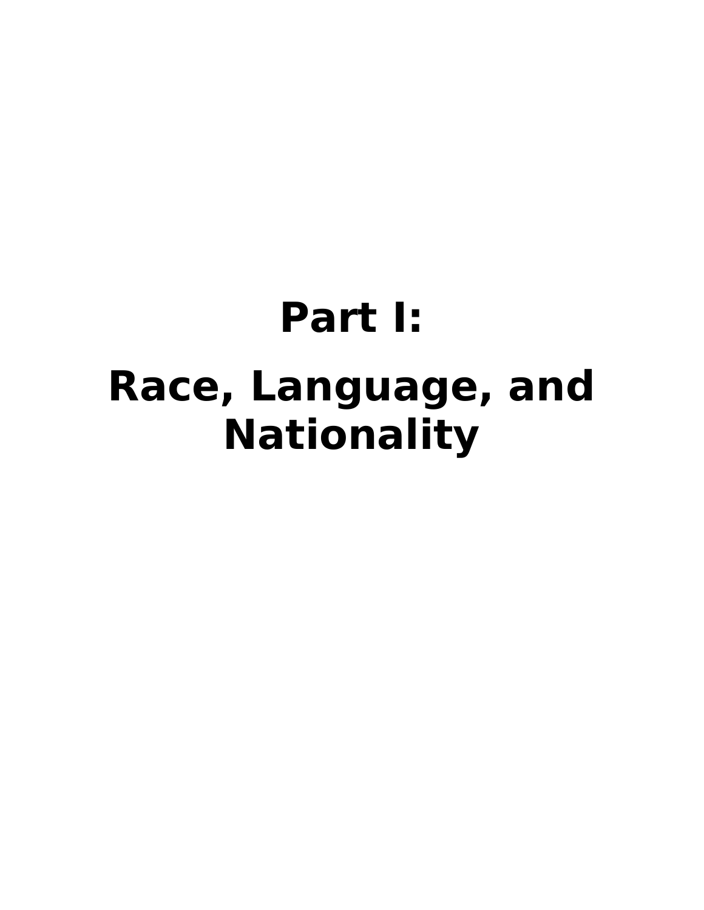# Part I:

# Race, Language, and Nationality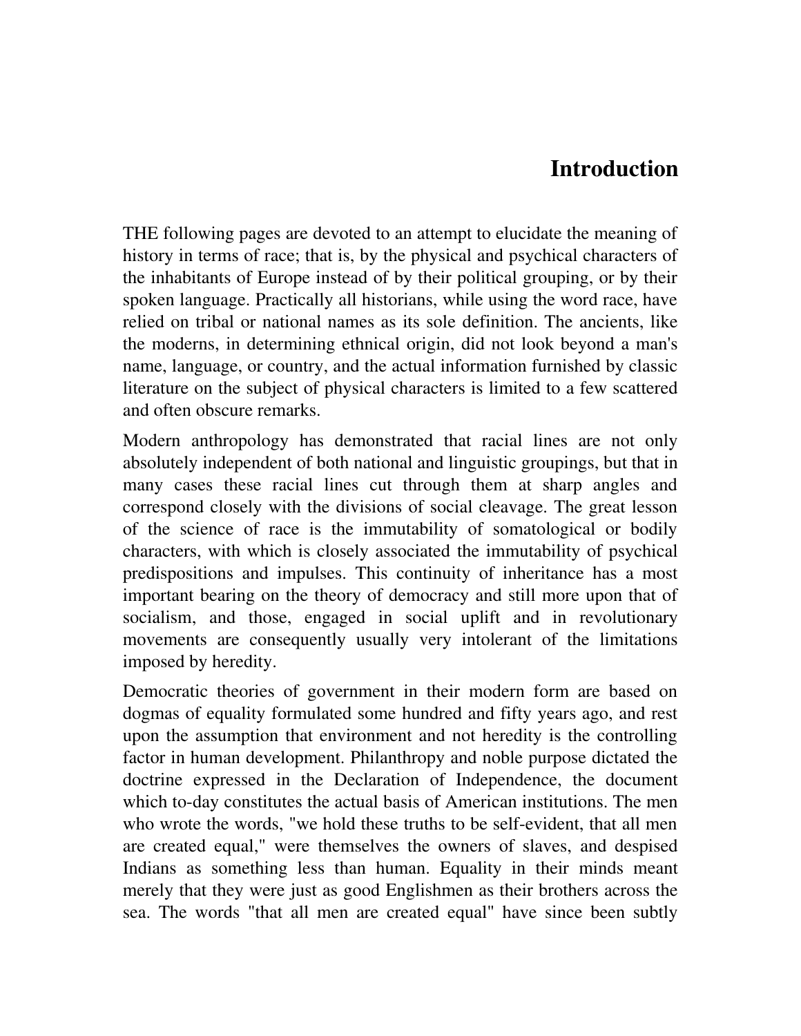# Introduction

THE following pages are devoted to an attempt to elucidate the meaning of history in terms of race; that is, by the physical and psychical characters of the inhabitants of Europe instead of by their political grouping, or by their spoken language. Practically all historians, while using the word race, have relied on tribal or national names as its sole definition. The ancients, like the moderns, in determining ethnical origin, did not look beyond a man's name, language, or country, and the actual information furnished by classic literature on the subject of physical characters is limited to a few scattered and often obscure remarks.

Modern anthropology has demonstrated that racial lines are not only absolutely independent of both national and linguistic groupings, but that in many cases these racial lines cut through them at sharp angles and correspond closely with the divisions of social cleavage. The great lesson of the science of race is the immutability of somatological or bodily characters, with which is closely associated the immutability of psychical predispositions and impulses. This continuity of inheritance has a most important bearing on the theory of democracy and still more upon that of socialism, and those, engaged in social uplift and in revolutionary movements are consequently usually very intolerant of the limitations imposed by heredity.

Democratic theories of government in their modern form are based on dogmas of equality formulated some hundred and fifty years ago, and rest upon the assumption that environment and not heredity is the controlling factor in human development. Philanthropy and noble purpose dictated the doctrine expressed in the Declaration of Independence, the document which to-day constitutes the actual basis of American institutions. The men who wrote the words, "we hold these truths to be self-evident, that all men are created equal," were themselves the owners of slaves, and despised Indians as something less than human. Equality in their minds meant merely that they were just as good Englishmen as their brothers across the sea. The words "that all men are created equal" have since been subtly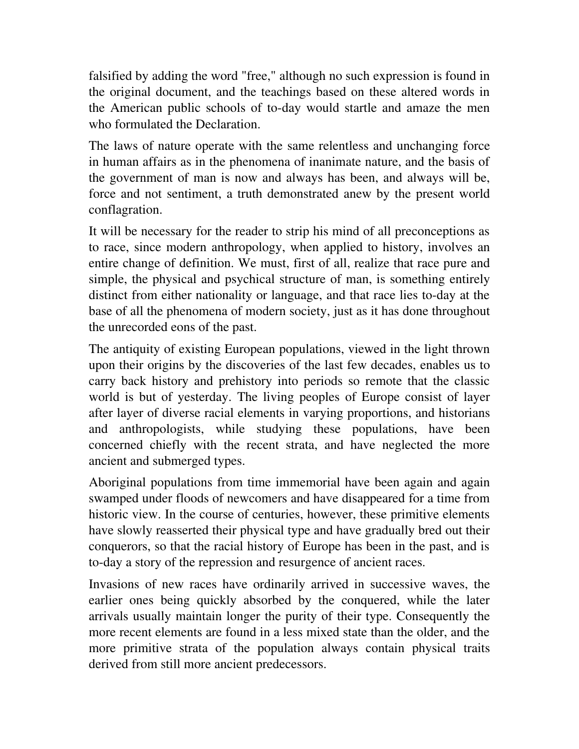falsified by adding the word "free," although no such expression is found in the original document, and the teachings based on these altered words in the American public schools of to-day would startle and amaze the men who formulated the Declaration.

The laws of nature operate with the same relentless and unchanging force in human affairs as in the phenomena of inanimate nature, and the basis of the government of man is now and always has been, and always will be, force and not sentiment, a truth demonstrated anew by the present world conflagration.

It will be necessary for the reader to strip his mind of all preconceptions as to race, since modern anthropology, when applied to history, involves an entire change of definition. We must, first of all, realize that race pure and simple, the physical and psychical structure of man, is something entirely distinct from either nationality or language, and that race lies to-day at the base of all the phenomena of modern society, just as it has done throughout the unrecorded eons of the past.

The antiquity of existing European populations, viewed in the light thrown upon their origins by the discoveries of the last few decades, enables us to carry back history and prehistory into periods so remote that the classic world is but of yesterday. The living peoples of Europe consist of layer after layer of diverse racial elements in varying proportions, and historians and anthropologists, while studying these populations, have been concerned chiefly with the recent strata, and have neglected the more ancient and submerged types.

Aboriginal populations from time immemorial have been again and again swamped under floods of newcomers and have disappeared for a time from historic view. In the course of centuries, however, these primitive elements have slowly reasserted their physical type and have gradually bred out their conquerors, so that the racial history of Europe has been in the past, and is to-day a story of the repression and resurgence of ancient races.

Invasions of new races have ordinarily arrived in successive waves, the earlier ones being quickly absorbed by the conquered, while the later arrivals usually maintain longer the purity of their type. Consequently the more recent elements are found in a less mixed state than the older, and the more primitive strata of the population always contain physical traits derived from still more ancient predecessors.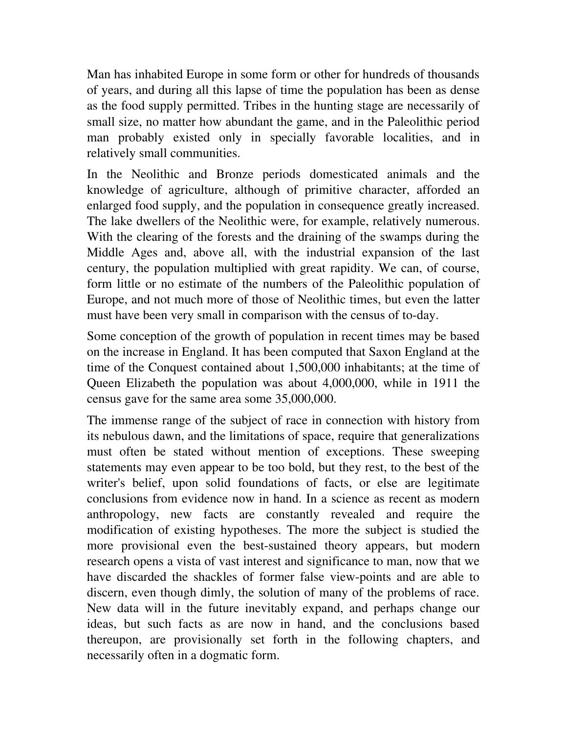Man has inhabited Europe in some form or other for hundreds of thousands of years, and during all this lapse of time the population has been as dense as the food supply permitted. Tribes in the hunting stage are necessarily of small size, no matter how abundant the game, and in the Paleolithic period man probably existed only in specially favorable localities, and in relatively small communities.

In the Neolithic and Bronze periods domesticated animals and the knowledge of agriculture, although of primitive character, afforded an enlarged food supply, and the population in consequence greatly increased. The lake dwellers of the Neolithic were, for example, relatively numerous. With the clearing of the forests and the draining of the swamps during the Middle Ages and, above all, with the industrial expansion of the last century, the population multiplied with great rapidity. We can, of course, form little or no estimate of the numbers of the Paleolithic population of Europe, and not much more of those of Neolithic times, but even the latter must have been very small in comparison with the census of to-day.

Some conception of the growth of population in recent times may be based on the increase in England. It has been computed that Saxon England at the time of the Conquest contained about 1,500,000 inhabitants; at the time of Queen Elizabeth the population was about 4,000,000, while in 1911 the census gave for the same area some 35,000,000.

The immense range of the subject of race in connection with history from its nebulous dawn, and the limitations of space, require that generalizations must often be stated without mention of exceptions. These sweeping statements may even appear to be too bold, but they rest, to the best of the writer's belief, upon solid foundations of facts, or else are legitimate conclusions from evidence now in hand. In a science as recent as modern anthropology, new facts are constantly revealed and require the modification of existing hypotheses. The more the subject is studied the more provisional even the best-sustained theory appears, but modern research opens a vista of vast interest and significance to man, now that we have discarded the shackles of former false view-points and are able to discern, even though dimly, the solution of many of the problems of race. New data will in the future inevitably expand, and perhaps change our ideas, but such facts as are now in hand, and the conclusions based thereupon, are provisionally set forth in the following chapters, and necessarily often in a dogmatic form.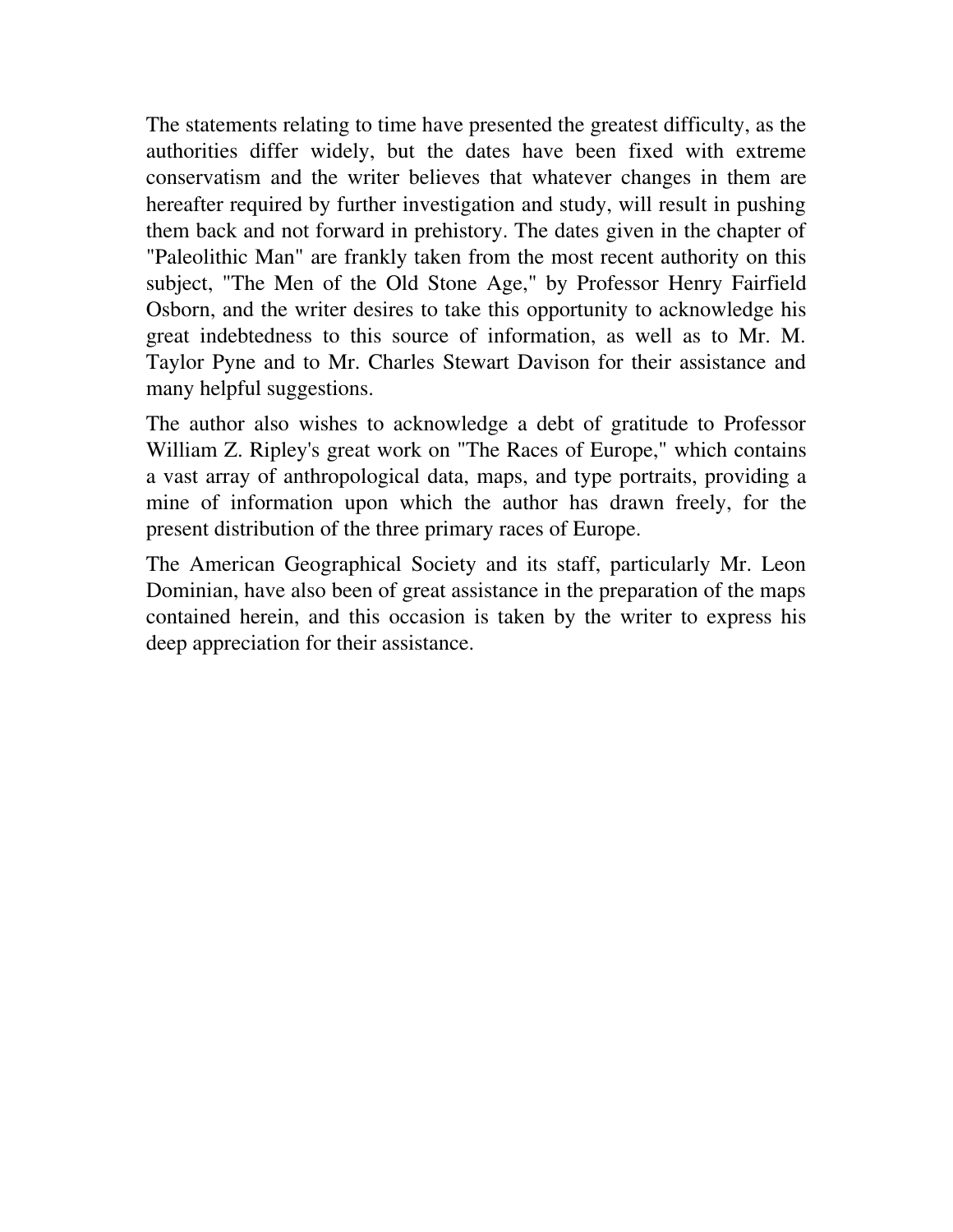The statements relating to time have presented the greatest difficulty, as the authorities differ widely, but the dates have been fixed with extreme conservatism and the writer believes that whatever changes in them are hereafter required by further investigation and study, will result in pushing them back and not forward in prehistory. The dates given in the chapter of "Paleolithic Man" are frankly taken from the most recent authority on this subject, "The Men of the Old Stone Age," by Professor Henry Fairfield Osborn, and the writer desires to take this opportunity to acknowledge his great indebtedness to this source of information, as well as to Mr. M. Taylor Pyne and to Mr. Charles Stewart Davison for their assistance and many helpful suggestions.

The author also wishes to acknowledge a debt of gratitude to Professor William Z. Ripley's great work on "The Races of Europe," which contains a vast array of anthropological data, maps, and type portraits, providing a mine of information upon which the author has drawn freely, for the present distribution of the three primary races of Europe.

The American Geographical Society and its staff, particularly Mr. Leon Dominian, have also been of great assistance in the preparation of the maps contained herein, and this occasion is taken by the writer to express his deep appreciation for their assistance.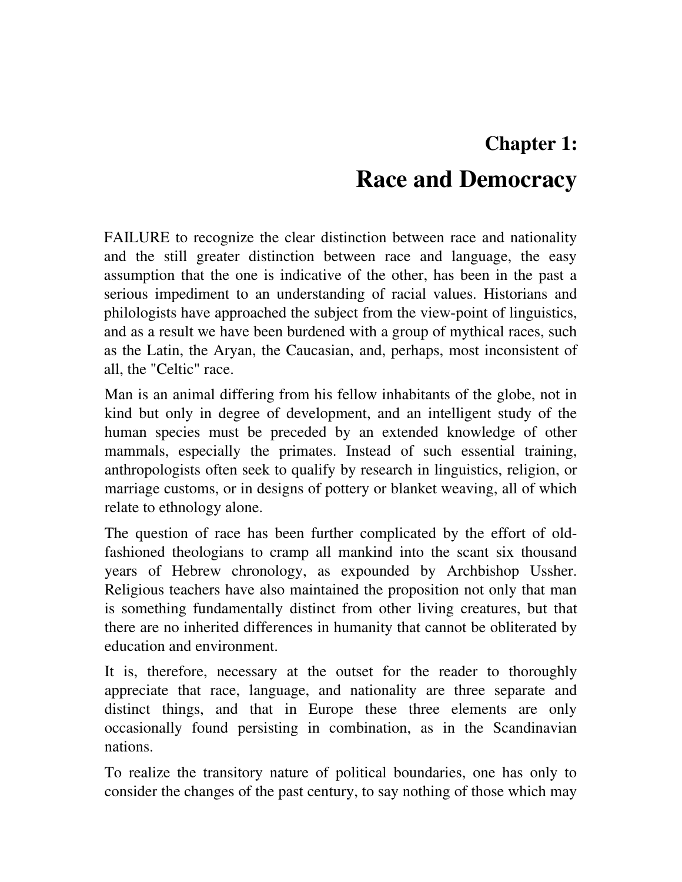# Chapter 1:

# Race and Democracy

FAILURE to recognize the clear distinction between race and nationality and the still greater distinction between race and language, the easy assumption that the one is indicative of the other, has been in the past a serious impediment to an understanding of racial values. Historians and philologists have approached the subject from the view-point of linguistics, and as a result we have been burdened with a group of mythical races, such as the Latin, the Aryan, the Caucasian, and, perhaps, most inconsistent of all, the "Celtic" race.

Man is an animal differing from his fellow inhabitants of the globe, not in kind but only in degree of development, and an intelligent study of the human species must be preceded by an extended knowledge of other mammals, especially the primates. Instead of such essential training, anthropologists often seek to qualify by research in linguistics, religion, or marriage customs, or in designs of pottery or blanket weaving, all of which relate to ethnology alone.

The question of race has been further complicated by the effort of old-fashioned theologians to cramp all mankind into the scant six thousand years of Hebrew chronology, as expounded by Archbishop Ussher. Religious teachers have also maintained the proposition not only that man is something fundamentally distinct from other living creatures, but that there are no inherited differences in humanity that cannot be obliterated by education and environment.

It is, therefore, necessary at the outset for the reader to thoroughly appreciate that race, language, and nationality are three separate and distinct things, and that in Europe these three elements are only occasionally found persisting in combination, as in the Scandinavian nations.

To realize the transitory nature of political boundaries, one has only to consider the changes of the past century, to say nothing of those which may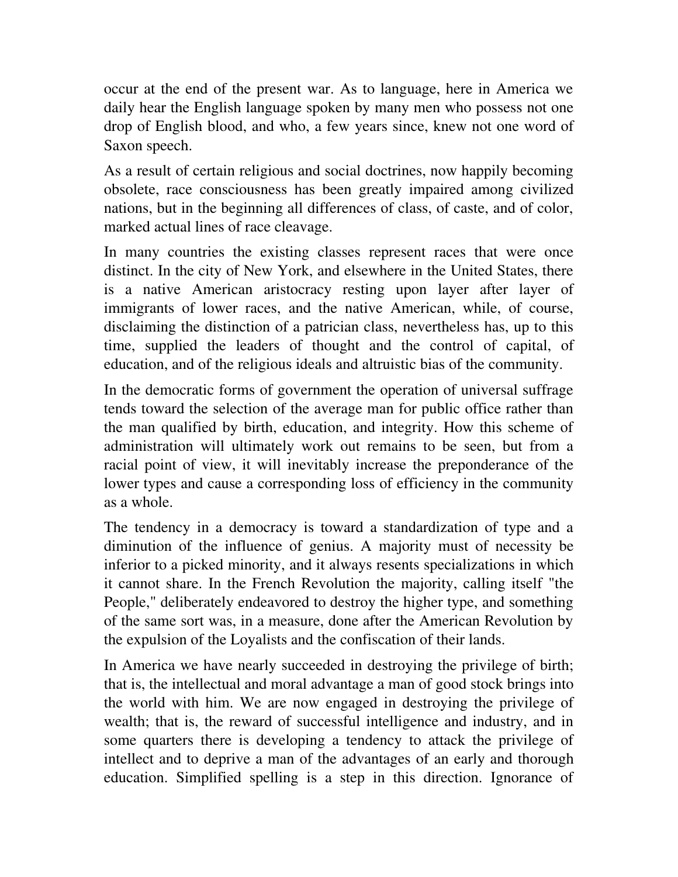occur at the end of the present war. As to language, here in America we daily hear the English language spoken by many men who possess not one drop of English blood, and who, a few years since, knew not one word of Saxon speech.

As a result of certain religious and social doctrines, now happily becoming obsolete, race consciousness has been greatly impaired among civilized nations, but in the beginning all differences of class, of caste, and of color, marked actual lines of race cleavage.

In many countries the existing classes represent races that were once distinct. In the city of New York, and elsewhere in the United States, there is a native American aristocracy resting upon layer after layer of immigrants of lower races, and the native American, while, of course, disclaiming the distinction of a patrician class, nevertheless has, up to this time, supplied the leaders of thought and the control of capital, of education, and of the religious ideals and altruistic bias of the community.

In the democratic forms of government the operation of universal suffrage tends toward the selection of the average man for public office rather than the man qualified by birth, education, and integrity. How this scheme of administration will ultimately work out remains to be seen, but from a racial point of view, it will inevitably increase the preponderance of the lower types and cause a corresponding loss of efficiency in the community as a whole.

The tendency in a democracy is toward a standardization of type and a diminution of the influence of genius. A majority must of necessity be inferior to a picked minority, and it always resents specializations in which it cannot share. In the French Revolution the majority, calling itself "the People," deliberately endeavored to destroy the higher type, and something of the same sort was, in a measure, done after the American Revolution by the expulsion of the Loyalists and the confiscation of their lands.

In America we have nearly succeeded in destroying the privilege of birth; that is, the intellectual and moral advantage a man of good stock brings into the world with him. We are now engaged in destroying the privilege of wealth; that is, the reward of successful intelligence and industry, and in some quarters there is developing a tendency to attack the privilege of intellect and to deprive a man of the advantages of an early and thorough education. Simplified spelling is a step in this direction. Ignorance of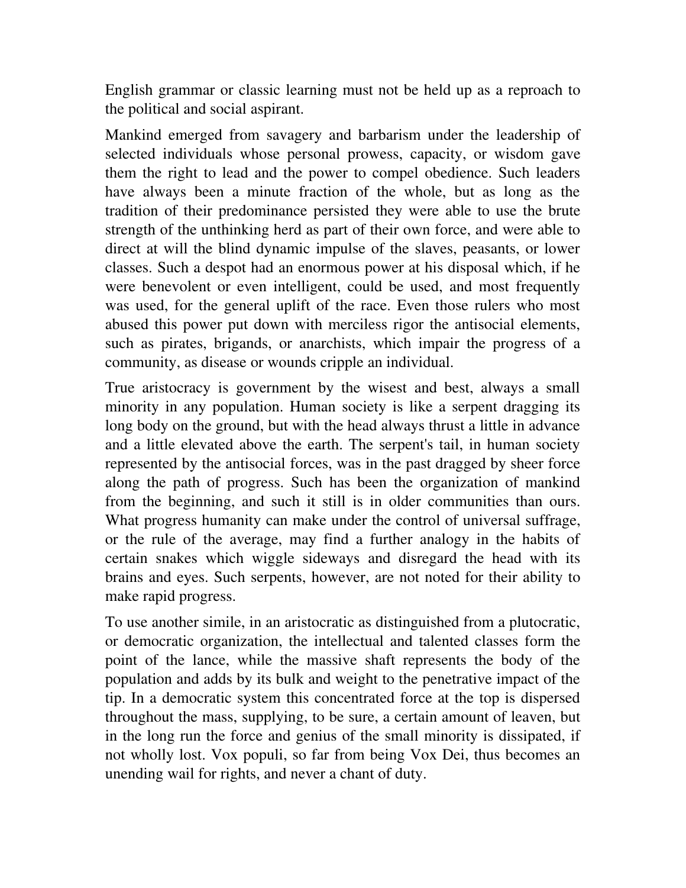English grammar or classic learning must not be held up as a reproach to the political and social aspirant.

Mankind emerged from savagery and barbarism under the leadership of selected individuals whose personal prowess, capacity, or wisdom gave them the right to lead and the power to compel obedience. Such leaders have always been a minute fraction of the whole, but as long as the tradition of their predominance persisted they were able to use the brute strength of the unthinking herd as part of their own force, and were able to direct at will the blind dynamic impulse of the slaves, peasants, or lower classes. Such a despot had an enormous power at his disposal which, if he were benevolent or even intelligent, could be used, and most frequently was used, for the general uplift of the race. Even those rulers who most abused this power put down with merciless rigor the antisocial elements, such as pirates, brigands, or anarchists, which impair the progress of a community, as disease or wounds cripple an individual.

True aristocracy is government by the wisest and best, always a small minority in any population. Human society is like a serpent dragging its long body on the ground, but with the head always thrust a little in advance and a little elevated above the earth. The serpent's tail, in human society represented by the antisocial forces, was in the past dragged by sheer force along the path of progress. Such has been the organization of mankind from the beginning, and such it still is in older communities than ours. What progress humanity can make under the control of universal suffrage, or the rule of the average, may find a further analogy in the habits of certain snakes which wiggle sideways and disregard the head with its brains and eyes. Such serpents, however, are not noted for their ability to make rapid progress.

To use another simile, in an aristocratic as distinguished from a plutocratic, or democratic organization, the intellectual and talented classes form the point of the lance, while the massive shaft represents the body of the population and adds by its bulk and weight to the penetrative impact of the tip. In a democratic system this concentrated force at the top is dispersed throughout the mass, supplying, to be sure, a certain amount of leaven, but in the long run the force and genius of the small minority is dissipated, if not wholly lost. Vox populi, so far from being Vox Dei, thus becomes an unending wail for rights, and never a chant of duty.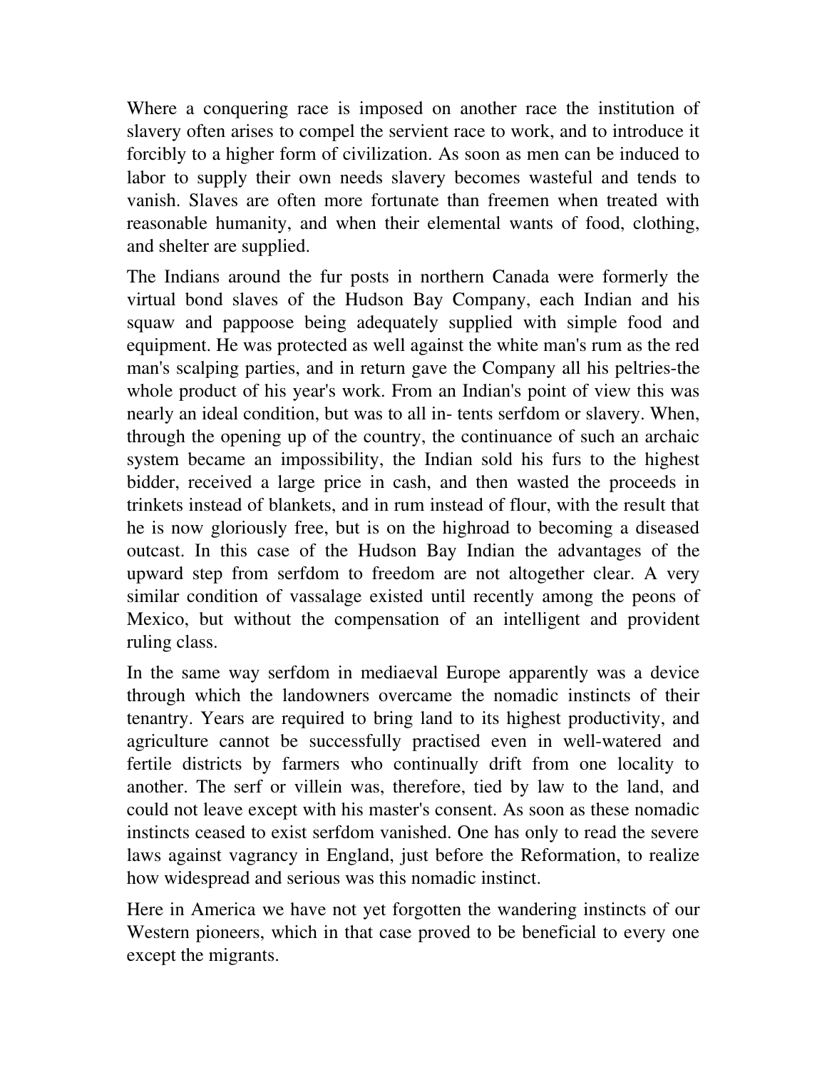Where a conquering race is imposed on another race the institution of slavery often arises to compel the servient race to work, and to introduce it forcibly to a higher form of civilization. As soon as men can be induced to labor to supply their own needs slavery becomes wasteful and tends to vanish. Slaves are often more fortunate than freemen when treated with reasonable humanity, and when their elemental wants of food, clothing, and shelter are supplied.

The Indians around the fur posts in northern Canada were formerly the virtual bond slaves of the Hudson Bay Company, each Indian and his squaw and pappoose being adequately supplied with simple food and equipment. He was protected as well against the white man's rum as the red man's scalping parties, and in return gave the Company all his peltries-the whole product of his year's work. From an Indian's point of view this was nearly an ideal condition, but was to all in- tents serfdom or slavery. When, through the opening up of the country, the continuance of such an archaic system became an impossibility, the Indian sold his furs to the highest bidder, received a large price in cash, and then wasted the proceeds in trinkets instead of blankets, and in rum instead of flour, with the result that he is now gloriously free, but is on the highroad to becoming a diseased outcast. In this case of the Hudson Bay Indian the advantages of the upward step from serfdom to freedom are not altogether clear. A very similar condition of vassalage existed until recently among the peons of Mexico, but without the compensation of an intelligent and provident ruling class.

In the same way serfdom in mediaeval Europe apparently was a device through which the landowners overcame the nomadic instincts of their tenantry. Years are required to bring land to its highest productivity, and agriculture cannot be successfully practised even in well-watered and fertile districts by farmers who continually drift from one locality to another. The serf or villein was, therefore, tied by law to the land, and could not leave except with his master's consent. As soon as these nomadic instincts ceased to exist serfdom vanished. One has only to read the severe laws against vagrancy in England, just before the Reformation, to realize how widespread and serious was this nomadic instinct.

Here in America we have not yet forgotten the wandering instincts of our Western pioneers, which in that case proved to be beneficial to every one except the migrants.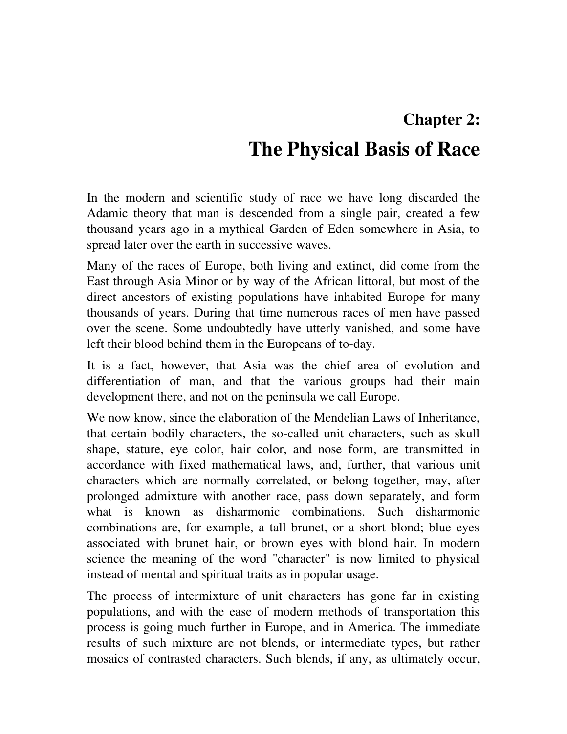# Chapter 2:

# The Physical Basis of Race

In the modern and scientific study of race we have long discarded the Adamic theory that man is descended from a single pair, created a few thousand years ago in a mythical Garden of Eden somewhere in Asia, to spread later over the earth in successive waves.

Many of the races of Europe, both living and extinct, did come from the East through Asia Minor or by way of the African littoral, but most of the direct ancestors of existing populations have inhabited Europe for many thousands of years. During that time numerous races of men have passed over the scene. Some undoubtedly have utterly vanished, and some have left their blood behind them in the Europeans of to-day.

It is a fact, however, that Asia was the chief area of evolution and differentiation of man, and that the various groups had their main development there, and not on the peninsula we call Europe.

We now know, since the elaboration of the Mendelian Laws of Inheritance, that certain bodily characters, the so-called unit characters, such as skull shape, stature, eye color, hair color, and nose form, are transmitted in accordance with fixed mathematical laws, and, further, that various unit characters which are normally correlated, or belong together, may, after prolonged admixture with another race, pass down separately, and form what is known as disharmonic combinations. Such disharmonic combinations are, for example, a tall brunet, or a short blond; blue eyes associated with brunet hair, or brown eyes with blond hair. In modern science the meaning of the word "character" is now limited to physical instead of mental and spiritual traits as in popular usage.

The process of intermixture of unit characters has gone far in existing populations, and with the ease of modern methods of transportation this process is going much further in Europe, and in America. The immediate results of such mixture are not blends, or intermediate types, but rather mosaics of contrasted characters. Such blends, if any, as ultimately occur,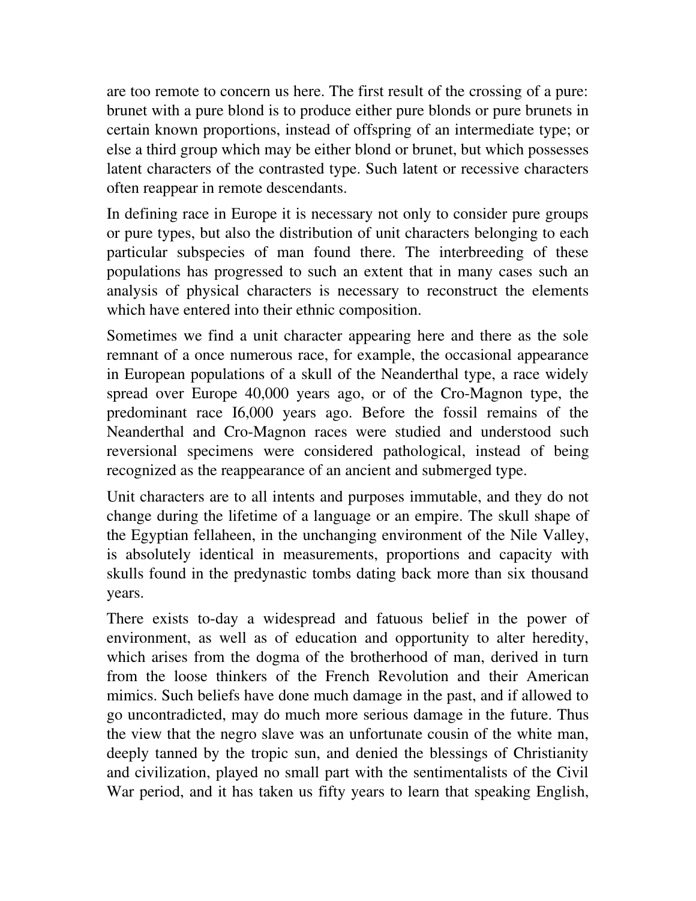are too remote to concern us here. The first result of the crossing of a pure: brunet with a pure blond is to produce either pure blonds or pure brunets in certain known proportions, instead of offspring of an intermediate type; or else a third group which may be either blond or brunet, but which possesses latent characters of the contrasted type. Such latent or recessive characters often reappear in remote descendants.

In defining race in Europe it is necessary not only to consider pure groups or pure types, but also the distribution of unit characters belonging to each particular subspecies of man found there. The interbreeding of these populations has progressed to such an extent that in many cases such an analysis of physical characters is necessary to reconstruct the elements which have entered into their ethnic composition.

Sometimes we find a unit character appearing here and there as the sole remnant of a once numerous race, for example, the occasional appearance in European populations of a skull of the Neanderthal type, a race widely spread over Europe 40,000 years ago, or of the Cro-Magnon type, the predominant race I6,000 years ago. Before the fossil remains of the Neanderthal and Cro-Magnon races were studied and understood such reversional specimens were considered pathological, instead of being recognized as the reappearance of an ancient and submerged type.

Unit characters are to all intents and purposes immutable, and they do not change during the lifetime of a language or an empire. The skull shape of the Egyptian fellaheen, in the unchanging environment of the Nile Valley, is absolutely identical in measurements, proportions and capacity with skulls found in the predynastic tombs dating back more than six thousand years.

There exists to-day a widespread and fatuous belief in the power of environment, as well as of education and opportunity to alter heredity, which arises from the dogma of the brotherhood of man, derived in turn from the loose thinkers of the French Revolution and their American mimics. Such beliefs have done much damage in the past, and if allowed to go uncontradicted, may do much more serious damage in the future. Thus the view that the negro slave was an unfortunate cousin of the white man, deeply tanned by the tropic sun, and denied the blessings of Christianity and civilization, played no small part with the sentimentalists of the Civil War period, and it has taken us fifty years to learn that speaking English,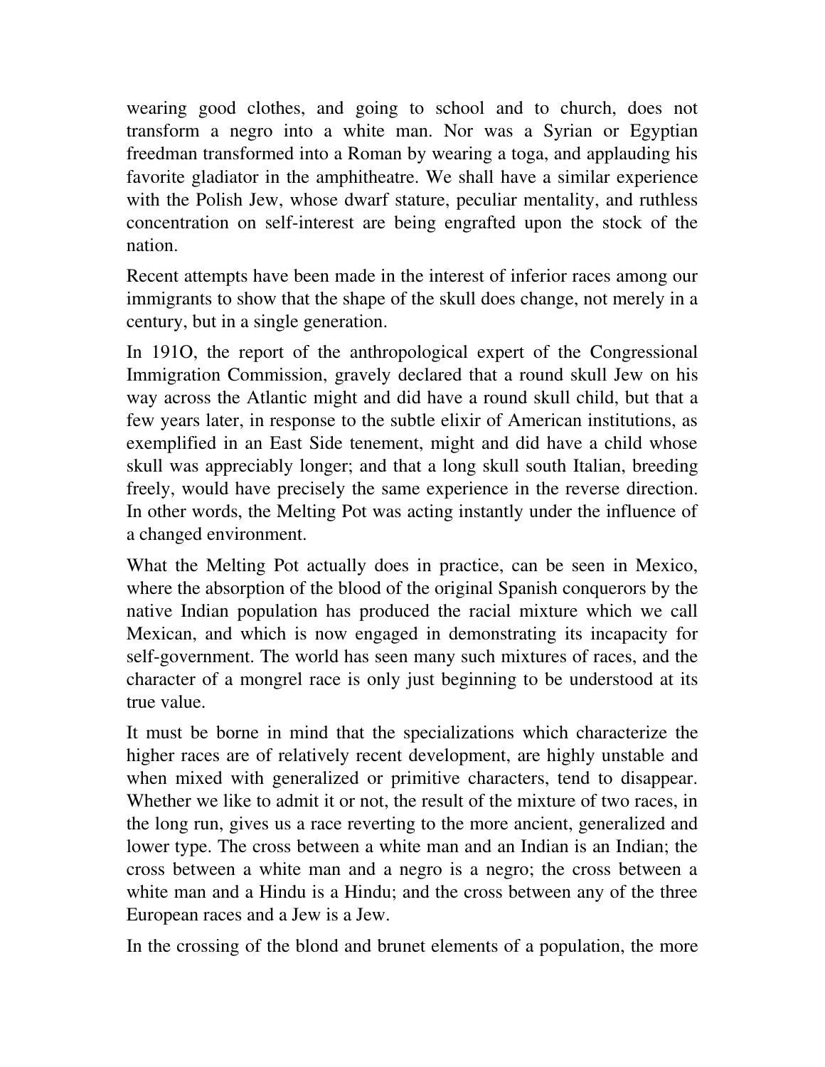wearing good clothes, and going to school and to church, does not transform a negro into a white man. Nor was a Syrian or Egyptian freedman transformed into a Roman by wearing a toga, and applauding his favorite gladiator in the amphitheatre. We shall have a similar experience with the Polish Jew, whose dwarf stature, peculiar mentality, and ruthless concentration on self-interest are being engrafted upon the stock of the nation.

Recent attempts have been made in the interest of inferior races among our immigrants to show that the shape of the skull does change, not merely in a century, but in a single generation.

In 191O, the report of the anthropological expert of the Congressional Immigration Commission, gravely declared that a round skull Jew on his way across the Atlantic might and did have a round skull child, but that a few years later, in response to the subtle elixir of American institutions, as exemplified in an East Side tenement, might and did have a child whose skull was appreciably longer; and that a long skull south Italian, breeding freely, would have precisely the same experience in the reverse direction. In other words, the Melting Pot was acting instantly under the influence of a changed environment.

What the Melting Pot actually does in practice, can be seen in Mexico, where the absorption of the blood of the original Spanish conquerors by the native Indian population has produced the racial mixture which we call Mexican, and which is now engaged in demonstrating its incapacity for self-government. The world has seen many such mixtures of races, and the character of a mongrel race is only just beginning to be understood at its true value.

It must be borne in mind that the specializations which characterize the higher races are of relatively recent development, are highly unstable and when mixed with generalized or primitive characters, tend to disappear. Whether we like to admit it or not, the result of the mixture of two races, in the long run, gives us a race reverting to the more ancient, generalized and lower type. The cross between a white man and an Indian is an Indian; the cross between a white man and a negro is a negro; the cross between a white man and a Hindu is a Hindu; and the cross between any of the three European races and a Jew is a Jew.

In the crossing of the blond and brunet elements of a population, the more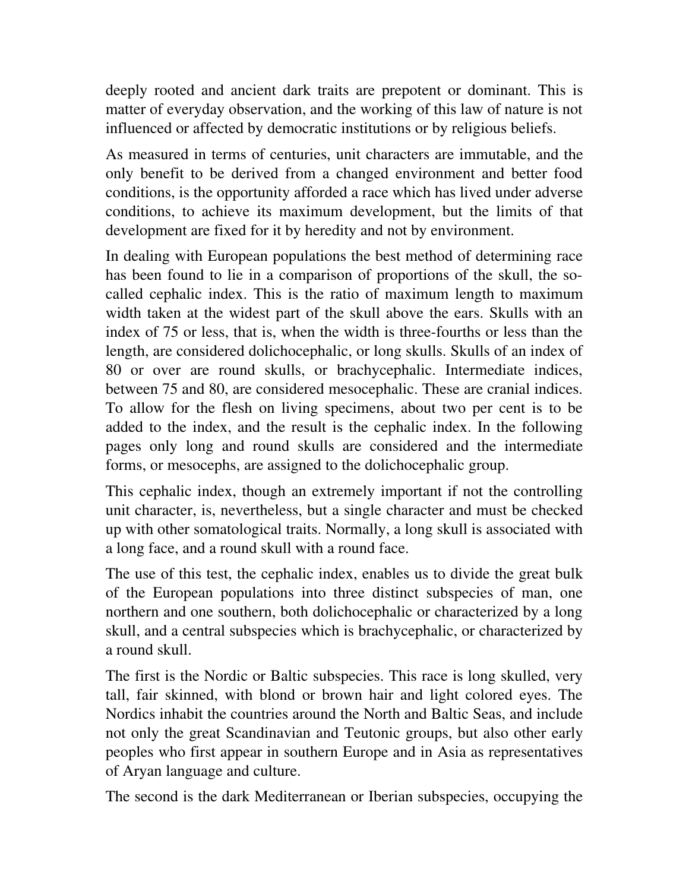deeply rooted and ancient dark traits are prepotent or dominant. This is matter of everyday observation, and the working of this law of nature is not influenced or affected by democratic institutions or by religious beliefs.

As measured in terms of centuries, unit characters are immutable, and the only benefit to be derived from a changed environment and better food conditions, is the opportunity afforded a race which has lived under adverse conditions, to achieve its maximum development, but the limits of that development are fixed for it by heredity and not by environment.

In dealing with European populations the best method of determining race has been found to lie in a comparison of proportions of the skull, the so-called cephalic index. This is the ratio of maximum length to maximum width taken at the widest part of the skull above the ears. Skulls with an index of 75 or less, that is, when the width is three-fourths or less than the length, are considered dolichocephalic, or long skulls. Skulls of an index of 80 or over are round skulls, or brachycephalic. Intermediate indices, between 75 and 80, are considered mesocephalic. These are cranial indices. To allow for the flesh on living specimens, about two per cent is to be added to the index, and the result is the cephalic index. In the following pages only long and round skulls are considered and the intermediate forms, or mesocephs, are assigned to the dolichocephalic group.

This cephalic index, though an extremely important if not the controlling unit character, is, nevertheless, but a single character and must be checked up with other somatological traits. Normally, a long skull is associated with a long face, and a round skull with a round face.

The use of this test, the cephalic index, enables us to divide the great bulk of the European populations into three distinct subspecies of man, one northern and one southern, both dolichocephalic or characterized by a long skull, and a central subspecies which is brachycephalic, or characterized by a round skull.

The first is the Nordic or Baltic subspecies. This race is long skulled, very tall, fair skinned, with blond or brown hair and light colored eyes. The Nordics inhabit the countries around the North and Baltic Seas, and include not only the great Scandinavian and Teutonic groups, but also other early peoples who first appear in southern Europe and in Asia as representatives of Aryan language and culture.

The second is the dark Mediterranean or Iberian subspecies, occupying the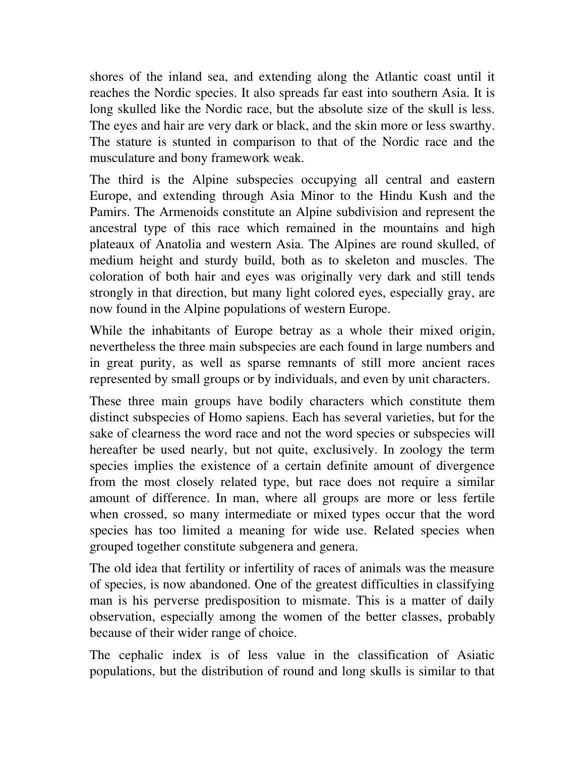shores of the inland sea, and extending along the Atlantic coast until it reaches the Nordic species. It also spreads far east into southern Asia. It is long skulled like the Nordic race, but the absolute size of the skull is less. The eyes and hair are very dark or black, and the skin more or less swarthy. The stature is stunted in comparison to that of the Nordic race and the musculature and bony framework weak.

The third is the Alpine subspecies occupying all central and eastern Europe, and extending through Asia Minor to the Hindu Kush and the Pamirs. The Armenoids constitute an Alpine subdivision and represent the ancestral type of this race which remained in the mountains and high plateaux of Anatolia and western Asia. The Alpines are round skulled, of medium height and sturdy build, both as to skeleton and muscles. The coloration of both hair and eyes was originally very dark and still tends strongly in that direction, but many light colored eyes, especially gray, are now found in the Alpine populations of western Europe.

While the inhabitants of Europe betray as a whole their mixed origin, nevertheless the three main subspecies are each found in large numbers and in great purity, as well as sparse remnants of still more ancient races represented by small groups or by individuals, and even by unit characters.

These three main groups have bodily characters which constitute them distinct subspecies of Homo sapiens. Each has several varieties, but for the sake of clearness the word race and not the word species or subspecies will hereafter be used nearly, but not quite, exclusively. In zoology the term species implies the existence of a certain definite amount of divergence from the most closely related type, but race does not require a similar amount of difference. In man, where all groups are more or less fertile when crossed, so many intermediate or mixed types occur that the word species has too limited a meaning for wide use. Related species when grouped together constitute subgenera and genera.

The old idea that fertility or infertility of races of animals was the measure of species, is now abandoned. One of the greatest difficulties in classifying man is his perverse predisposition to mismate. This is a matter of daily observation, especially among the women of the better classes, probably because of their wider range of choice.

The cephalic index is of less value in the classification of Asiatic populations, but the distribution of round and long skulls is similar to that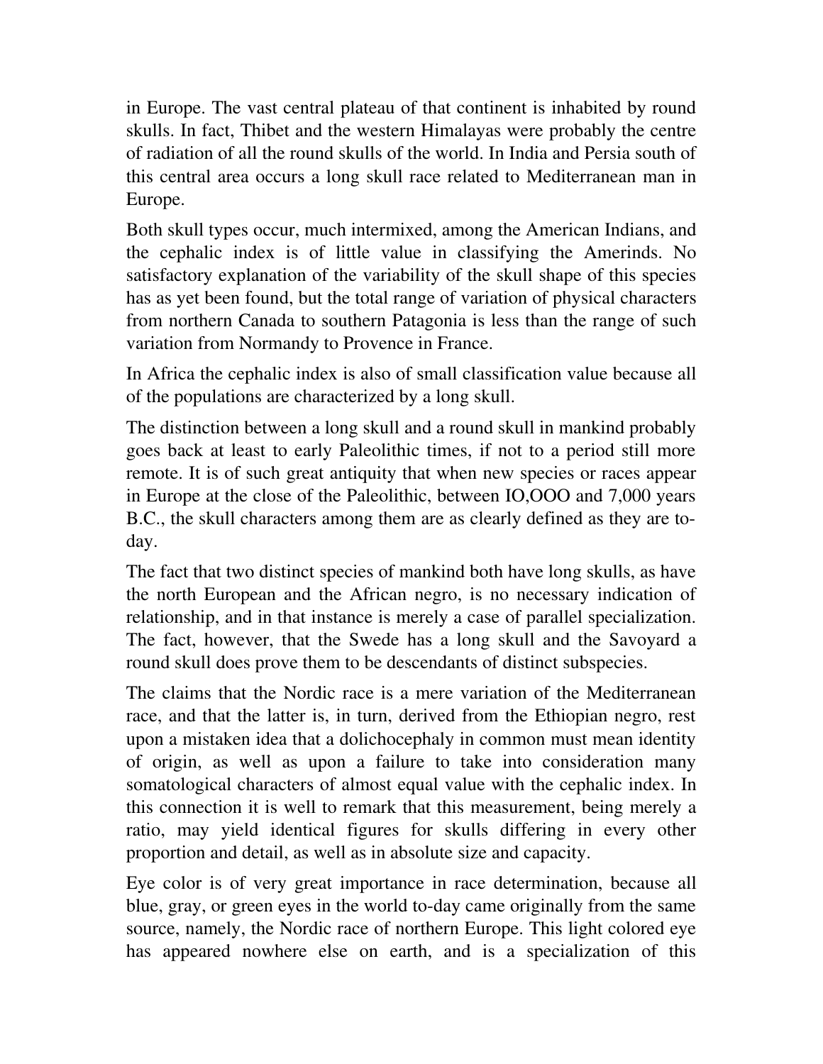in Europe. The vast central plateau of that continent is inhabited by round skulls. In fact, Thibet and the western Himalayas were probably the centre of radiation of all the round skulls of the world. In India and Persia south of this central area occurs a long skull race related to Mediterranean man in Europe.

Both skull types occur, much intermixed, among the American Indians, and the cephalic index is of little value in classifying the Amerinds. No satisfactory explanation of the variability of the skull shape of this species has as yet been found, but the total range of variation of physical characters from northern Canada to southern Patagonia is less than the range of such variation from Normandy to Provence in France.

In Africa the cephalic index is also of small classification value because all of the populations are characterized by a long skull.

The distinction between a long skull and a round skull in mankind probably goes back at least to early Paleolithic times, if not to a period still more remote. It is of such great antiquity that when new species or races appear in Europe at the close of the Paleolithic, between IO,OOO and 7,000 years B.C., the skull characters among them are as clearly defined as they are to-day.

The fact that two distinct species of mankind both have long skulls, as have the north European and the African negro, is no necessary indication of relationship, and in that instance is merely a case of parallel specialization. The fact, however, that the Swede has a long skull and the Savoyard a round skull does prove them to be descendants of distinct subspecies.

The claims that the Nordic race is a mere variation of the Mediterranean race, and that the latter is, in turn, derived from the Ethiopian negro, rest upon a mistaken idea that a dolichocephaly in common must mean identity of origin, as well as upon a failure to take into consideration many somatological characters of almost equal value with the cephalic index. In this connection it is well to remark that this measurement, being merely a ratio, may yield identical figures for skulls differing in every other proportion and detail, as well as in absolute size and capacity.

Eye color is of very great importance in race determination, because all blue, gray, or green eyes in the world to-day came originally from the same source, namely, the Nordic race of northern Europe. This light colored eye has appeared nowhere else on earth, and is a specialization of this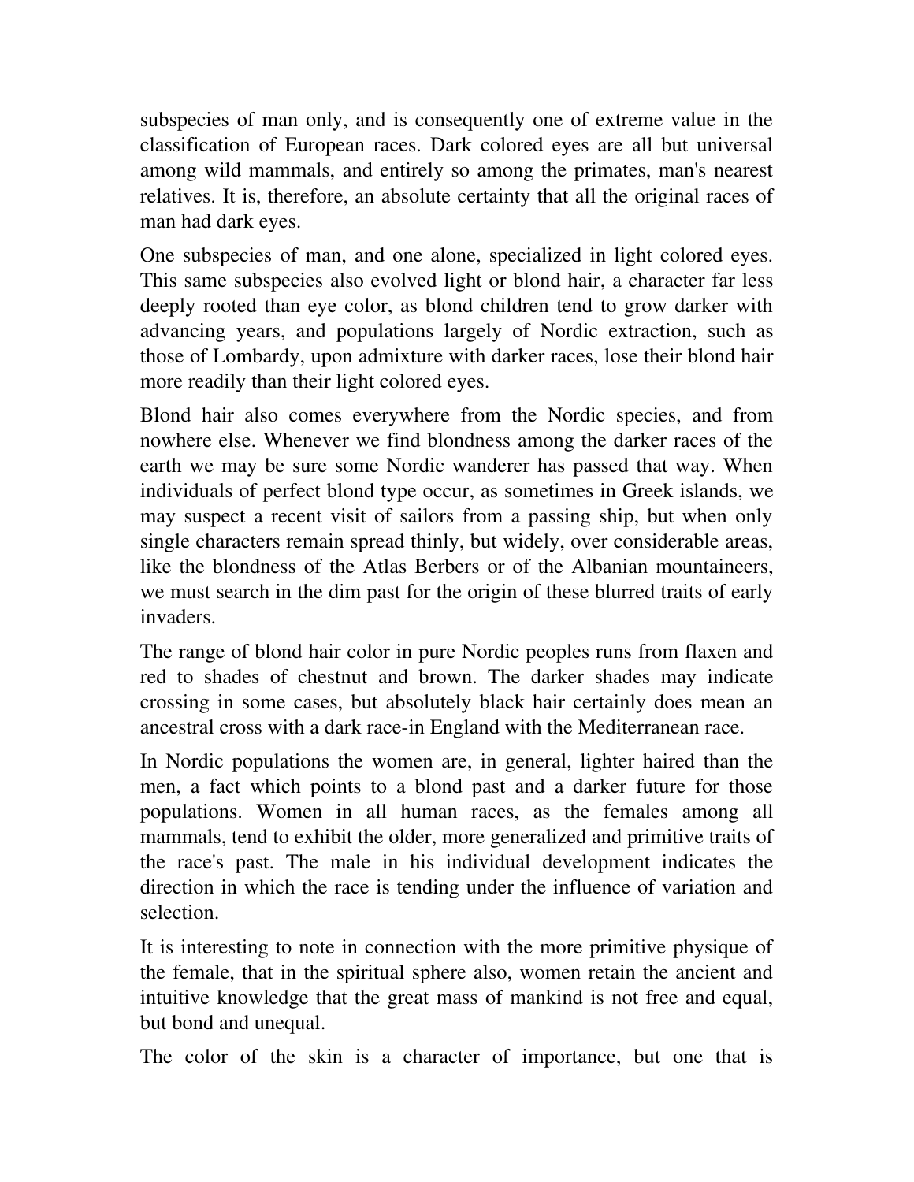subspecies of man only, and is consequently one of extreme value in the classification of European races. Dark colored eyes are all but universal among wild mammals, and entirely so among the primates, man's nearest relatives. It is, therefore, an absolute certainty that all the original races of man had dark eyes.

One subspecies of man, and one alone, specialized in light colored eyes. This same subspecies also evolved light or blond hair, a character far less deeply rooted than eye color, as blond children tend to grow darker with advancing years, and populations largely of Nordic extraction, such as those of Lombardy, upon admixture with darker races, lose their blond hair more readily than their light colored eyes.

Blond hair also comes everywhere from the Nordic species, and from nowhere else. Whenever we find blondness among the darker races of the earth we may be sure some Nordic wanderer has passed that way. When individuals of perfect blond type occur, as sometimes in Greek islands, we may suspect a recent visit of sailors from a passing ship, but when only single characters remain spread thinly, but widely, over considerable areas, like the blondness of the Atlas Berbers or of the Albanian mountaineers, we must search in the dim past for the origin of these blurred traits of early invaders.

The range of blond hair color in pure Nordic peoples runs from flaxen and red to shades of chestnut and brown. The darker shades may indicate crossing in some cases, but absolutely black hair certainly does mean an ancestral cross with a dark race-in England with the Mediterranean race.

In Nordic populations the women are, in general, lighter haired than the men, a fact which points to a blond past and a darker future for those populations. Women in all human races, as the females among all mammals, tend to exhibit the older, more generalized and primitive traits of the race's past. The male in his individual development indicates the direction in which the race is tending under the influence of variation and selection.

It is interesting to note in connection with the more primitive physique of the female, that in the spiritual sphere also, women retain the ancient and intuitive knowledge that the great mass of mankind is not free and equal, but bond and unequal.

The color of the skin is a character of importance, but one that is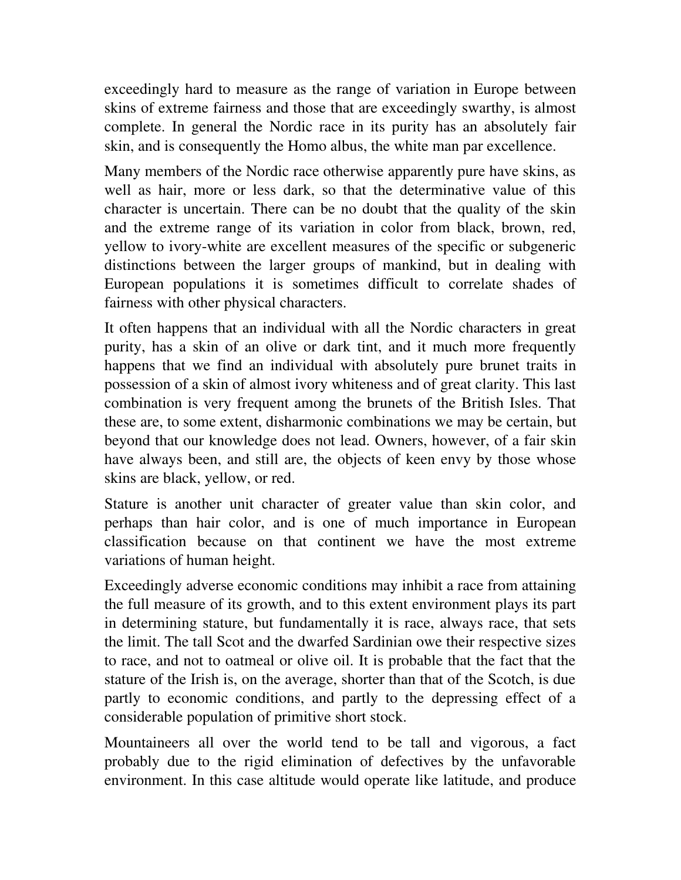exceedingly hard to measure as the range of variation in Europe between skins of extreme fairness and those that are exceedingly swarthy, is almost complete. In general the Nordic race in its purity has an absolutely fair skin, and is consequently the Homo albus, the white man par excellence.

Many members of the Nordic race otherwise apparently pure have skins, as well as hair, more or less dark, so that the determinative value of this character is uncertain. There can be no doubt that the quality of the skin and the extreme range of its variation in color from black, brown, red, yellow to ivory-white are excellent measures of the specific or subgeneric distinctions between the larger groups of mankind, but in dealing with European populations it is sometimes difficult to correlate shades of fairness with other physical characters.

It often happens that an individual with all the Nordic characters in great purity, has a skin of an olive or dark tint, and it much more frequently happens that we find an individual with absolutely pure brunet traits in possession of a skin of almost ivory whiteness and of great clarity. This last combination is very frequent among the brunets of the British Isles. That these are, to some extent, disharmonic combinations we may be certain, but beyond that our knowledge does not lead. Owners, however, of a fair skin have always been, and still are, the objects of keen envy by those whose skins are black, yellow, or red.

Stature is another unit character of greater value than skin color, and perhaps than hair color, and is one of much importance in European classification because on that continent we have the most extreme variations of human height.

Exceedingly adverse economic conditions may inhibit a race from attaining the full measure of its growth, and to this extent environment plays its part in determining stature, but fundamentally it is race, always race, that sets the limit. The tall Scot and the dwarfed Sardinian owe their respective sizes to race, and not to oatmeal or olive oil. It is probable that the fact that the stature of the Irish is, on the average, shorter than that of the Scotch, is due partly to economic conditions, and partly to the depressing effect of a considerable population of primitive short stock.

Mountaineers all over the world tend to be tall and vigorous, a fact probably due to the rigid elimination of defectives by the unfavorable environment. In this case altitude would operate like latitude, and produce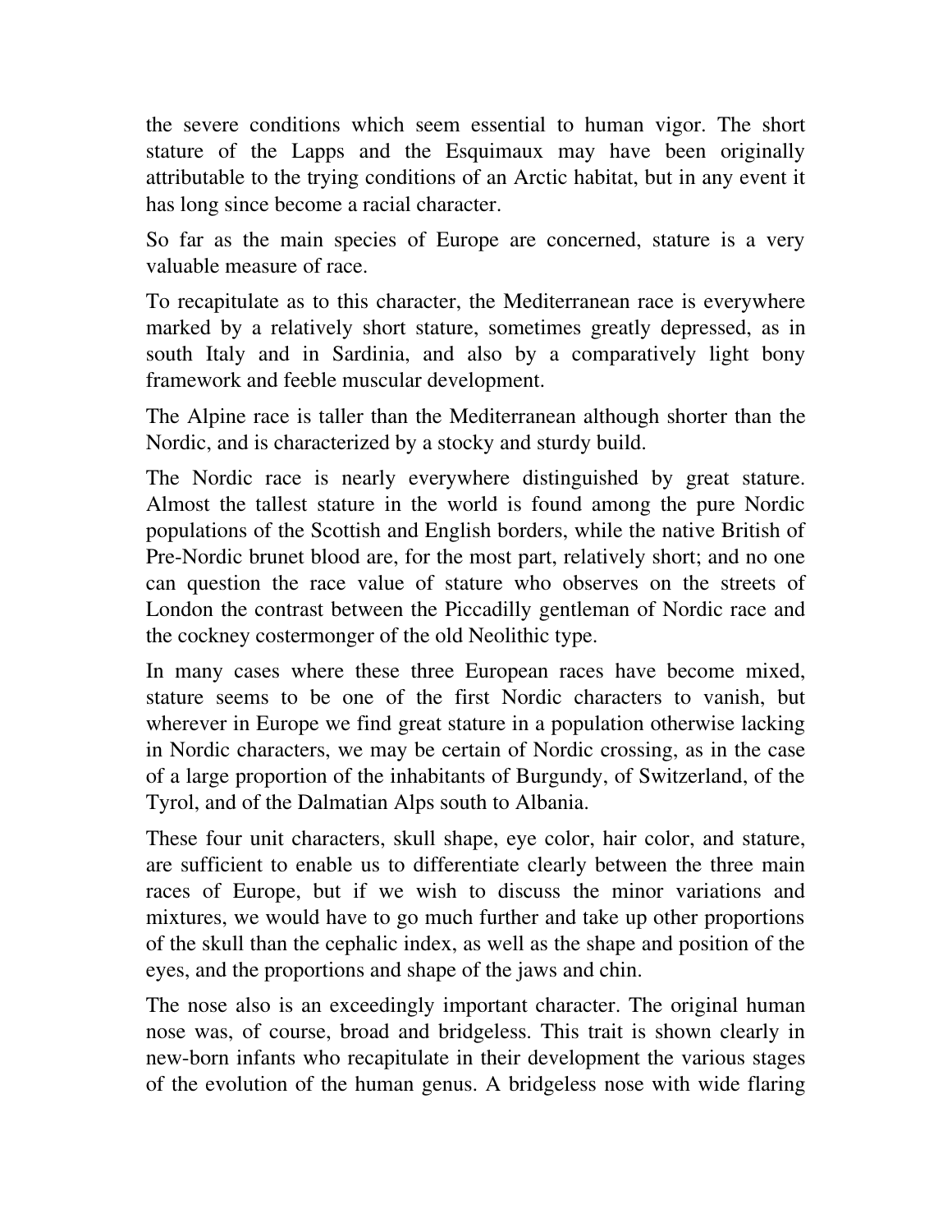the severe conditions which seem essential to human vigor. The short stature of the Lapps and the Esquimaux may have been originally attributable to the trying conditions of an Arctic habitat, but in any event it has long since become a racial character.

So far as the main species of Europe are concerned, stature is a very valuable measure of race.

To recapitulate as to this character, the Mediterranean race is everywhere marked by a relatively short stature, sometimes greatly depressed, as in south Italy and in Sardinia, and also by a comparatively light bony framework and feeble muscular development.

The Alpine race is taller than the Mediterranean although shorter than the Nordic, and is characterized by a stocky and sturdy build.

The Nordic race is nearly everywhere distinguished by great stature. Almost the tallest stature in the world is found among the pure Nordic populations of the Scottish and English borders, while the native British of Pre-Nordic brunet blood are, for the most part, relatively short; and no one can question the race value of stature who observes on the streets of London the contrast between the Piccadilly gentleman of Nordic race and the cockney costermonger of the old Neolithic type.

In many cases where these three European races have become mixed, stature seems to be one of the first Nordic characters to vanish, but wherever in Europe we find great stature in a population otherwise lacking in Nordic characters, we may be certain of Nordic crossing, as in the case of a large proportion of the inhabitants of Burgundy, of Switzerland, of the Tyrol, and of the Dalmatian Alps south to Albania.

These four unit characters, skull shape, eye color, hair color, and stature, are sufficient to enable us to differentiate clearly between the three main races of Europe, but if we wish to discuss the minor variations and mixtures, we would have to go much further and take up other proportions of the skull than the cephalic index, as well as the shape and position of the eyes, and the proportions and shape of the jaws and chin.

The nose also is an exceedingly important character. The original human nose was, of course, broad and bridgeless. This trait is shown clearly in new-born infants who recapitulate in their development the various stages of the evolution of the human genus. A bridgeless nose with wide flaring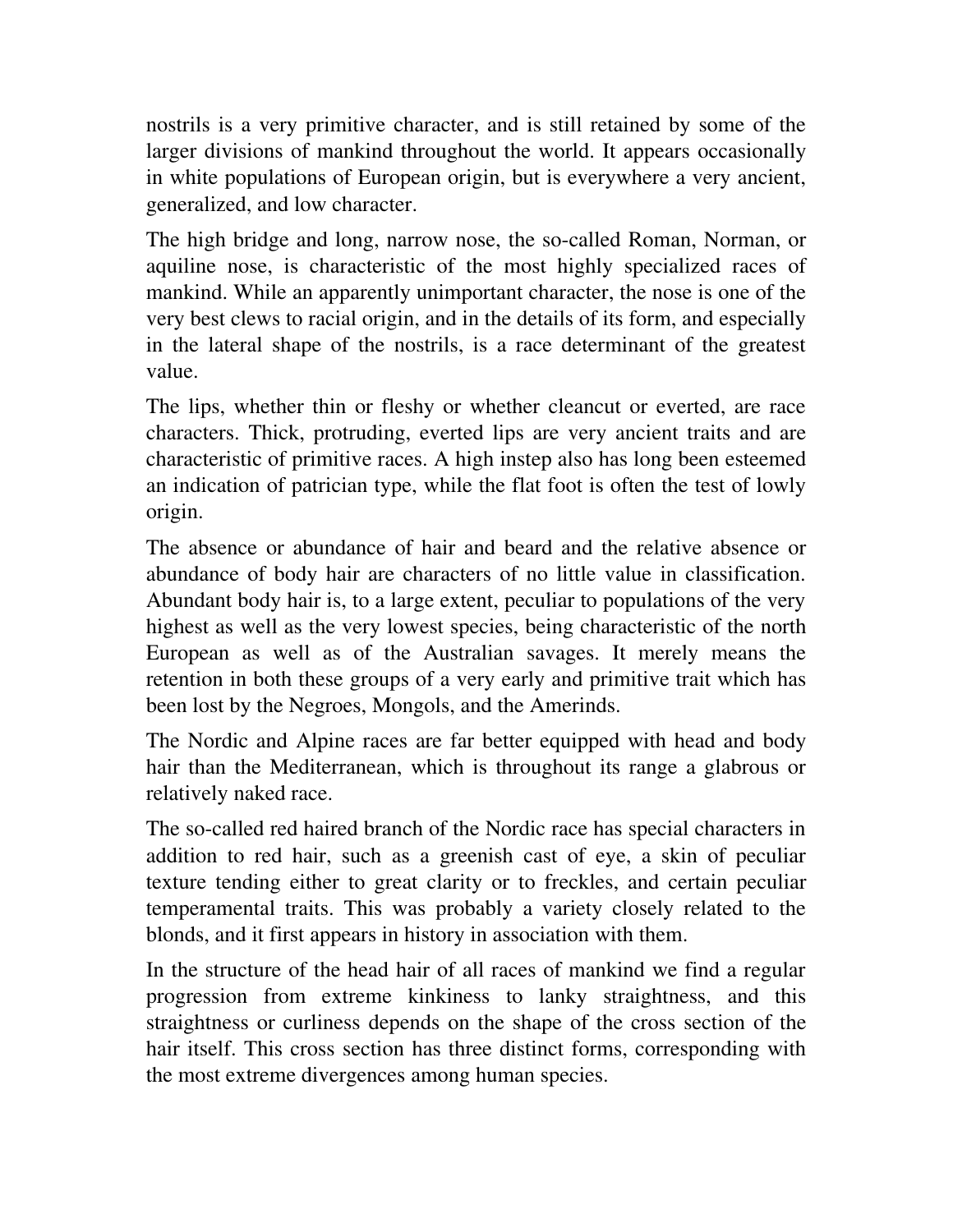nostrils is a very primitive character, and is still retained by some of the larger divisions of mankind throughout the world. It appears occasionally in white populations of European origin, but is everywhere a very ancient, generalized, and low character.

The high bridge and long, narrow nose, the so-called Roman, Norman, or aquiline nose, is characteristic of the most highly specialized races of mankind. While an apparently unimportant character, the nose is one of the very best clews to racial origin, and in the details of its form, and especially in the lateral shape of the nostrils, is a race determinant of the greatest value.

The lips, whether thin or fleshy or whether cleancut or everted, are race characters. Thick, protruding, everted lips are very ancient traits and are characteristic of primitive races. A high instep also has long been esteemed an indication of patrician type, while the flat foot is often the test of lowly origin.

The absence or abundance of hair and beard and the relative absence or abundance of body hair are characters of no little value in classification. Abundant body hair is, to a large extent, peculiar to populations of the very highest as well as the very lowest species, being characteristic of the north European as well as of the Australian savages. It merely means the retention in both these groups of a very early and primitive trait which has been lost by the Negroes, Mongols, and the Amerinds.

The Nordic and Alpine races are far better equipped with head and body hair than the Mediterranean, which is throughout its range a glabrous or relatively naked race.

The so-called red haired branch of the Nordic race has special characters in addition to red hair, such as a greenish cast of eye, a skin of peculiar texture tending either to great clarity or to freckles, and certain peculiar temperamental traits. This was probably a variety closely related to the blonds, and it first appears in history in association with them.

In the structure of the head hair of all races of mankind we find a regular progression from extreme kinkiness to lanky straightness, and this straightness or curliness depends on the shape of the cross section of the hair itself. This cross section has three distinct forms, corresponding with the most extreme divergences among human species.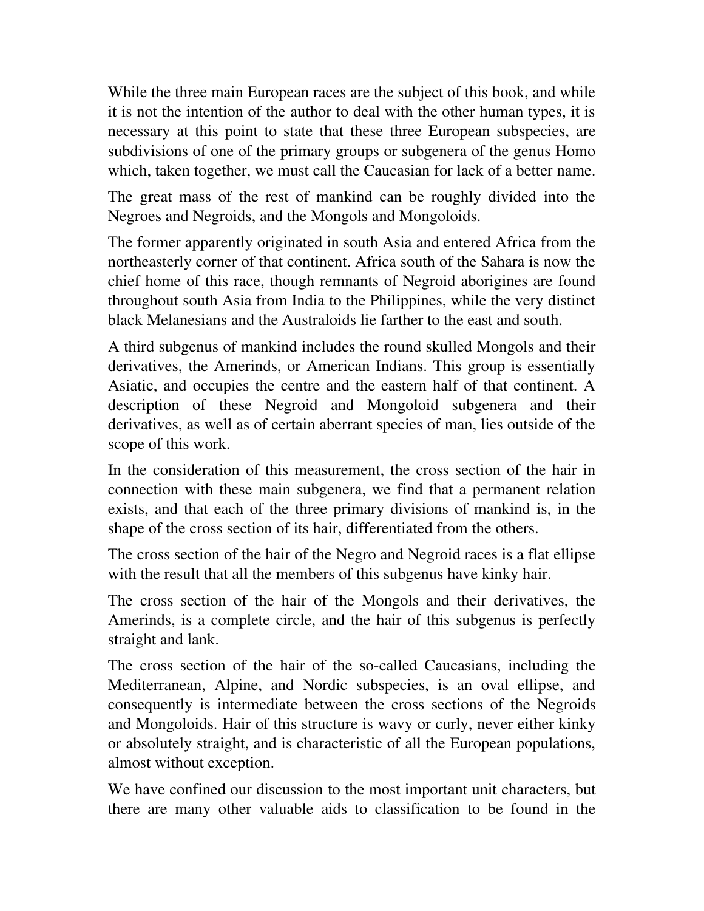While the three main European races are the subject of this book, and while it is not the intention of the author to deal with the other human types, it is necessary at this point to state that these three European subspecies, are subdivisions of one of the primary groups or subgenera of the genus Homo which, taken together, we must call the Caucasian for lack of a better name.

The great mass of the rest of mankind can be roughly divided into the Negroes and Negroids, and the Mongols and Mongoloids.

The former apparently originated in south Asia and entered Africa from the northeasterly corner of that continent. Africa south of the Sahara is now the chief home of this race, though remnants of Negroid aborigines are found throughout south Asia from India to the Philippines, while the very distinct black Melanesians and the Australoids lie farther to the east and south.

A third subgenus of mankind includes the round skulled Mongols and their derivatives, the Amerinds, or American Indians. This group is essentially Asiatic, and occupies the centre and the eastern half of that continent. A description of these Negroid and Mongoloid subgenera and their derivatives, as well as of certain aberrant species of man, lies outside of the scope of this work.

In the consideration of this measurement, the cross section of the hair in connection with these main subgenera, we find that a permanent relation exists, and that each of the three primary divisions of mankind is, in the shape of the cross section of its hair, differentiated from the others.

The cross section of the hair of the Negro and Negroid races is a flat ellipse with the result that all the members of this subgenus have kinky hair.

The cross section of the hair of the Mongols and their derivatives, the Amerinds, is a complete circle, and the hair of this subgenus is perfectly straight and lank.

The cross section of the hair of the so-called Caucasians, including the Mediterranean, Alpine, and Nordic subspecies, is an oval ellipse, and consequently is intermediate between the cross sections of the Negroids and Mongoloids. Hair of this structure is wavy or curly, never either kinky or absolutely straight, and is characteristic of all the European populations, almost without exception.

We have confined our discussion to the most important unit characters, but there are many other valuable aids to classification to be found in the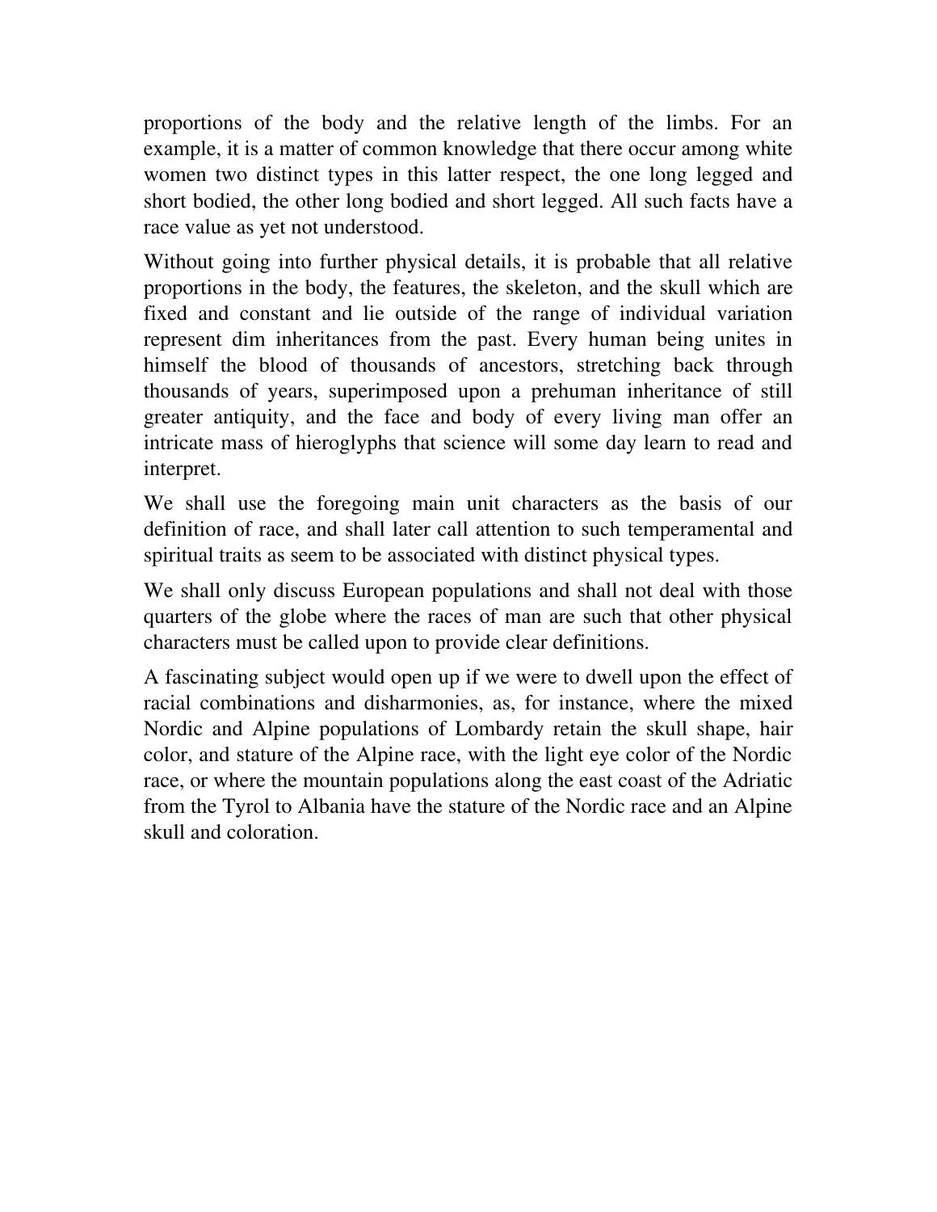proportions of the body and the relative length of the limbs. For an example, it is a matter of common knowledge that there occur among white women two distinct types in this latter respect, the one long legged and short bodied, the other long bodied and short legged. All such facts have a race value as yet not understood.

Without going into further physical details, it is probable that all relative proportions in the body, the features, the skeleton, and the skull which are fixed and constant and lie outside of the range of individual variation represent dim inheritances from the past. Every human being unites in himself the blood of thousands of ancestors, stretching back through thousands of years, superimposed upon a prehuman inheritance of still greater antiquity, and the face and body of every living man offer an intricate mass of hieroglyphs that science will some day learn to read and interpret.

We shall use the foregoing main unit characters as the basis of our definition of race, and shall later call attention to such temperamental and spiritual traits as seem to be associated with distinct physical types.

We shall only discuss European populations and shall not deal with those quarters of the globe where the races of man are such that other physical characters must be called upon to provide clear definitions.

A fascinating subject would open up if we were to dwell upon the effect of racial combinations and disharmonies, as, for instance, where the mixed Nordic and Alpine populations of Lombardy retain the skull shape, hair color, and stature of the Alpine race, with the light eye color of the Nordic race, or where the mountain populations along the east coast of the Adriatic from the Tyrol to Albania have the stature of the Nordic race and an Alpine skull and coloration.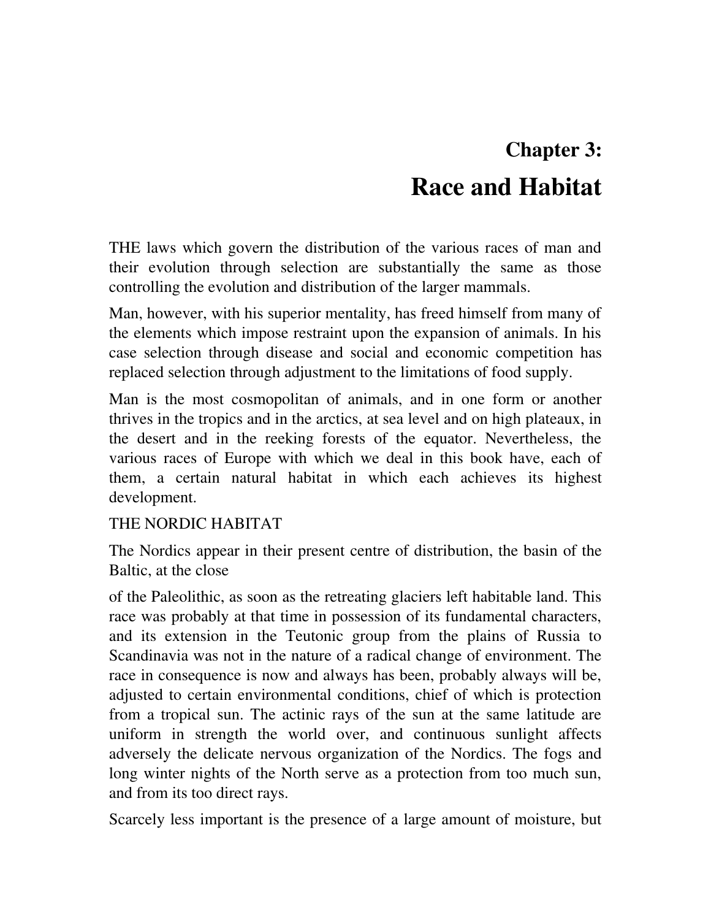# Chapter 3:

# Race and Habitat

THE laws which govern the distribution of the various races of man and their evolution through selection are substantially the same as those controlling the evolution and distribution of the larger mammals.

Man, however, with his superior mentality, has freed himself from many of the elements which impose restraint upon the expansion of animals. In his case selection through disease and social and economic competition has replaced selection through adjustment to the limitations of food supply.

Man is the most cosmopolitan of animals, and in one form or another thrives in the tropics and in the arctics, at sea level and on high plateaux, in the desert and in the reeking forests of the equator. Nevertheless, the various races of Europe with which we deal in this book have, each of them, a certain natural habitat in which each achieves its highest development.

THE NORDIC HABITAT

The Nordics appear in their present centre of distribution, the basin of the Baltic, at the close

of the Paleolithic, as soon as the retreating glaciers left habitable land. This race was probably at that time in possession of its fundamental characters, and its extension in the Teutonic group from the plains of Russia to Scandinavia was not in the nature of a radical change of environment. The race in consequence is now and always has been, probably always will be, adjusted to certain environmental conditions, chief of which is protection from a tropical sun. The actinic rays of the sun at the same latitude are uniform in strength the world over, and continuous sunlight affects adversely the delicate nervous organization of the Nordics. The fogs and long winter nights of the North serve as a protection from too much sun, and from its too direct rays.

Scarcely less important is the presence of a large amount of moisture, but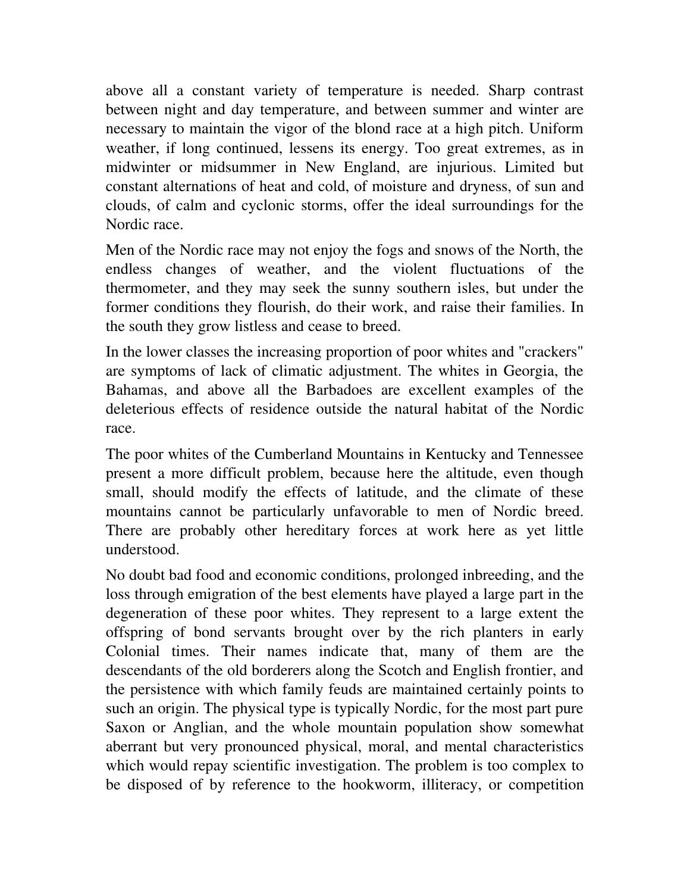above all a constant variety of temperature is needed. Sharp contrast between night and day temperature, and between summer and winter are necessary to maintain the vigor of the blond race at a high pitch. Uniform weather, if long continued, lessens its energy. Too great extremes, as in midwinter or midsummer in New England, are injurious. Limited but constant alternations of heat and cold, of moisture and dryness, of sun and clouds, of calm and cyclonic storms, offer the ideal surroundings for the Nordic race.

Men of the Nordic race may not enjoy the fogs and snows of the North, the endless changes of weather, and the violent fluctuations of the thermometer, and they may seek the sunny southern isles, but under the former conditions they flourish, do their work, and raise their families. In the south they grow listless and cease to breed.

In the lower classes the increasing proportion of poor whites and "crackers" are symptoms of lack of climatic adjustment. The whites in Georgia, the Bahamas, and above all the Barbadoes are excellent examples of the deleterious effects of residence outside the natural habitat of the Nordic race.

The poor whites of the Cumberland Mountains in Kentucky and Tennessee present a more difficult problem, because here the altitude, even though small, should modify the effects of latitude, and the climate of these mountains cannot be particularly unfavorable to men of Nordic breed. There are probably other hereditary forces at work here as yet little understood.

No doubt bad food and economic conditions, prolonged inbreeding, and the loss through emigration of the best elements have played a large part in the degeneration of these poor whites. They represent to a large extent the offspring of bond servants brought over by the rich planters in early Colonial times. Their names indicate that, many of them are the descendants of the old borderers along the Scotch and English frontier, and the persistence with which family feuds are maintained certainly points to such an origin. The physical type is typically Nordic, for the most part pure Saxon or Anglian, and the whole mountain population show somewhat aberrant but very pronounced physical, moral, and mental characteristics which would repay scientific investigation. The problem is too complex to be disposed of by reference to the hookworm, illiteracy, or competition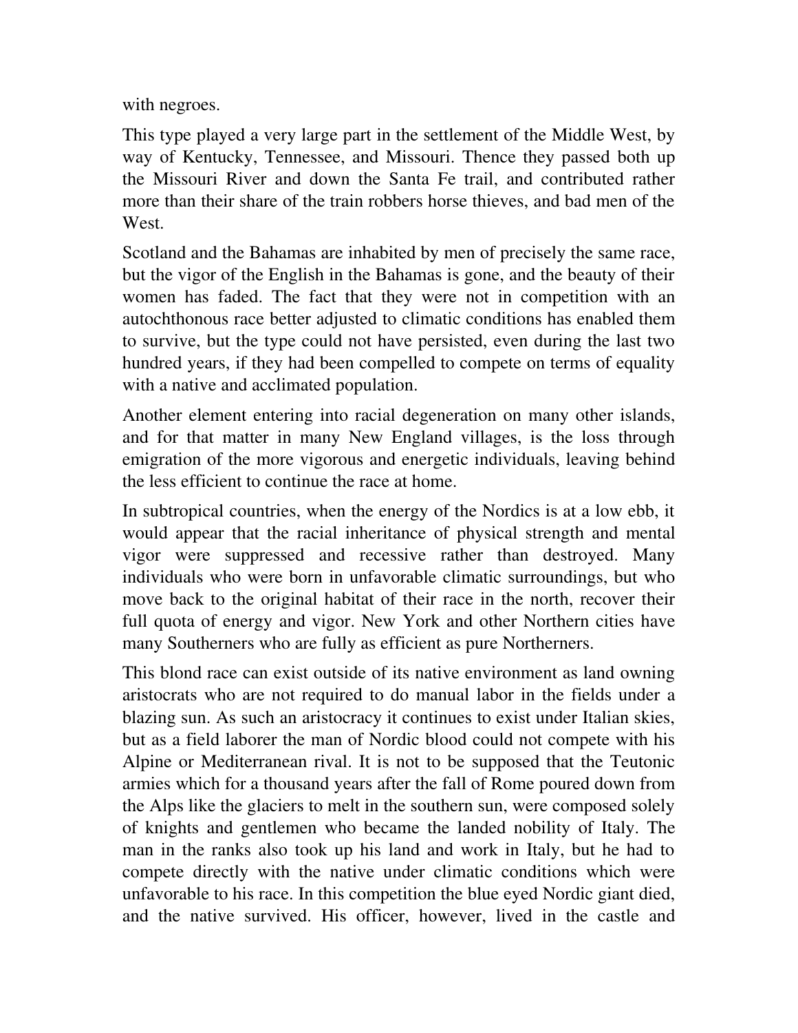with negroes.

This type played a very large part in the settlement of the Middle West, by way of Kentucky, Tennessee, and Missouri. Thence they passed both up the Missouri River and down the Santa Fe trail, and contributed rather more than their share of the train robbers horse thieves, and bad men of the West.

Scotland and the Bahamas are inhabited by men of precisely the same race, but the vigor of the English in the Bahamas is gone, and the beauty of their women has faded. The fact that they were not in competition with an autochthonous race better adjusted to climatic conditions has enabled them to survive, but the type could not have persisted, even during the last two hundred years, if they had been compelled to compete on terms of equality with a native and acclimated population.

Another element entering into racial degeneration on many other islands, and for that matter in many New England villages, is the loss through emigration of the more vigorous and energetic individuals, leaving behind the less efficient to continue the race at home.

In subtropical countries, when the energy of the Nordics is at a low ebb, it would appear that the racial inheritance of physical strength and mental vigor were suppressed and recessive rather than destroyed. Many individuals who were born in unfavorable climatic surroundings, but who move back to the original habitat of their race in the north, recover their full quota of energy and vigor. New York and other Northern cities have many Southerners who are fully as efficient as pure Northerners.

This blond race can exist outside of its native environment as land owning aristocrats who are not required to do manual labor in the fields under a blazing sun. As such an aristocracy it continues to exist under Italian skies, but as a field laborer the man of Nordic blood could not compete with his Alpine or Mediterranean rival. It is not to be supposed that the Teutonic armies which for a thousand years after the fall of Rome poured down from the Alps like the glaciers to melt in the southern sun, were composed solely of knights and gentlemen who became the landed nobility of Italy. The man in the ranks also took up his land and work in Italy, but he had to compete directly with the native under climatic conditions which were unfavorable to his race. In this competition the blue eyed Nordic giant died, and the native survived. His officer, however, lived in the castle and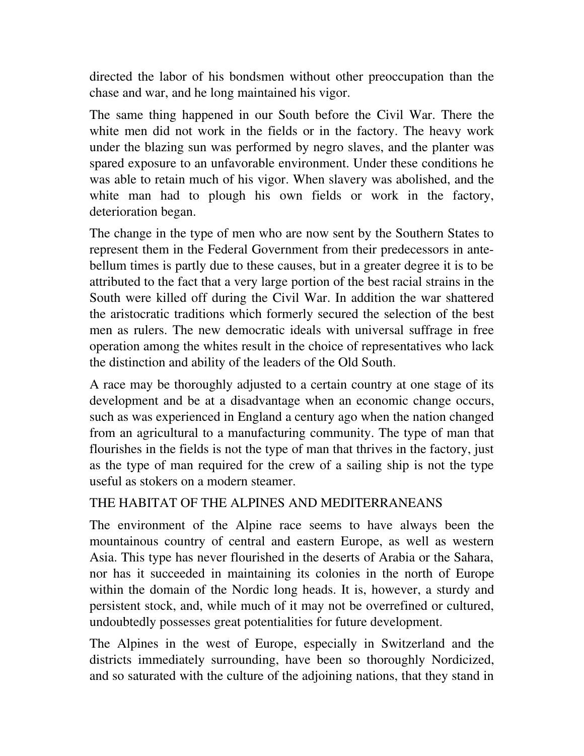directed the labor of his bondsmen without other preoccupation than the chase and war, and he long maintained his vigor.

The same thing happened in our South before the Civil War. There the white men did not work in the fields or in the factory. The heavy work under the blazing sun was performed by negro slaves, and the planter was spared exposure to an unfavorable environment. Under these conditions he was able to retain much of his vigor. When slavery was abolished, and the white man had to plough his own fields or work in the factory, deterioration began.

The change in the type of men who are now sent by the Southern States to represent them in the Federal Government from their predecessors in ante-bellum times is partly due to these causes, but in a greater degree it is to be attributed to the fact that a very large portion of the best racial strains in the South were killed off during the Civil War. In addition the war shattered the aristocratic traditions which formerly secured the selection of the best men as rulers. The new democratic ideals with universal suffrage in free operation among the whites result in the choice of representatives who lack the distinction and ability of the leaders of the Old South.

A race may be thoroughly adjusted to a certain country at one stage of its development and be at a disadvantage when an economic change occurs, such as was experienced in England a century ago when the nation changed from an agricultural to a manufacturing community. The type of man that flourishes in the fields is not the type of man that thrives in the factory, just as the type of man required for the crew of a sailing ship is not the type useful as stokers on a modern steamer.

## THE HABITAT OF THE ALPINES AND MEDITERRANEANS

The environment of the Alpine race seems to have always been the mountainous country of central and eastern Europe, as well as western Asia. This type has never flourished in the deserts of Arabia or the Sahara, nor has it succeeded in maintaining its colonies in the north of Europe within the domain of the Nordic long heads. It is, however, a sturdy and persistent stock, and, while much of it may not be overrefined or cultured, undoubtedly possesses great potentialities for future development.

The Alpines in the west of Europe, especially in Switzerland and the districts immediately surrounding, have been so thoroughly Nordicized, and so saturated with the culture of the adjoining nations, that they stand in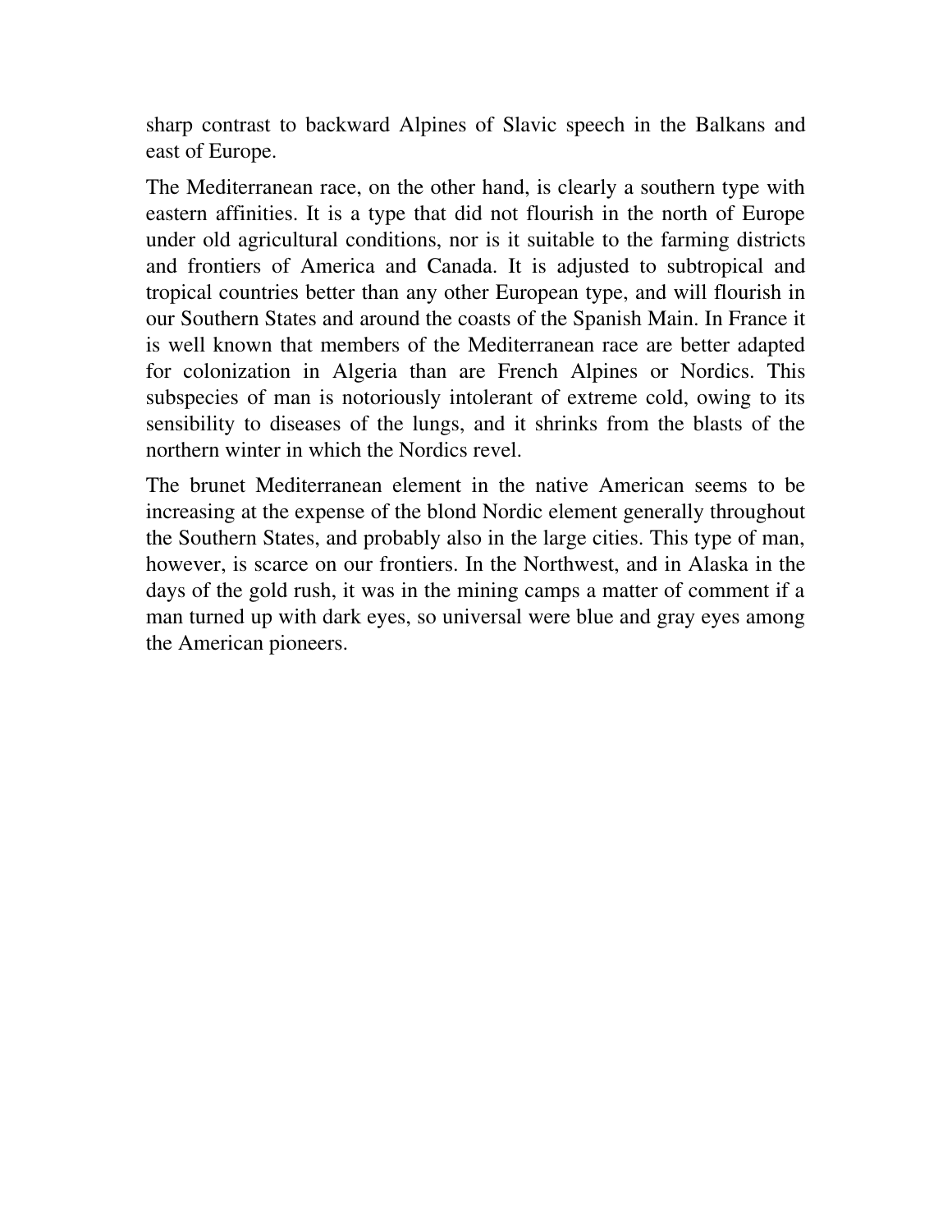sharp contrast to backward Alpines of Slavic speech in the Balkans and east of Europe.

The Mediterranean race, on the other hand, is clearly a southern type with eastern affinities. It is a type that did not flourish in the north of Europe under old agricultural conditions, nor is it suitable to the farming districts and frontiers of America and Canada. It is adjusted to subtropical and tropical countries better than any other European type, and will flourish in our Southern States and around the coasts of the Spanish Main. In France it is well known that members of the Mediterranean race are better adapted for colonization in Algeria than are French Alpines or Nordics. This subspecies of man is notoriously intolerant of extreme cold, owing to its sensibility to diseases of the lungs, and it shrinks from the blasts of the northern winter in which the Nordics revel.

The brunet Mediterranean element in the native American seems to be increasing at the expense of the blond Nordic element generally throughout the Southern States, and probably also in the large cities. This type of man, however, is scarce on our frontiers. In the Northwest, and in Alaska in the days of the gold rush, it was in the mining camps a matter of comment if a man turned up with dark eyes, so universal were blue and gray eyes among the American pioneers.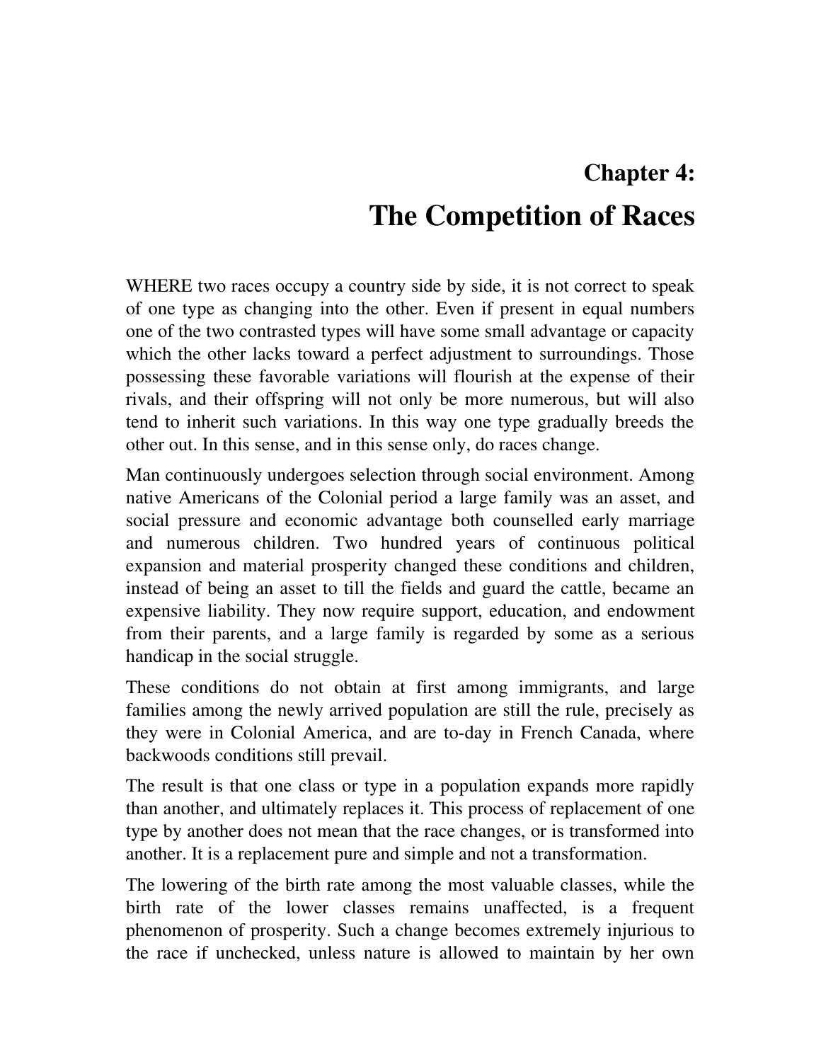# Chapter 4:

# The Competition of Races

WHERE two races occupy a country side by side, it is not correct to speak of one type as changing into the other. Even if present in equal numbers one of the two contrasted types will have some small advantage or capacity which the other lacks toward a perfect adjustment to surroundings. Those possessing these favorable variations will flourish at the expense of their rivals, and their offspring will not only be more numerous, but will also tend to inherit such variations. In this way one type gradually breeds the other out. In this sense, and in this sense only, do races change.

Man continuously undergoes selection through social environment. Among native Americans of the Colonial period a large family was an asset, and social pressure and economic advantage both counselled early marriage and numerous children. Two hundred years of continuous political expansion and material prosperity changed these conditions and children, instead of being an asset to till the fields and guard the cattle, became an expensive liability. They now require support, education, and endowment from their parents, and a large family is regarded by some as a serious handicap in the social struggle.

These conditions do not obtain at first among immigrants, and large families among the newly arrived population are still the rule, precisely as they were in Colonial America, and are to-day in French Canada, where backwoods conditions still prevail.

The result is that one class or type in a population expands more rapidly than another, and ultimately replaces it. This process of replacement of one type by another does not mean that the race changes, or is transformed into another. It is a replacement pure and simple and not a transformation.

The lowering of the birth rate among the most valuable classes, while the birth rate of the lower classes remains unaffected, is a frequent phenomenon of prosperity. Such a change becomes extremely injurious to the race if unchecked, unless nature is allowed to maintain by her own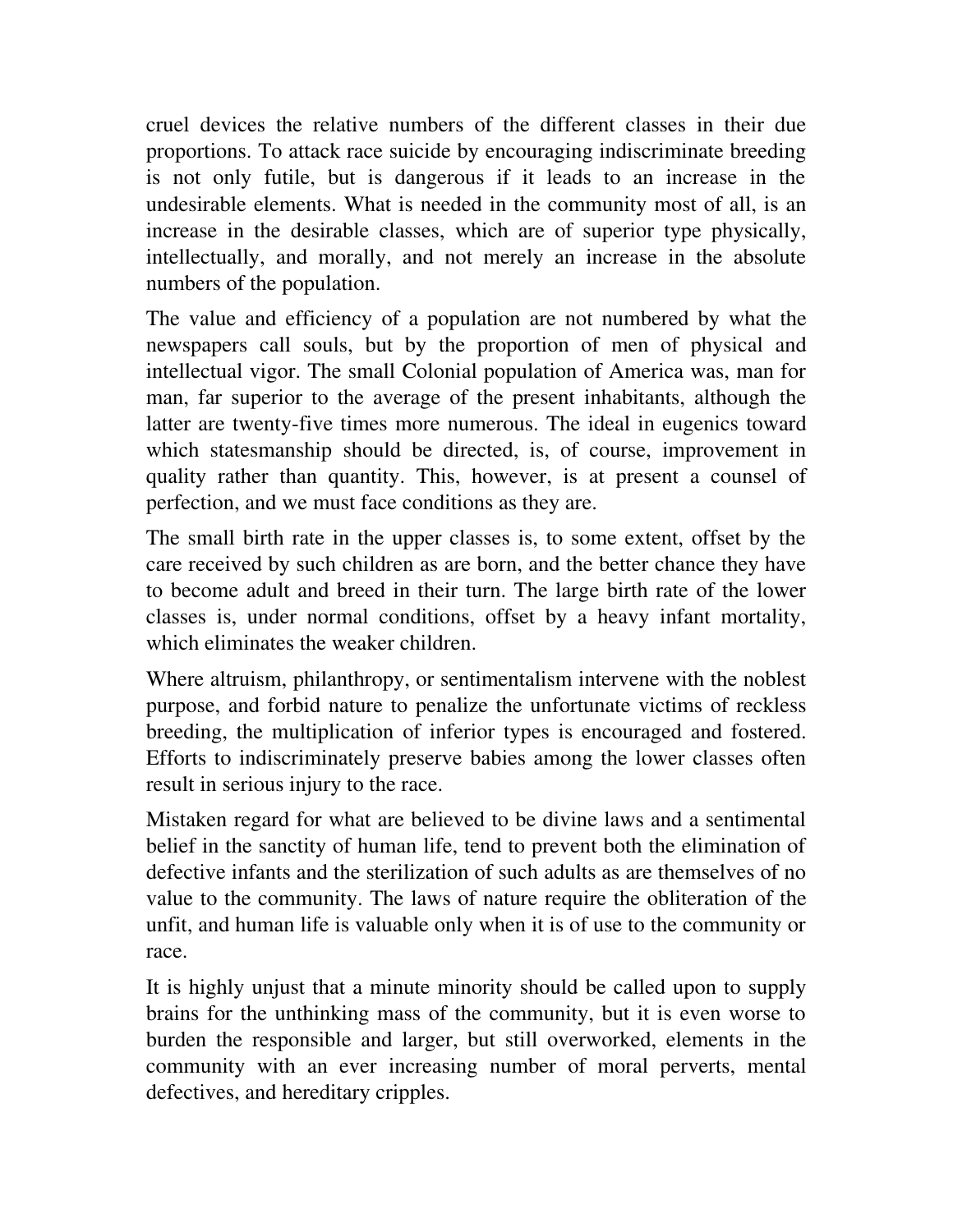cruel devices the relative numbers of the different classes in their due proportions. To attack race suicide by encouraging indiscriminate breeding is not only futile, but is dangerous if it leads to an increase in the undesirable elements. What is needed in the community most of all, is an increase in the desirable classes, which are of superior type physically, intellectually, and morally, and not merely an increase in the absolute numbers of the population.

The value and efficiency of a population are not numbered by what the newspapers call souls, but by the proportion of men of physical and intellectual vigor. The small Colonial population of America was, man for man, far superior to the average of the present inhabitants, although the latter are twenty-five times more numerous. The ideal in eugenics toward which statesmanship should be directed, is, of course, improvement in quality rather than quantity. This, however, is at present a counsel of perfection, and we must face conditions as they are.

The small birth rate in the upper classes is, to some extent, offset by the care received by such children as are born, and the better chance they have to become adult and breed in their turn. The large birth rate of the lower classes is, under normal conditions, offset by a heavy infant mortality, which eliminates the weaker children.

Where altruism, philanthropy, or sentimentalism intervene with the noblest purpose, and forbid nature to penalize the unfortunate victims of reckless breeding, the multiplication of inferior types is encouraged and fostered. Efforts to indiscriminately preserve babies among the lower classes often result in serious injury to the race.

Mistaken regard for what are believed to be divine laws and a sentimental belief in the sanctity of human life, tend to prevent both the elimination of defective infants and the sterilization of such adults as are themselves of no value to the community. The laws of nature require the obliteration of the unfit, and human life is valuable only when it is of use to the community or race.

It is highly unjust that a minute minority should be called upon to supply brains for the unthinking mass of the community, but it is even worse to burden the responsible and larger, but still overworked, elements in the community with an ever increasing number of moral perverts, mental defectives, and hereditary cripples.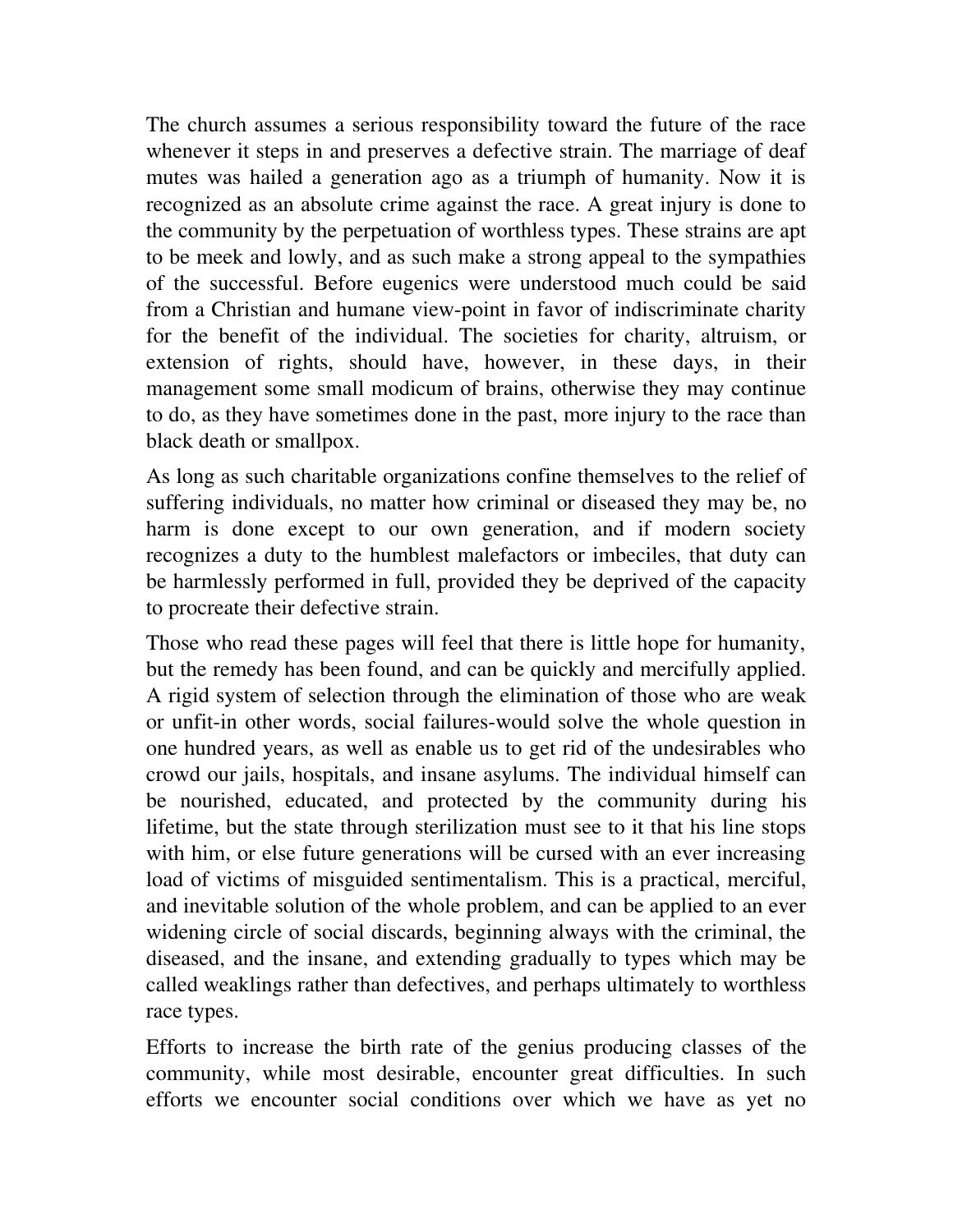The church assumes a serious responsibility toward the future of the race whenever it steps in and preserves a defective strain. The marriage of deaf mutes was hailed a generation ago as a triumph of humanity. Now it is recognized as an absolute crime against the race. A great injury is done to the community by the perpetuation of worthless types. These strains are apt to be meek and lowly, and as such make a strong appeal to the sympathies of the successful. Before eugenics were understood much could be said from a Christian and humane view-point in favor of indiscriminate charity for the benefit of the individual. The societies for charity, altruism, or extension of rights, should have, however, in these days, in their management some small modicum of brains, otherwise they may continue to do, as they have sometimes done in the past, more injury to the race than black death or smallpox.

As long as such charitable organizations confine themselves to the relief of suffering individuals, no matter how criminal or diseased they may be, no harm is done except to our own generation, and if modern society recognizes a duty to the humblest malefactors or imbeciles, that duty can be harmlessly performed in full, provided they be deprived of the capacity to procreate their defective strain.

Those who read these pages will feel that there is little hope for humanity, but the remedy has been found, and can be quickly and mercifully applied. A rigid system of selection through the elimination of those who are weak or unfit-in other words, social failures-would solve the whole question in one hundred years, as well as enable us to get rid of the undesirables who crowd our jails, hospitals, and insane asylums. The individual himself can be nourished, educated, and protected by the community during his lifetime, but the state through sterilization must see to it that his line stops with him, or else future generations will be cursed with an ever increasing load of victims of misguided sentimentalism. This is a practical, merciful, and inevitable solution of the whole problem, and can be applied to an ever widening circle of social discards, beginning always with the criminal, the diseased, and the insane, and extending gradually to types which may be called weaklings rather than defectives, and perhaps ultimately to worthless race types.

Efforts to increase the birth rate of the genius producing classes of the community, while most desirable, encounter great difficulties. In such efforts we encounter social conditions over which we have as yet no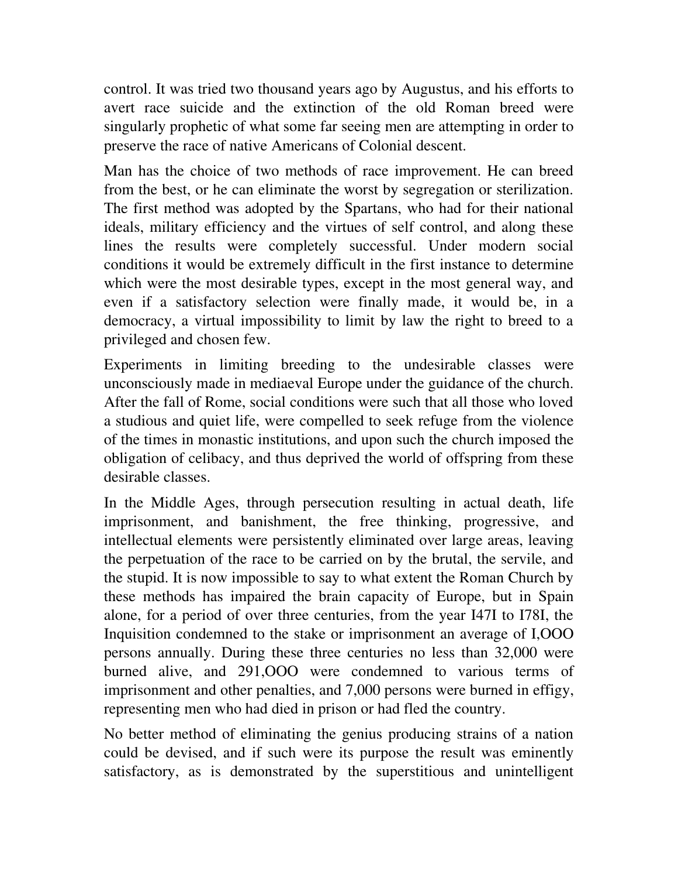control. It was tried two thousand years ago by Augustus, and his efforts to avert race suicide and the extinction of the old Roman breed were singularly prophetic of what some far seeing men are attempting in order to preserve the race of native Americans of Colonial descent.

Man has the choice of two methods of race improvement. He can breed from the best, or he can eliminate the worst by segregation or sterilization. The first method was adopted by the Spartans, who had for their national ideals, military efficiency and the virtues of self control, and along these lines the results were completely successful. Under modern social conditions it would be extremely difficult in the first instance to determine which were the most desirable types, except in the most general way, and even if a satisfactory selection were finally made, it would be, in a democracy, a virtual impossibility to limit by law the right to breed to a privileged and chosen few.

Experiments in limiting breeding to the undesirable classes were unconsciously made in mediaeval Europe under the guidance of the church. After the fall of Rome, social conditions were such that all those who loved a studious and quiet life, were compelled to seek refuge from the violence of the times in monastic institutions, and upon such the church imposed the obligation of celibacy, and thus deprived the world of offspring from these desirable classes.

In the Middle Ages, through persecution resulting in actual death, life imprisonment, and banishment, the free thinking, progressive, and intellectual elements were persistently eliminated over large areas, leaving the perpetuation of the race to be carried on by the brutal, the servile, and the stupid. It is now impossible to say to what extent the Roman Church by these methods has impaired the brain capacity of Europe, but in Spain alone, for a period of over three centuries, from the year I47I to I78I, the Inquisition condemned to the stake or imprisonment an average of I,OOO persons annually. During these three centuries no less than 32,000 were burned alive, and 291,OOO were condemned to various terms of imprisonment and other penalties, and 7,000 persons were burned in effigy, representing men who had died in prison or had fled the country.

No better method of eliminating the genius producing strains of a nation could be devised, and if such were its purpose the result was eminently satisfactory, as is demonstrated by the superstitious and unintelligent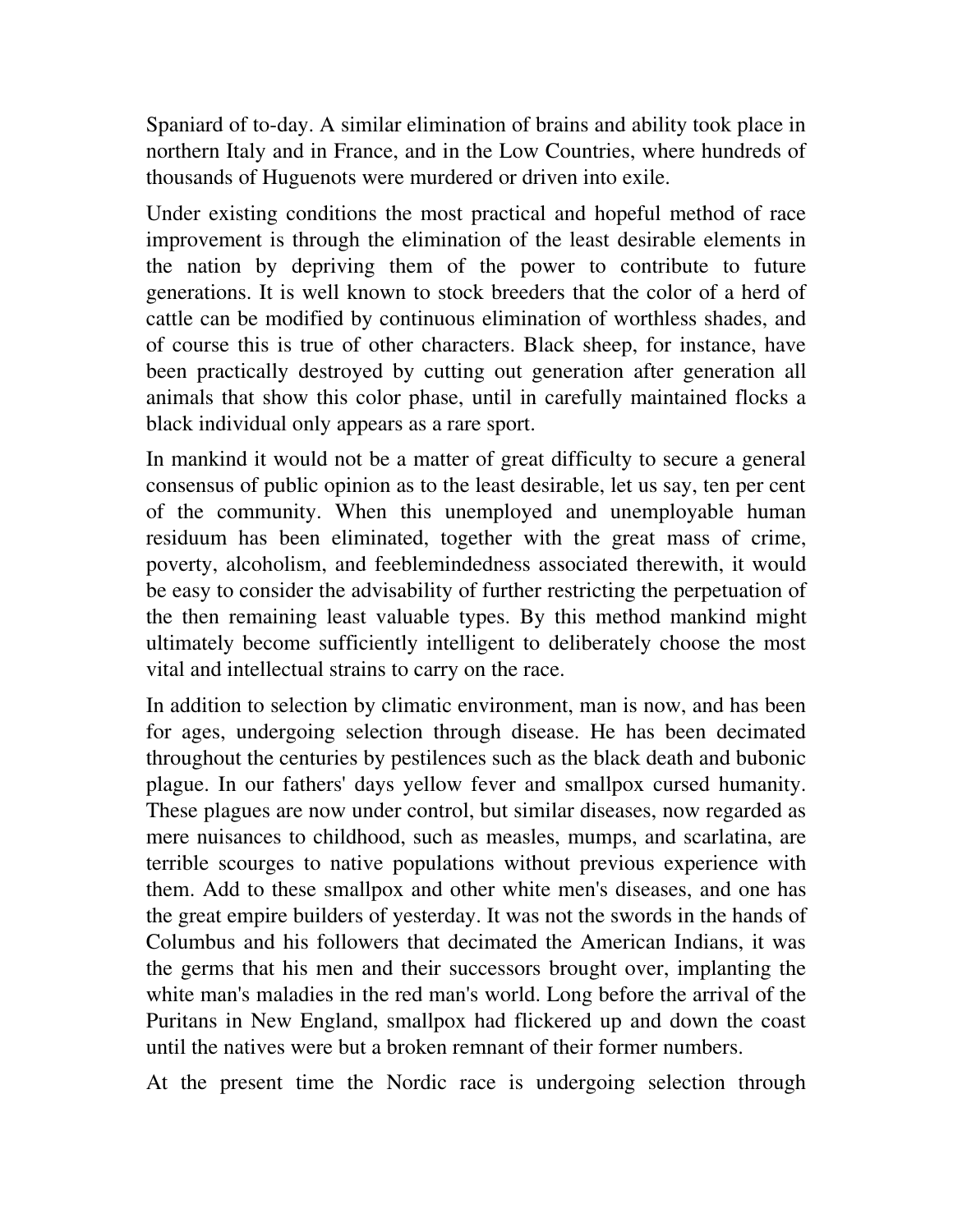Spaniard of to-day. A similar elimination of brains and ability took place in northern Italy and in France, and in the Low Countries, where hundreds of thousands of Huguenots were murdered or driven into exile.

Under existing conditions the most practical and hopeful method of race improvement is through the elimination of the least desirable elements in the nation by depriving them of the power to contribute to future generations. It is well known to stock breeders that the color of a herd of cattle can be modified by continuous elimination of worthless shades, and of course this is true of other characters. Black sheep, for instance, have been practically destroyed by cutting out generation after generation all animals that show this color phase, until in carefully maintained flocks a black individual only appears as a rare sport.

In mankind it would not be a matter of great difficulty to secure a general consensus of public opinion as to the least desirable, let us say, ten per cent of the community. When this unemployed and unemployable human residuum has been eliminated, together with the great mass of crime, poverty, alcoholism, and feeblemindedness associated therewith, it would be easy to consider the advisability of further restricting the perpetuation of the then remaining least valuable types. By this method mankind might ultimately become sufficiently intelligent to deliberately choose the most vital and intellectual strains to carry on the race.

In addition to selection by climatic environment, man is now, and has been for ages, undergoing selection through disease. He has been decimated throughout the centuries by pestilences such as the black death and bubonic plague. In our fathers' days yellow fever and smallpox cursed humanity. These plagues are now under control, but similar diseases, now regarded as mere nuisances to childhood, such as measles, mumps, and scarlatina, are terrible scourges to native populations without previous experience with them. Add to these smallpox and other white men's diseases, and one has the great empire builders of yesterday. It was not the swords in the hands of Columbus and his followers that decimated the American Indians, it was the germs that his men and their successors brought over, implanting the white man's maladies in the red man's world. Long before the arrival of the Puritans in New England, smallpox had flickered up and down the coast until the natives were but a broken remnant of their former numbers.

At the present time the Nordic race is undergoing selection through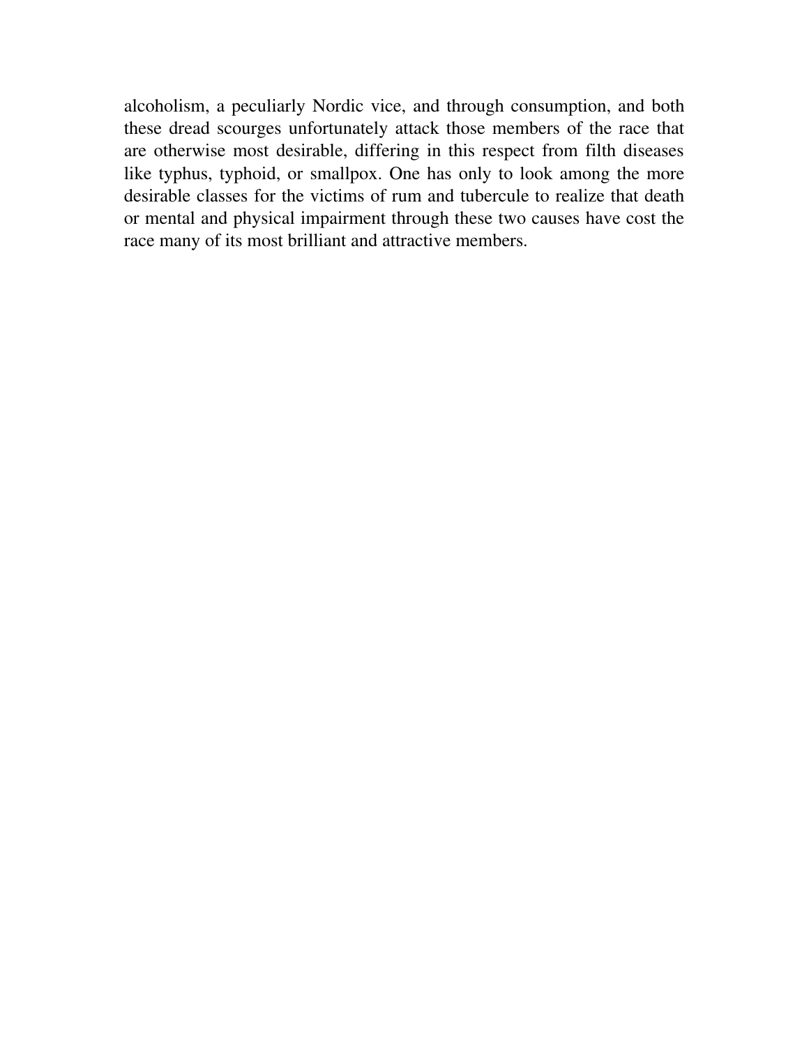alcoholism, a peculiarly Nordic vice, and through consumption, and both these dread scourges unfortunately attack those members of the race that are otherwise most desirable, differing in this respect from filth diseases like typhus, typhoid, or smallpox. One has only to look among the more desirable classes for the victims of rum and tubercule to realize that death or mental and physical impairment through these two causes have cost the race many of its most brilliant and attractive members.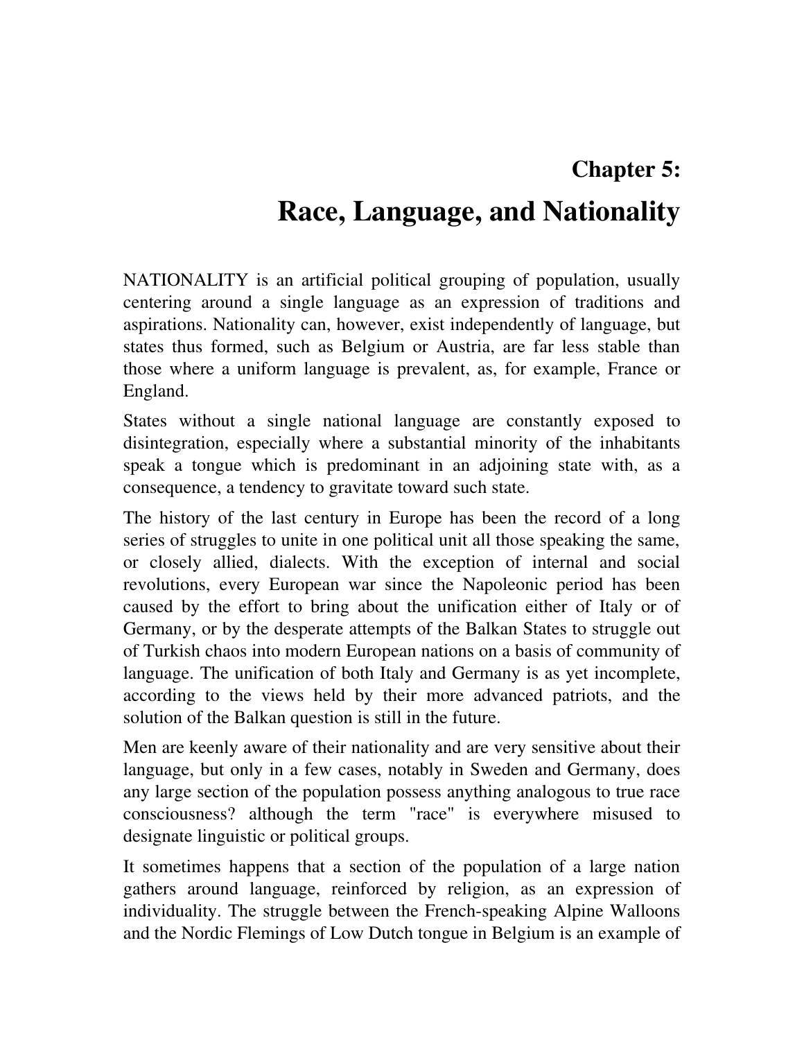# Chapter 5:

# Race, Language, and Nationality

NATIONALITY is an artificial political grouping of population, usually centering around a single language as an expression of traditions and aspirations. Nationality can, however, exist independently of language, but states thus formed, such as Belgium or Austria, are far less stable than those where a uniform language is prevalent, as, for example, France or England.

States without a single national language are constantly exposed to disintegration, especially where a substantial minority of the inhabitants speak a tongue which is predominant in an adjoining state with, as a consequence, a tendency to gravitate toward such state.

The history of the last century in Europe has been the record of a long series of struggles to unite in one political unit all those speaking the same, or closely allied, dialects. With the exception of internal and social revolutions, every European war since the Napoleonic period has been caused by the effort to bring about the unification either of Italy or of Germany, or by the desperate attempts of the Balkan States to struggle out of Turkish chaos into modern European nations on a basis of community of language. The unification of both Italy and Germany is as yet incomplete, according to the views held by their more advanced patriots, and the solution of the Balkan question is still in the future.

Men are keenly aware of their nationality and are very sensitive about their language, but only in a few cases, notably in Sweden and Germany, does any large section of the population possess anything analogous to true race consciousness? although the term "race" is everywhere misused to designate linguistic or political groups.

It sometimes happens that a section of the population of a large nation gathers around language, reinforced by religion, as an expression of individuality. The struggle between the French-speaking Alpine Walloons and the Nordic Flemings of Low Dutch tongue in Belgium is an example of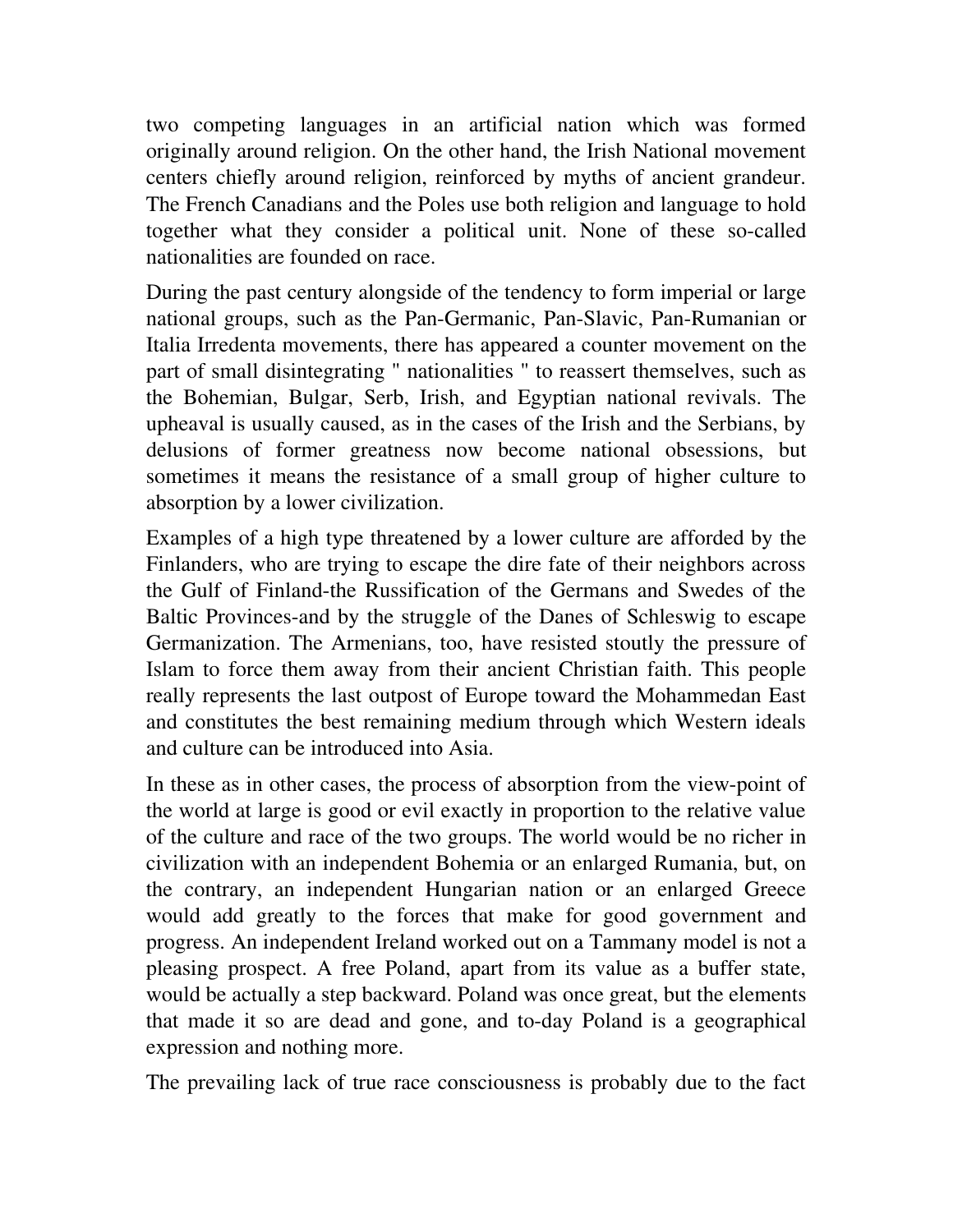two competing languages in an artificial nation which was formed originally around religion. On the other hand, the Irish National movement centers chiefly around religion, reinforced by myths of ancient grandeur. The French Canadians and the Poles use both religion and language to hold together what they consider a political unit. None of these so-called nationalities are founded on race.

During the past century alongside of the tendency to form imperial or large national groups, such as the Pan-Germanic, Pan-Slavic, Pan-Rumanian or Italia Irredenta movements, there has appeared a counter movement on the part of small disintegrating " nationalities " to reassert themselves, such as the Bohemian, Bulgar, Serb, Irish, and Egyptian national revivals. The upheaval is usually caused, as in the cases of the Irish and the Serbians, by delusions of former greatness now become national obsessions, but sometimes it means the resistance of a small group of higher culture to absorption by a lower civilization.

Examples of a high type threatened by a lower culture are afforded by the Finlanders, who are trying to escape the dire fate of their neighbors across the Gulf of Finland-the Russification of the Germans and Swedes of the Baltic Provinces-and by the struggle of the Danes of Schleswig to escape Germanization. The Armenians, too, have resisted stoutly the pressure of Islam to force them away from their ancient Christian faith. This people really represents the last outpost of Europe toward the Mohammedan East and constitutes the best remaining medium through which Western ideals and culture can be introduced into Asia.

In these as in other cases, the process of absorption from the view-point of the world at large is good or evil exactly in proportion to the relative value of the culture and race of the two groups. The world would be no richer in civilization with an independent Bohemia or an enlarged Rumania, but, on the contrary, an independent Hungarian nation or an enlarged Greece would add greatly to the forces that make for good government and progress. An independent Ireland worked out on a Tammany model is not a pleasing prospect. A free Poland, apart from its value as a buffer state, would be actually a step backward. Poland was once great, but the elements that made it so are dead and gone, and to-day Poland is a geographical expression and nothing more.

The prevailing lack of true race consciousness is probably due to the fact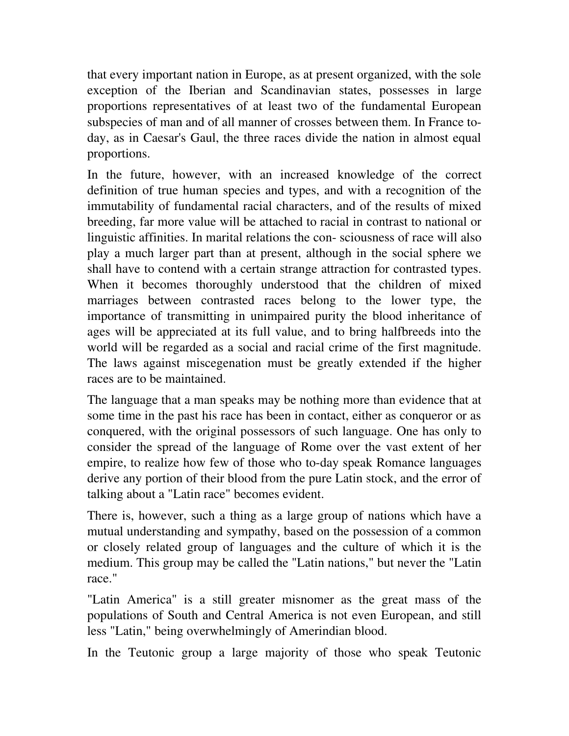that every important nation in Europe, as at present organized, with the sole exception of the Iberian and Scandinavian states, possesses in large proportions representatives of at least two of the fundamental European subspecies of man and of all manner of crosses between them. In France to-day, as in Caesar's Gaul, the three races divide the nation in almost equal proportions.

In the future, however, with an increased knowledge of the correct definition of true human species and types, and with a recognition of the immutability of fundamental racial characters, and of the results of mixed breeding, far more value will be attached to racial in contrast to national or linguistic affinities. In marital relations the con- sciousness of race will also play a much larger part than at present, although in the social sphere we shall have to contend with a certain strange attraction for contrasted types. When it becomes thoroughly understood that the children of mixed marriages between contrasted races belong to the lower type, the importance of transmitting in unimpaired purity the blood inheritance of ages will be appreciated at its full value, and to bring halfbreeds into the world will be regarded as a social and racial crime of the first magnitude. The laws against miscegenation must be greatly extended if the higher races are to be maintained.

The language that a man speaks may be nothing more than evidence that at some time in the past his race has been in contact, either as conqueror or as conquered, with the original possessors of such language. One has only to consider the spread of the language of Rome over the vast extent of her empire, to realize how few of those who to-day speak Romance languages derive any portion of their blood from the pure Latin stock, and the error of talking about a "Latin race" becomes evident.

There is, however, such a thing as a large group of nations which have a mutual understanding and sympathy, based on the possession of a common or closely related group of languages and the culture of which it is the medium. This group may be called the "Latin nations," but never the "Latin race."

"Latin America" is a still greater misnomer as the great mass of the populations of South and Central America is not even European, and still less "Latin," being overwhelmingly of Amerindian blood.

In the Teutonic group a large majority of those who speak Teutonic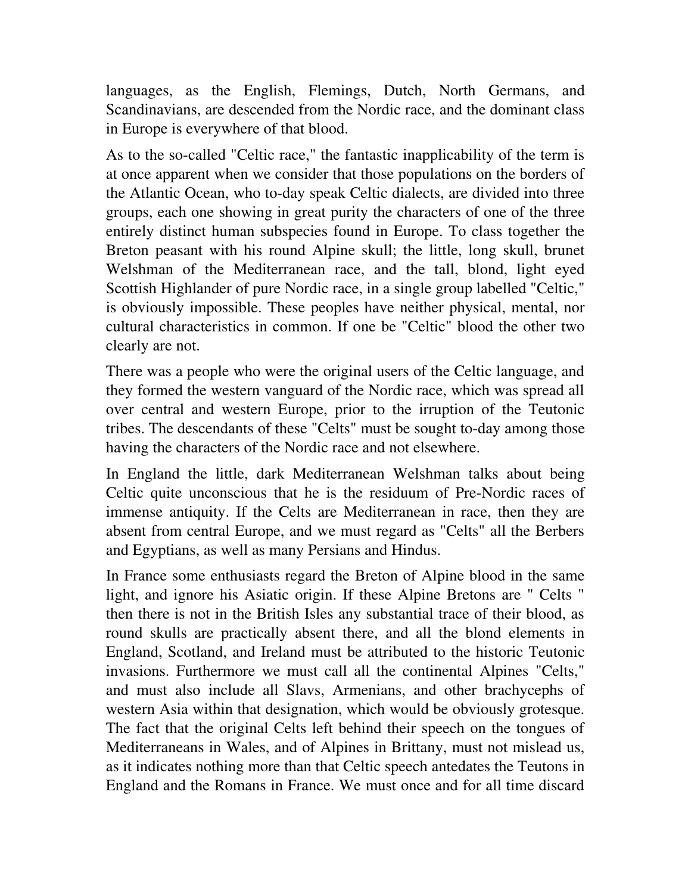languages, as the English, Flemings, Dutch, North Germans, and Scandinavians, are descended from the Nordic race, and the dominant class in Europe is everywhere of that blood.

As to the so-called "Celtic race," the fantastic inapplicability of the term is at once apparent when we consider that those populations on the borders of the Atlantic Ocean, who to-day speak Celtic dialects, are divided into three groups, each one showing in great purity the characters of one of the three entirely distinct human subspecies found in Europe. To class together the Breton peasant with his round Alpine skull; the little, long skull, brunet Welshman of the Mediterranean race, and the tall, blond, light eyed Scottish Highlander of pure Nordic race, in a single group labelled "Celtic," is obviously impossible. These peoples have neither physical, mental, nor cultural characteristics in common. If one be "Celtic" blood the other two clearly are not.

There was a people who were the original users of the Celtic language, and they formed the western vanguard of the Nordic race, which was spread all over central and western Europe, prior to the irruption of the Teutonic tribes. The descendants of these "Celts" must be sought to-day among those having the characters of the Nordic race and not elsewhere.

In England the little, dark Mediterranean Welshman talks about being Celtic quite unconscious that he is the residuum of Pre-Nordic races of immense antiquity. If the Celts are Mediterranean in race, then they are absent from central Europe, and we must regard as "Celts" all the Berbers and Egyptians, as well as many Persians and Hindus.

In France some enthusiasts regard the Breton of Alpine blood in the same light, and ignore his Asiatic origin. If these Alpine Bretons are " Celts " then there is not in the British Isles any substantial trace of their blood, as round skulls are practically absent there, and all the blond elements in England, Scotland, and Ireland must be attributed to the historic Teutonic invasions. Furthermore we must call all the continental Alpines "Celts," and must also include all Slavs, Armenians, and other brachycephs of western Asia within that designation, which would be obviously grotesque. The fact that the original Celts left behind their speech on the tongues of Mediterraneans in Wales, and of Alpines in Brittany, must not mislead us, as it indicates nothing more than that Celtic speech antedates the Teutons in England and the Romans in France. We must once and for all time discard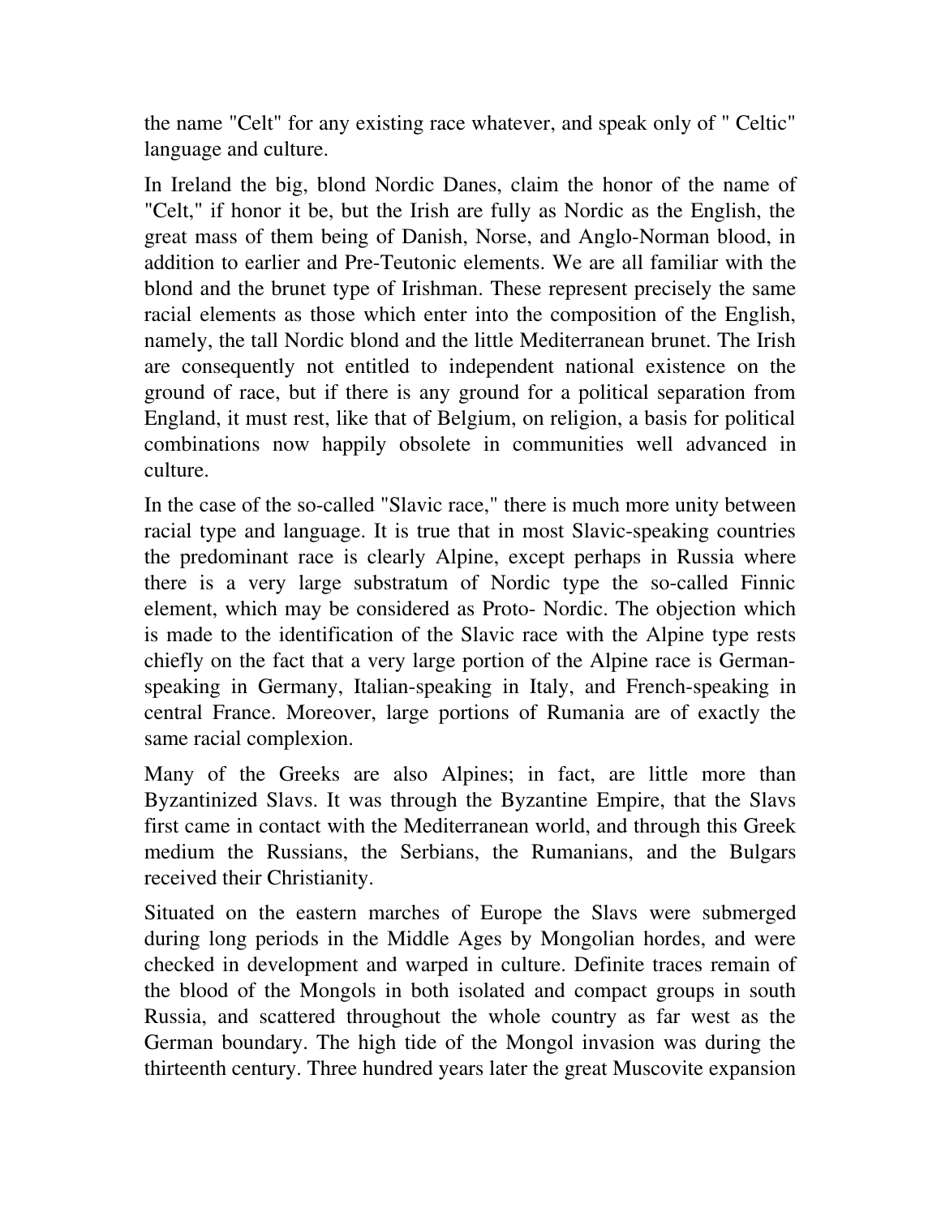the name "Celt" for any existing race whatever, and speak only of " Celtic" language and culture.

In Ireland the big, blond Nordic Danes, claim the honor of the name of "Celt," if honor it be, but the Irish are fully as Nordic as the English, the great mass of them being of Danish, Norse, and Anglo-Norman blood, in addition to earlier and Pre-Teutonic elements. We are all familiar with the blond and the brunet type of Irishman. These represent precisely the same racial elements as those which enter into the composition of the English, namely, the tall Nordic blond and the little Mediterranean brunet. The Irish are consequently not entitled to independent national existence on the ground of race, but if there is any ground for a political separation from England, it must rest, like that of Belgium, on religion, a basis for political combinations now happily obsolete in communities well advanced in culture.

In the case of the so-called "Slavic race," there is much more unity between racial type and language. It is true that in most Slavic-speaking countries the predominant race is clearly Alpine, except perhaps in Russia where there is a very large substratum of Nordic type the so-called Finnic element, which may be considered as Proto- Nordic. The objection which is made to the identification of the Slavic race with the Alpine type rests chiefly on the fact that a very large portion of the Alpine race is German-speaking in Germany, Italian-speaking in Italy, and French-speaking in central France. Moreover, large portions of Rumania are of exactly the same racial complexion.

Many of the Greeks are also Alpines; in fact, are little more than Byzantinized Slavs. It was through the Byzantine Empire, that the Slavs first came in contact with the Mediterranean world, and through this Greek medium the Russians, the Serbians, the Rumanians, and the Bulgars received their Christianity.

Situated on the eastern marches of Europe the Slavs were submerged during long periods in the Middle Ages by Mongolian hordes, and were checked in development and warped in culture. Definite traces remain of the blood of the Mongols in both isolated and compact groups in south Russia, and scattered throughout the whole country as far west as the German boundary. The high tide of the Mongol invasion was during the thirteenth century. Three hundred years later the great Muscovite expansion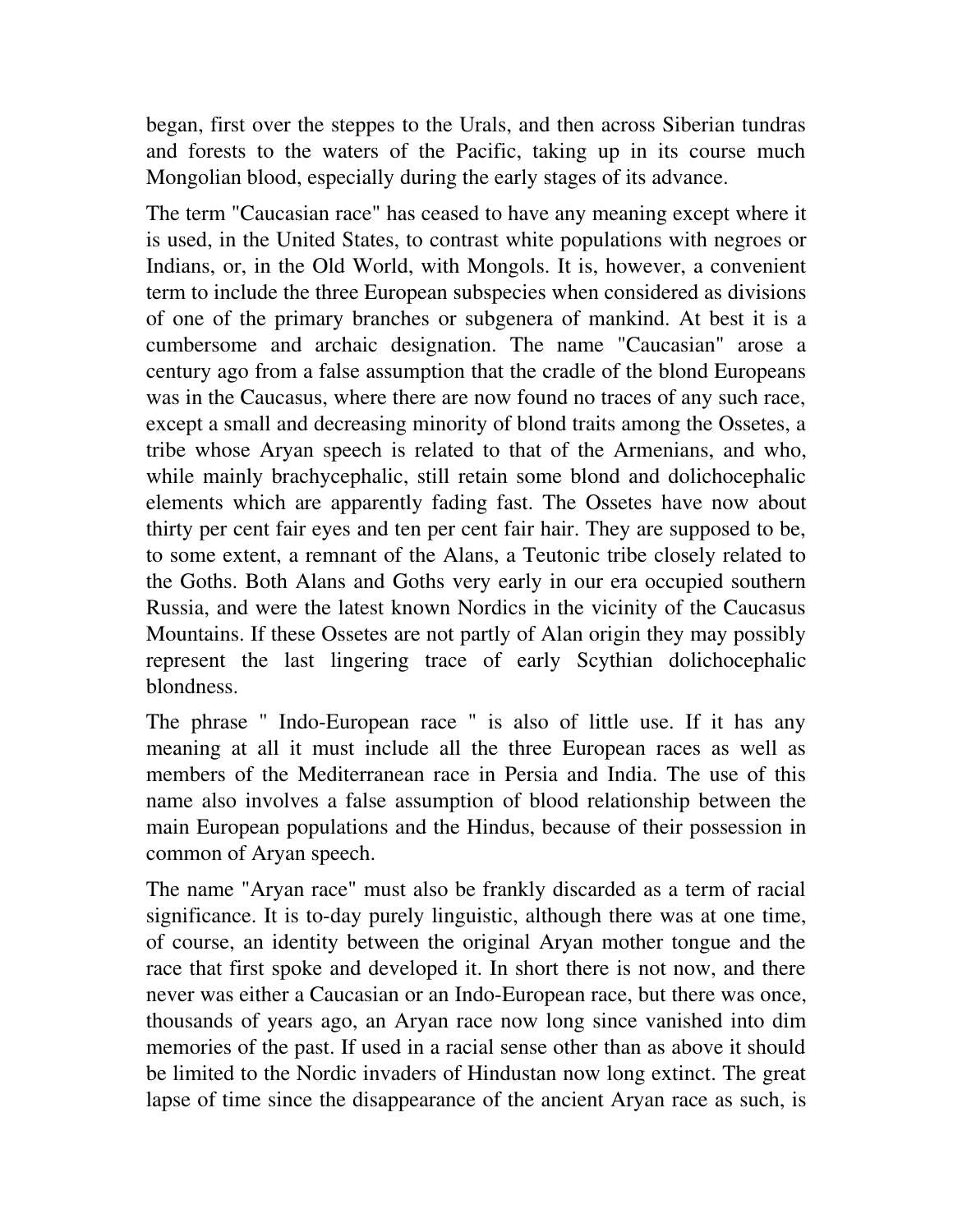began, first over the steppes to the Urals, and then across Siberian tundras and forests to the waters of the Pacific, taking up in its course much Mongolian blood, especially during the early stages of its advance.

The term "Caucasian race" has ceased to have any meaning except where it is used, in the United States, to contrast white populations with negroes or Indians, or, in the Old World, with Mongols. It is, however, a convenient term to include the three European subspecies when considered as divisions of one of the primary branches or subgenera of mankind. At best it is a cumbersome and archaic designation. The name "Caucasian" arose a century ago from a false assumption that the cradle of the blond Europeans was in the Caucasus, where there are now found no traces of any such race, except a small and decreasing minority of blond traits among the Ossetes, a tribe whose Aryan speech is related to that of the Armenians, and who, while mainly brachycephalic, still retain some blond and dolichocephalic elements which are apparently fading fast. The Ossetes have now about thirty per cent fair eyes and ten per cent fair hair. They are supposed to be, to some extent, a remnant of the Alans, a Teutonic tribe closely related to the Goths. Both Alans and Goths very early in our era occupied southern Russia, and were the latest known Nordics in the vicinity of the Caucasus Mountains. If these Ossetes are not partly of Alan origin they may possibly represent the last lingering trace of early Scythian dolichocephalic blondness.

The phrase " Indo-European race " is also of little use. If it has any meaning at all it must include all the three European races as well as members of the Mediterranean race in Persia and India. The use of this name also involves a false assumption of blood relationship between the main European populations and the Hindus, because of their possession in common of Aryan speech.

The name "Aryan race" must also be frankly discarded as a term of racial significance. It is to-day purely linguistic, although there was at one time, of course, an identity between the original Aryan mother tongue and the race that first spoke and developed it. In short there is not now, and there never was either a Caucasian or an Indo-European race, but there was once, thousands of years ago, an Aryan race now long since vanished into dim memories of the past. If used in a racial sense other than as above it should be limited to the Nordic invaders of Hindustan now long extinct. The great lapse of time since the disappearance of the ancient Aryan race as such, is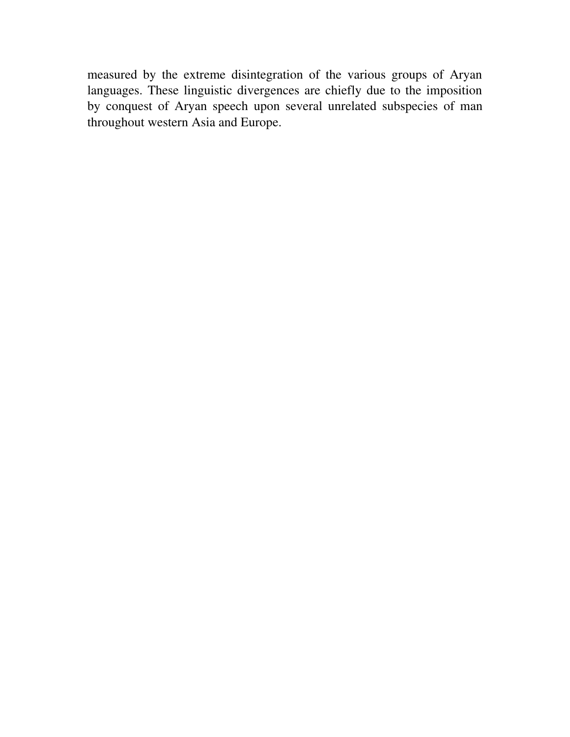measured by the extreme disintegration of the various groups of Aryan languages. These linguistic divergences are chiefly due to the imposition by conquest of Aryan speech upon several unrelated subspecies of man throughout western Asia and Europe.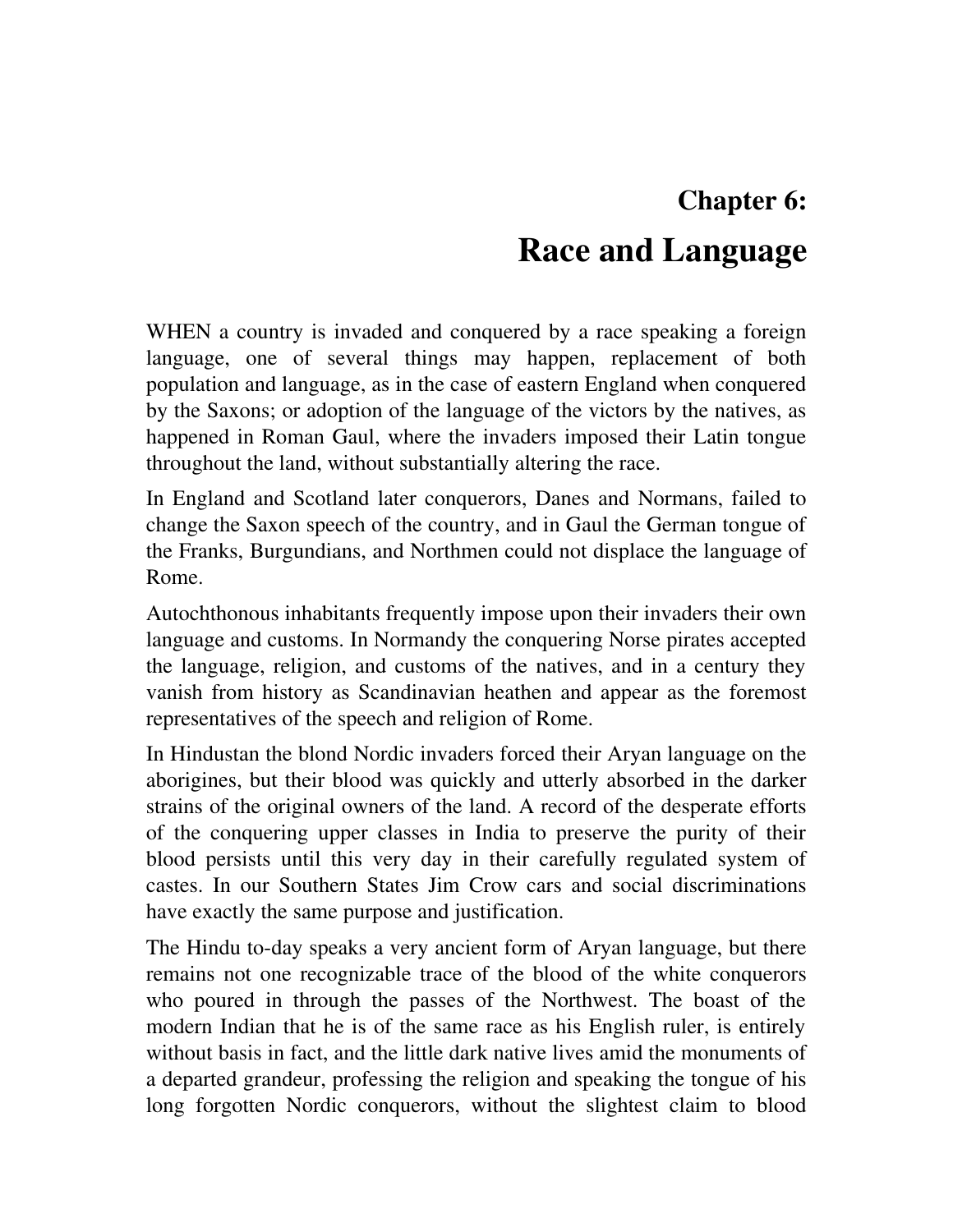# Chapter 6:

# Race and Language

WHEN a country is invaded and conquered by a race speaking a foreign language, one of several things may happen, replacement of both population and language, as in the case of eastern England when conquered by the Saxons; or adoption of the language of the victors by the natives, as happened in Roman Gaul, where the invaders imposed their Latin tongue throughout the land, without substantially altering the race.

In England and Scotland later conquerors, Danes and Normans, failed to change the Saxon speech of the country, and in Gaul the German tongue of the Franks, Burgundians, and Northmen could not displace the language of Rome.

Autochthonous inhabitants frequently impose upon their invaders their own language and customs. In Normandy the conquering Norse pirates accepted the language, religion, and customs of the natives, and in a century they vanish from history as Scandinavian heathen and appear as the foremost representatives of the speech and religion of Rome.

In Hindustan the blond Nordic invaders forced their Aryan language on the aborigines, but their blood was quickly and utterly absorbed in the darker strains of the original owners of the land. A record of the desperate efforts of the conquering upper classes in India to preserve the purity of their blood persists until this very day in their carefully regulated system of castes. In our Southern States Jim Crow cars and social discriminations have exactly the same purpose and justification.

The Hindu to-day speaks a very ancient form of Aryan language, but there remains not one recognizable trace of the blood of the white conquerors who poured in through the passes of the Northwest. The boast of the modern Indian that he is of the same race as his English ruler, is entirely without basis in fact, and the little dark native lives amid the monuments of a departed grandeur, professing the religion and speaking the tongue of his long forgotten Nordic conquerors, without the slightest claim to blood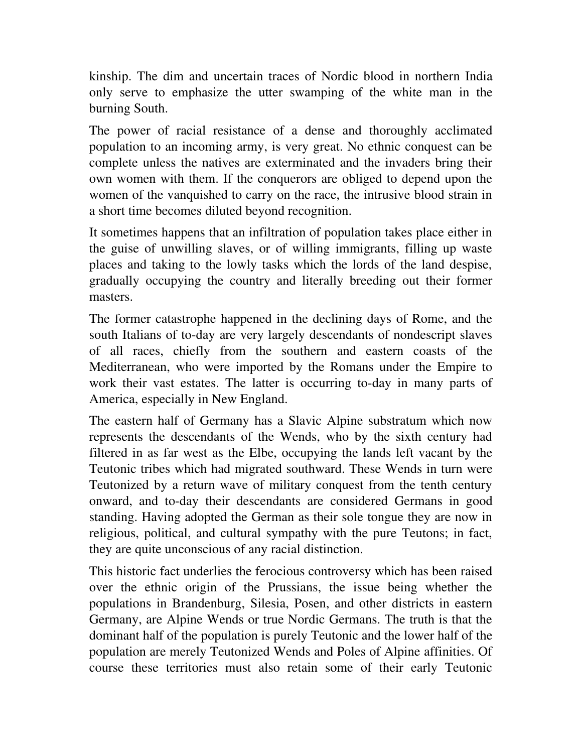kinship. The dim and uncertain traces of Nordic blood in northern India only serve to emphasize the utter swamping of the white man in the burning South.

The power of racial resistance of a dense and thoroughly acclimated population to an incoming army, is very great. No ethnic conquest can be complete unless the natives are exterminated and the invaders bring their own women with them. If the conquerors are obliged to depend upon the women of the vanquished to carry on the race, the intrusive blood strain in a short time becomes diluted beyond recognition.

It sometimes happens that an infiltration of population takes place either in the guise of unwilling slaves, or of willing immigrants, filling up waste places and taking to the lowly tasks which the lords of the land despise, gradually occupying the country and literally breeding out their former masters.

The former catastrophe happened in the declining days of Rome, and the south Italians of to-day are very largely descendants of nondescript slaves of all races, chiefly from the southern and eastern coasts of the Mediterranean, who were imported by the Romans under the Empire to work their vast estates. The latter is occurring to-day in many parts of America, especially in New England.

The eastern half of Germany has a Slavic Alpine substratum which now represents the descendants of the Wends, who by the sixth century had filtered in as far west as the Elbe, occupying the lands left vacant by the Teutonic tribes which had migrated southward. These Wends in turn were Teutonized by a return wave of military conquest from the tenth century onward, and to-day their descendants are considered Germans in good standing. Having adopted the German as their sole tongue they are now in religious, political, and cultural sympathy with the pure Teutons; in fact, they are quite unconscious of any racial distinction.

This historic fact underlies the ferocious controversy which has been raised over the ethnic origin of the Prussians, the issue being whether the populations in Brandenburg, Silesia, Posen, and other districts in eastern Germany, are Alpine Wends or true Nordic Germans. The truth is that the dominant half of the population is purely Teutonic and the lower half of the population are merely Teutonized Wends and Poles of Alpine affinities. Of course these territories must also retain some of their early Teutonic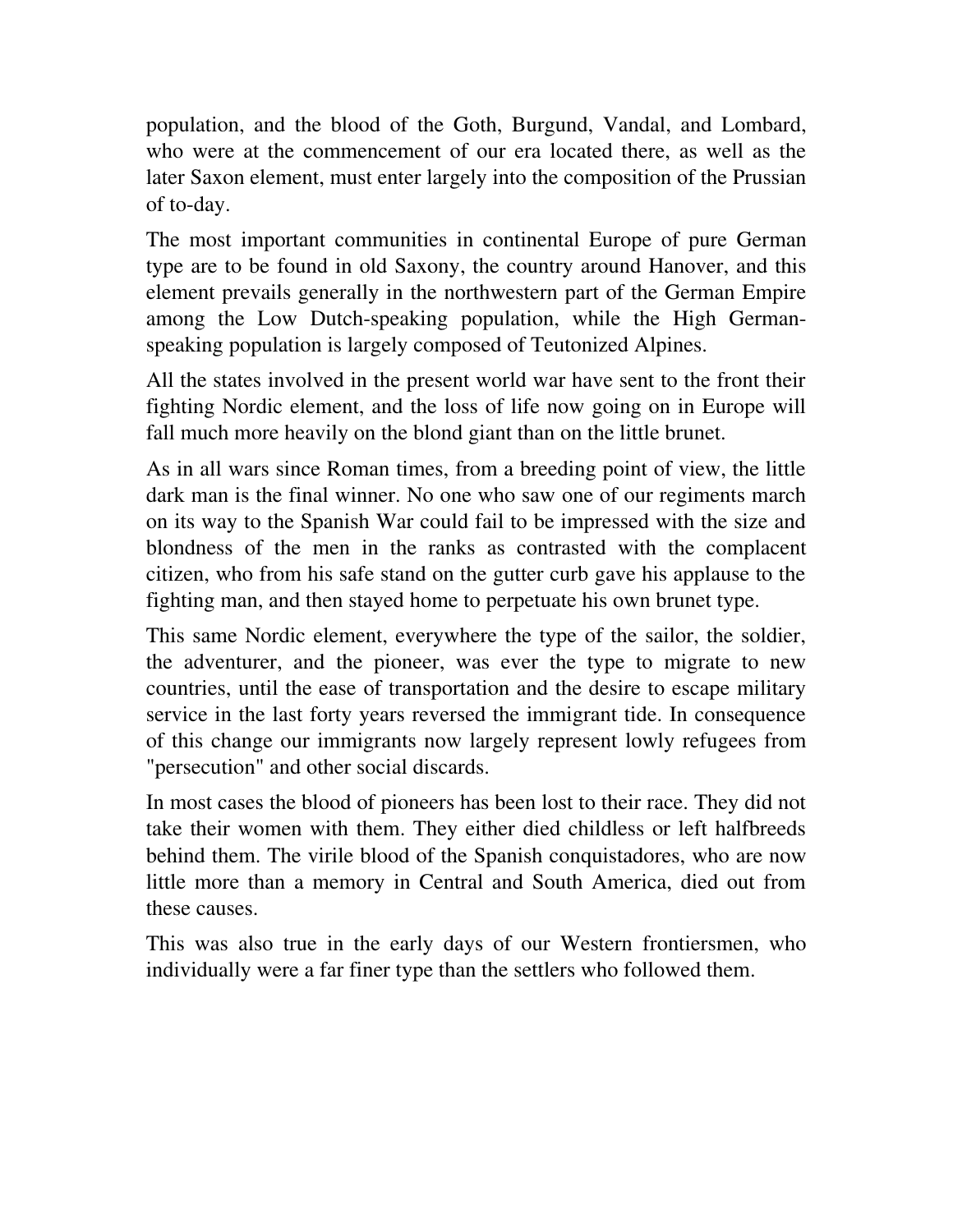population, and the blood of the Goth, Burgund, Vandal, and Lombard, who were at the commencement of our era located there, as well as the later Saxon element, must enter largely into the composition of the Prussian of to-day.

The most important communities in continental Europe of pure German type are to be found in old Saxony, the country around Hanover, and this element prevails generally in the northwestern part of the German Empire among the Low Dutch-speaking population, while the High German-speaking population is largely composed of Teutonized Alpines.

All the states involved in the present world war have sent to the front their fighting Nordic element, and the loss of life now going on in Europe will fall much more heavily on the blond giant than on the little brunet.

As in all wars since Roman times, from a breeding point of view, the little dark man is the final winner. No one who saw one of our regiments march on its way to the Spanish War could fail to be impressed with the size and blondness of the men in the ranks as contrasted with the complacent citizen, who from his safe stand on the gutter curb gave his applause to the fighting man, and then stayed home to perpetuate his own brunet type.

This same Nordic element, everywhere the type of the sailor, the soldier, the adventurer, and the pioneer, was ever the type to migrate to new countries, until the ease of transportation and the desire to escape military service in the last forty years reversed the immigrant tide. In consequence of this change our immigrants now largely represent lowly refugees from "persecution" and other social discards.

In most cases the blood of pioneers has been lost to their race. They did not take their women with them. They either died childless or left halfbreeds behind them. The virile blood of the Spanish conquistadores, who are now little more than a memory in Central and South America, died out from these causes.

This was also true in the early days of our Western frontiersmen, who individually were a far finer type than the settlers who followed them.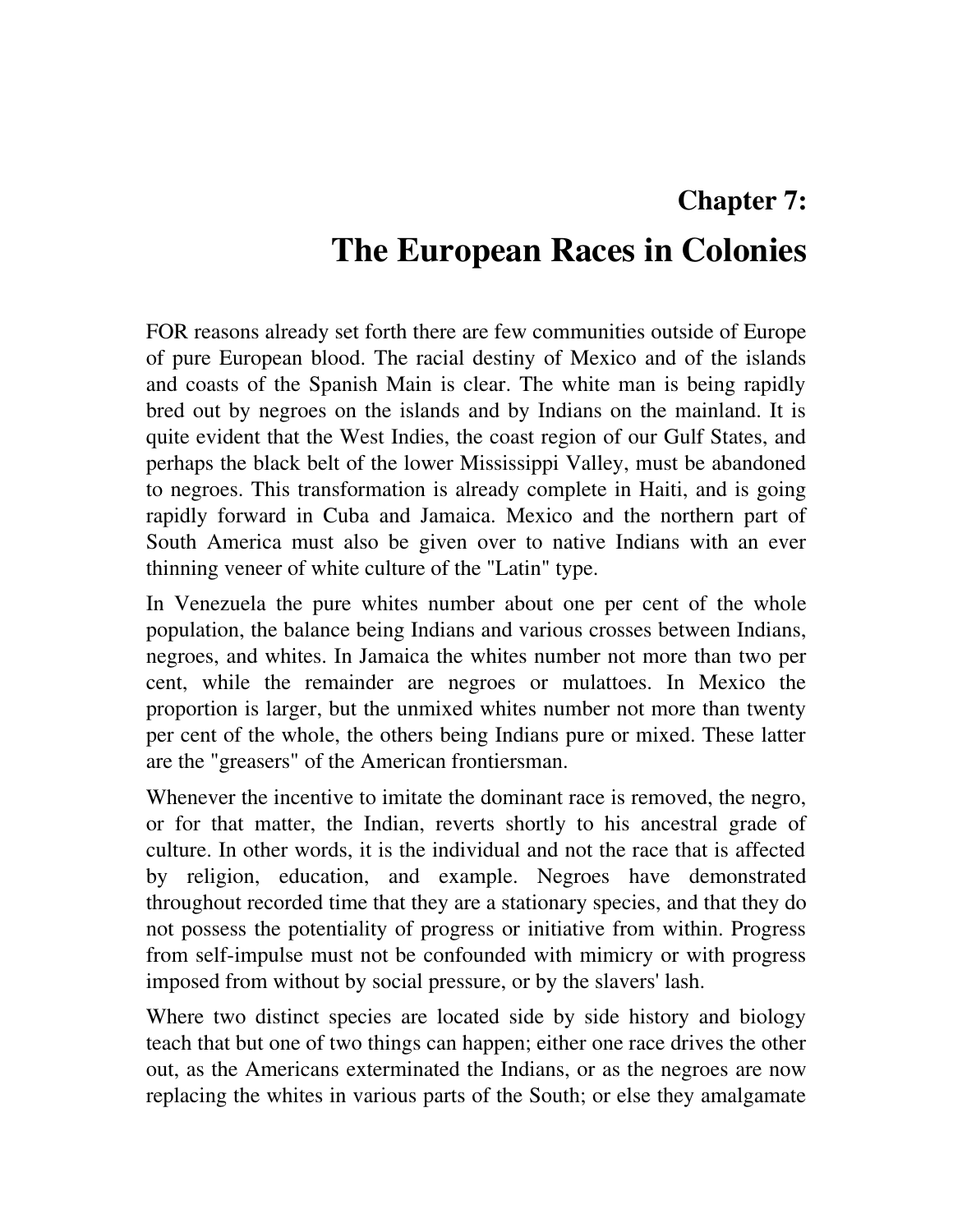# Chapter 7:

# The European Races in Colonies

FOR reasons already set forth there are few communities outside of Europe of pure European blood. The racial destiny of Mexico and of the islands and coasts of the Spanish Main is clear. The white man is being rapidly bred out by negroes on the islands and by Indians on the mainland. It is quite evident that the West Indies, the coast region of our Gulf States, and perhaps the black belt of the lower Mississippi Valley, must be abandoned to negroes. This transformation is already complete in Haiti, and is going rapidly forward in Cuba and Jamaica. Mexico and the northern part of South America must also be given over to native Indians with an ever thinning veneer of white culture of the "Latin" type.

In Venezuela the pure whites number about one per cent of the whole population, the balance being Indians and various crosses between Indians, negroes, and whites. In Jamaica the whites number not more than two per cent, while the remainder are negroes or mulattoes. In Mexico the proportion is larger, but the unmixed whites number not more than twenty per cent of the whole, the others being Indians pure or mixed. These latter are the "greasers" of the American frontiersman.

Whenever the incentive to imitate the dominant race is removed, the negro, or for that matter, the Indian, reverts shortly to his ancestral grade of culture. In other words, it is the individual and not the race that is affected by religion, education, and example. Negroes have demonstrated throughout recorded time that they are a stationary species, and that they do not possess the potentiality of progress or initiative from within. Progress from self-impulse must not be confounded with mimicry or with progress imposed from without by social pressure, or by the slavers' lash.

Where two distinct species are located side by side history and biology teach that but one of two things can happen; either one race drives the other out, as the Americans exterminated the Indians, or as the negroes are now replacing the whites in various parts of the South; or else they amalgamate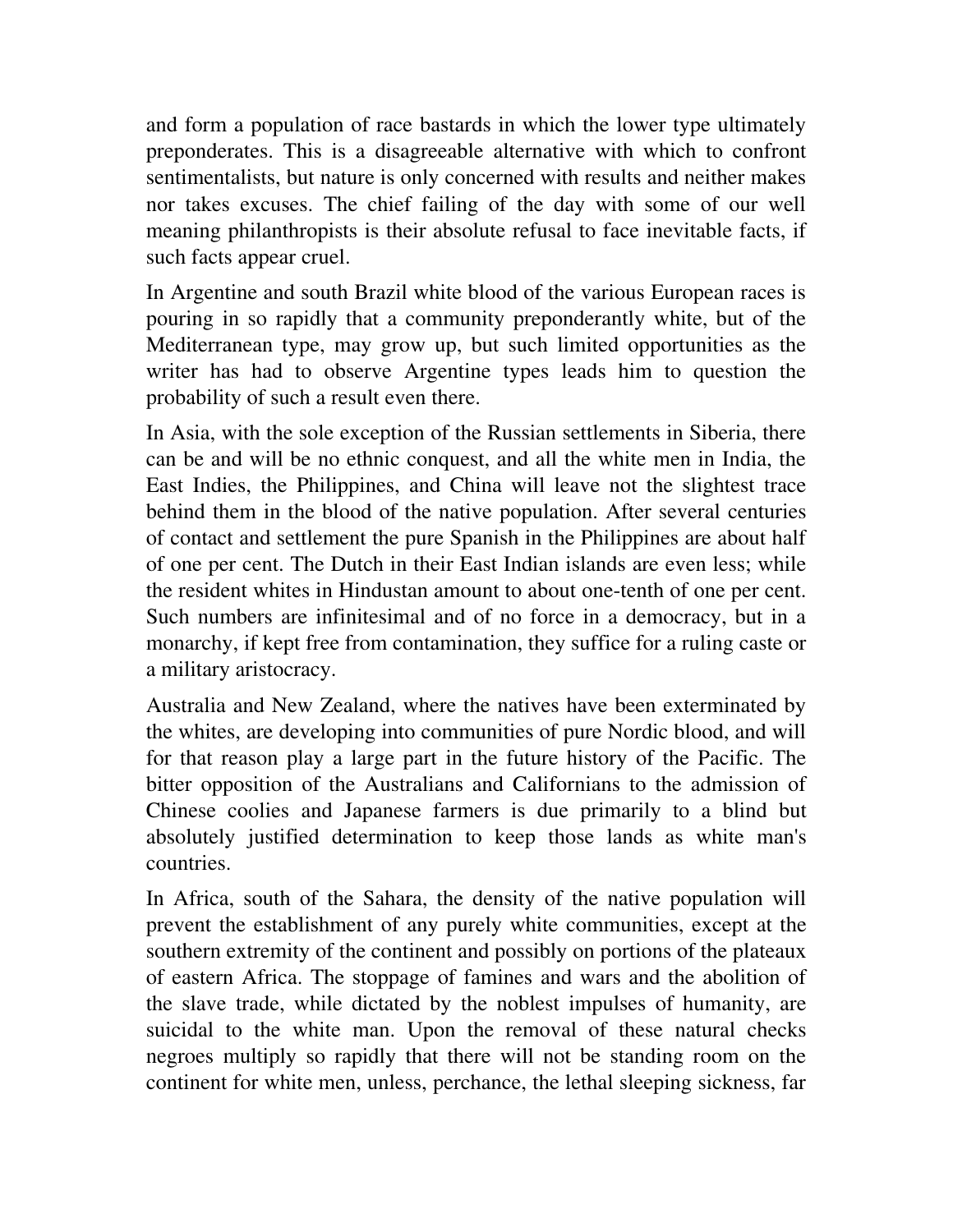and form a population of race bastards in which the lower type ultimately preponderates. This is a disagreeable alternative with which to confront sentimentalists, but nature is only concerned with results and neither makes nor takes excuses. The chief failing of the day with some of our well meaning philanthropists is their absolute refusal to face inevitable facts, if such facts appear cruel.

In Argentine and south Brazil white blood of the various European races is pouring in so rapidly that a community preponderantly white, but of the Mediterranean type, may grow up, but such limited opportunities as the writer has had to observe Argentine types leads him to question the probability of such a result even there.

In Asia, with the sole exception of the Russian settlements in Siberia, there can be and will be no ethnic conquest, and all the white men in India, the East Indies, the Philippines, and China will leave not the slightest trace behind them in the blood of the native population. After several centuries of contact and settlement the pure Spanish in the Philippines are about half of one per cent. The Dutch in their East Indian islands are even less; while the resident whites in Hindustan amount to about one-tenth of one per cent. Such numbers are infinitesimal and of no force in a democracy, but in a monarchy, if kept free from contamination, they suffice for a ruling caste or a military aristocracy.

Australia and New Zealand, where the natives have been exterminated by the whites, are developing into communities of pure Nordic blood, and will for that reason play a large part in the future history of the Pacific. The bitter opposition of the Australians and Californians to the admission of Chinese coolies and Japanese farmers is due primarily to a blind but absolutely justified determination to keep those lands as white man's countries.

In Africa, south of the Sahara, the density of the native population will prevent the establishment of any purely white communities, except at the southern extremity of the continent and possibly on portions of the plateaux of eastern Africa. The stoppage of famines and wars and the abolition of the slave trade, while dictated by the noblest impulses of humanity, are suicidal to the white man. Upon the removal of these natural checks negroes multiply so rapidly that there will not be standing room on the continent for white men, unless, perchance, the lethal sleeping sickness, far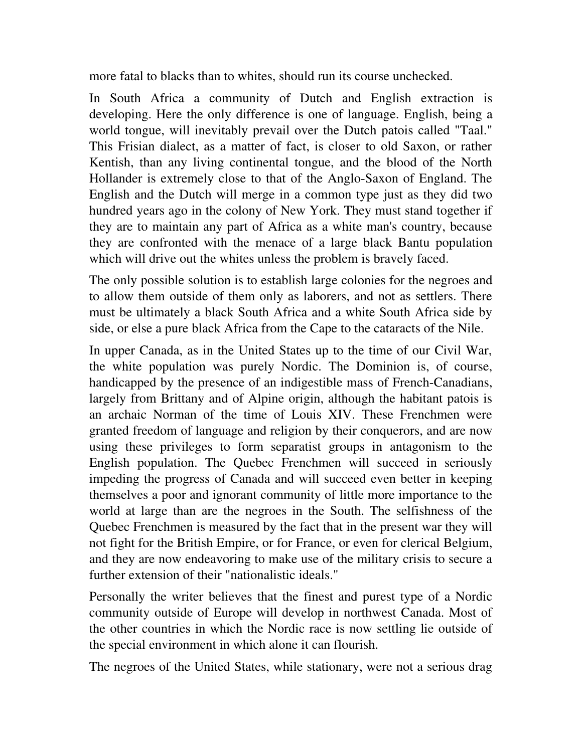more fatal to blacks than to whites, should run its course unchecked.

In South Africa a community of Dutch and English extraction is developing. Here the only difference is one of language. English, being a world tongue, will inevitably prevail over the Dutch patois called "Taal." This Frisian dialect, as a matter of fact, is closer to old Saxon, or rather Kentish, than any living continental tongue, and the blood of the North Hollander is extremely close to that of the Anglo-Saxon of England. The English and the Dutch will merge in a common type just as they did two hundred years ago in the colony of New York. They must stand together if they are to maintain any part of Africa as a white man's country, because they are confronted with the menace of a large black Bantu population which will drive out the whites unless the problem is bravely faced.

The only possible solution is to establish large colonies for the negroes and to allow them outside of them only as laborers, and not as settlers. There must be ultimately a black South Africa and a white South Africa side by side, or else a pure black Africa from the Cape to the cataracts of the Nile.

In upper Canada, as in the United States up to the time of our Civil War, the white population was purely Nordic. The Dominion is, of course, handicapped by the presence of an indigestible mass of French-Canadians, largely from Brittany and of Alpine origin, although the habitant patois is an archaic Norman of the time of Louis XIV. These Frenchmen were granted freedom of language and religion by their conquerors, and are now using these privileges to form separatist groups in antagonism to the English population. The Quebec Frenchmen will succeed in seriously impeding the progress of Canada and will succeed even better in keeping themselves a poor and ignorant community of little more importance to the world at large than are the negroes in the South. The selfishness of the Quebec Frenchmen is measured by the fact that in the present war they will not fight for the British Empire, or for France, or even for clerical Belgium, and they are now endeavoring to make use of the military crisis to secure a further extension of their "nationalistic ideals."

Personally the writer believes that the finest and purest type of a Nordic community outside of Europe will develop in northwest Canada. Most of the other countries in which the Nordic race is now settling lie outside of the special environment in which alone it can flourish.

The negroes of the United States, while stationary, were not a serious drag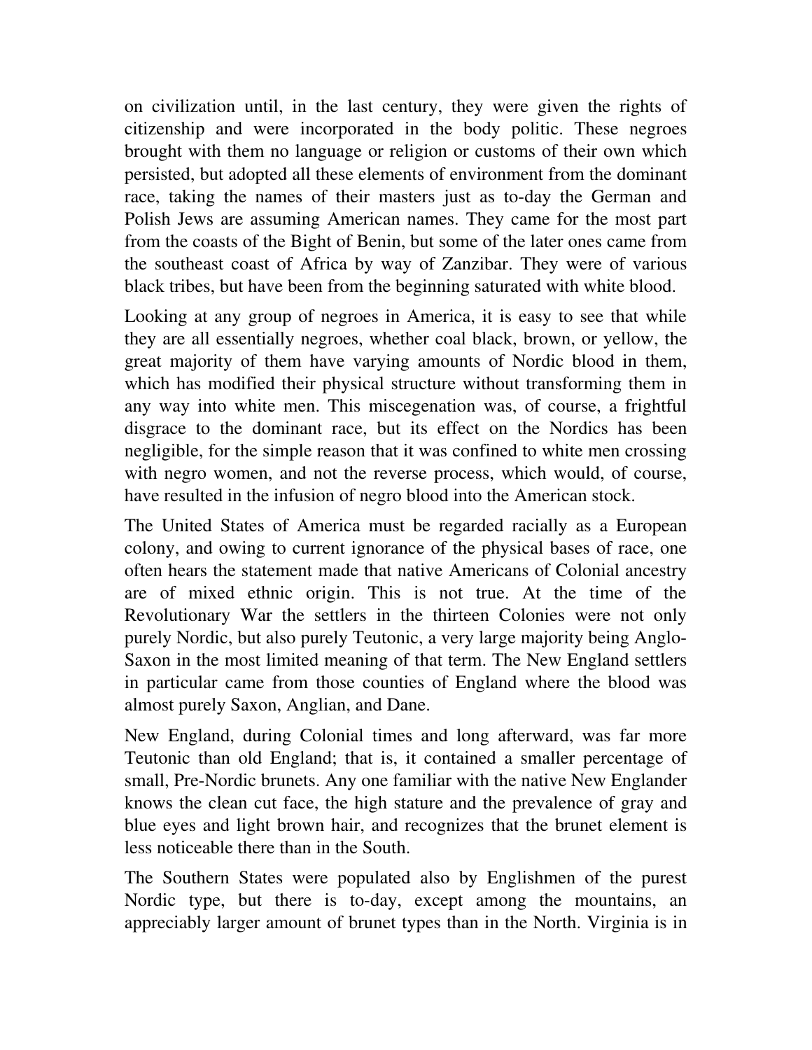on civilization until, in the last century, they were given the rights of citizenship and were incorporated in the body politic. These negroes brought with them no language or religion or customs of their own which persisted, but adopted all these elements of environment from the dominant race, taking the names of their masters just as to-day the German and Polish Jews are assuming American names. They came for the most part from the coasts of the Bight of Benin, but some of the later ones came from the southeast coast of Africa by way of Zanzibar. They were of various black tribes, but have been from the beginning saturated with white blood.

Looking at any group of negroes in America, it is easy to see that while they are all essentially negroes, whether coal black, brown, or yellow, the great majority of them have varying amounts of Nordic blood in them, which has modified their physical structure without transforming them in any way into white men. This miscegenation was, of course, a frightful disgrace to the dominant race, but its effect on the Nordics has been negligible, for the simple reason that it was confined to white men crossing with negro women, and not the reverse process, which would, of course, have resulted in the infusion of negro blood into the American stock.

The United States of America must be regarded racially as a European colony, and owing to current ignorance of the physical bases of race, one often hears the statement made that native Americans of Colonial ancestry are of mixed ethnic origin. This is not true. At the time of the Revolutionary War the settlers in the thirteen Colonies were not only purely Nordic, but also purely Teutonic, a very large majority being Anglo-Saxon in the most limited meaning of that term. The New England settlers in particular came from those counties of England where the blood was almost purely Saxon, Anglian, and Dane.

New England, during Colonial times and long afterward, was far more Teutonic than old England; that is, it contained a smaller percentage of small, Pre-Nordic brunets. Any one familiar with the native New Englander knows the clean cut face, the high stature and the prevalence of gray and blue eyes and light brown hair, and recognizes that the brunet element is less noticeable there than in the South.

The Southern States were populated also by Englishmen of the purest Nordic type, but there is to-day, except among the mountains, an appreciably larger amount of brunet types than in the North. Virginia is in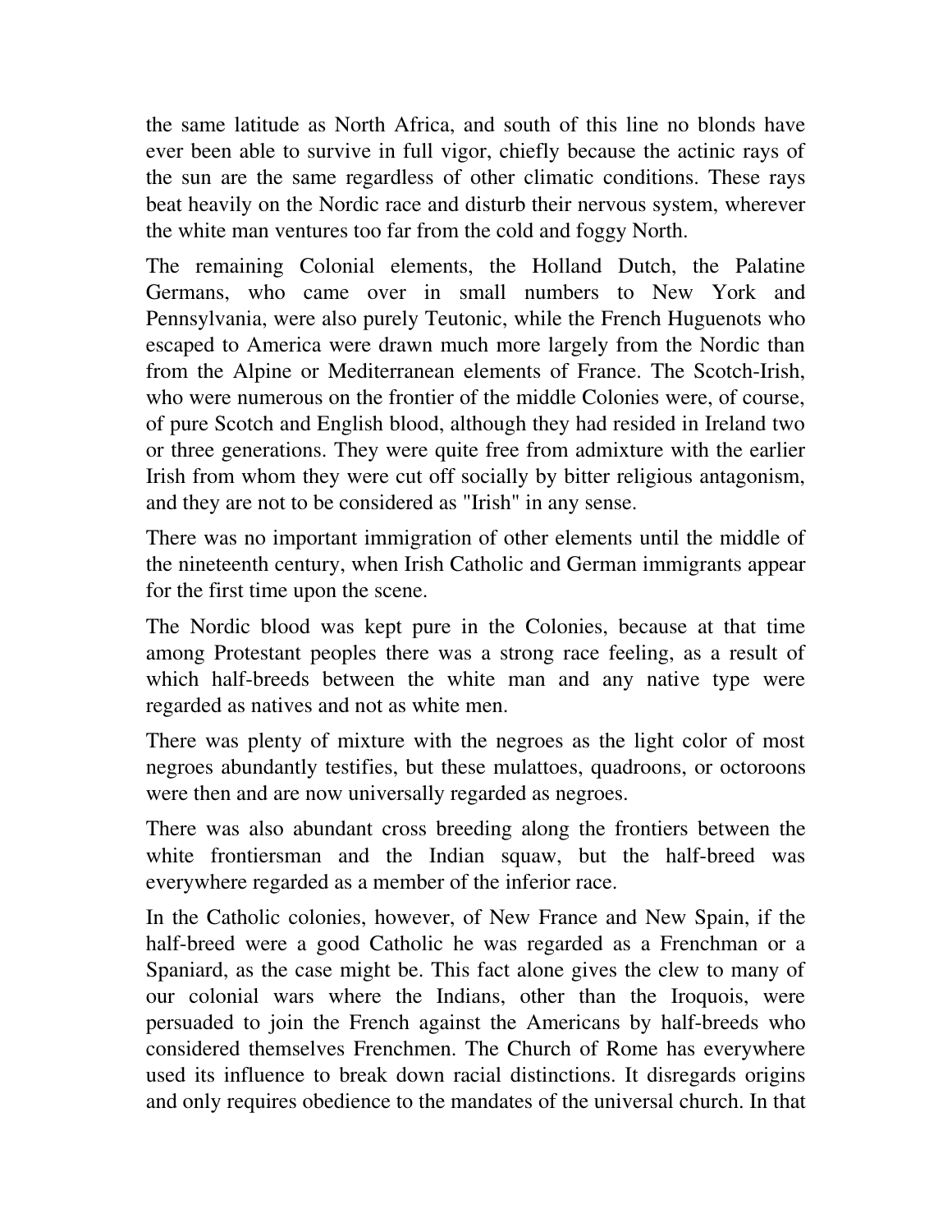the same latitude as North Africa, and south of this line no blonds have ever been able to survive in full vigor, chiefly because the actinic rays of the sun are the same regardless of other climatic conditions. These rays beat heavily on the Nordic race and disturb their nervous system, wherever the white man ventures too far from the cold and foggy North.

The remaining Colonial elements, the Holland Dutch, the Palatine Germans, who came over in small numbers to New York and Pennsylvania, were also purely Teutonic, while the French Huguenots who escaped to America were drawn much more largely from the Nordic than from the Alpine or Mediterranean elements of France. The Scotch-Irish, who were numerous on the frontier of the middle Colonies were, of course, of pure Scotch and English blood, although they had resided in Ireland two or three generations. They were quite free from admixture with the earlier Irish from whom they were cut off socially by bitter religious antagonism, and they are not to be considered as "Irish" in any sense.

There was no important immigration of other elements until the middle of the nineteenth century, when Irish Catholic and German immigrants appear for the first time upon the scene.

The Nordic blood was kept pure in the Colonies, because at that time among Protestant peoples there was a strong race feeling, as a result of which half-breeds between the white man and any native type were regarded as natives and not as white men.

There was plenty of mixture with the negroes as the light color of most negroes abundantly testifies, but these mulattoes, quadroons, or octoroons were then and are now universally regarded as negroes.

There was also abundant cross breeding along the frontiers between the white frontiersman and the Indian squaw, but the half-breed was everywhere regarded as a member of the inferior race.

In the Catholic colonies, however, of New France and New Spain, if the half-breed were a good Catholic he was regarded as a Frenchman or a Spaniard, as the case might be. This fact alone gives the clew to many of our colonial wars where the Indians, other than the Iroquois, were persuaded to join the French against the Americans by half-breeds who considered themselves Frenchmen. The Church of Rome has everywhere used its influence to break down racial distinctions. It disregards origins and only requires obedience to the mandates of the universal church. In that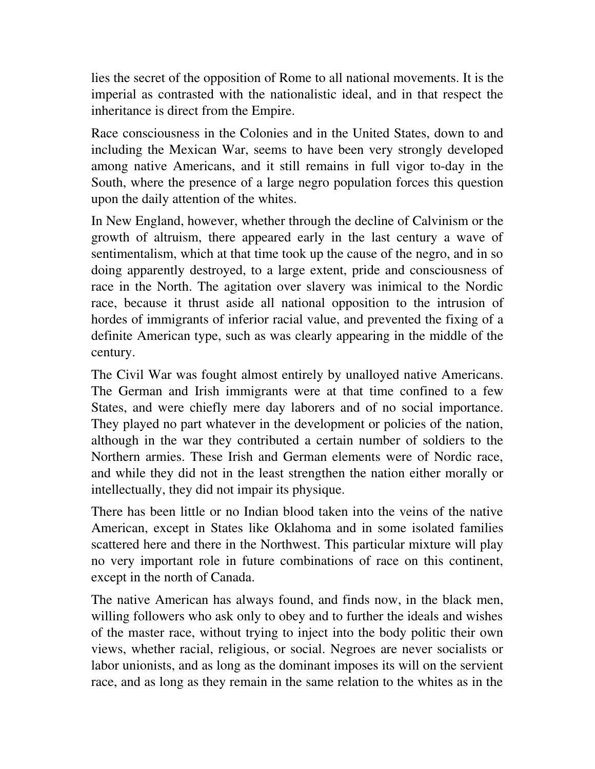lies the secret of the opposition of Rome to all national movements. It is the imperial as contrasted with the nationalistic ideal, and in that respect the inheritance is direct from the Empire.

Race consciousness in the Colonies and in the United States, down to and including the Mexican War, seems to have been very strongly developed among native Americans, and it still remains in full vigor to-day in the South, where the presence of a large negro population forces this question upon the daily attention of the whites.

In New England, however, whether through the decline of Calvinism or the growth of altruism, there appeared early in the last century a wave of sentimentalism, which at that time took up the cause of the negro, and in so doing apparently destroyed, to a large extent, pride and consciousness of race in the North. The agitation over slavery was inimical to the Nordic race, because it thrust aside all national opposition to the intrusion of hordes of immigrants of inferior racial value, and prevented the fixing of a definite American type, such as was clearly appearing in the middle of the century.

The Civil War was fought almost entirely by unalloyed native Americans. The German and Irish immigrants were at that time confined to a few States, and were chiefly mere day laborers and of no social importance. They played no part whatever in the development or policies of the nation, although in the war they contributed a certain number of soldiers to the Northern armies. These Irish and German elements were of Nordic race, and while they did not in the least strengthen the nation either morally or intellectually, they did not impair its physique.

There has been little or no Indian blood taken into the veins of the native American, except in States like Oklahoma and in some isolated families scattered here and there in the Northwest. This particular mixture will play no very important role in future combinations of race on this continent, except in the north of Canada.

The native American has always found, and finds now, in the black men, willing followers who ask only to obey and to further the ideals and wishes of the master race, without trying to inject into the body politic their own views, whether racial, religious, or social. Negroes are never socialists or labor unionists, and as long as the dominant imposes its will on the servient race, and as long as they remain in the same relation to the whites as in the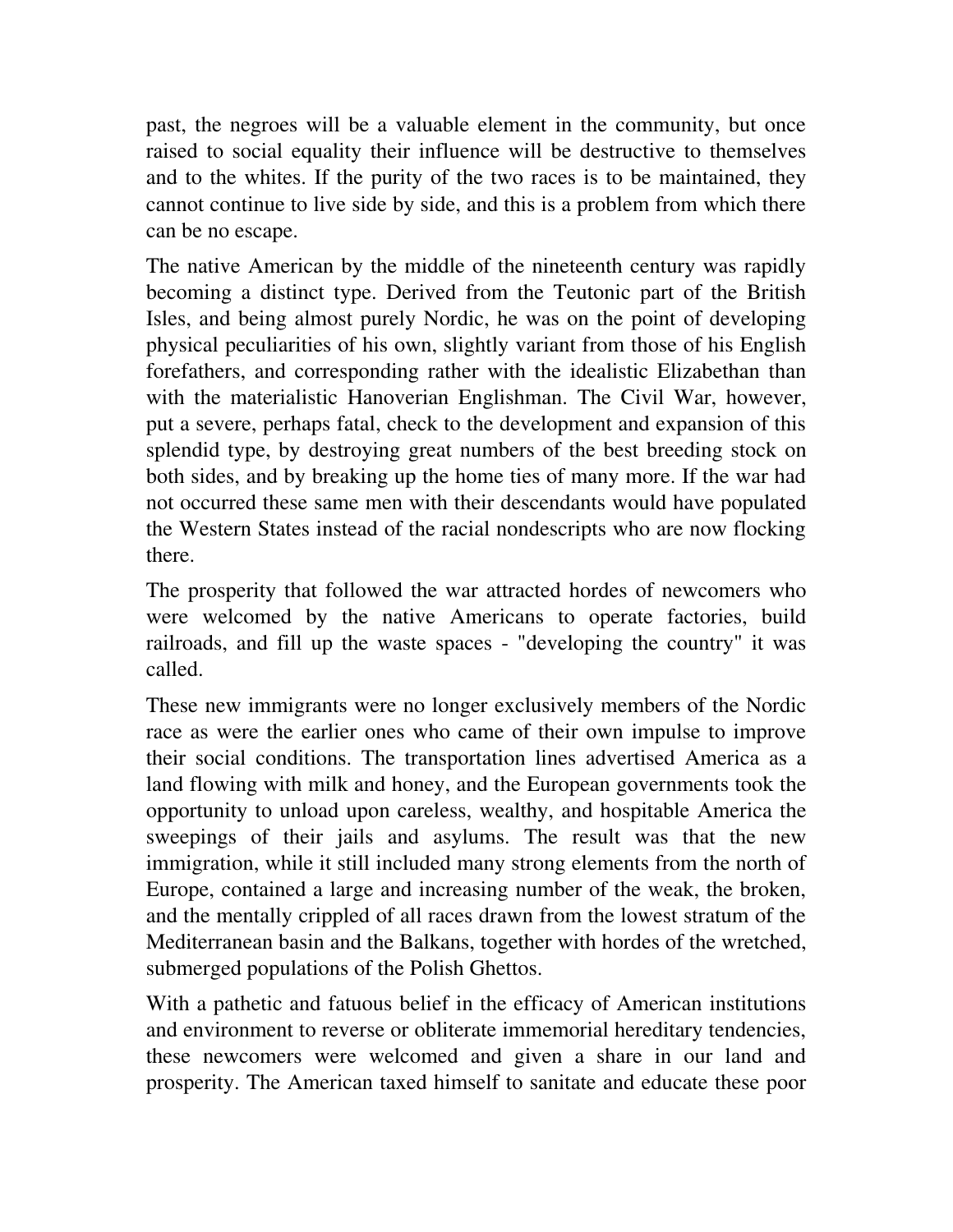past, the negroes will be a valuable element in the community, but once raised to social equality their influence will be destructive to themselves and to the whites. If the purity of the two races is to be maintained, they cannot continue to live side by side, and this is a problem from which there can be no escape.

The native American by the middle of the nineteenth century was rapidly becoming a distinct type. Derived from the Teutonic part of the British Isles, and being almost purely Nordic, he was on the point of developing physical peculiarities of his own, slightly variant from those of his English forefathers, and corresponding rather with the idealistic Elizabethan than with the materialistic Hanoverian Englishman. The Civil War, however, put a severe, perhaps fatal, check to the development and expansion of this splendid type, by destroying great numbers of the best breeding stock on both sides, and by breaking up the home ties of many more. If the war had not occurred these same men with their descendants would have populated the Western States instead of the racial nondescripts who are now flocking there.

The prosperity that followed the war attracted hordes of newcomers who were welcomed by the native Americans to operate factories, build railroads, and fill up the waste spaces - "developing the country" it was called.

These new immigrants were no longer exclusively members of the Nordic race as were the earlier ones who came of their own impulse to improve their social conditions. The transportation lines advertised America as a land flowing with milk and honey, and the European governments took the opportunity to unload upon careless, wealthy, and hospitable America the sweepings of their jails and asylums. The result was that the new immigration, while it still included many strong elements from the north of Europe, contained a large and increasing number of the weak, the broken, and the mentally crippled of all races drawn from the lowest stratum of the Mediterranean basin and the Balkans, together with hordes of the wretched, submerged populations of the Polish Ghettos.

With a pathetic and fatuous belief in the efficacy of American institutions and environment to reverse or obliterate immemorial hereditary tendencies, these newcomers were welcomed and given a share in our land and prosperity. The American taxed himself to sanitate and educate these poor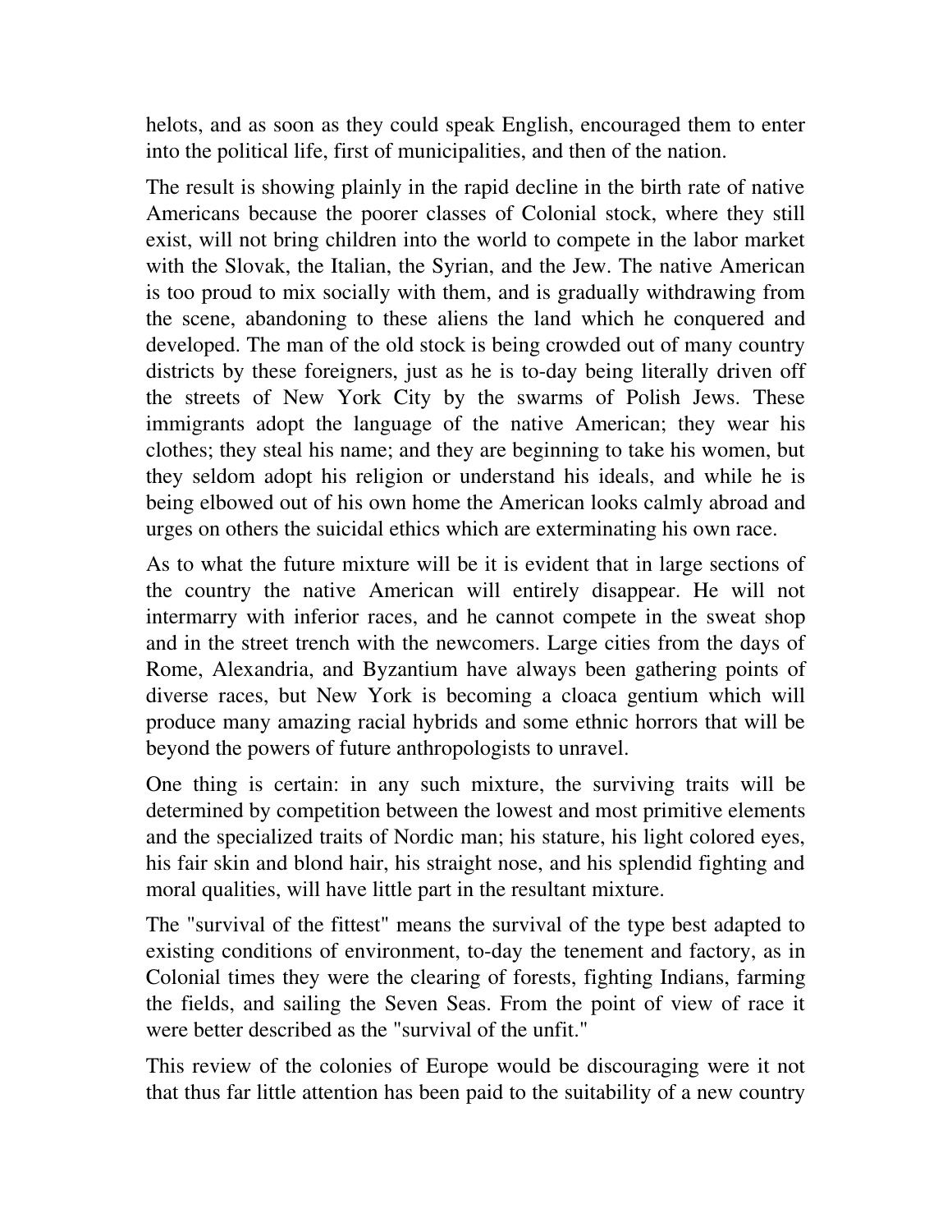helots, and as soon as they could speak English, encouraged them to enter into the political life, first of municipalities, and then of the nation.

The result is showing plainly in the rapid decline in the birth rate of native Americans because the poorer classes of Colonial stock, where they still exist, will not bring children into the world to compete in the labor market with the Slovak, the Italian, the Syrian, and the Jew. The native American is too proud to mix socially with them, and is gradually withdrawing from the scene, abandoning to these aliens the land which he conquered and developed. The man of the old stock is being crowded out of many country districts by these foreigners, just as he is to-day being literally driven off the streets of New York City by the swarms of Polish Jews. These immigrants adopt the language of the native American; they wear his clothes; they steal his name; and they are beginning to take his women, but they seldom adopt his religion or understand his ideals, and while he is being elbowed out of his own home the American looks calmly abroad and urges on others the suicidal ethics which are exterminating his own race.

As to what the future mixture will be it is evident that in large sections of the country the native American will entirely disappear. He will not intermarry with inferior races, and he cannot compete in the sweat shop and in the street trench with the newcomers. Large cities from the days of Rome, Alexandria, and Byzantium have always been gathering points of diverse races, but New York is becoming a cloaca gentium which will produce many amazing racial hybrids and some ethnic horrors that will be beyond the powers of future anthropologists to unravel.

One thing is certain: in any such mixture, the surviving traits will be determined by competition between the lowest and most primitive elements and the specialized traits of Nordic man; his stature, his light colored eyes, his fair skin and blond hair, his straight nose, and his splendid fighting and moral qualities, will have little part in the resultant mixture.

The "survival of the fittest" means the survival of the type best adapted to existing conditions of environment, to-day the tenement and factory, as in Colonial times they were the clearing of forests, fighting Indians, farming the fields, and sailing the Seven Seas. From the point of view of race it were better described as the "survival of the unfit."

This review of the colonies of Europe would be discouraging were it not that thus far little attention has been paid to the suitability of a new country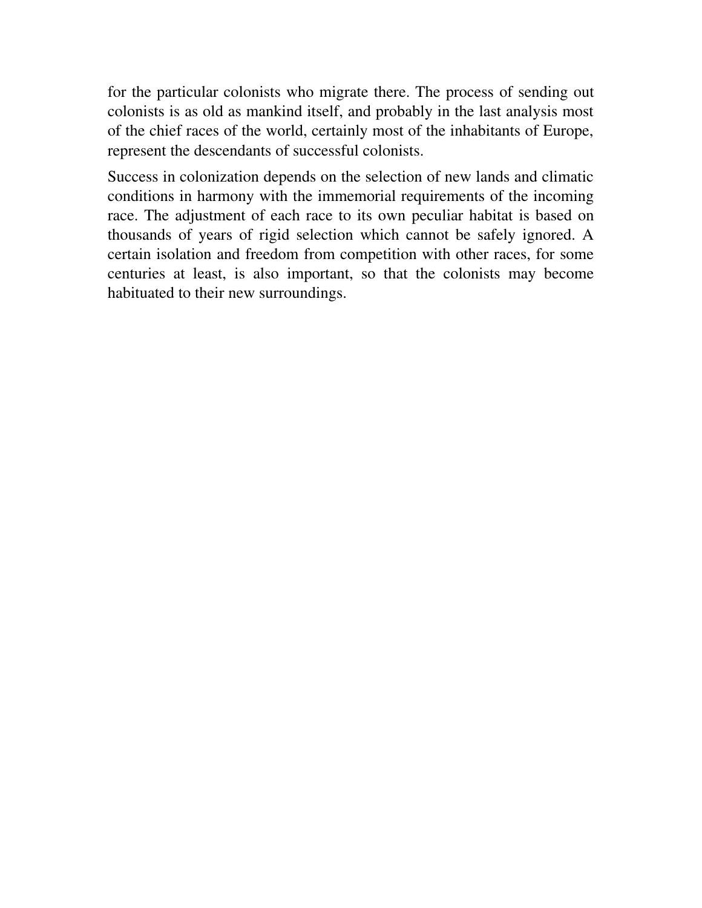for the particular colonists who migrate there. The process of sending out colonists is as old as mankind itself, and probably in the last analysis most of the chief races of the world, certainly most of the inhabitants of Europe, represent the descendants of successful colonists.

Success in colonization depends on the selection of new lands and climatic conditions in harmony with the immemorial requirements of the incoming race. The adjustment of each race to its own peculiar habitat is based on thousands of years of rigid selection which cannot be safely ignored. A certain isolation and freedom from competition with other races, for some centuries at least, is also important, so that the colonists may become habituated to their new surroundings.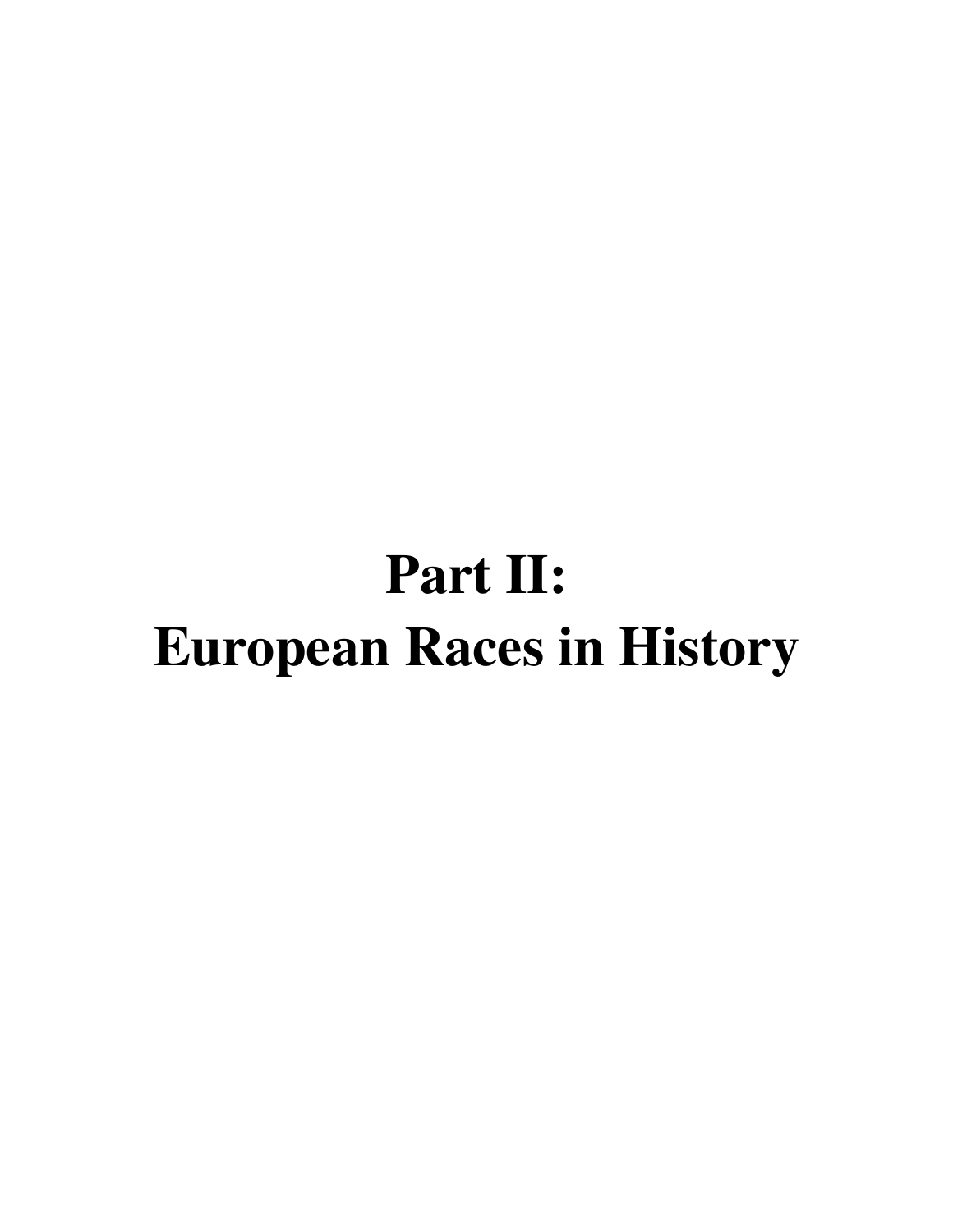# Part II:
# European Races in History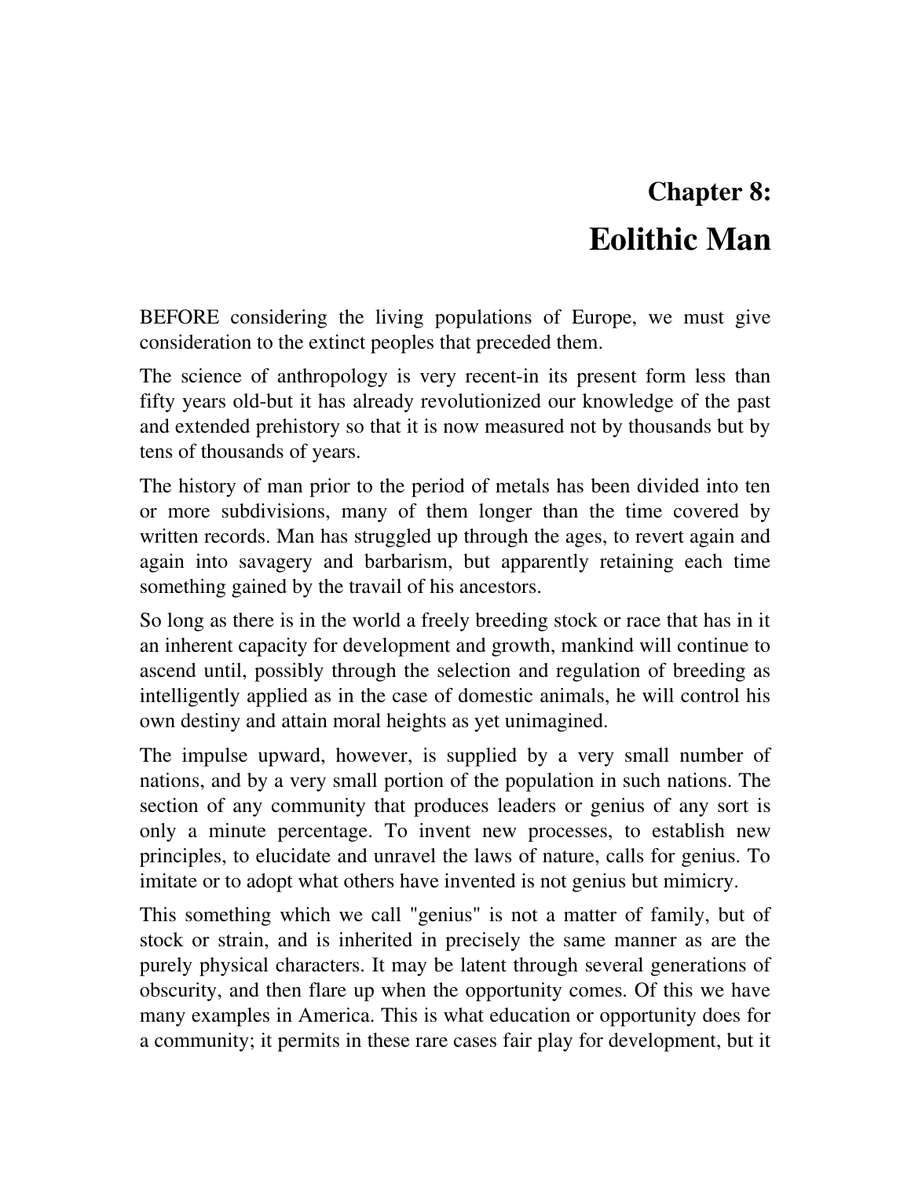# Chapter 8:

# Eolithic Man

BEFORE considering the living populations of Europe, we must give consideration to the extinct peoples that preceded them.

The science of anthropology is very recent-in its present form less than fifty years old-but it has already revolutionized our knowledge of the past and extended prehistory so that it is now measured not by thousands but by tens of thousands of years.

The history of man prior to the period of metals has been divided into ten or more subdivisions, many of them longer than the time covered by written records. Man has struggled up through the ages, to revert again and again into savagery and barbarism, but apparently retaining each time something gained by the travail of his ancestors.

So long as there is in the world a freely breeding stock or race that has in it an inherent capacity for development and growth, mankind will continue to ascend until, possibly through the selection and regulation of breeding as intelligently applied as in the case of domestic animals, he will control his own destiny and attain moral heights as yet unimagined.

The impulse upward, however, is supplied by a very small number of nations, and by a very small portion of the population in such nations. The section of any community that produces leaders or genius of any sort is only a minute percentage. To invent new processes, to establish new principles, to elucidate and unravel the laws of nature, calls for genius. To imitate or to adopt what others have invented is not genius but mimicry.

This something which we call "genius" is not a matter of family, but of stock or strain, and is inherited in precisely the same manner as are the purely physical characters. It may be latent through several generations of obscurity, and then flare up when the opportunity comes. Of this we have many examples in America. This is what education or opportunity does for a community; it permits in these rare cases fair play for development, but it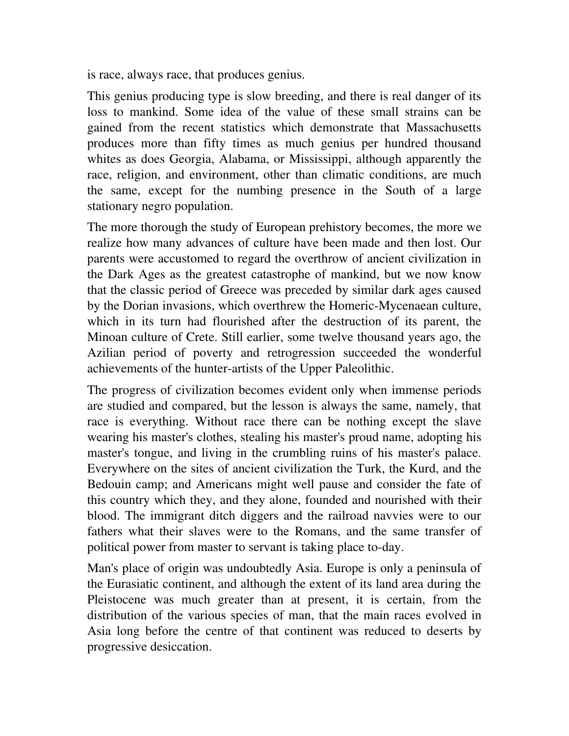is race, always race, that produces genius.

This genius producing type is slow breeding, and there is real danger of its loss to mankind. Some idea of the value of these small strains can be gained from the recent statistics which demonstrate that Massachusetts produces more than fifty times as much genius per hundred thousand whites as does Georgia, Alabama, or Mississippi, although apparently the race, religion, and environment, other than climatic conditions, are much the same, except for the numbing presence in the South of a large stationary negro population.

The more thorough the study of European prehistory becomes, the more we realize how many advances of culture have been made and then lost. Our parents were accustomed to regard the overthrow of ancient civilization in the Dark Ages as the greatest catastrophe of mankind, but we now know that the classic period of Greece was preceded by similar dark ages caused by the Dorian invasions, which overthrew the Homeric-Mycenaean culture, which in its turn had flourished after the destruction of its parent, the Minoan culture of Crete. Still earlier, some twelve thousand years ago, the Azilian period of poverty and retrogression succeeded the wonderful achievements of the hunter-artists of the Upper Paleolithic.

The progress of civilization becomes evident only when immense periods are studied and compared, but the lesson is always the same, namely, that race is everything. Without race there can be nothing except the slave wearing his master's clothes, stealing his master's proud name, adopting his master's tongue, and living in the crumbling ruins of his master's palace. Everywhere on the sites of ancient civilization the Turk, the Kurd, and the Bedouin camp; and Americans might well pause and consider the fate of this country which they, and they alone, founded and nourished with their blood. The immigrant ditch diggers and the railroad navvies were to our fathers what their slaves were to the Romans, and the same transfer of political power from master to servant is taking place to-day.

Man's place of origin was undoubtedly Asia. Europe is only a peninsula of the Eurasiatic continent, and although the extent of its land area during the Pleistocene was much greater than at present, it is certain, from the distribution of the various species of man, that the main races evolved in Asia long before the centre of that continent was reduced to deserts by progressive desiccation.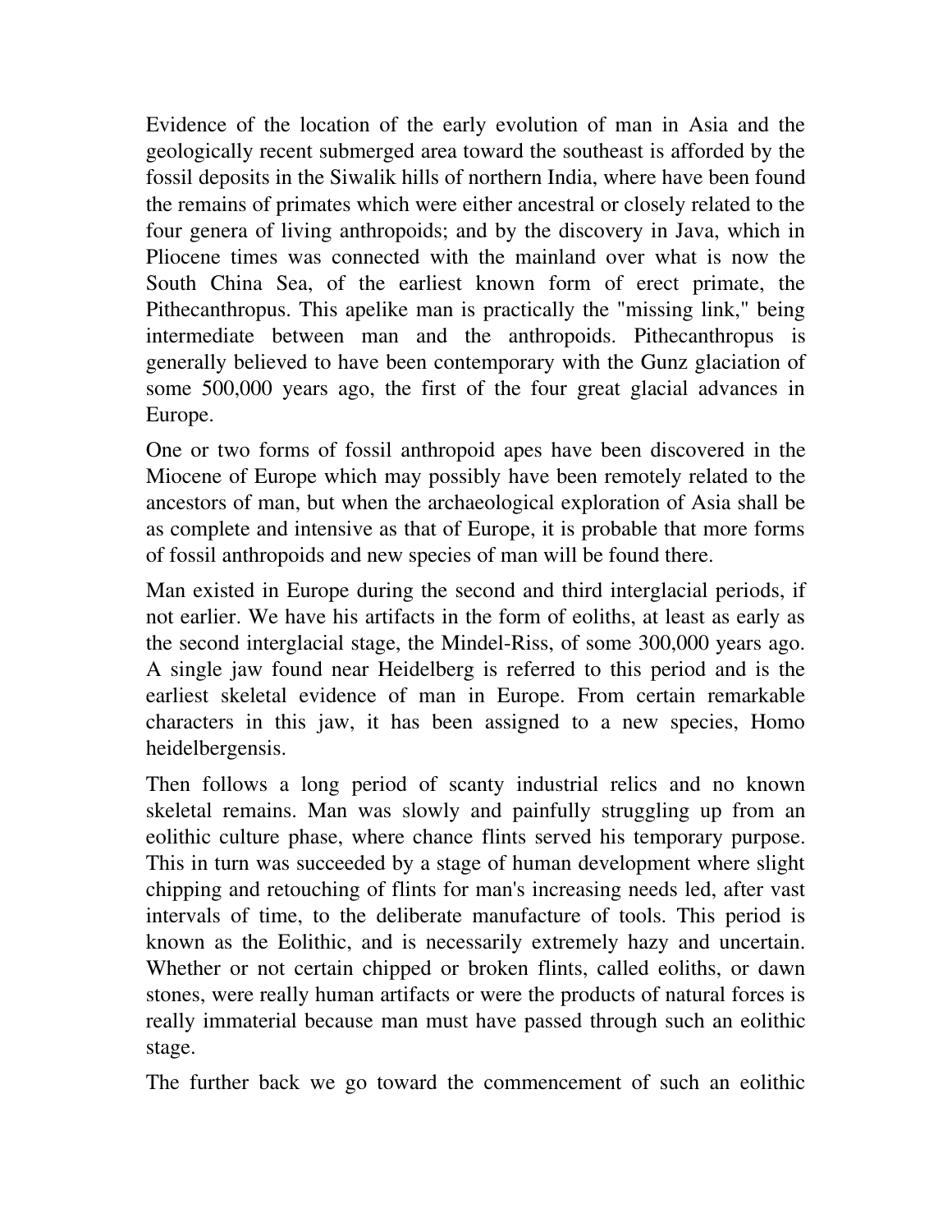Evidence of the location of the early evolution of man in Asia and the geologically recent submerged area toward the southeast is afforded by the fossil deposits in the Siwalik hills of northern India, where have been found the remains of primates which were either ancestral or closely related to the four genera of living anthropoids; and by the discovery in Java, which in Pliocene times was connected with the mainland over what is now the South China Sea, of the earliest known form of erect primate, the Pithecanthropus. This apelike man is practically the "missing link," being intermediate between man and the anthropoids. Pithecanthropus is generally believed to have been contemporary with the Gunz glaciation of some 500,000 years ago, the first of the four great glacial advances in Europe.

One or two forms of fossil anthropoid apes have been discovered in the Miocene of Europe which may possibly have been remotely related to the ancestors of man, but when the archaeological exploration of Asia shall be as complete and intensive as that of Europe, it is probable that more forms of fossil anthropoids and new species of man will be found there.

Man existed in Europe during the second and third interglacial periods, if not earlier. We have his artifacts in the form of eoliths, at least as early as the second interglacial stage, the Mindel-Riss, of some 300,000 years ago. A single jaw found near Heidelberg is referred to this period and is the earliest skeletal evidence of man in Europe. From certain remarkable characters in this jaw, it has been assigned to a new species, Homo heidelbergensis.

Then follows a long period of scanty industrial relics and no known skeletal remains. Man was slowly and painfully struggling up from an eolithic culture phase, where chance flints served his temporary purpose. This in turn was succeeded by a stage of human development where slight chipping and retouching of flints for man's increasing needs led, after vast intervals of time, to the deliberate manufacture of tools. This period is known as the Eolithic, and is necessarily extremely hazy and uncertain. Whether or not certain chipped or broken flints, called eoliths, or dawn stones, were really human artifacts or were the products of natural forces is really immaterial because man must have passed through such an eolithic stage.

The further back we go toward the commencement of such an eolithic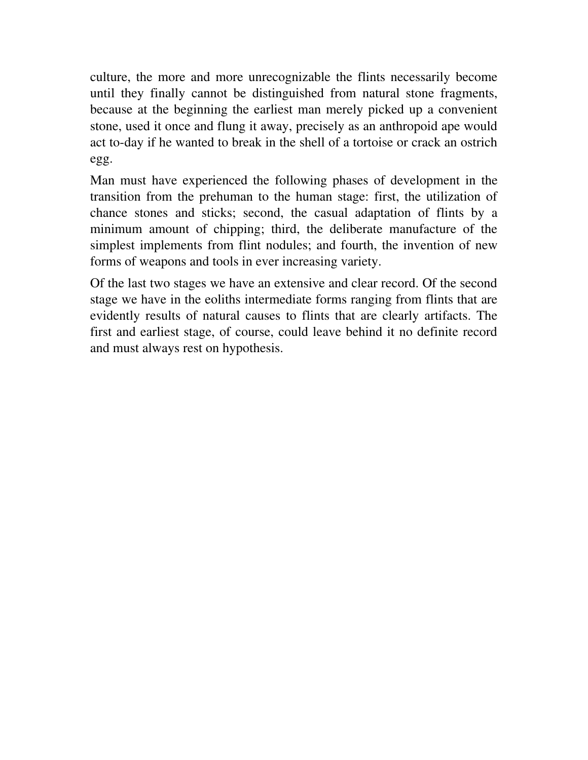culture, the more and more unrecognizable the flints necessarily become until they finally cannot be distinguished from natural stone fragments, because at the beginning the earliest man merely picked up a convenient stone, used it once and flung it away, precisely as an anthropoid ape would act to-day if he wanted to break in the shell of a tortoise or crack an ostrich egg.

Man must have experienced the following phases of development in the transition from the prehuman to the human stage: first, the utilization of chance stones and sticks; second, the casual adaptation of flints by a minimum amount of chipping; third, the deliberate manufacture of the simplest implements from flint nodules; and fourth, the invention of new forms of weapons and tools in ever increasing variety.

Of the last two stages we have an extensive and clear record. Of the second stage we have in the eoliths intermediate forms ranging from flints that are evidently results of natural causes to flints that are clearly artifacts. The first and earliest stage, of course, could leave behind it no definite record and must always rest on hypothesis.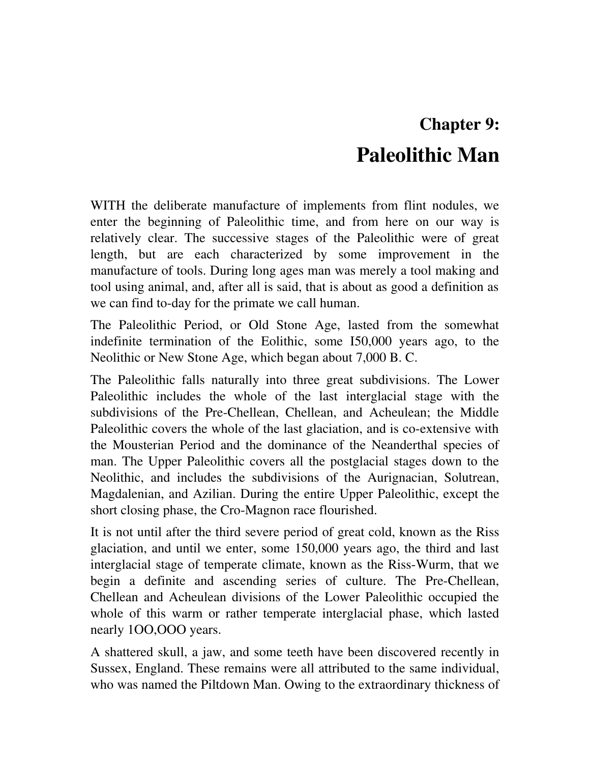# Chapter 9:
# Paleolithic Man

WITH the deliberate manufacture of implements from flint nodules, we enter the beginning of Paleolithic time, and from here on our way is relatively clear. The successive stages of the Paleolithic were of great length, but are each characterized by some improvement in the manufacture of tools. During long ages man was merely a tool making and tool using animal, and, after all is said, that is about as good a definition as we can find to-day for the primate we call human.

The Paleolithic Period, or Old Stone Age, lasted from the somewhat indefinite termination of the Eolithic, some I50,000 years ago, to the Neolithic or New Stone Age, which began about 7,000 B. C.

The Paleolithic falls naturally into three great subdivisions. The Lower Paleolithic includes the whole of the last interglacial stage with the subdivisions of the Pre-Chellean, Chellean, and Acheulean; the Middle Paleolithic covers the whole of the last glaciation, and is co-extensive with the Mousterian Period and the dominance of the Neanderthal species of man. The Upper Paleolithic covers all the postglacial stages down to the Neolithic, and includes the subdivisions of the Aurignacian, Solutrean, Magdalenian, and Azilian. During the entire Upper Paleolithic, except the short closing phase, the Cro-Magnon race flourished.

It is not until after the third severe period of great cold, known as the Riss glaciation, and until we enter, some 150,000 years ago, the third and last interglacial stage of temperate climate, known as the Riss-Wurm, that we begin a definite and ascending series of culture. The Pre-Chellean, Chellean and Acheulean divisions of the Lower Paleolithic occupied the whole of this warm or rather temperate interglacial phase, which lasted nearly 1OO,OOO years.

A shattered skull, a jaw, and some teeth have been discovered recently in Sussex, England. These remains were all attributed to the same individual, who was named the Piltdown Man. Owing to the extraordinary thickness of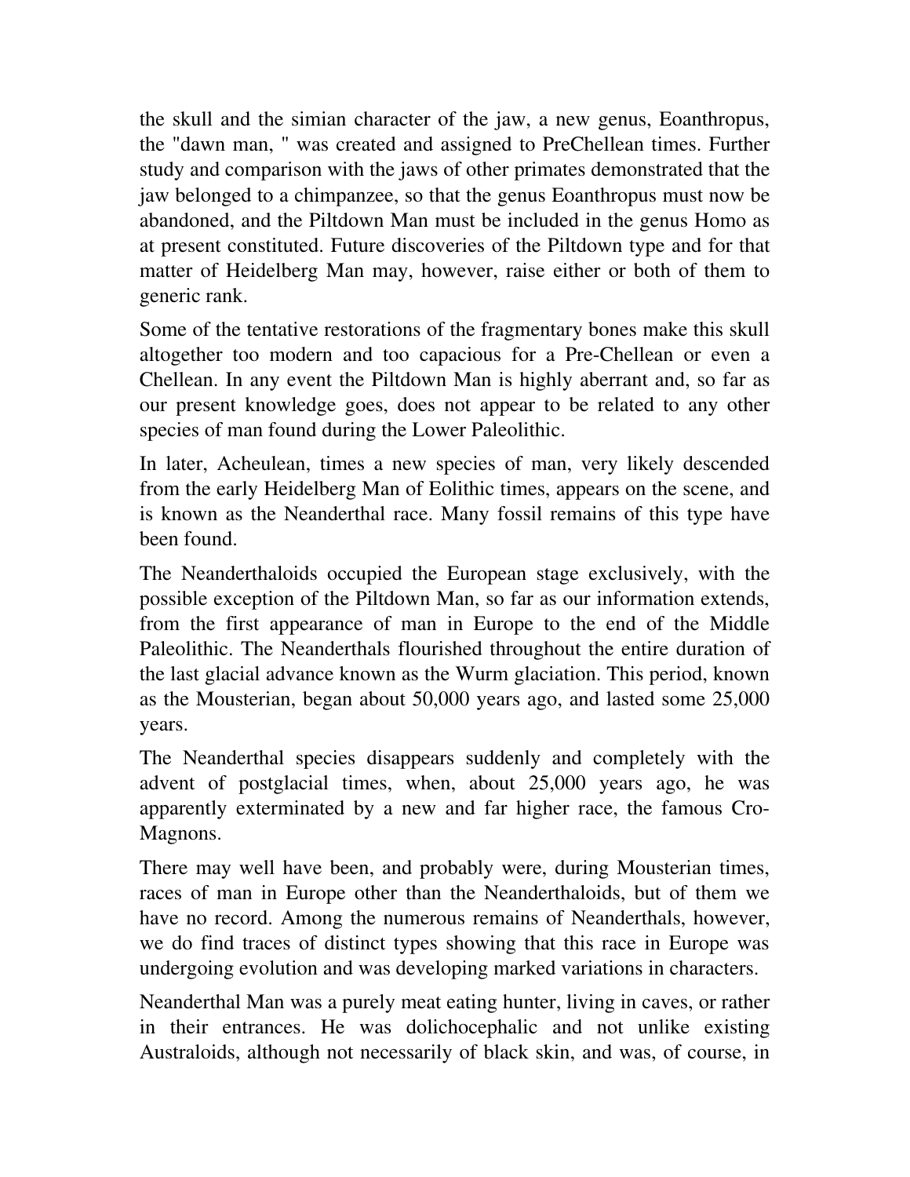the skull and the simian character of the jaw, a new genus, Eoanthropus, the "dawn man, " was created and assigned to PreChellean times. Further study and comparison with the jaws of other primates demonstrated that the jaw belonged to a chimpanzee, so that the genus Eoanthropus must now be abandoned, and the Piltdown Man must be included in the genus Homo as at present constituted. Future discoveries of the Piltdown type and for that matter of Heidelberg Man may, however, raise either or both of them to generic rank.

Some of the tentative restorations of the fragmentary bones make this skull altogether too modern and too capacious for a Pre-Chellean or even a Chellean. In any event the Piltdown Man is highly aberrant and, so far as our present knowledge goes, does not appear to be related to any other species of man found during the Lower Paleolithic.

In later, Acheulean, times a new species of man, very likely descended from the early Heidelberg Man of Eolithic times, appears on the scene, and is known as the Neanderthal race. Many fossil remains of this type have been found.

The Neanderthaloids occupied the European stage exclusively, with the possible exception of the Piltdown Man, so far as our information extends, from the first appearance of man in Europe to the end of the Middle Paleolithic. The Neanderthals flourished throughout the entire duration of the last glacial advance known as the Wurm glaciation. This period, known as the Mousterian, began about 50,000 years ago, and lasted some 25,000 years.

The Neanderthal species disappears suddenly and completely with the advent of postglacial times, when, about 25,000 years ago, he was apparently exterminated by a new and far higher race, the famous Cro-Magnons.

There may well have been, and probably were, during Mousterian times, races of man in Europe other than the Neanderthaloids, but of them we have no record. Among the numerous remains of Neanderthals, however, we do find traces of distinct types showing that this race in Europe was undergoing evolution and was developing marked variations in characters.

Neanderthal Man was a purely meat eating hunter, living in caves, or rather in their entrances. He was dolichocephalic and not unlike existing Australoids, although not necessarily of black skin, and was, of course, in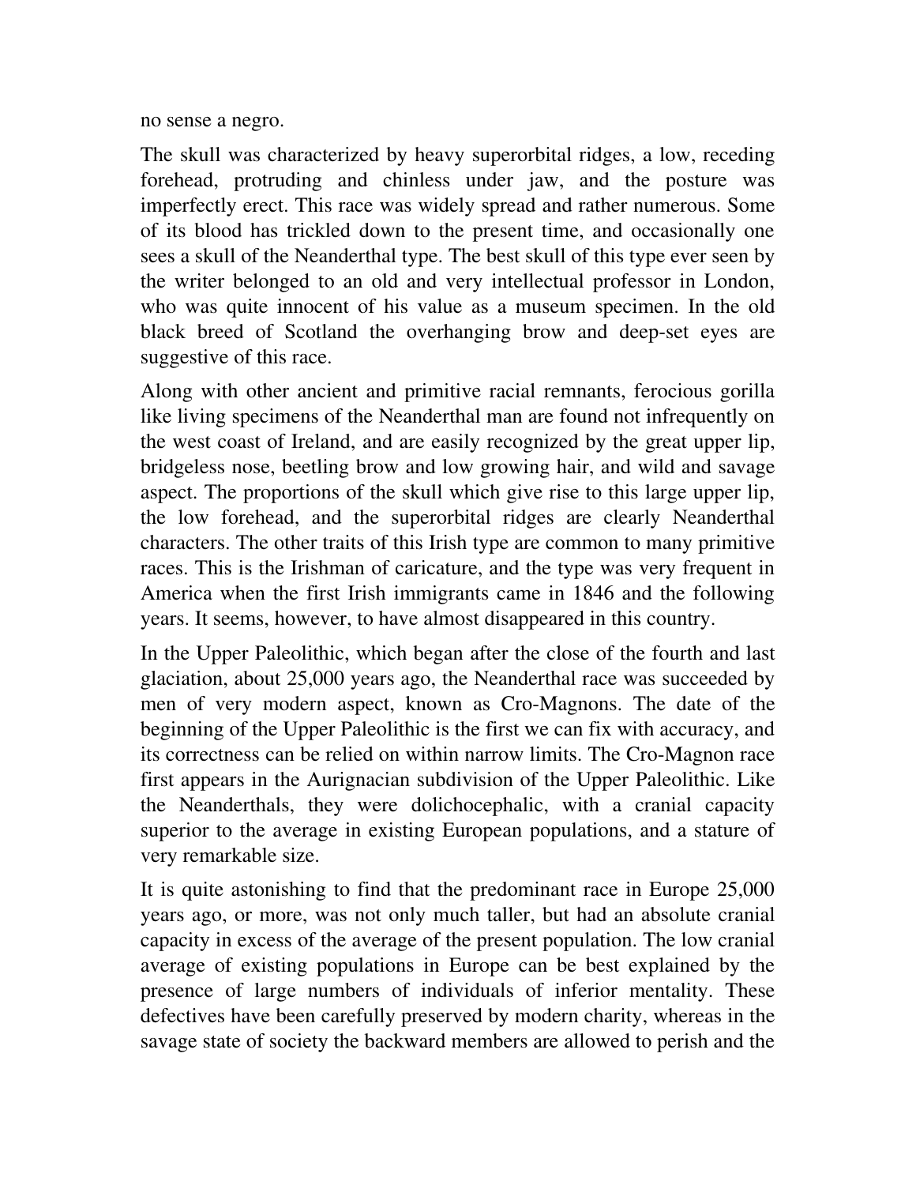no sense a negro.

The skull was characterized by heavy superorbital ridges, a low, receding forehead, protruding and chinless under jaw, and the posture was imperfectly erect. This race was widely spread and rather numerous. Some of its blood has trickled down to the present time, and occasionally one sees a skull of the Neanderthal type. The best skull of this type ever seen by the writer belonged to an old and very intellectual professor in London, who was quite innocent of his value as a museum specimen. In the old black breed of Scotland the overhanging brow and deep-set eyes are suggestive of this race.

Along with other ancient and primitive racial remnants, ferocious gorilla like living specimens of the Neanderthal man are found not infrequently on the west coast of Ireland, and are easily recognized by the great upper lip, bridgeless nose, beetling brow and low growing hair, and wild and savage aspect. The proportions of the skull which give rise to this large upper lip, the low forehead, and the superorbital ridges are clearly Neanderthal characters. The other traits of this Irish type are common to many primitive races. This is the Irishman of caricature, and the type was very frequent in America when the first Irish immigrants came in 1846 and the following years. It seems, however, to have almost disappeared in this country.

In the Upper Paleolithic, which began after the close of the fourth and last glaciation, about 25,000 years ago, the Neanderthal race was succeeded by men of very modern aspect, known as Cro-Magnons. The date of the beginning of the Upper Paleolithic is the first we can fix with accuracy, and its correctness can be relied on within narrow limits. The Cro-Magnon race first appears in the Aurignacian subdivision of the Upper Paleolithic. Like the Neanderthals, they were dolichocephalic, with a cranial capacity superior to the average in existing European populations, and a stature of very remarkable size.

It is quite astonishing to find that the predominant race in Europe 25,000 years ago, or more, was not only much taller, but had an absolute cranial capacity in excess of the average of the present population. The low cranial average of existing populations in Europe can be best explained by the presence of large numbers of individuals of inferior mentality. These defectives have been carefully preserved by modern charity, whereas in the savage state of society the backward members are allowed to perish and the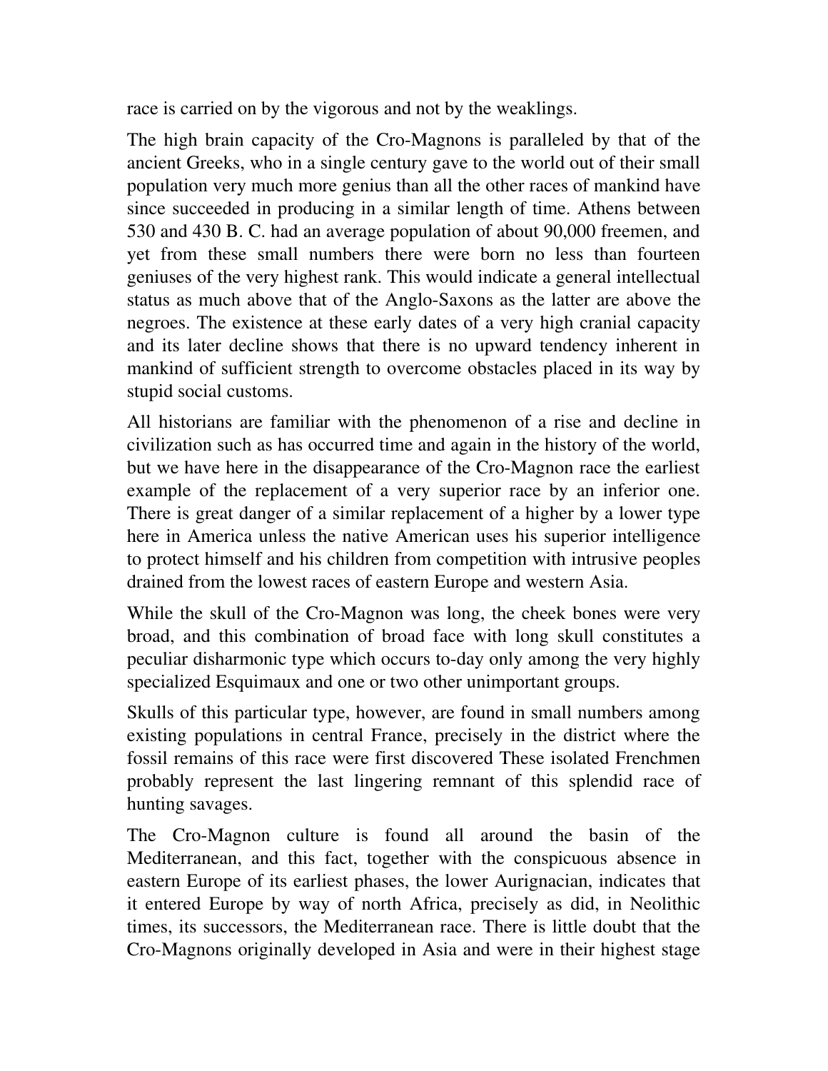race is carried on by the vigorous and not by the weaklings.

The high brain capacity of the Cro-Magnons is paralleled by that of the ancient Greeks, who in a single century gave to the world out of their small population very much more genius than all the other races of mankind have since succeeded in producing in a similar length of time. Athens between 530 and 430 B. C. had an average population of about 90,000 freemen, and yet from these small numbers there were born no less than fourteen geniuses of the very highest rank. This would indicate a general intellectual status as much above that of the Anglo-Saxons as the latter are above the negroes. The existence at these early dates of a very high cranial capacity and its later decline shows that there is no upward tendency inherent in mankind of sufficient strength to overcome obstacles placed in its way by stupid social customs.

All historians are familiar with the phenomenon of a rise and decline in civilization such as has occurred time and again in the history of the world, but we have here in the disappearance of the Cro-Magnon race the earliest example of the replacement of a very superior race by an inferior one. There is great danger of a similar replacement of a higher by a lower type here in America unless the native American uses his superior intelligence to protect himself and his children from competition with intrusive peoples drained from the lowest races of eastern Europe and western Asia.

While the skull of the Cro-Magnon was long, the cheek bones were very broad, and this combination of broad face with long skull constitutes a peculiar disharmonic type which occurs to-day only among the very highly specialized Esquimaux and one or two other unimportant groups.

Skulls of this particular type, however, are found in small numbers among existing populations in central France, precisely in the district where the fossil remains of this race were first discovered These isolated Frenchmen probably represent the last lingering remnant of this splendid race of hunting savages.

The Cro-Magnon culture is found all around the basin of the Mediterranean, and this fact, together with the conspicuous absence in eastern Europe of its earliest phases, the lower Aurignacian, indicates that it entered Europe by way of north Africa, precisely as did, in Neolithic times, its successors, the Mediterranean race. There is little doubt that the Cro-Magnons originally developed in Asia and were in their highest stage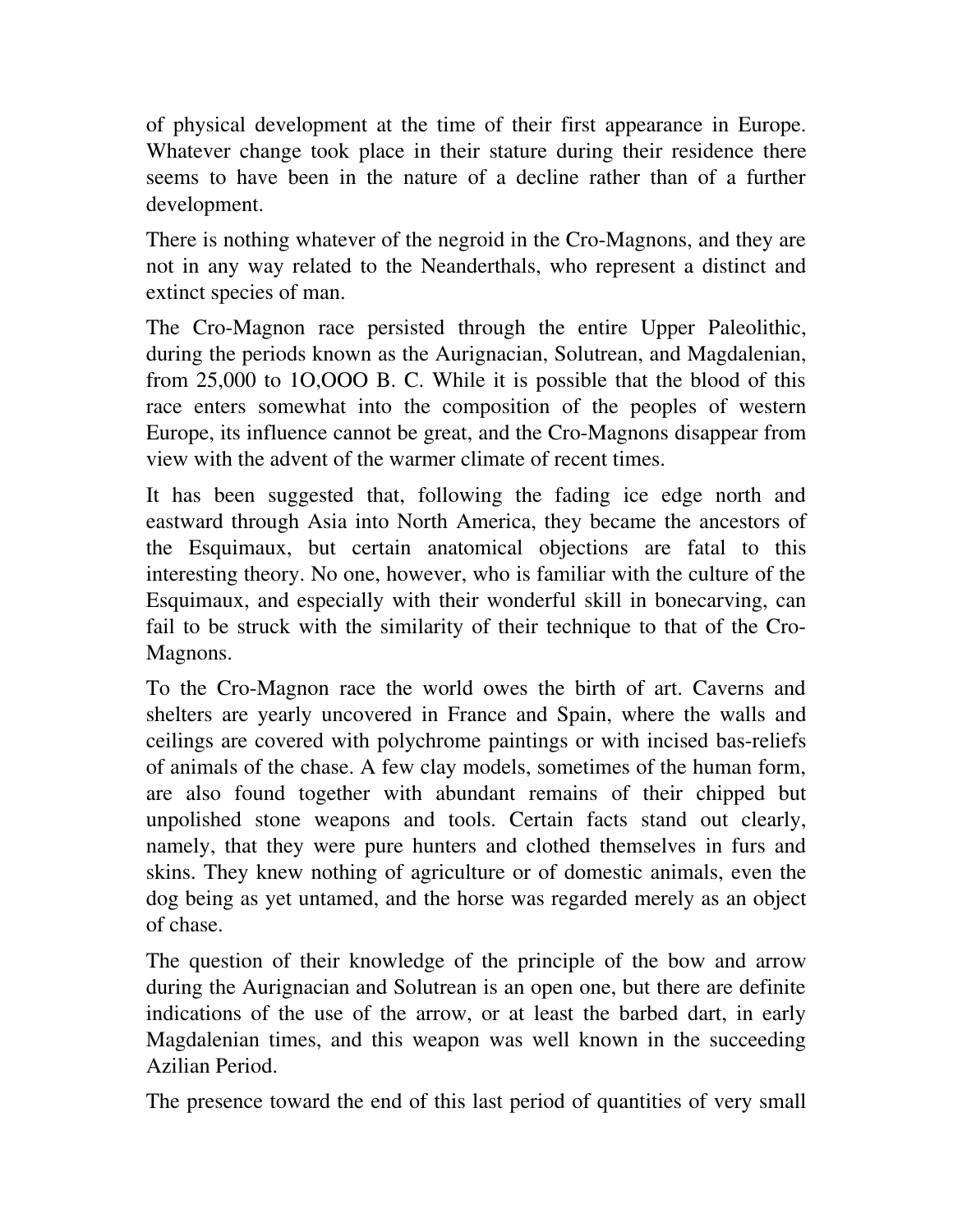of physical development at the time of their first appearance in Europe. Whatever change took place in their stature during their residence there seems to have been in the nature of a decline rather than of a further development.

There is nothing whatever of the negroid in the Cro-Magnons, and they are not in any way related to the Neanderthals, who represent a distinct and extinct species of man.

The Cro-Magnon race persisted through the entire Upper Paleolithic, during the periods known as the Aurignacian, Solutrean, and Magdalenian, from 25,000 to 1O,OOO B. C. While it is possible that the blood of this race enters somewhat into the composition of the peoples of western Europe, its influence cannot be great, and the Cro-Magnons disappear from view with the advent of the warmer climate of recent times.

It has been suggested that, following the fading ice edge north and eastward through Asia into North America, they became the ancestors of the Esquimaux, but certain anatomical objections are fatal to this interesting theory. No one, however, who is familiar with the culture of the Esquimaux, and especially with their wonderful skill in bonecarving, can fail to be struck with the similarity of their technique to that of the Cro-Magnons.

To the Cro-Magnon race the world owes the birth of art. Caverns and shelters are yearly uncovered in France and Spain, where the walls and ceilings are covered with polychrome paintings or with incised bas-reliefs of animals of the chase. A few clay models, sometimes of the human form, are also found together with abundant remains of their chipped but unpolished stone weapons and tools. Certain facts stand out clearly, namely, that they were pure hunters and clothed themselves in furs and skins. They knew nothing of agriculture or of domestic animals, even the dog being as yet untamed, and the horse was regarded merely as an object of chase.

The question of their knowledge of the principle of the bow and arrow during the Aurignacian and Solutrean is an open one, but there are definite indications of the use of the arrow, or at least the barbed dart, in early Magdalenian times, and this weapon was well known in the succeeding Azilian Period.

The presence toward the end of this last period of quantities of very small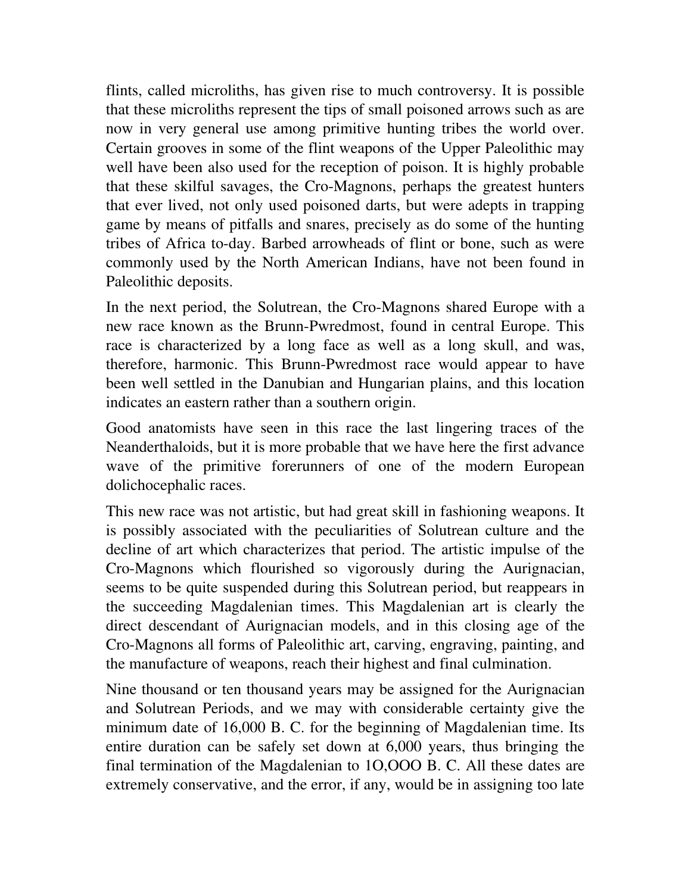flints, called microliths, has given rise to much controversy. It is possible that these microliths represent the tips of small poisoned arrows such as are now in very general use among primitive hunting tribes the world over. Certain grooves in some of the flint weapons of the Upper Paleolithic may well have been also used for the reception of poison. It is highly probable that these skilful savages, the Cro-Magnons, perhaps the greatest hunters that ever lived, not only used poisoned darts, but were adepts in trapping game by means of pitfalls and snares, precisely as do some of the hunting tribes of Africa to-day. Barbed arrowheads of flint or bone, such as were commonly used by the North American Indians, have not been found in Paleolithic deposits.

In the next period, the Solutrean, the Cro-Magnons shared Europe with a new race known as the Brunn-Pwredmost, found in central Europe. This race is characterized by a long face as well as a long skull, and was, therefore, harmonic. This Brunn-Pwredmost race would appear to have been well settled in the Danubian and Hungarian plains, and this location indicates an eastern rather than a southern origin.

Good anatomists have seen in this race the last lingering traces of the Neanderthaloids, but it is more probable that we have here the first advance wave of the primitive forerunners of one of the modern European dolichocephalic races.

This new race was not artistic, but had great skill in fashioning weapons. It is possibly associated with the peculiarities of Solutrean culture and the decline of art which characterizes that period. The artistic impulse of the Cro-Magnons which flourished so vigorously during the Aurignacian, seems to be quite suspended during this Solutrean period, but reappears in the succeeding Magdalenian times. This Magdalenian art is clearly the direct descendant of Aurignacian models, and in this closing age of the Cro-Magnons all forms of Paleolithic art, carving, engraving, painting, and the manufacture of weapons, reach their highest and final culmination.

Nine thousand or ten thousand years may be assigned for the Aurignacian and Solutrean Periods, and we may with considerable certainty give the minimum date of 16,000 B. C. for the beginning of Magdalenian time. Its entire duration can be safely set down at 6,000 years, thus bringing the final termination of the Magdalenian to 1O,OOO B. C. All these dates are extremely conservative, and the error, if any, would be in assigning too late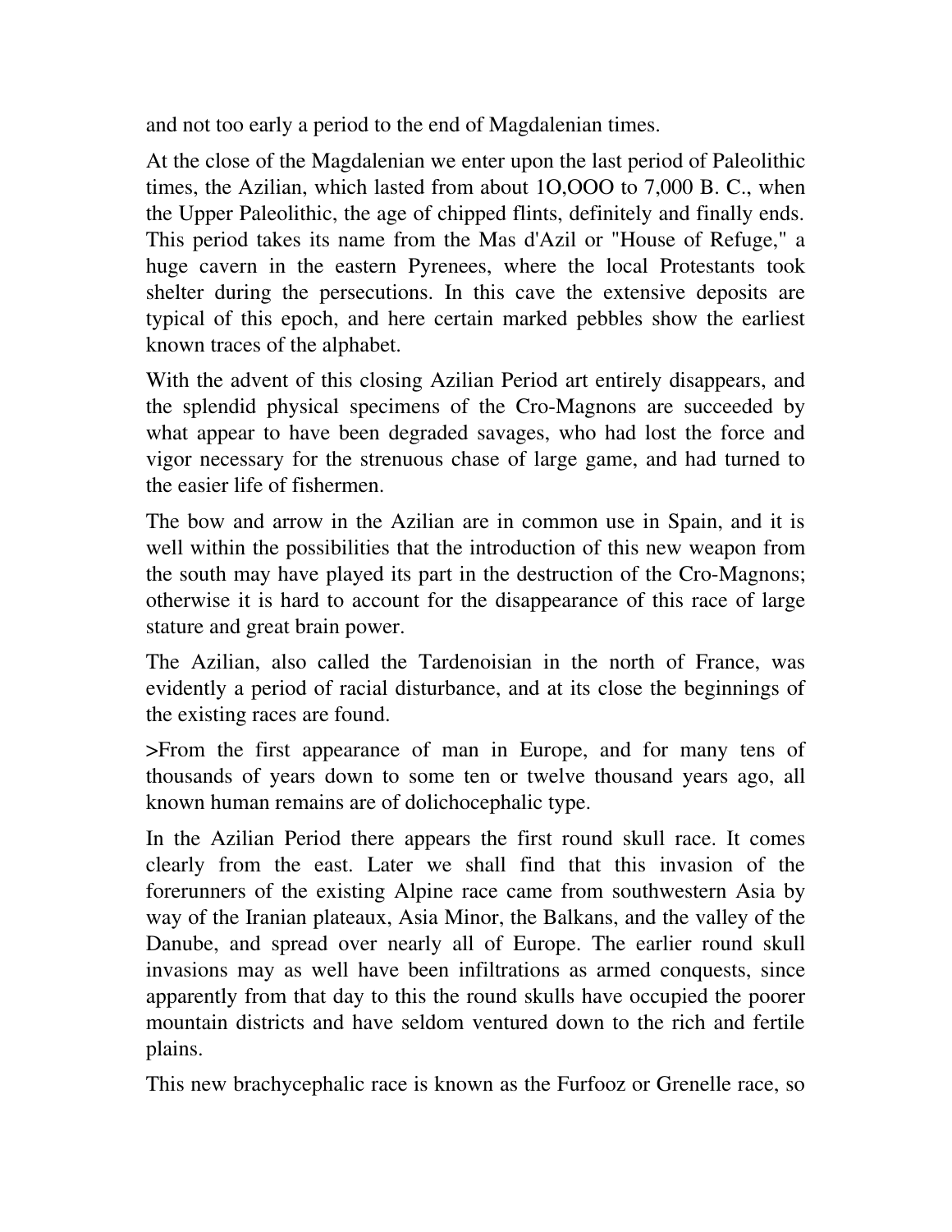and not too early a period to the end of Magdalenian times.

At the close of the Magdalenian we enter upon the last period of Paleolithic times, the Azilian, which lasted from about 1O,OOO to 7,000 B. C., when the Upper Paleolithic, the age of chipped flints, definitely and finally ends. This period takes its name from the Mas d'Azil or "House of Refuge," a huge cavern in the eastern Pyrenees, where the local Protestants took shelter during the persecutions. In this cave the extensive deposits are typical of this epoch, and here certain marked pebbles show the earliest known traces of the alphabet.

With the advent of this closing Azilian Period art entirely disappears, and the splendid physical specimens of the Cro-Magnons are succeeded by what appear to have been degraded savages, who had lost the force and vigor necessary for the strenuous chase of large game, and had turned to the easier life of fishermen.

The bow and arrow in the Azilian are in common use in Spain, and it is well within the possibilities that the introduction of this new weapon from the south may have played its part in the destruction of the Cro-Magnons; otherwise it is hard to account for the disappearance of this race of large stature and great brain power.

The Azilian, also called the Tardenoisian in the north of France, was evidently a period of racial disturbance, and at its close the beginnings of the existing races are found.

>From the first appearance of man in Europe, and for many tens of thousands of years down to some ten or twelve thousand years ago, all known human remains are of dolichocephalic type.

In the Azilian Period there appears the first round skull race. It comes clearly from the east. Later we shall find that this invasion of the forerunners of the existing Alpine race came from southwestern Asia by way of the Iranian plateaux, Asia Minor, the Balkans, and the valley of the Danube, and spread over nearly all of Europe. The earlier round skull invasions may as well have been infiltrations as armed conquests, since apparently from that day to this the round skulls have occupied the poorer mountain districts and have seldom ventured down to the rich and fertile plains.

This new brachycephalic race is known as the Furfooz or Grenelle race, so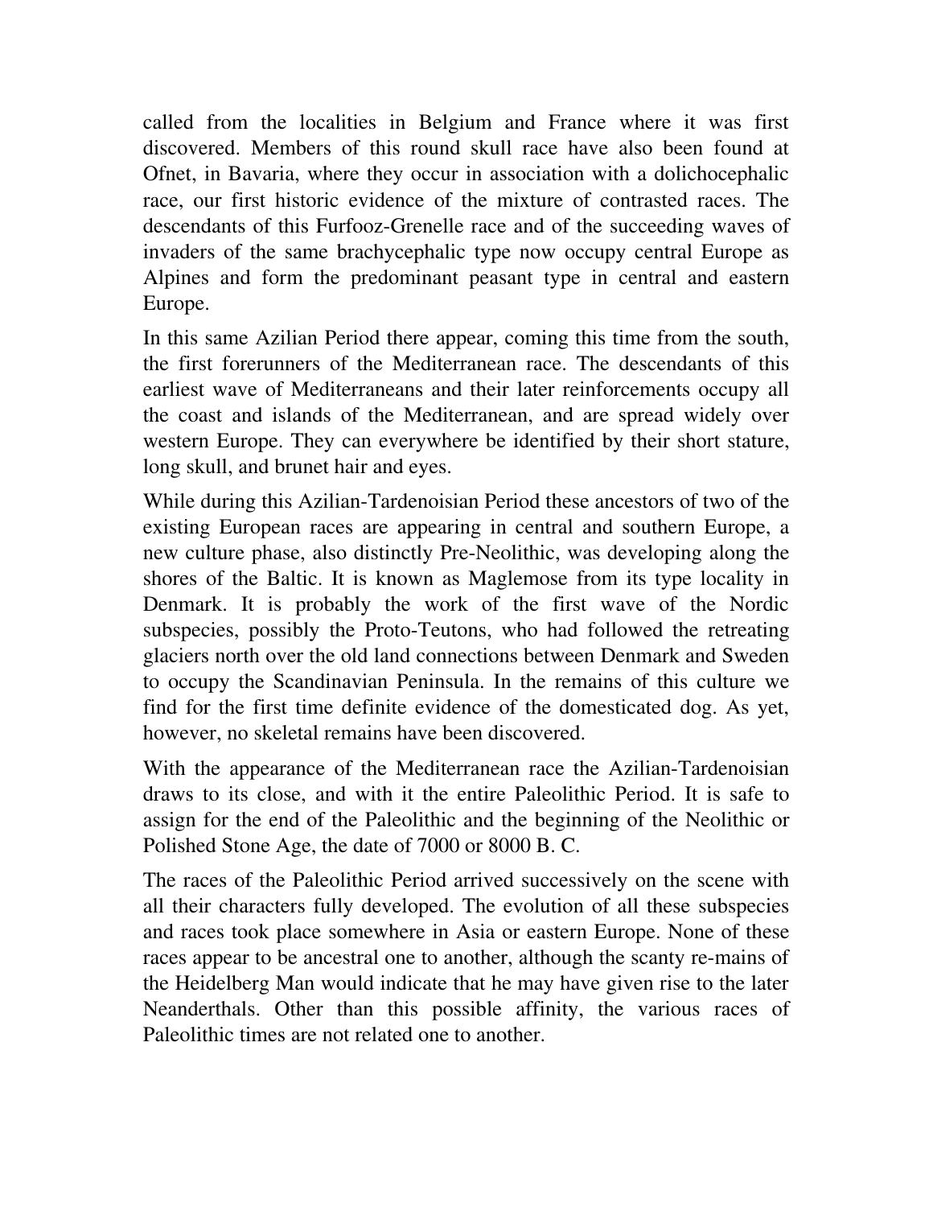called from the localities in Belgium and France where it was first discovered. Members of this round skull race have also been found at Ofnet, in Bavaria, where they occur in association with a dolichocephalic race, our first historic evidence of the mixture of contrasted races. The descendants of this Furfooz-Grenelle race and of the succeeding waves of invaders of the same brachycephalic type now occupy central Europe as Alpines and form the predominant peasant type in central and eastern Europe.

In this same Azilian Period there appear, coming this time from the south, the first forerunners of the Mediterranean race. The descendants of this earliest wave of Mediterraneans and their later reinforcements occupy all the coast and islands of the Mediterranean, and are spread widely over western Europe. They can everywhere be identified by their short stature, long skull, and brunet hair and eyes.

While during this Azilian-Tardenoisian Period these ancestors of two of the existing European races are appearing in central and southern Europe, a new culture phase, also distinctly Pre-Neolithic, was developing along the shores of the Baltic. It is known as Maglemose from its type locality in Denmark. It is probably the work of the first wave of the Nordic subspecies, possibly the Proto-Teutons, who had followed the retreating glaciers north over the old land connections between Denmark and Sweden to occupy the Scandinavian Peninsula. In the remains of this culture we find for the first time definite evidence of the domesticated dog. As yet, however, no skeletal remains have been discovered.

With the appearance of the Mediterranean race the Azilian-Tardenoisian draws to its close, and with it the entire Paleolithic Period. It is safe to assign for the end of the Paleolithic and the beginning of the Neolithic or Polished Stone Age, the date of 7000 or 8000 B. C.

The races of the Paleolithic Period arrived successively on the scene with all their characters fully developed. The evolution of all these subspecies and races took place somewhere in Asia or eastern Europe. None of these races appear to be ancestral one to another, although the scanty re-mains of the Heidelberg Man would indicate that he may have given rise to the later Neanderthals. Other than this possible affinity, the various races of Paleolithic times are not related one to another.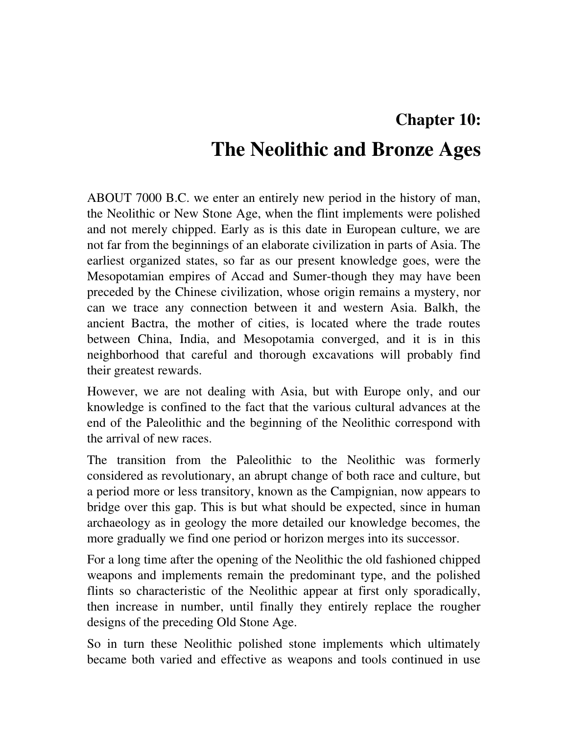## Chapter 10:

# The Neolithic and Bronze Ages

ABOUT 7000 B.C. we enter an entirely new period in the history of man, the Neolithic or New Stone Age, when the flint implements were polished and not merely chipped. Early as is this date in European culture, we are not far from the beginnings of an elaborate civilization in parts of Asia. The earliest organized states, so far as our present knowledge goes, were the Mesopotamian empires of Accad and Sumer-though they may have been preceded by the Chinese civilization, whose origin remains a mystery, nor can we trace any connection between it and western Asia. Balkh, the ancient Bactra, the mother of cities, is located where the trade routes between China, India, and Mesopotamia converged, and it is in this neighborhood that careful and thorough excavations will probably find their greatest rewards.

However, we are not dealing with Asia, but with Europe only, and our knowledge is confined to the fact that the various cultural advances at the end of the Paleolithic and the beginning of the Neolithic correspond with the arrival of new races.

The transition from the Paleolithic to the Neolithic was formerly considered as revolutionary, an abrupt change of both race and culture, but a period more or less transitory, known as the Campignian, now appears to bridge over this gap. This is but what should be expected, since in human archaeology as in geology the more detailed our knowledge becomes, the more gradually we find one period or horizon merges into its successor.

For a long time after the opening of the Neolithic the old fashioned chipped weapons and implements remain the predominant type, and the polished flints so characteristic of the Neolithic appear at first only sporadically, then increase in number, until finally they entirely replace the rougher designs of the preceding Old Stone Age.

So in turn these Neolithic polished stone implements which ultimately became both varied and effective as weapons and tools continued in use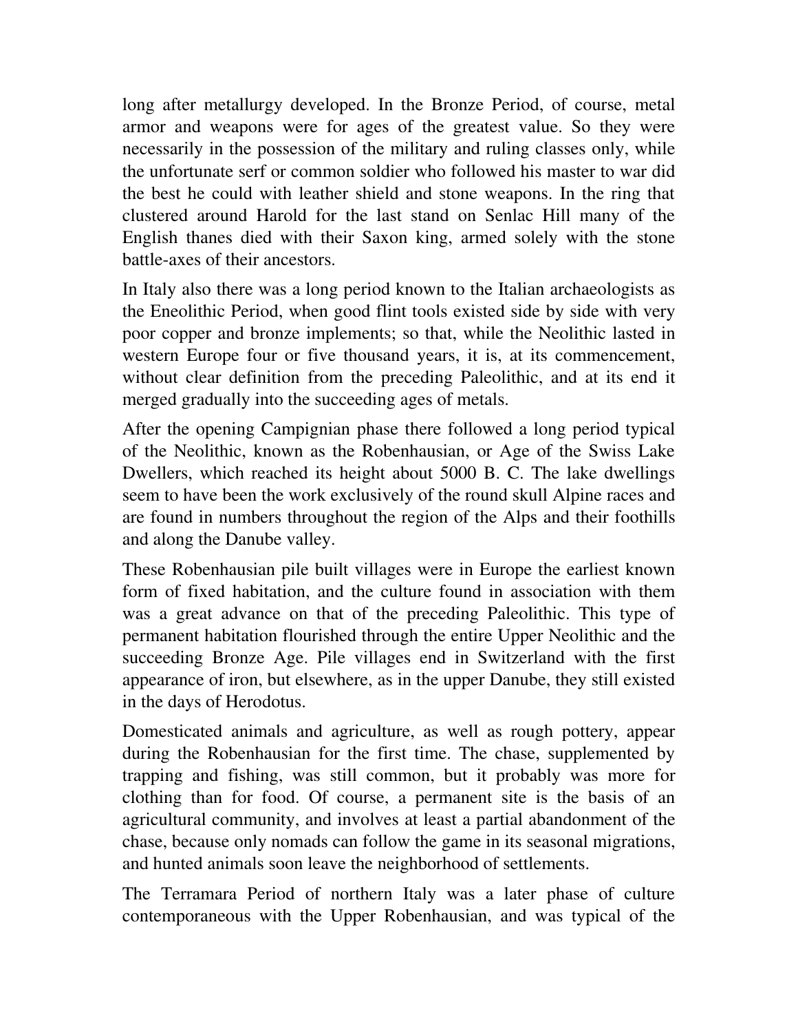long after metallurgy developed. In the Bronze Period, of course, metal armor and weapons were for ages of the greatest value. So they were necessarily in the possession of the military and ruling classes only, while the unfortunate serf or common soldier who followed his master to war did the best he could with leather shield and stone weapons. In the ring that clustered around Harold for the last stand on Senlac Hill many of the English thanes died with their Saxon king, armed solely with the stone battle-axes of their ancestors.

In Italy also there was a long period known to the Italian archaeologists as the Eneolithic Period, when good flint tools existed side by side with very poor copper and bronze implements; so that, while the Neolithic lasted in western Europe four or five thousand years, it is, at its commencement, without clear definition from the preceding Paleolithic, and at its end it merged gradually into the succeeding ages of metals.

After the opening Campignian phase there followed a long period typical of the Neolithic, known as the Robenhausian, or Age of the Swiss Lake Dwellers, which reached its height about 5000 B. C. The lake dwellings seem to have been the work exclusively of the round skull Alpine races and are found in numbers throughout the region of the Alps and their foothills and along the Danube valley.

These Robenhausian pile built villages were in Europe the earliest known form of fixed habitation, and the culture found in association with them was a great advance on that of the preceding Paleolithic. This type of permanent habitation flourished through the entire Upper Neolithic and the succeeding Bronze Age. Pile villages end in Switzerland with the first appearance of iron, but elsewhere, as in the upper Danube, they still existed in the days of Herodotus.

Domesticated animals and agriculture, as well as rough pottery, appear during the Robenhausian for the first time. The chase, supplemented by trapping and fishing, was still common, but it probably was more for clothing than for food. Of course, a permanent site is the basis of an agricultural community, and involves at least a partial abandonment of the chase, because only nomads can follow the game in its seasonal migrations, and hunted animals soon leave the neighborhood of settlements.

The Terramara Period of northern Italy was a later phase of culture contemporaneous with the Upper Robenhausian, and was typical of the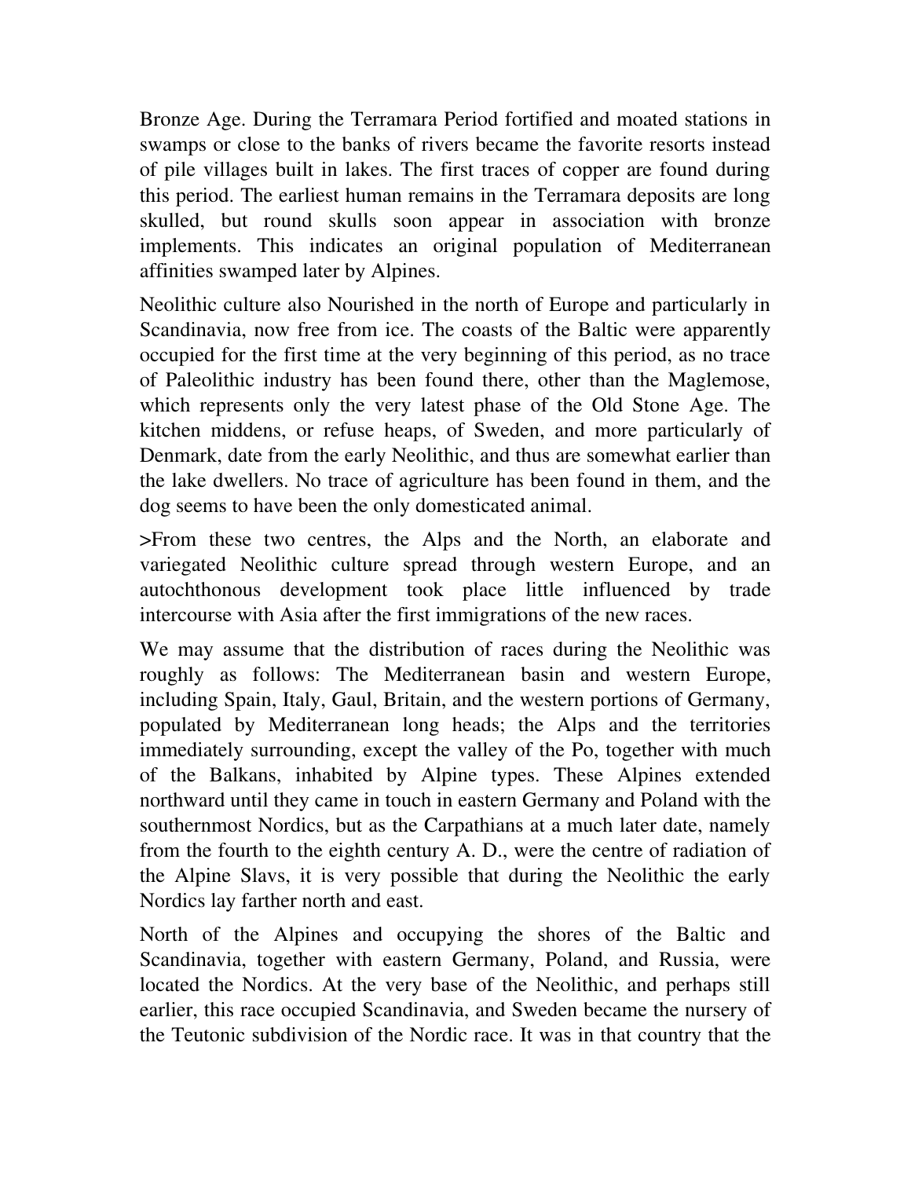Bronze Age. During the Terramara Period fortified and moated stations in swamps or close to the banks of rivers became the favorite resorts instead of pile villages built in lakes. The first traces of copper are found during this period. The earliest human remains in the Terramara deposits are long skulled, but round skulls soon appear in association with bronze implements. This indicates an original population of Mediterranean affinities swamped later by Alpines.

Neolithic culture also Nourished in the north of Europe and particularly in Scandinavia, now free from ice. The coasts of the Baltic were apparently occupied for the first time at the very beginning of this period, as no trace of Paleolithic industry has been found there, other than the Maglemose, which represents only the very latest phase of the Old Stone Age. The kitchen middens, or refuse heaps, of Sweden, and more particularly of Denmark, date from the early Neolithic, and thus are somewhat earlier than the lake dwellers. No trace of agriculture has been found in them, and the dog seems to have been the only domesticated animal.

>From these two centres, the Alps and the North, an elaborate and variegated Neolithic culture spread through western Europe, and an autochthonous development took place little influenced by trade intercourse with Asia after the first immigrations of the new races.

We may assume that the distribution of races during the Neolithic was roughly as follows: The Mediterranean basin and western Europe, including Spain, Italy, Gaul, Britain, and the western portions of Germany, populated by Mediterranean long heads; the Alps and the territories immediately surrounding, except the valley of the Po, together with much of the Balkans, inhabited by Alpine types. These Alpines extended northward until they came in touch in eastern Germany and Poland with the southernmost Nordics, but as the Carpathians at a much later date, namely from the fourth to the eighth century A. D., were the centre of radiation of the Alpine Slavs, it is very possible that during the Neolithic the early Nordics lay farther north and east.

North of the Alpines and occupying the shores of the Baltic and Scandinavia, together with eastern Germany, Poland, and Russia, were located the Nordics. At the very base of the Neolithic, and perhaps still earlier, this race occupied Scandinavia, and Sweden became the nursery of the Teutonic subdivision of the Nordic race. It was in that country that the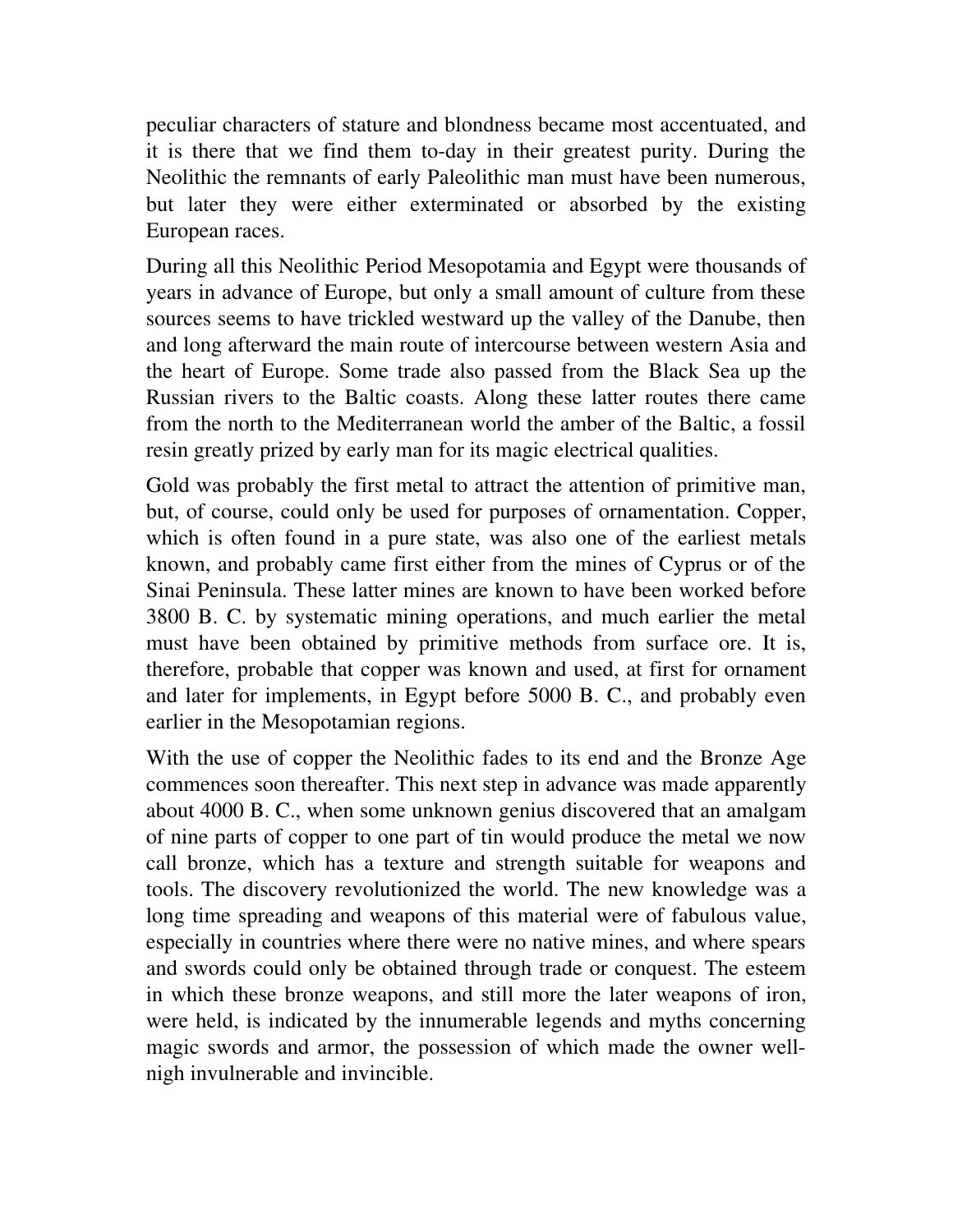peculiar characters of stature and blondness became most accentuated, and it is there that we find them to-day in their greatest purity. During the Neolithic the remnants of early Paleolithic man must have been numerous, but later they were either exterminated or absorbed by the existing European races.

During all this Neolithic Period Mesopotamia and Egypt were thousands of years in advance of Europe, but only a small amount of culture from these sources seems to have trickled westward up the valley of the Danube, then and long afterward the main route of intercourse between western Asia and the heart of Europe. Some trade also passed from the Black Sea up the Russian rivers to the Baltic coasts. Along these latter routes there came from the north to the Mediterranean world the amber of the Baltic, a fossil resin greatly prized by early man for its magic electrical qualities.

Gold was probably the first metal to attract the attention of primitive man, but, of course, could only be used for purposes of ornamentation. Copper, which is often found in a pure state, was also one of the earliest metals known, and probably came first either from the mines of Cyprus or of the Sinai Peninsula. These latter mines are known to have been worked before 3800 B. C. by systematic mining operations, and much earlier the metal must have been obtained by primitive methods from surface ore. It is, therefore, probable that copper was known and used, at first for ornament and later for implements, in Egypt before 5000 B. C., and probably even earlier in the Mesopotamian regions.

With the use of copper the Neolithic fades to its end and the Bronze Age commences soon thereafter. This next step in advance was made apparently about 4000 B. C., when some unknown genius discovered that an amalgam of nine parts of copper to one part of tin would produce the metal we now call bronze, which has a texture and strength suitable for weapons and tools. The discovery revolutionized the world. The new knowledge was a long time spreading and weapons of this material were of fabulous value, especially in countries where there were no native mines, and where spears and swords could only be obtained through trade or conquest. The esteem in which these bronze weapons, and still more the later weapons of iron, were held, is indicated by the innumerable legends and myths concerning magic swords and armor, the possession of which made the owner well-nigh invulnerable and invincible.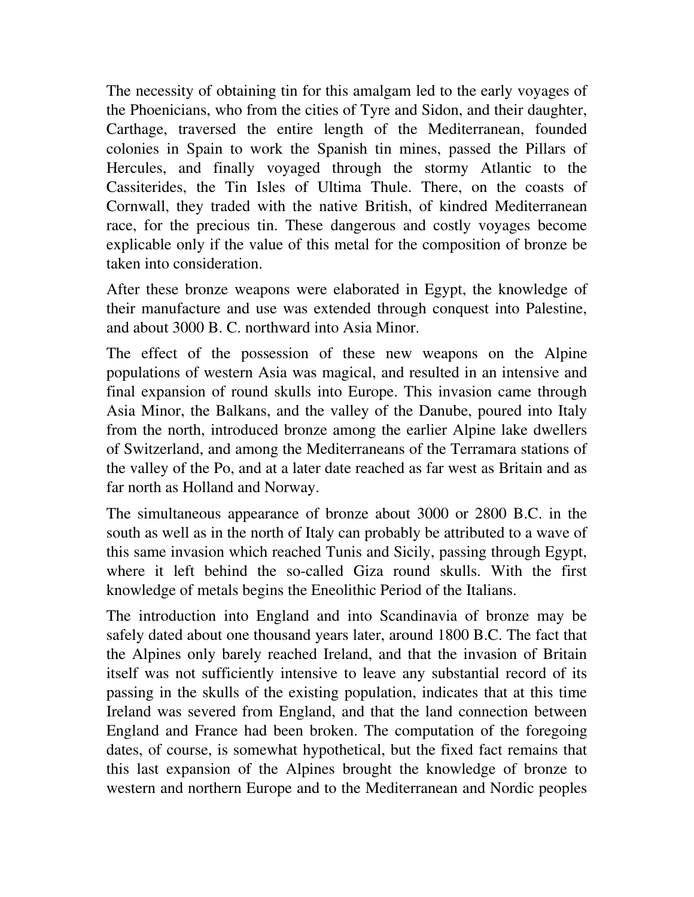The necessity of obtaining tin for this amalgam led to the early voyages of the Phoenicians, who from the cities of Tyre and Sidon, and their daughter, Carthage, traversed the entire length of the Mediterranean, founded colonies in Spain to work the Spanish tin mines, passed the Pillars of Hercules, and finally voyaged through the stormy Atlantic to the Cassiterides, the Tin Isles of Ultima Thule. There, on the coasts of Cornwall, they traded with the native British, of kindred Mediterranean race, for the precious tin. These dangerous and costly voyages become explicable only if the value of this metal for the composition of bronze be taken into consideration.

After these bronze weapons were elaborated in Egypt, the knowledge of their manufacture and use was extended through conquest into Palestine, and about 3000 B. C. northward into Asia Minor.

The effect of the possession of these new weapons on the Alpine populations of western Asia was magical, and resulted in an intensive and final expansion of round skulls into Europe. This invasion came through Asia Minor, the Balkans, and the valley of the Danube, poured into Italy from the north, introduced bronze among the earlier Alpine lake dwellers of Switzerland, and among the Mediterraneans of the Terramara stations of the valley of the Po, and at a later date reached as far west as Britain and as far north as Holland and Norway.

The simultaneous appearance of bronze about 3000 or 2800 B.C. in the south as well as in the north of Italy can probably be attributed to a wave of this same invasion which reached Tunis and Sicily, passing through Egypt, where it left behind the so-called Giza round skulls. With the first knowledge of metals begins the Eneolithic Period of the Italians.

The introduction into England and into Scandinavia of bronze may be safely dated about one thousand years later, around 1800 B.C. The fact that the Alpines only barely reached Ireland, and that the invasion of Britain itself was not sufficiently intensive to leave any substantial record of its passing in the skulls of the existing population, indicates that at this time Ireland was severed from England, and that the land connection between England and France had been broken. The computation of the foregoing dates, of course, is somewhat hypothetical, but the fixed fact remains that this last expansion of the Alpines brought the knowledge of bronze to western and northern Europe and to the Mediterranean and Nordic peoples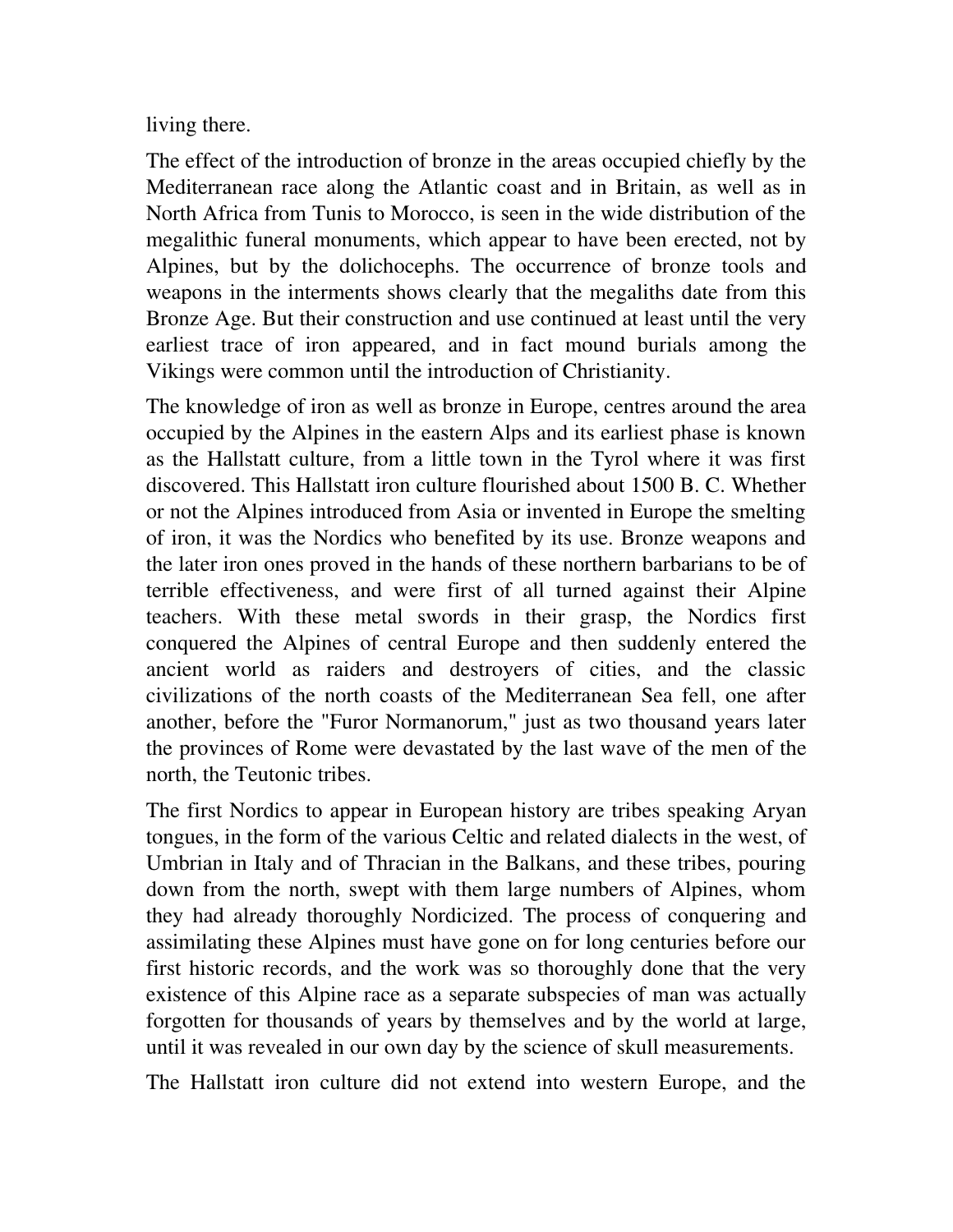living there.

The effect of the introduction of bronze in the areas occupied chiefly by the Mediterranean race along the Atlantic coast and in Britain, as well as in North Africa from Tunis to Morocco, is seen in the wide distribution of the megalithic funeral monuments, which appear to have been erected, not by Alpines, but by the dolichocephs. The occurrence of bronze tools and weapons in the interments shows clearly that the megaliths date from this Bronze Age. But their construction and use continued at least until the very earliest trace of iron appeared, and in fact mound burials among the Vikings were common until the introduction of Christianity.

The knowledge of iron as well as bronze in Europe, centres around the area occupied by the Alpines in the eastern Alps and its earliest phase is known as the Hallstatt culture, from a little town in the Tyrol where it was first discovered. This Hallstatt iron culture flourished about 1500 B. C. Whether or not the Alpines introduced from Asia or invented in Europe the smelting of iron, it was the Nordics who benefited by its use. Bronze weapons and the later iron ones proved in the hands of these northern barbarians to be of terrible effectiveness, and were first of all turned against their Alpine teachers. With these metal swords in their grasp, the Nordics first conquered the Alpines of central Europe and then suddenly entered the ancient world as raiders and destroyers of cities, and the classic civilizations of the north coasts of the Mediterranean Sea fell, one after another, before the "Furor Normanorum," just as two thousand years later the provinces of Rome were devastated by the last wave of the men of the north, the Teutonic tribes.

The first Nordics to appear in European history are tribes speaking Aryan tongues, in the form of the various Celtic and related dialects in the west, of Umbrian in Italy and of Thracian in the Balkans, and these tribes, pouring down from the north, swept with them large numbers of Alpines, whom they had already thoroughly Nordicized. The process of conquering and assimilating these Alpines must have gone on for long centuries before our first historic records, and the work was so thoroughly done that the very existence of this Alpine race as a separate subspecies of man was actually forgotten for thousands of years by themselves and by the world at large, until it was revealed in our own day by the science of skull measurements.

The Hallstatt iron culture did not extend into western Europe, and the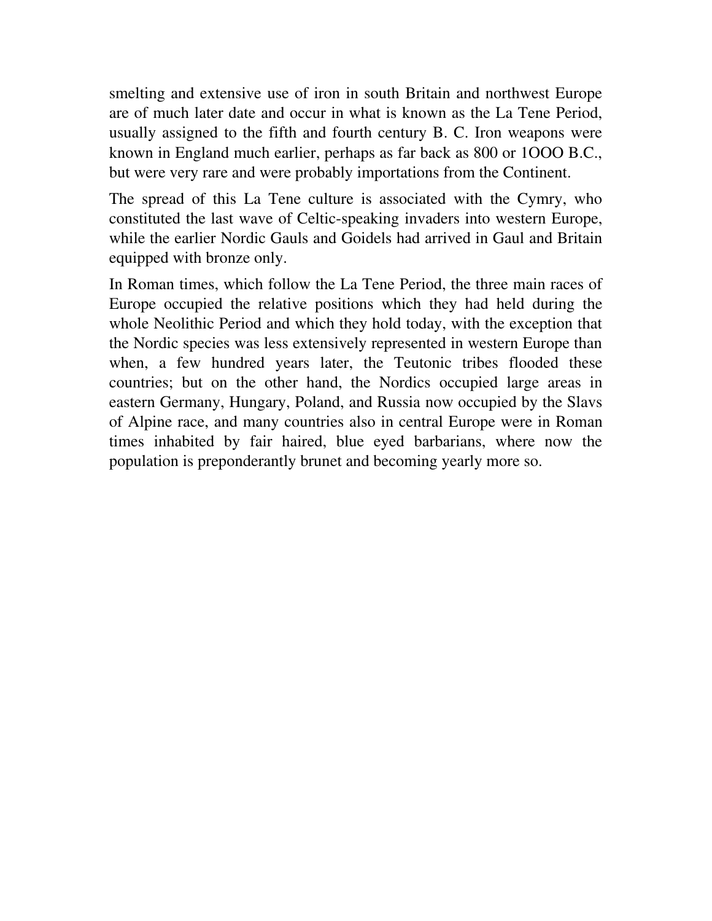smelting and extensive use of iron in south Britain and northwest Europe are of much later date and occur in what is known as the La Tene Period, usually assigned to the fifth and fourth century B. C. Iron weapons were known in England much earlier, perhaps as far back as 800 or 1OOO B.C., but were very rare and were probably importations from the Continent.

The spread of this La Tene culture is associated with the Cymry, who constituted the last wave of Celtic-speaking invaders into western Europe, while the earlier Nordic Gauls and Goidels had arrived in Gaul and Britain equipped with bronze only.

In Roman times, which follow the La Tene Period, the three main races of Europe occupied the relative positions which they had held during the whole Neolithic Period and which they hold today, with the exception that the Nordic species was less extensively represented in western Europe than when, a few hundred years later, the Teutonic tribes flooded these countries; but on the other hand, the Nordics occupied large areas in eastern Germany, Hungary, Poland, and Russia now occupied by the Slavs of Alpine race, and many countries also in central Europe were in Roman times inhabited by fair haired, blue eyed barbarians, where now the population is preponderantly brunet and becoming yearly more so.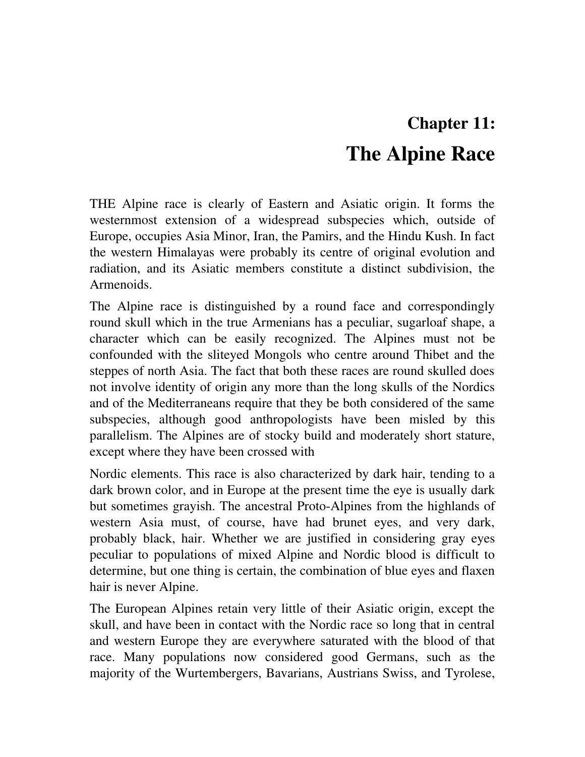# Chapter 11:
# The Alpine Race

THE Alpine race is clearly of Eastern and Asiatic origin. It forms the westernmost extension of a widespread subspecies which, outside of Europe, occupies Asia Minor, Iran, the Pamirs, and the Hindu Kush. In fact the western Himalayas were probably its centre of original evolution and radiation, and its Asiatic members constitute a distinct subdivision, the Armenoids.

The Alpine race is distinguished by a round face and correspondingly round skull which in the true Armenians has a peculiar, sugarloaf shape, a character which can be easily recognized. The Alpines must not be confounded with the sliteyed Mongols who centre around Thibet and the steppes of north Asia. The fact that both these races are round skulled does not involve identity of origin any more than the long skulls of the Nordics and of the Mediterraneans require that they be both considered of the same subspecies, although good anthropologists have been misled by this parallelism. The Alpines are of stocky build and moderately short stature, except where they have been crossed with

Nordic elements. This race is also characterized by dark hair, tending to a dark brown color, and in Europe at the present time the eye is usually dark but sometimes grayish. The ancestral Proto-Alpines from the highlands of western Asia must, of course, have had brunet eyes, and very dark, probably black, hair. Whether we are justified in considering gray eyes peculiar to populations of mixed Alpine and Nordic blood is difficult to determine, but one thing is certain, the combination of blue eyes and flaxen hair is never Alpine.

The European Alpines retain very little of their Asiatic origin, except the skull, and have been in contact with the Nordic race so long that in central and western Europe they are everywhere saturated with the blood of that race. Many populations now considered good Germans, such as the majority of the Wurtembergers, Bavarians, Austrians Swiss, and Tyrolese,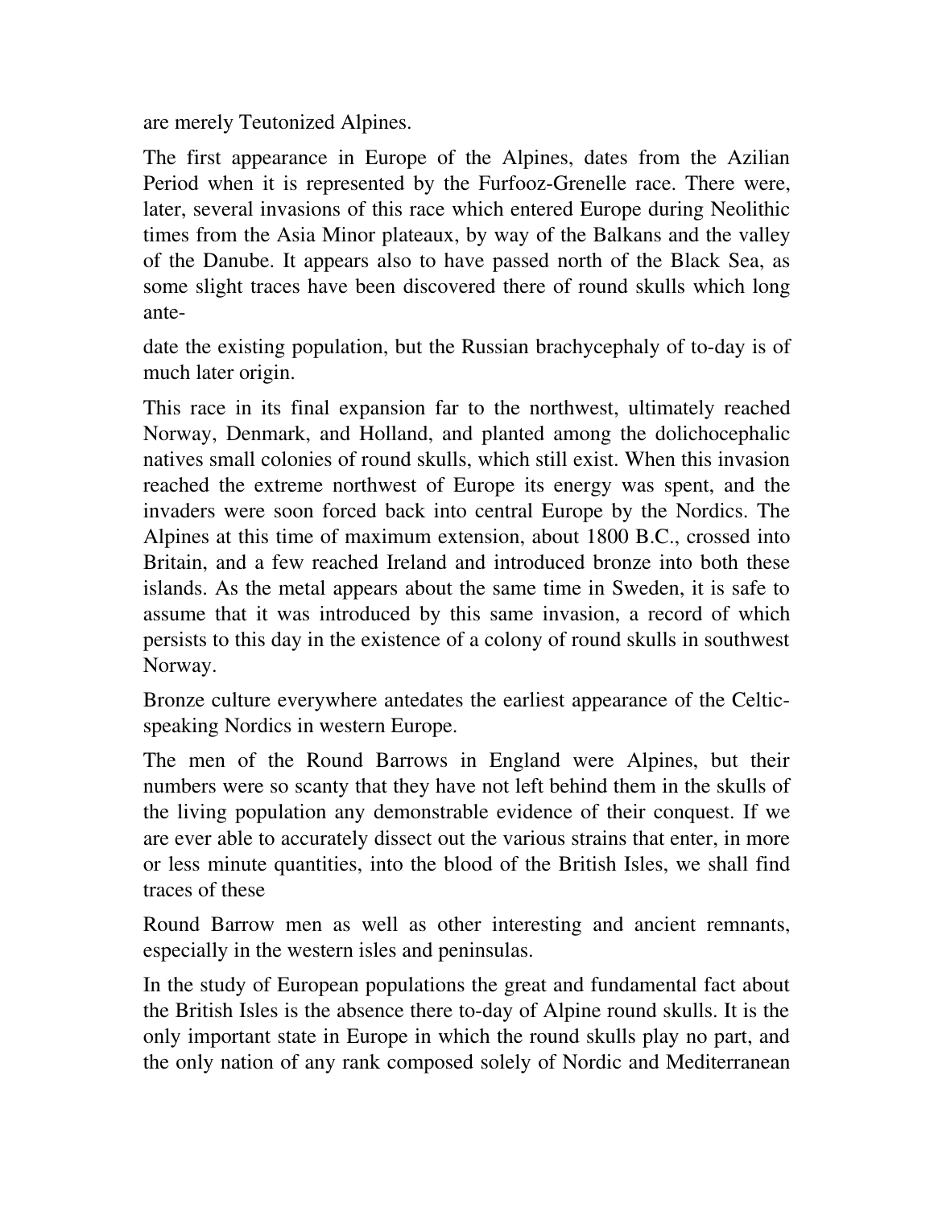are merely Teutonized Alpines.

The first appearance in Europe of the Alpines, dates from the Azilian Period when it is represented by the Furfooz-Grenelle race. There were, later, several invasions of this race which entered Europe during Neolithic times from the Asia Minor plateaux, by way of the Balkans and the valley of the Danube. It appears also to have passed north of the Black Sea, as some slight traces have been discovered there of round skulls which long ante-

date the existing population, but the Russian brachycephaly of to-day is of much later origin.

This race in its final expansion far to the northwest, ultimately reached Norway, Denmark, and Holland, and planted among the dolichocephalic natives small colonies of round skulls, which still exist. When this invasion reached the extreme northwest of Europe its energy was spent, and the invaders were soon forced back into central Europe by the Nordics. The Alpines at this time of maximum extension, about 1800 B.C., crossed into Britain, and a few reached Ireland and introduced bronze into both these islands. As the metal appears about the same time in Sweden, it is safe to assume that it was introduced by this same invasion, a record of which persists to this day in the existence of a colony of round skulls in southwest Norway.

Bronze culture everywhere antedates the earliest appearance of the Celtic-speaking Nordics in western Europe.

The men of the Round Barrows in England were Alpines, but their numbers were so scanty that they have not left behind them in the skulls of the living population any demonstrable evidence of their conquest. If we are ever able to accurately dissect out the various strains that enter, in more or less minute quantities, into the blood of the British Isles, we shall find traces of these

Round Barrow men as well as other interesting and ancient remnants, especially in the western isles and peninsulas.

In the study of European populations the great and fundamental fact about the British Isles is the absence there to-day of Alpine round skulls. It is the only important state in Europe in which the round skulls play no part, and the only nation of any rank composed solely of Nordic and Mediterranean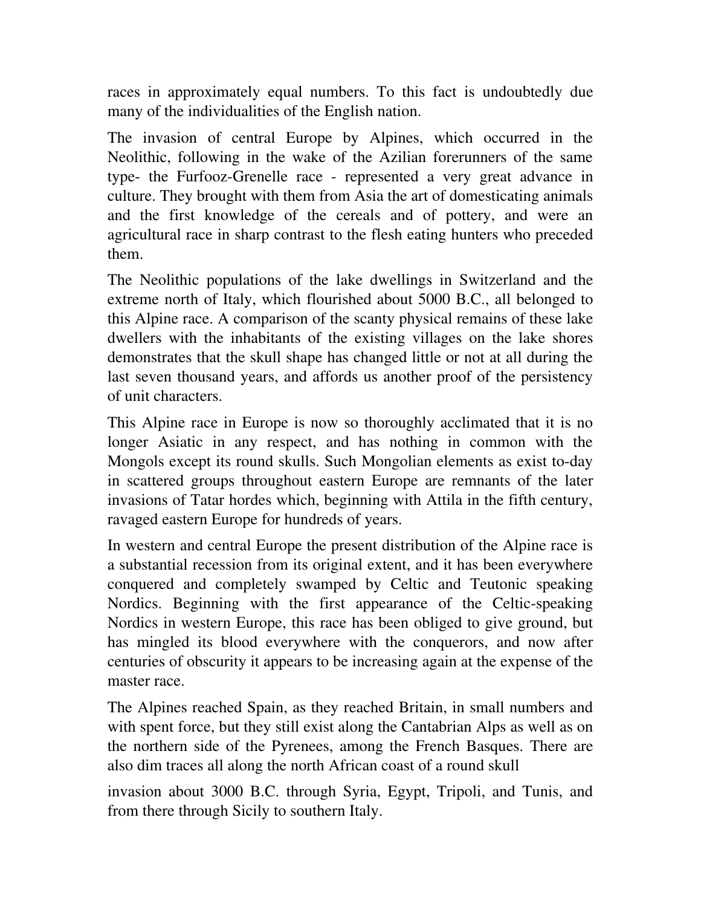races in approximately equal numbers. To this fact is undoubtedly due many of the individualities of the English nation.

The invasion of central Europe by Alpines, which occurred in the Neolithic, following in the wake of the Azilian forerunners of the same type- the Furfooz-Grenelle race - represented a very great advance in culture. They brought with them from Asia the art of domesticating animals and the first knowledge of the cereals and of pottery, and were an agricultural race in sharp contrast to the flesh eating hunters who preceded them.

The Neolithic populations of the lake dwellings in Switzerland and the extreme north of Italy, which flourished about 5000 B.C., all belonged to this Alpine race. A comparison of the scanty physical remains of these lake dwellers with the inhabitants of the existing villages on the lake shores demonstrates that the skull shape has changed little or not at all during the last seven thousand years, and affords us another proof of the persistency of unit characters.

This Alpine race in Europe is now so thoroughly acclimated that it is no longer Asiatic in any respect, and has nothing in common with the Mongols except its round skulls. Such Mongolian elements as exist to-day in scattered groups throughout eastern Europe are remnants of the later invasions of Tatar hordes which, beginning with Attila in the fifth century, ravaged eastern Europe for hundreds of years.

In western and central Europe the present distribution of the Alpine race is a substantial recession from its original extent, and it has been everywhere conquered and completely swamped by Celtic and Teutonic speaking Nordics. Beginning with the first appearance of the Celtic-speaking Nordics in western Europe, this race has been obliged to give ground, but has mingled its blood everywhere with the conquerors, and now after centuries of obscurity it appears to be increasing again at the expense of the master race.

The Alpines reached Spain, as they reached Britain, in small numbers and with spent force, but they still exist along the Cantabrian Alps as well as on the northern side of the Pyrenees, among the French Basques. There are also dim traces all along the north African coast of a round skull

invasion about 3000 B.C. through Syria, Egypt, Tripoli, and Tunis, and from there through Sicily to southern Italy.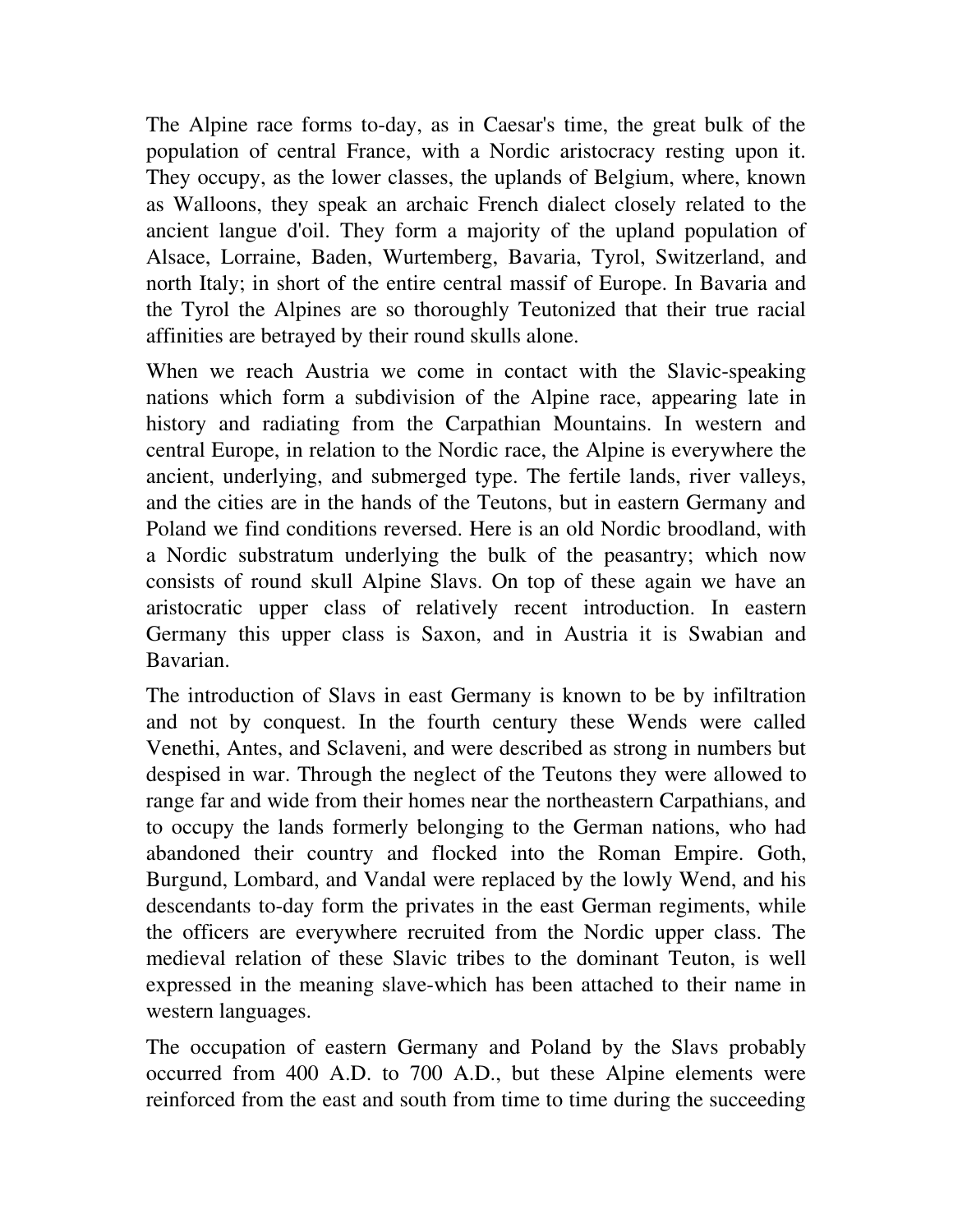The Alpine race forms to-day, as in Caesar's time, the great bulk of the population of central France, with a Nordic aristocracy resting upon it. They occupy, as the lower classes, the uplands of Belgium, where, known as Walloons, they speak an archaic French dialect closely related to the ancient langue d'oil. They form a majority of the upland population of Alsace, Lorraine, Baden, Wurtemberg, Bavaria, Tyrol, Switzerland, and north Italy; in short of the entire central massif of Europe. In Bavaria and the Tyrol the Alpines are so thoroughly Teutonized that their true racial affinities are betrayed by their round skulls alone.

When we reach Austria we come in contact with the Slavic-speaking nations which form a subdivision of the Alpine race, appearing late in history and radiating from the Carpathian Mountains. In western and central Europe, in relation to the Nordic race, the Alpine is everywhere the ancient, underlying, and submerged type. The fertile lands, river valleys, and the cities are in the hands of the Teutons, but in eastern Germany and Poland we find conditions reversed. Here is an old Nordic broodland, with a Nordic substratum underlying the bulk of the peasantry; which now consists of round skull Alpine Slavs. On top of these again we have an aristocratic upper class of relatively recent introduction. In eastern Germany this upper class is Saxon, and in Austria it is Swabian and Bavarian.

The introduction of Slavs in east Germany is known to be by infiltration and not by conquest. In the fourth century these Wends were called Venethi, Antes, and Sclaveni, and were described as strong in numbers but despised in war. Through the neglect of the Teutons they were allowed to range far and wide from their homes near the northeastern Carpathians, and to occupy the lands formerly belonging to the German nations, who had abandoned their country and flocked into the Roman Empire. Goth, Burgund, Lombard, and Vandal were replaced by the lowly Wend, and his descendants to-day form the privates in the east German regiments, while the officers are everywhere recruited from the Nordic upper class. The medieval relation of these Slavic tribes to the dominant Teuton, is well expressed in the meaning slave-which has been attached to their name in western languages.

The occupation of eastern Germany and Poland by the Slavs probably occurred from 400 A.D. to 700 A.D., but these Alpine elements were reinforced from the east and south from time to time during the succeeding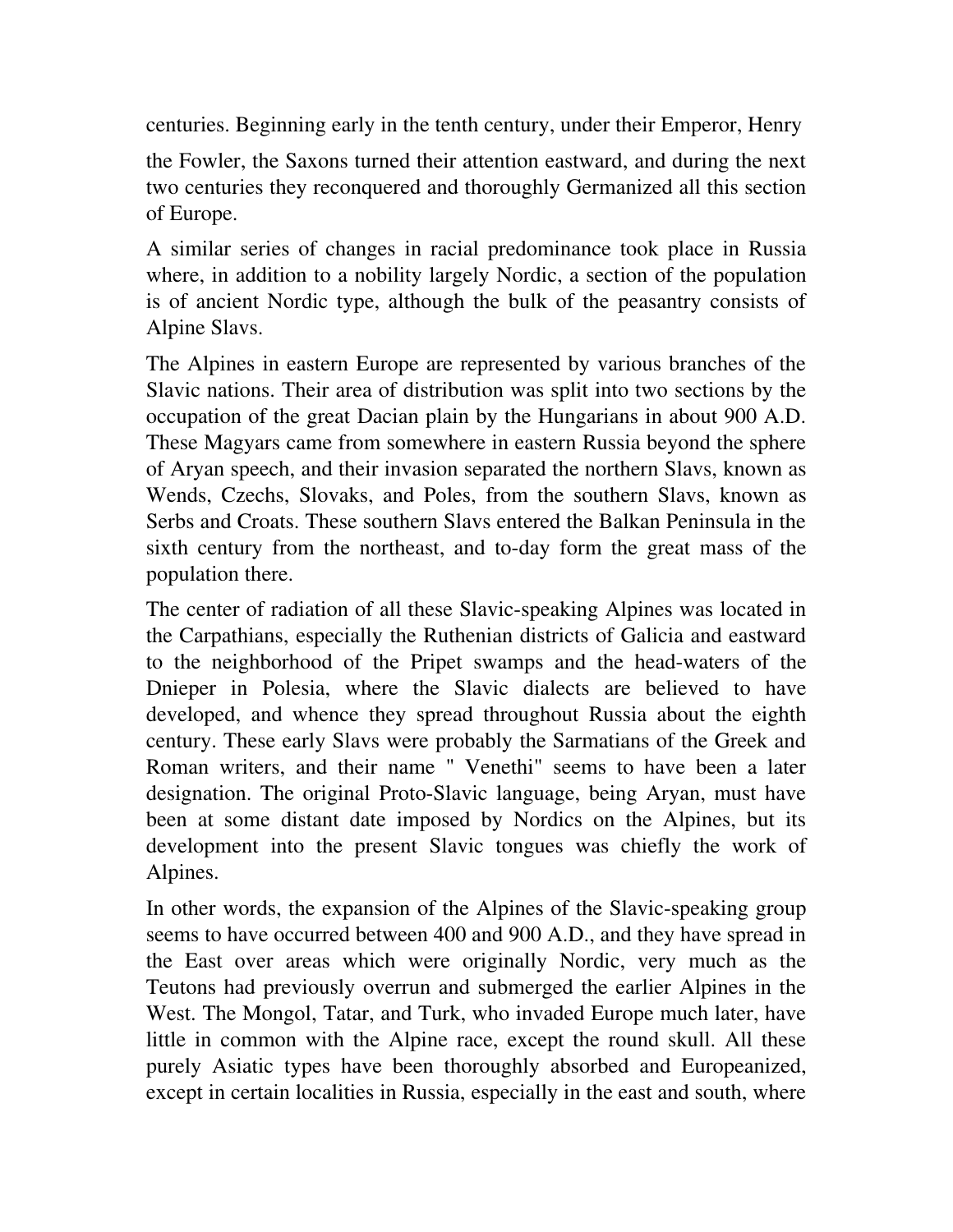centuries. Beginning early in the tenth century, under their Emperor, Henry the Fowler, the Saxons turned their attention eastward, and during the next two centuries they reconquered and thoroughly Germanized all this section of Europe.

A similar series of changes in racial predominance took place in Russia where, in addition to a nobility largely Nordic, a section of the population is of ancient Nordic type, although the bulk of the peasantry consists of Alpine Slavs.

The Alpines in eastern Europe are represented by various branches of the Slavic nations. Their area of distribution was split into two sections by the occupation of the great Dacian plain by the Hungarians in about 900 A.D. These Magyars came from somewhere in eastern Russia beyond the sphere of Aryan speech, and their invasion separated the northern Slavs, known as Wends, Czechs, Slovaks, and Poles, from the southern Slavs, known as Serbs and Croats. These southern Slavs entered the Balkan Peninsula in the sixth century from the northeast, and to-day form the great mass of the population there.

The center of radiation of all these Slavic-speaking Alpines was located in the Carpathians, especially the Ruthenian districts of Galicia and eastward to the neighborhood of the Pripet swamps and the head-waters of the Dnieper in Polesia, where the Slavic dialects are believed to have developed, and whence they spread throughout Russia about the eighth century. These early Slavs were probably the Sarmatians of the Greek and Roman writers, and their name " Venethi" seems to have been a later designation. The original Proto-Slavic language, being Aryan, must have been at some distant date imposed by Nordics on the Alpines, but its development into the present Slavic tongues was chiefly the work of Alpines.

In other words, the expansion of the Alpines of the Slavic-speaking group seems to have occurred between 400 and 900 A.D., and they have spread in the East over areas which were originally Nordic, very much as the Teutons had previously overrun and submerged the earlier Alpines in the West. The Mongol, Tatar, and Turk, who invaded Europe much later, have little in common with the Alpine race, except the round skull. All these purely Asiatic types have been thoroughly absorbed and Europeanized, except in certain localities in Russia, especially in the east and south, where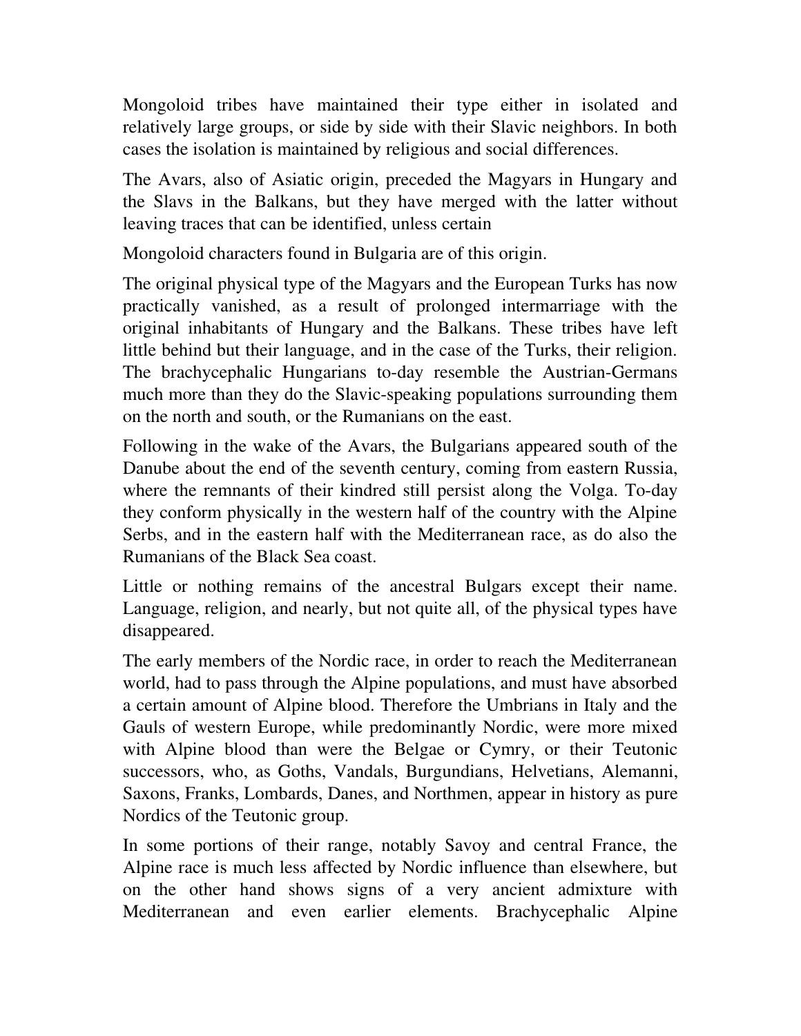Mongoloid tribes have maintained their type either in isolated and relatively large groups, or side by side with their Slavic neighbors. In both cases the isolation is maintained by religious and social differences.

The Avars, also of Asiatic origin, preceded the Magyars in Hungary and the Slavs in the Balkans, but they have merged with the latter without leaving traces that can be identified, unless certain

Mongoloid characters found in Bulgaria are of this origin.

The original physical type of the Magyars and the European Turks has now practically vanished, as a result of prolonged intermarriage with the original inhabitants of Hungary and the Balkans. These tribes have left little behind but their language, and in the case of the Turks, their religion. The brachycephalic Hungarians to-day resemble the Austrian-Germans much more than they do the Slavic-speaking populations surrounding them on the north and south, or the Rumanians on the east.

Following in the wake of the Avars, the Bulgarians appeared south of the Danube about the end of the seventh century, coming from eastern Russia, where the remnants of their kindred still persist along the Volga. To-day they conform physically in the western half of the country with the Alpine Serbs, and in the eastern half with the Mediterranean race, as do also the Rumanians of the Black Sea coast.

Little or nothing remains of the ancestral Bulgars except their name. Language, religion, and nearly, but not quite all, of the physical types have disappeared.

The early members of the Nordic race, in order to reach the Mediterranean world, had to pass through the Alpine populations, and must have absorbed a certain amount of Alpine blood. Therefore the Umbrians in Italy and the Gauls of western Europe, while predominantly Nordic, were more mixed with Alpine blood than were the Belgae or Cymry, or their Teutonic successors, who, as Goths, Vandals, Burgundians, Helvetians, Alemanni, Saxons, Franks, Lombards, Danes, and Northmen, appear in history as pure Nordics of the Teutonic group.

In some portions of their range, notably Savoy and central France, the Alpine race is much less affected by Nordic influence than elsewhere, but on the other hand shows signs of a very ancient admixture with Mediterranean and even earlier elements. Brachycephalic Alpine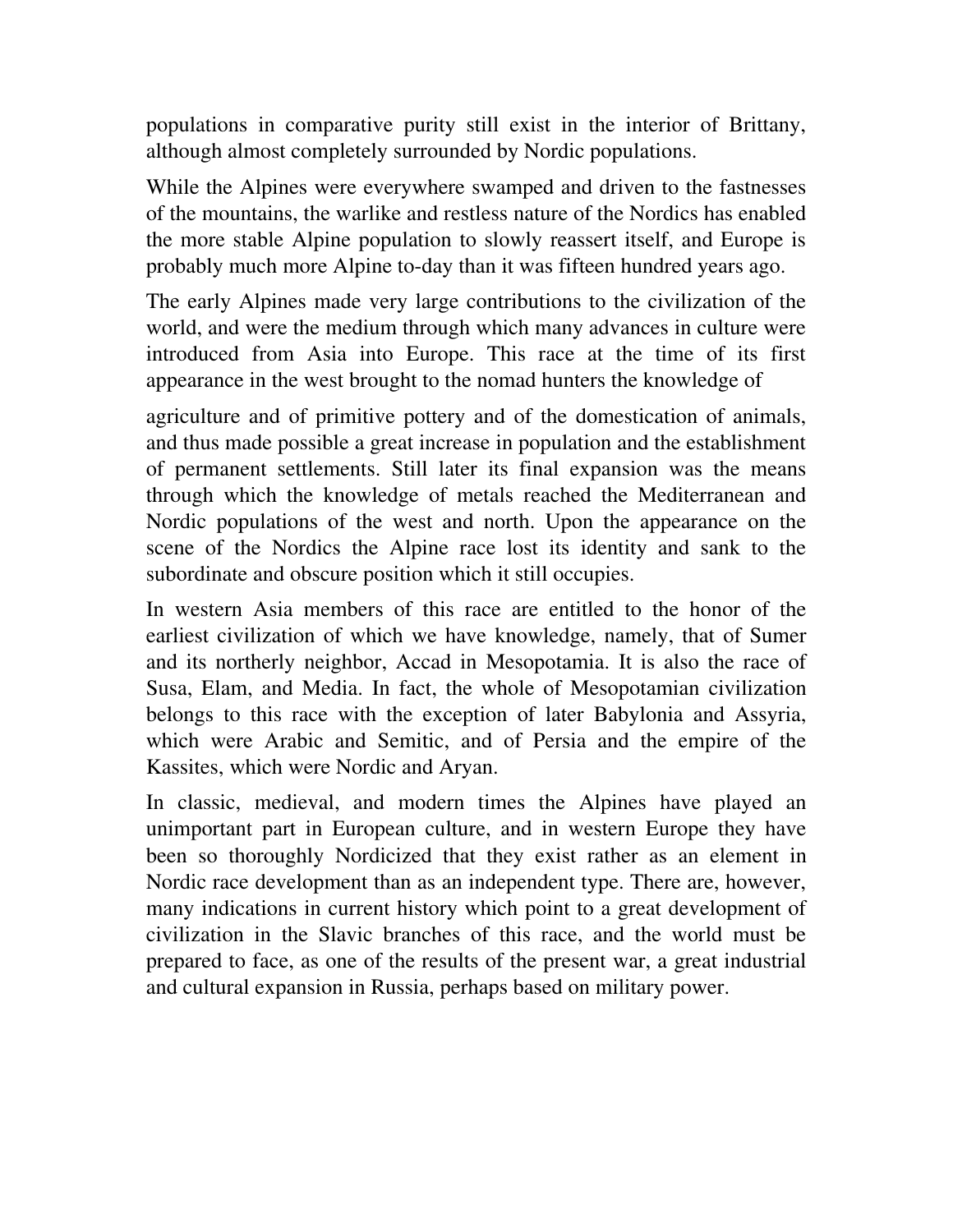populations in comparative purity still exist in the interior of Brittany, although almost completely surrounded by Nordic populations.

While the Alpines were everywhere swamped and driven to the fastnesses of the mountains, the warlike and restless nature of the Nordics has enabled the more stable Alpine population to slowly reassert itself, and Europe is probably much more Alpine to-day than it was fifteen hundred years ago.

The early Alpines made very large contributions to the civilization of the world, and were the medium through which many advances in culture were introduced from Asia into Europe. This race at the time of its first appearance in the west brought to the nomad hunters the knowledge of agriculture and of primitive pottery and of the domestication of animals, and thus made possible a great increase in population and the establishment of permanent settlements. Still later its final expansion was the means through which the knowledge of metals reached the Mediterranean and Nordic populations of the west and north. Upon the appearance on the scene of the Nordics the Alpine race lost its identity and sank to the subordinate and obscure position which it still occupies.

In western Asia members of this race are entitled to the honor of the earliest civilization of which we have knowledge, namely, that of Sumer and its northerly neighbor, Accad in Mesopotamia. It is also the race of Susa, Elam, and Media. In fact, the whole of Mesopotamian civilization belongs to this race with the exception of later Babylonia and Assyria, which were Arabic and Semitic, and of Persia and the empire of the Kassites, which were Nordic and Aryan.

In classic, medieval, and modern times the Alpines have played an unimportant part in European culture, and in western Europe they have been so thoroughly Nordicized that they exist rather as an element in Nordic race development than as an independent type. There are, however, many indications in current history which point to a great development of civilization in the Slavic branches of this race, and the world must be prepared to face, as one of the results of the present war, a great industrial and cultural expansion in Russia, perhaps based on military power.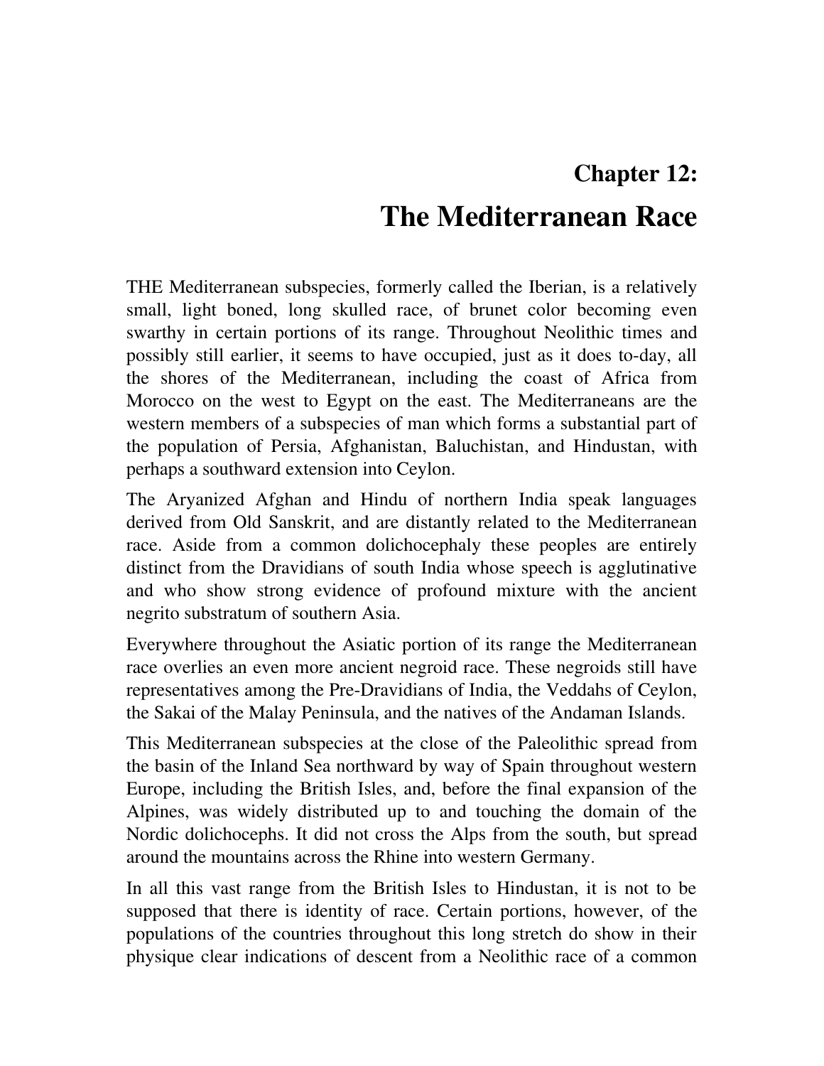## Chapter 12:

# The Mediterranean Race

THE Mediterranean subspecies, formerly called the Iberian, is a relatively small, light boned, long skulled race, of brunet color becoming even swarthy in certain portions of its range. Throughout Neolithic times and possibly still earlier, it seems to have occupied, just as it does to-day, all the shores of the Mediterranean, including the coast of Africa from Morocco on the west to Egypt on the east. The Mediterraneans are the western members of a subspecies of man which forms a substantial part of the population of Persia, Afghanistan, Baluchistan, and Hindustan, with perhaps a southward extension into Ceylon.

The Aryanized Afghan and Hindu of northern India speak languages derived from Old Sanskrit, and are distantly related to the Mediterranean race. Aside from a common dolichocephaly these peoples are entirely distinct from the Dravidians of south India whose speech is agglutinative and who show strong evidence of profound mixture with the ancient negrito substratum of southern Asia.

Everywhere throughout the Asiatic portion of its range the Mediterranean race overlies an even more ancient negroid race. These negroids still have representatives among the Pre-Dravidians of India, the Veddahs of Ceylon, the Sakai of the Malay Peninsula, and the natives of the Andaman Islands.

This Mediterranean subspecies at the close of the Paleolithic spread from the basin of the Inland Sea northward by way of Spain throughout western Europe, including the British Isles, and, before the final expansion of the Alpines, was widely distributed up to and touching the domain of the Nordic dolichocephs. It did not cross the Alps from the south, but spread around the mountains across the Rhine into western Germany.

In all this vast range from the British Isles to Hindustan, it is not to be supposed that there is identity of race. Certain portions, however, of the populations of the countries throughout this long stretch do show in their physique clear indications of descent from a Neolithic race of a common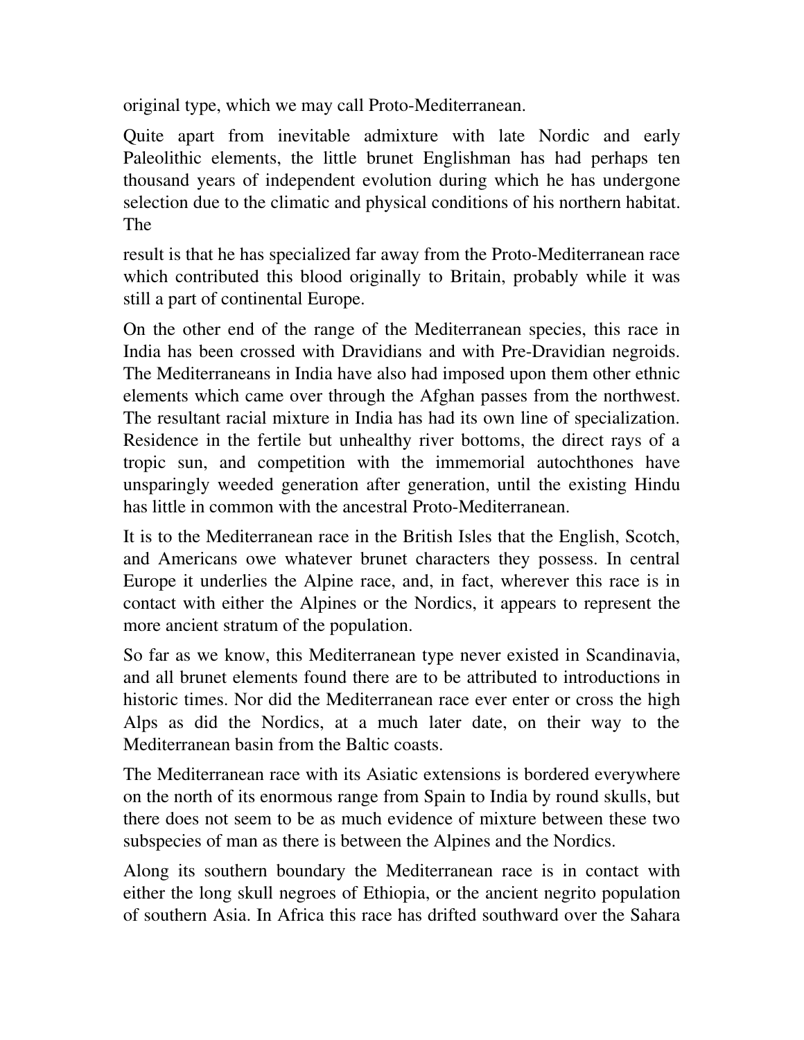original type, which we may call Proto-Mediterranean.

Quite apart from inevitable admixture with late Nordic and early Paleolithic elements, the little brunet Englishman has had perhaps ten thousand years of independent evolution during which he has undergone selection due to the climatic and physical conditions of his northern habitat. The

result is that he has specialized far away from the Proto-Mediterranean race which contributed this blood originally to Britain, probably while it was still a part of continental Europe.

On the other end of the range of the Mediterranean species, this race in India has been crossed with Dravidians and with Pre-Dravidian negroids. The Mediterraneans in India have also had imposed upon them other ethnic elements which came over through the Afghan passes from the northwest. The resultant racial mixture in India has had its own line of specialization. Residence in the fertile but unhealthy river bottoms, the direct rays of a tropic sun, and competition with the immemorial autochthones have unsparingly weeded generation after generation, until the existing Hindu has little in common with the ancestral Proto-Mediterranean.

It is to the Mediterranean race in the British Isles that the English, Scotch, and Americans owe whatever brunet characters they possess. In central Europe it underlies the Alpine race, and, in fact, wherever this race is in contact with either the Alpines or the Nordics, it appears to represent the more ancient stratum of the population.

So far as we know, this Mediterranean type never existed in Scandinavia, and all brunet elements found there are to be attributed to introductions in historic times. Nor did the Mediterranean race ever enter or cross the high Alps as did the Nordics, at a much later date, on their way to the Mediterranean basin from the Baltic coasts.

The Mediterranean race with its Asiatic extensions is bordered everywhere on the north of its enormous range from Spain to India by round skulls, but there does not seem to be as much evidence of mixture between these two subspecies of man as there is between the Alpines and the Nordics.

Along its southern boundary the Mediterranean race is in contact with either the long skull negroes of Ethiopia, or the ancient negrito population of southern Asia. In Africa this race has drifted southward over the Sahara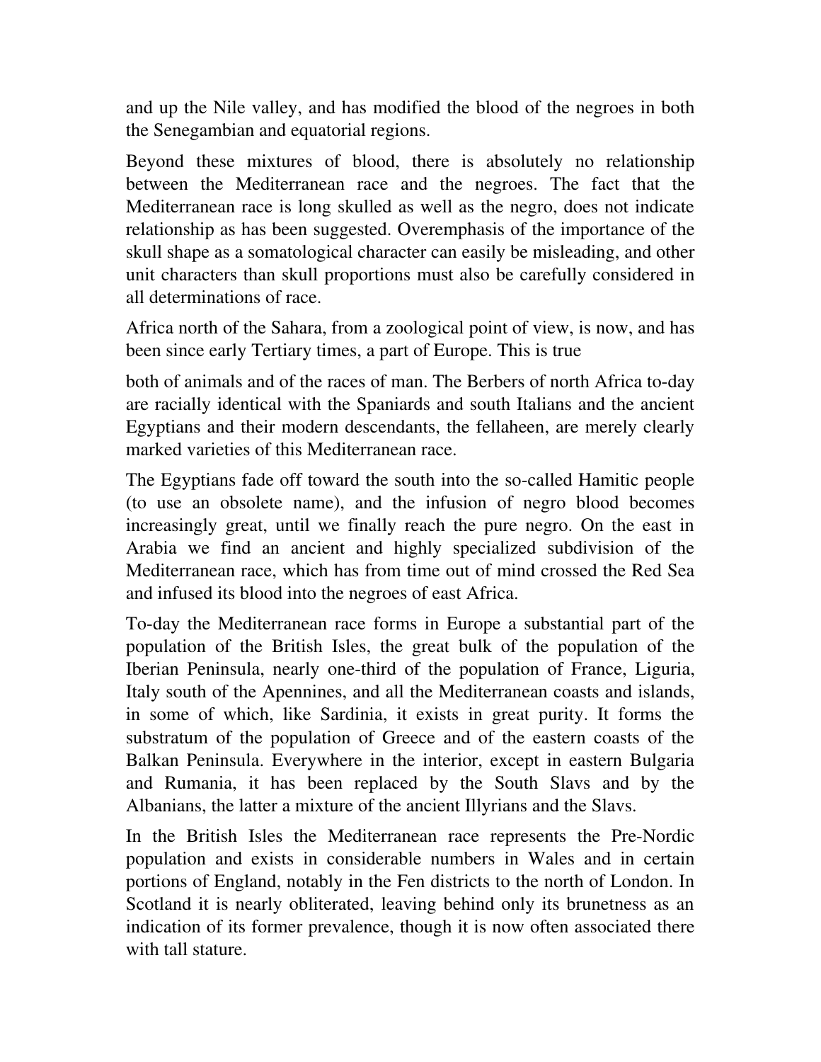and up the Nile valley, and has modified the blood of the negroes in both the Senegambian and equatorial regions.

Beyond these mixtures of blood, there is absolutely no relationship between the Mediterranean race and the negroes. The fact that the Mediterranean race is long skulled as well as the negro, does not indicate relationship as has been suggested. Overemphasis of the importance of the skull shape as a somatological character can easily be misleading, and other unit characters than skull proportions must also be carefully considered in all determinations of race.

Africa north of the Sahara, from a zoological point of view, is now, and has been since early Tertiary times, a part of Europe. This is true

both of animals and of the races of man. The Berbers of north Africa to-day are racially identical with the Spaniards and south Italians and the ancient Egyptians and their modern descendants, the fellaheen, are merely clearly marked varieties of this Mediterranean race.

The Egyptians fade off toward the south into the so-called Hamitic people (to use an obsolete name), and the infusion of negro blood becomes increasingly great, until we finally reach the pure negro. On the east in Arabia we find an ancient and highly specialized subdivision of the Mediterranean race, which has from time out of mind crossed the Red Sea and infused its blood into the negroes of east Africa.

To-day the Mediterranean race forms in Europe a substantial part of the population of the British Isles, the great bulk of the population of the Iberian Peninsula, nearly one-third of the population of France, Liguria, Italy south of the Apennines, and all the Mediterranean coasts and islands, in some of which, like Sardinia, it exists in great purity. It forms the substratum of the population of Greece and of the eastern coasts of the Balkan Peninsula. Everywhere in the interior, except in eastern Bulgaria and Rumania, it has been replaced by the South Slavs and by the Albanians, the latter a mixture of the ancient Illyrians and the Slavs.

In the British Isles the Mediterranean race represents the Pre-Nordic population and exists in considerable numbers in Wales and in certain portions of England, notably in the Fen districts to the north of London. In Scotland it is nearly obliterated, leaving behind only its brunetness as an indication of its former prevalence, though it is now often associated there with tall stature.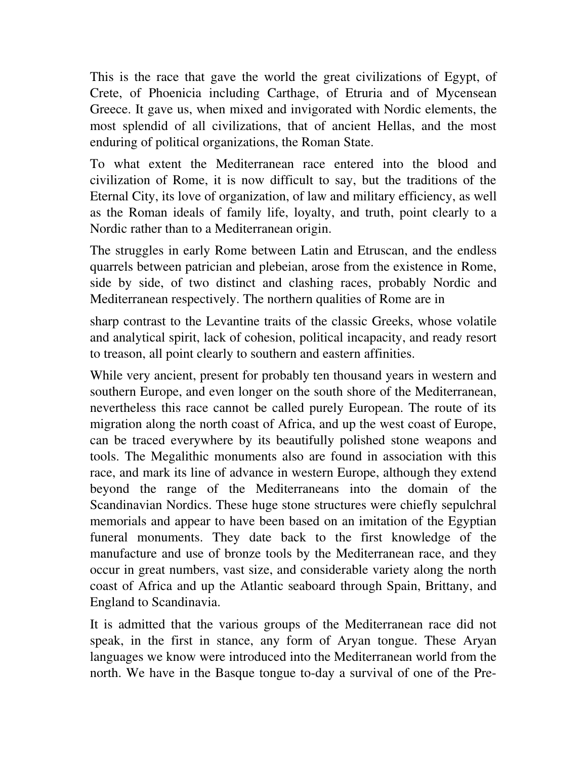This is the race that gave the world the great civilizations of Egypt, of Crete, of Phoenicia including Carthage, of Etruria and of Mycensean Greece. It gave us, when mixed and invigorated with Nordic elements, the most splendid of all civilizations, that of ancient Hellas, and the most enduring of political organizations, the Roman State.

To what extent the Mediterranean race entered into the blood and civilization of Rome, it is now difficult to say, but the traditions of the Eternal City, its love of organization, of law and military efficiency, as well as the Roman ideals of family life, loyalty, and truth, point clearly to a Nordic rather than to a Mediterranean origin.

The struggles in early Rome between Latin and Etruscan, and the endless quarrels between patrician and plebeian, arose from the existence in Rome, side by side, of two distinct and clashing races, probably Nordic and Mediterranean respectively. The northern qualities of Rome are in sharp contrast to the Levantine traits of the classic Greeks, whose volatile and analytical spirit, lack of cohesion, political incapacity, and ready resort to treason, all point clearly to southern and eastern affinities.

While very ancient, present for probably ten thousand years in western and southern Europe, and even longer on the south shore of the Mediterranean, nevertheless this race cannot be called purely European. The route of its migration along the north coast of Africa, and up the west coast of Europe, can be traced everywhere by its beautifully polished stone weapons and tools. The Megalithic monuments also are found in association with this race, and mark its line of advance in western Europe, although they extend beyond the range of the Mediterraneans into the domain of the Scandinavian Nordics. These huge stone structures were chiefly sepulchral memorials and appear to have been based on an imitation of the Egyptian funeral monuments. They date back to the first knowledge of the manufacture and use of bronze tools by the Mediterranean race, and they occur in great numbers, vast size, and considerable variety along the north coast of Africa and up the Atlantic seaboard through Spain, Brittany, and England to Scandinavia.

It is admitted that the various groups of the Mediterranean race did not speak, in the first in stance, any form of Aryan tongue. These Aryan languages we know were introduced into the Mediterranean world from the north. We have in the Basque tongue to-day a survival of one of the Pre-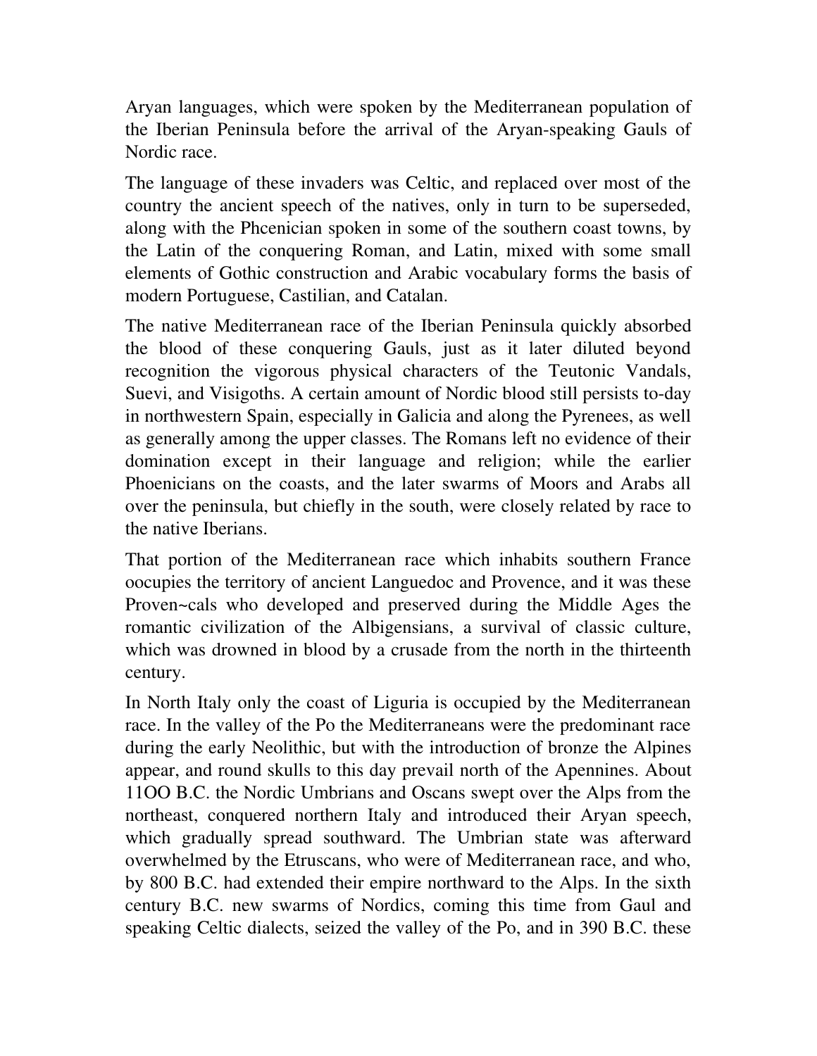Aryan languages, which were spoken by the Mediterranean population of the Iberian Peninsula before the arrival of the Aryan-speaking Gauls of Nordic race.

The language of these invaders was Celtic, and replaced over most of the country the ancient speech of the natives, only in turn to be superseded, along with the Phcenician spoken in some of the southern coast towns, by the Latin of the conquering Roman, and Latin, mixed with some small elements of Gothic construction and Arabic vocabulary forms the basis of modern Portuguese, Castilian, and Catalan.

The native Mediterranean race of the Iberian Peninsula quickly absorbed the blood of these conquering Gauls, just as it later diluted beyond recognition the vigorous physical characters of the Teutonic Vandals, Suevi, and Visigoths. A certain amount of Nordic blood still persists to-day in northwestern Spain, especially in Galicia and along the Pyrenees, as well as generally among the upper classes. The Romans left no evidence of their domination except in their language and religion; while the earlier Phoenicians on the coasts, and the later swarms of Moors and Arabs all over the peninsula, but chiefly in the south, were closely related by race to the native Iberians.

That portion of the Mediterranean race which inhabits southern France oocupies the territory of ancient Languedoc and Provence, and it was these Proven~cals who developed and preserved during the Middle Ages the romantic civilization of the Albigensians, a survival of classic culture, which was drowned in blood by a crusade from the north in the thirteenth century.

In North Italy only the coast of Liguria is occupied by the Mediterranean race. In the valley of the Po the Mediterraneans were the predominant race during the early Neolithic, but with the introduction of bronze the Alpines appear, and round skulls to this day prevail north of the Apennines. About 11OO B.C. the Nordic Umbrians and Oscans swept over the Alps from the northeast, conquered northern Italy and introduced their Aryan speech, which gradually spread southward. The Umbrian state was afterward overwhelmed by the Etruscans, who were of Mediterranean race, and who, by 800 B.C. had extended their empire northward to the Alps. In the sixth century B.C. new swarms of Nordics, coming this time from Gaul and speaking Celtic dialects, seized the valley of the Po, and in 390 B.C. these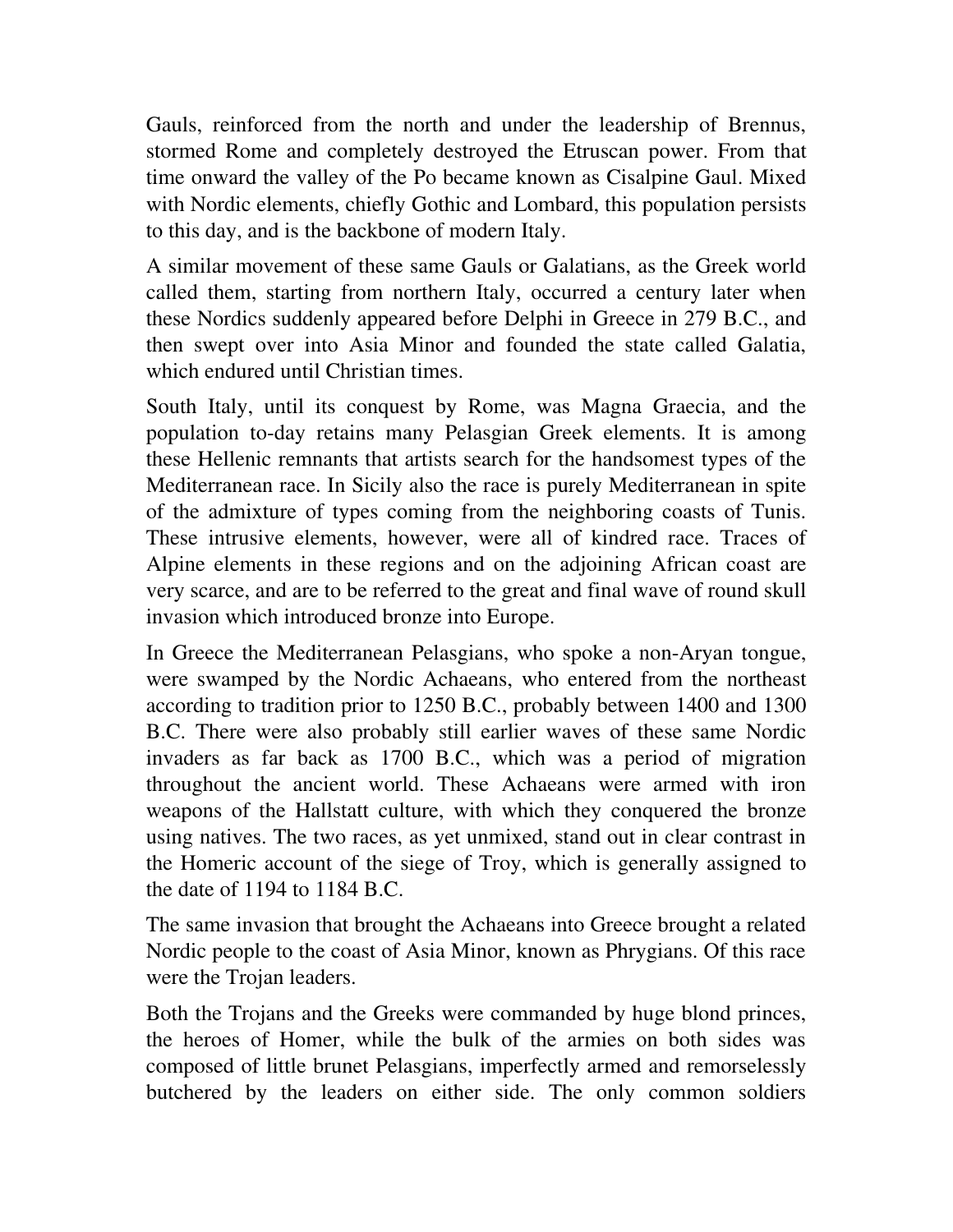Gauls, reinforced from the north and under the leadership of Brennus, stormed Rome and completely destroyed the Etruscan power. From that time onward the valley of the Po became known as Cisalpine Gaul. Mixed with Nordic elements, chiefly Gothic and Lombard, this population persists to this day, and is the backbone of modern Italy.

A similar movement of these same Gauls or Galatians, as the Greek world called them, starting from northern Italy, occurred a century later when these Nordics suddenly appeared before Delphi in Greece in 279 B.C., and then swept over into Asia Minor and founded the state called Galatia, which endured until Christian times.

South Italy, until its conquest by Rome, was Magna Graecia, and the population to-day retains many Pelasgian Greek elements. It is among these Hellenic remnants that artists search for the handsomest types of the Mediterranean race. In Sicily also the race is purely Mediterranean in spite of the admixture of types coming from the neighboring coasts of Tunis. These intrusive elements, however, were all of kindred race. Traces of Alpine elements in these regions and on the adjoining African coast are very scarce, and are to be referred to the great and final wave of round skull invasion which introduced bronze into Europe.

In Greece the Mediterranean Pelasgians, who spoke a non-Aryan tongue, were swamped by the Nordic Achaeans, who entered from the northeast according to tradition prior to 1250 B.C., probably between 1400 and 1300 B.C. There were also probably still earlier waves of these same Nordic invaders as far back as 1700 B.C., which was a period of migration throughout the ancient world. These Achaeans were armed with iron weapons of the Hallstatt culture, with which they conquered the bronze using natives. The two races, as yet unmixed, stand out in clear contrast in the Homeric account of the siege of Troy, which is generally assigned to the date of 1194 to 1184 B.C.

The same invasion that brought the Achaeans into Greece brought a related Nordic people to the coast of Asia Minor, known as Phrygians. Of this race were the Trojan leaders.

Both the Trojans and the Greeks were commanded by huge blond princes, the heroes of Homer, while the bulk of the armies on both sides was composed of little brunet Pelasgians, imperfectly armed and remorselessly butchered by the leaders on either side. The only common soldiers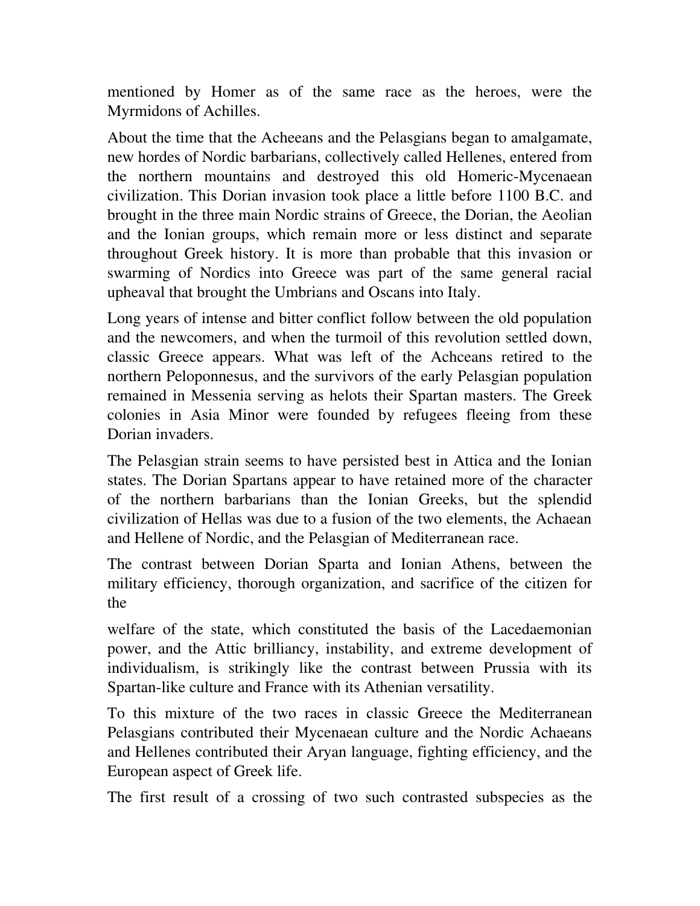mentioned by Homer as of the same race as the heroes, were the Myrmidons of Achilles.

About the time that the Acheeans and the Pelasgians began to amalgamate, new hordes of Nordic barbarians, collectively called Hellenes, entered from the northern mountains and destroyed this old Homeric-Mycenaean civilization. This Dorian invasion took place a little before 1100 B.C. and brought in the three main Nordic strains of Greece, the Dorian, the Aeolian and the Ionian groups, which remain more or less distinct and separate throughout Greek history. It is more than probable that this invasion or swarming of Nordics into Greece was part of the same general racial upheaval that brought the Umbrians and Oscans into Italy.

Long years of intense and bitter conflict follow between the old population and the newcomers, and when the turmoil of this revolution settled down, classic Greece appears. What was left of the Achceans retired to the northern Peloponnesus, and the survivors of the early Pelasgian population remained in Messenia serving as helots their Spartan masters. The Greek colonies in Asia Minor were founded by refugees fleeing from these Dorian invaders.

The Pelasgian strain seems to have persisted best in Attica and the Ionian states. The Dorian Spartans appear to have retained more of the character of the northern barbarians than the Ionian Greeks, but the splendid civilization of Hellas was due to a fusion of the two elements, the Achaean and Hellene of Nordic, and the Pelasgian of Mediterranean race.

The contrast between Dorian Sparta and Ionian Athens, between the military efficiency, thorough organization, and sacrifice of the citizen for the welfare of the state, which constituted the basis of the Lacedaemonian power, and the Attic brilliancy, instability, and extreme development of individualism, is strikingly like the contrast between Prussia with its Spartan-like culture and France with its Athenian versatility.

To this mixture of the two races in classic Greece the Mediterranean Pelasgians contributed their Mycenaean culture and the Nordic Achaeans and Hellenes contributed their Aryan language, fighting efficiency, and the European aspect of Greek life.

The first result of a crossing of two such contrasted subspecies as the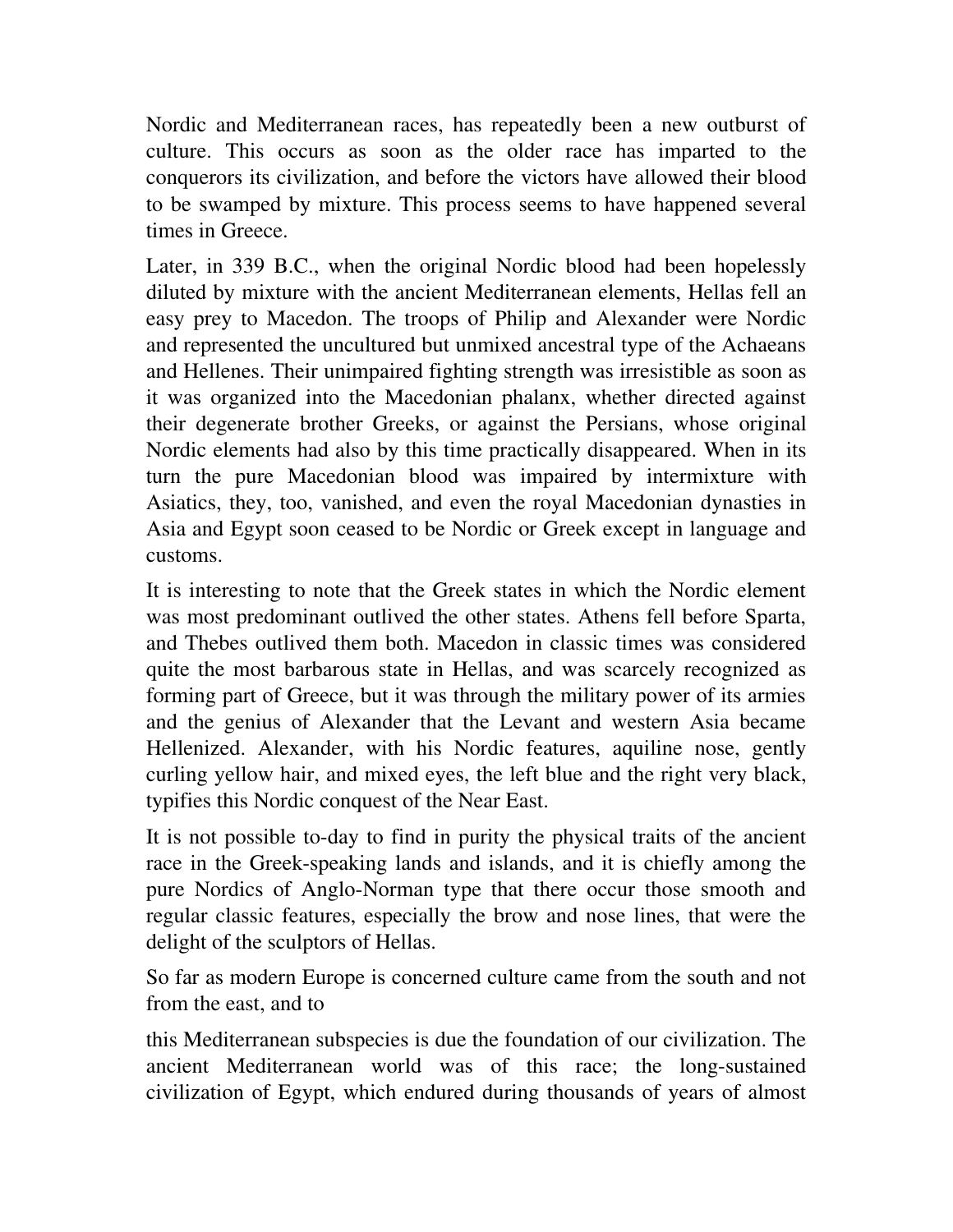Nordic and Mediterranean races, has repeatedly been a new outburst of culture. This occurs as soon as the older race has imparted to the conquerors its civilization, and before the victors have allowed their blood to be swamped by mixture. This process seems to have happened several times in Greece.

Later, in 339 B.C., when the original Nordic blood had been hopelessly diluted by mixture with the ancient Mediterranean elements, Hellas fell an easy prey to Macedon. The troops of Philip and Alexander were Nordic and represented the uncultured but unmixed ancestral type of the Achaeans and Hellenes. Their unimpaired fighting strength was irresistible as soon as it was organized into the Macedonian phalanx, whether directed against their degenerate brother Greeks, or against the Persians, whose original Nordic elements had also by this time practically disappeared. When in its turn the pure Macedonian blood was impaired by intermixture with Asiatics, they, too, vanished, and even the royal Macedonian dynasties in Asia and Egypt soon ceased to be Nordic or Greek except in language and customs.

It is interesting to note that the Greek states in which the Nordic element was most predominant outlived the other states. Athens fell before Sparta, and Thebes outlived them both. Macedon in classic times was considered quite the most barbarous state in Hellas, and was scarcely recognized as forming part of Greece, but it was through the military power of its armies and the genius of Alexander that the Levant and western Asia became Hellenized. Alexander, with his Nordic features, aquiline nose, gently curling yellow hair, and mixed eyes, the left blue and the right very black, typifies this Nordic conquest of the Near East.

It is not possible to-day to find in purity the physical traits of the ancient race in the Greek-speaking lands and islands, and it is chiefly among the pure Nordics of Anglo-Norman type that there occur those smooth and regular classic features, especially the brow and nose lines, that were the delight of the sculptors of Hellas.

So far as modern Europe is concerned culture came from the south and not from the east, and to this Mediterranean subspecies is due the foundation of our civilization. The ancient Mediterranean world was of this race; the long-sustained civilization of Egypt, which endured during thousands of years of almost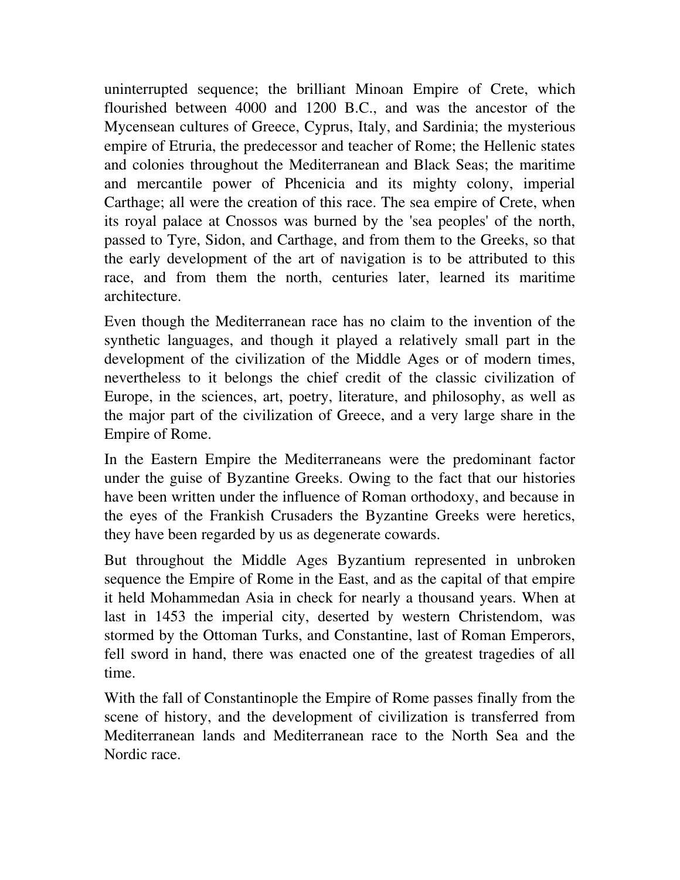uninterrupted sequence; the brilliant Minoan Empire of Crete, which flourished between 4000 and 1200 B.C., and was the ancestor of the Mycensean cultures of Greece, Cyprus, Italy, and Sardinia; the mysterious empire of Etruria, the predecessor and teacher of Rome; the Hellenic states and colonies throughout the Mediterranean and Black Seas; the maritime and mercantile power of Phcenicia and its mighty colony, imperial Carthage; all were the creation of this race. The sea empire of Crete, when its royal palace at Cnossos was burned by the 'sea peoples' of the north, passed to Tyre, Sidon, and Carthage, and from them to the Greeks, so that the early development of the art of navigation is to be attributed to this race, and from them the north, centuries later, learned its maritime architecture.

Even though the Mediterranean race has no claim to the invention of the synthetic languages, and though it played a relatively small part in the development of the civilization of the Middle Ages or of modern times, nevertheless to it belongs the chief credit of the classic civilization of Europe, in the sciences, art, poetry, literature, and philosophy, as well as the major part of the civilization of Greece, and a very large share in the Empire of Rome.

In the Eastern Empire the Mediterraneans were the predominant factor under the guise of Byzantine Greeks. Owing to the fact that our histories have been written under the influence of Roman orthodoxy, and because in the eyes of the Frankish Crusaders the Byzantine Greeks were heretics, they have been regarded by us as degenerate cowards.

But throughout the Middle Ages Byzantium represented in unbroken sequence the Empire of Rome in the East, and as the capital of that empire it held Mohammedan Asia in check for nearly a thousand years. When at last in 1453 the imperial city, deserted by western Christendom, was stormed by the Ottoman Turks, and Constantine, last of Roman Emperors, fell sword in hand, there was enacted one of the greatest tragedies of all time.

With the fall of Constantinople the Empire of Rome passes finally from the scene of history, and the development of civilization is transferred from Mediterranean lands and Mediterranean race to the North Sea and the Nordic race.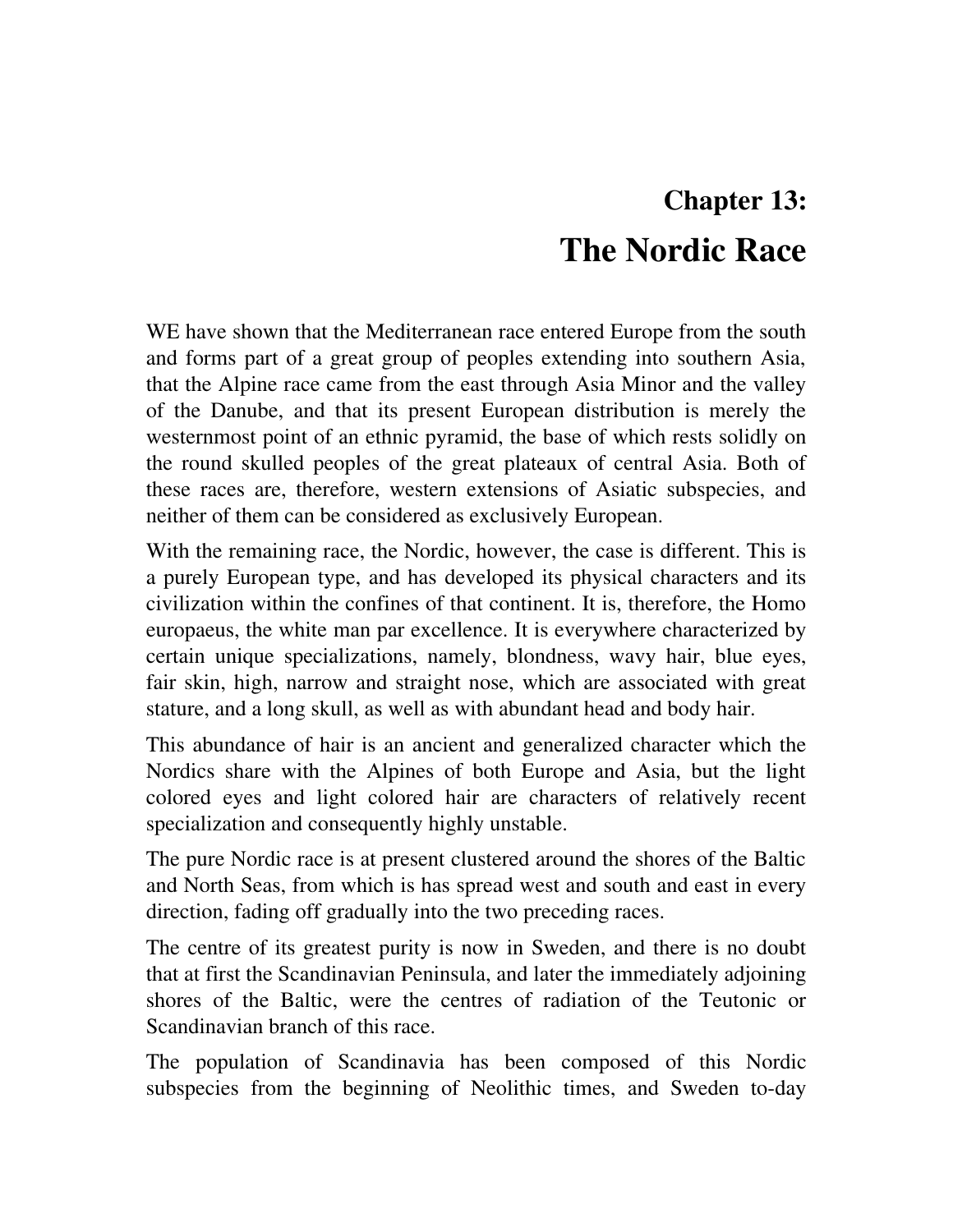# Chapter 13:

# The Nordic Race

WE have shown that the Mediterranean race entered Europe from the south and forms part of a great group of peoples extending into southern Asia, that the Alpine race came from the east through Asia Minor and the valley of the Danube, and that its present European distribution is merely the westernmost point of an ethnic pyramid, the base of which rests solidly on the round skulled peoples of the great plateaux of central Asia. Both of these races are, therefore, western extensions of Asiatic subspecies, and neither of them can be considered as exclusively European.

With the remaining race, the Nordic, however, the case is different. This is a purely European type, and has developed its physical characters and its civilization within the confines of that continent. It is, therefore, the Homo europaeus, the white man par excellence. It is everywhere characterized by certain unique specializations, namely, blondness, wavy hair, blue eyes, fair skin, high, narrow and straight nose, which are associated with great stature, and a long skull, as well as with abundant head and body hair.

This abundance of hair is an ancient and generalized character which the Nordics share with the Alpines of both Europe and Asia, but the light colored eyes and light colored hair are characters of relatively recent specialization and consequently highly unstable.

The pure Nordic race is at present clustered around the shores of the Baltic and North Seas, from which is has spread west and south and east in every direction, fading off gradually into the two preceding races.

The centre of its greatest purity is now in Sweden, and there is no doubt that at first the Scandinavian Peninsula, and later the immediately adjoining shores of the Baltic, were the centres of radiation of the Teutonic or Scandinavian branch of this race.

The population of Scandinavia has been composed of this Nordic subspecies from the beginning of Neolithic times, and Sweden to-day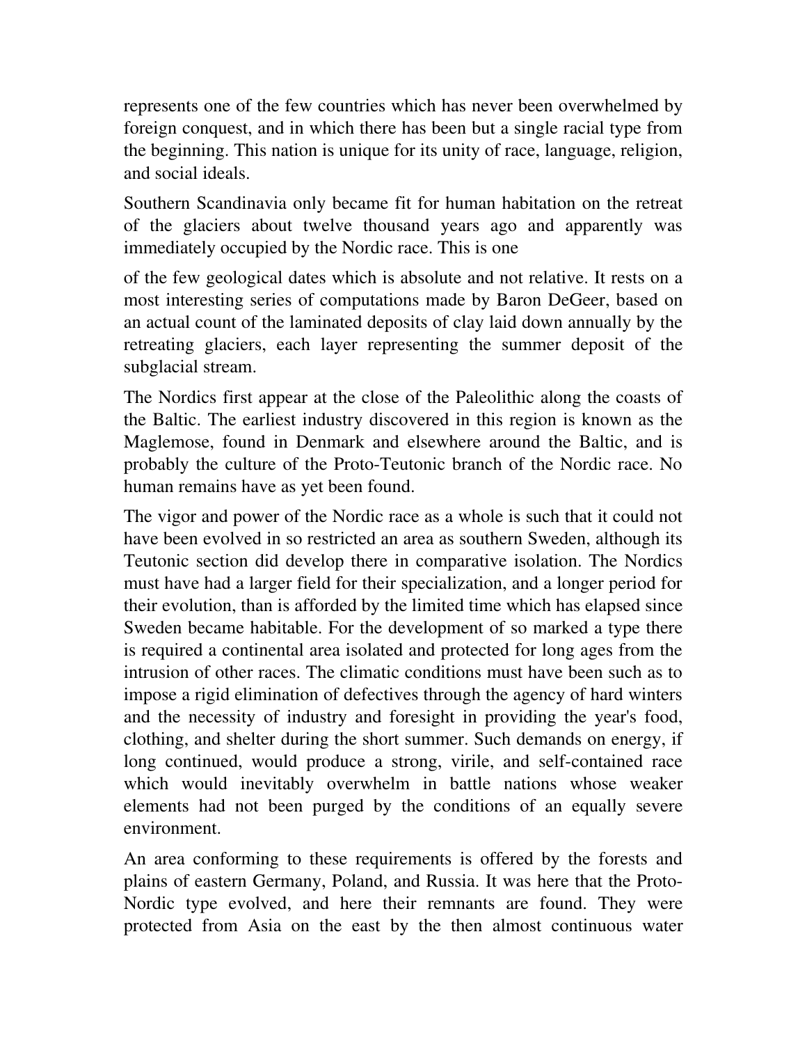represents one of the few countries which has never been overwhelmed by foreign conquest, and in which there has been but a single racial type from the beginning. This nation is unique for its unity of race, language, religion, and social ideals.

Southern Scandinavia only became fit for human habitation on the retreat of the glaciers about twelve thousand years ago and apparently was immediately occupied by the Nordic race. This is one of the few geological dates which is absolute and not relative. It rests on a most interesting series of computations made by Baron DeGeer, based on an actual count of the laminated deposits of clay laid down annually by the retreating glaciers, each layer representing the summer deposit of the subglacial stream.

The Nordics first appear at the close of the Paleolithic along the coasts of the Baltic. The earliest industry discovered in this region is known as the Maglemose, found in Denmark and elsewhere around the Baltic, and is probably the culture of the Proto-Teutonic branch of the Nordic race. No human remains have as yet been found.

The vigor and power of the Nordic race as a whole is such that it could not have been evolved in so restricted an area as southern Sweden, although its Teutonic section did develop there in comparative isolation. The Nordics must have had a larger field for their specialization, and a longer period for their evolution, than is afforded by the limited time which has elapsed since Sweden became habitable. For the development of so marked a type there is required a continental area isolated and protected for long ages from the intrusion of other races. The climatic conditions must have been such as to impose a rigid elimination of defectives through the agency of hard winters and the necessity of industry and foresight in providing the year's food, clothing, and shelter during the short summer. Such demands on energy, if long continued, would produce a strong, virile, and self-contained race which would inevitably overwhelm in battle nations whose weaker elements had not been purged by the conditions of an equally severe environment.

An area conforming to these requirements is offered by the forests and plains of eastern Germany, Poland, and Russia. It was here that the Proto-Nordic type evolved, and here their remnants are found. They were protected from Asia on the east by the then almost continuous water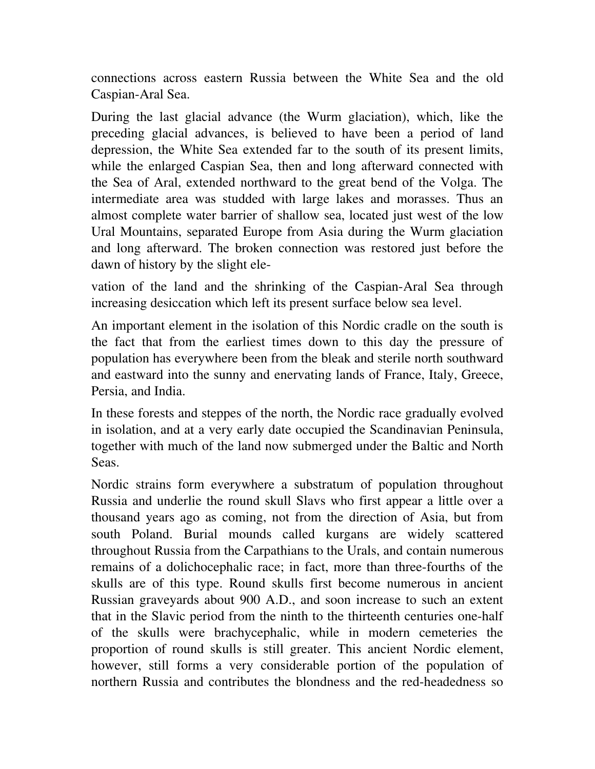connections across eastern Russia between the White Sea and the old Caspian-Aral Sea.

During the last glacial advance (the Wurm glaciation), which, like the preceding glacial advances, is believed to have been a period of land depression, the White Sea extended far to the south of its present limits, while the enlarged Caspian Sea, then and long afterward connected with the Sea of Aral, extended northward to the great bend of the Volga. The intermediate area was studded with large lakes and morasses. Thus an almost complete water barrier of shallow sea, located just west of the low Ural Mountains, separated Europe from Asia during the Wurm glaciation and long afterward. The broken connection was restored just before the dawn of history by the slight elevation of the land and the shrinking of the Caspian-Aral Sea through increasing desiccation which left its present surface below sea level.

An important element in the isolation of this Nordic cradle on the south is the fact that from the earliest times down to this day the pressure of population has everywhere been from the bleak and sterile north southward and eastward into the sunny and enervating lands of France, Italy, Greece, Persia, and India.

In these forests and steppes of the north, the Nordic race gradually evolved in isolation, and at a very early date occupied the Scandinavian Peninsula, together with much of the land now submerged under the Baltic and North Seas.

Nordic strains form everywhere a substratum of population throughout Russia and underlie the round skull Slavs who first appear a little over a thousand years ago as coming, not from the direction of Asia, but from south Poland. Burial mounds called kurgans are widely scattered throughout Russia from the Carpathians to the Urals, and contain numerous remains of a dolichocephalic race; in fact, more than three-fourths of the skulls are of this type. Round skulls first become numerous in ancient Russian graveyards about 900 A.D., and soon increase to such an extent that in the Slavic period from the ninth to the thirteenth centuries one-half of the skulls were brachycephalic, while in modern cemeteries the proportion of round skulls is still greater. This ancient Nordic element, however, still forms a very considerable portion of the population of northern Russia and contributes the blondness and the red-headedness so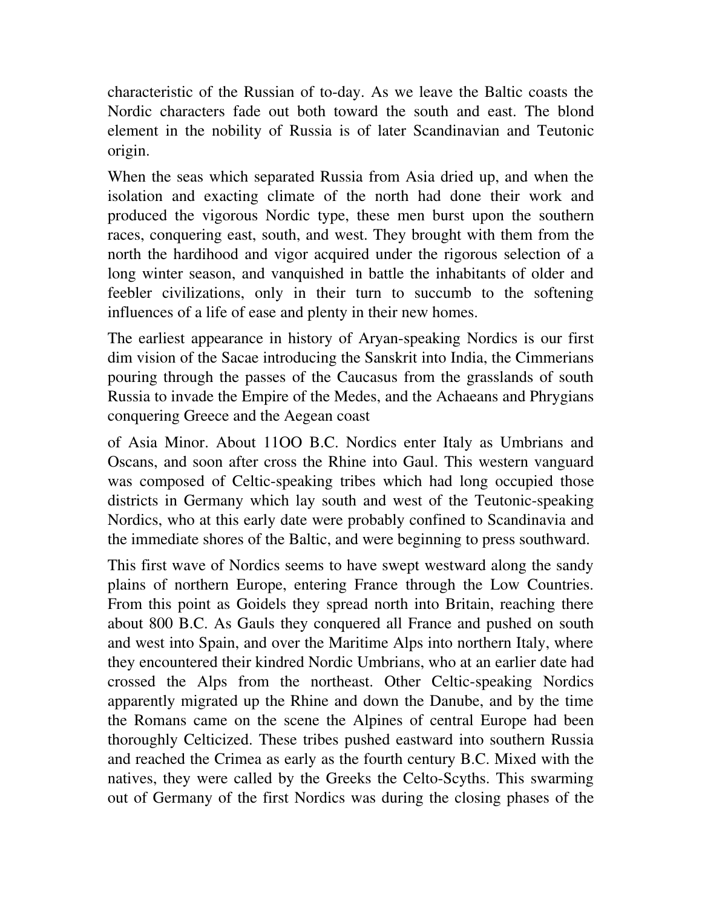characteristic of the Russian of to-day. As we leave the Baltic coasts the Nordic characters fade out both toward the south and east. The blond element in the nobility of Russia is of later Scandinavian and Teutonic origin.

When the seas which separated Russia from Asia dried up, and when the isolation and exacting climate of the north had done their work and produced the vigorous Nordic type, these men burst upon the southern races, conquering east, south, and west. They brought with them from the north the hardihood and vigor acquired under the rigorous selection of a long winter season, and vanquished in battle the inhabitants of older and feebler civilizations, only in their turn to succumb to the softening influences of a life of ease and plenty in their new homes.

The earliest appearance in history of Aryan-speaking Nordics is our first dim vision of the Sacae introducing the Sanskrit into India, the Cimmerians pouring through the passes of the Caucasus from the grasslands of south Russia to invade the Empire of the Medes, and the Achaeans and Phrygians conquering Greece and the Aegean coast of Asia Minor. About 11OO B.C. Nordics enter Italy as Umbrians and Oscans, and soon after cross the Rhine into Gaul. This western vanguard was composed of Celtic-speaking tribes which had long occupied those districts in Germany which lay south and west of the Teutonic-speaking Nordics, who at this early date were probably confined to Scandinavia and the immediate shores of the Baltic, and were beginning to press southward.

This first wave of Nordics seems to have swept westward along the sandy plains of northern Europe, entering France through the Low Countries. From this point as Goidels they spread north into Britain, reaching there about 800 B.C. As Gauls they conquered all France and pushed on south and west into Spain, and over the Maritime Alps into northern Italy, where they encountered their kindred Nordic Umbrians, who at an earlier date had crossed the Alps from the northeast. Other Celtic-speaking Nordics apparently migrated up the Rhine and down the Danube, and by the time the Romans came on the scene the Alpines of central Europe had been thoroughly Celticized. These tribes pushed eastward into southern Russia and reached the Crimea as early as the fourth century B.C. Mixed with the natives, they were called by the Greeks the Celto-Scyths. This swarming out of Germany of the first Nordics was during the closing phases of the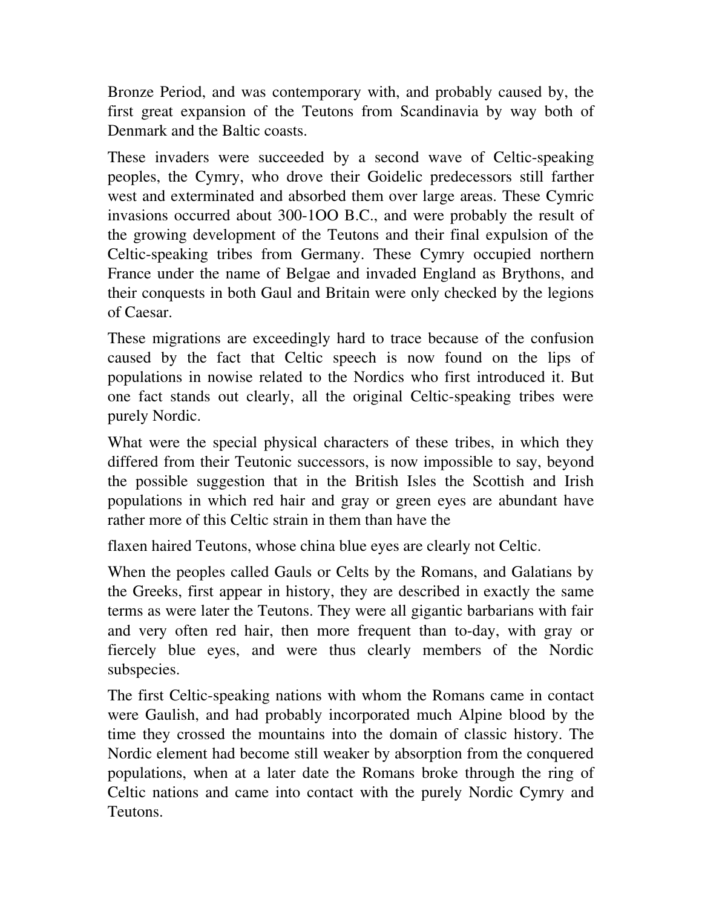Bronze Period, and was contemporary with, and probably caused by, the first great expansion of the Teutons from Scandinavia by way both of Denmark and the Baltic coasts.

These invaders were succeeded by a second wave of Celtic-speaking peoples, the Cymry, who drove their Goidelic predecessors still farther west and exterminated and absorbed them over large areas. These Cymric invasions occurred about 300-1OO B.C., and were probably the result of the growing development of the Teutons and their final expulsion of the Celtic-speaking tribes from Germany. These Cymry occupied northern France under the name of Belgae and invaded England as Brythons, and their conquests in both Gaul and Britain were only checked by the legions of Caesar.

These migrations are exceedingly hard to trace because of the confusion caused by the fact that Celtic speech is now found on the lips of populations in nowise related to the Nordics who first introduced it. But one fact stands out clearly, all the original Celtic-speaking tribes were purely Nordic.

What were the special physical characters of these tribes, in which they differed from their Teutonic successors, is now impossible to say, beyond the possible suggestion that in the British Isles the Scottish and Irish populations in which red hair and gray or green eyes are abundant have rather more of this Celtic strain in them than have the flaxen haired Teutons, whose china blue eyes are clearly not Celtic.

When the peoples called Gauls or Celts by the Romans, and Galatians by the Greeks, first appear in history, they are described in exactly the same terms as were later the Teutons. They were all gigantic barbarians with fair and very often red hair, then more frequent than to-day, with gray or fiercely blue eyes, and were thus clearly members of the Nordic subspecies.

The first Celtic-speaking nations with whom the Romans came in contact were Gaulish, and had probably incorporated much Alpine blood by the time they crossed the mountains into the domain of classic history. The Nordic element had become still weaker by absorption from the conquered populations, when at a later date the Romans broke through the ring of Celtic nations and came into contact with the purely Nordic Cymry and Teutons.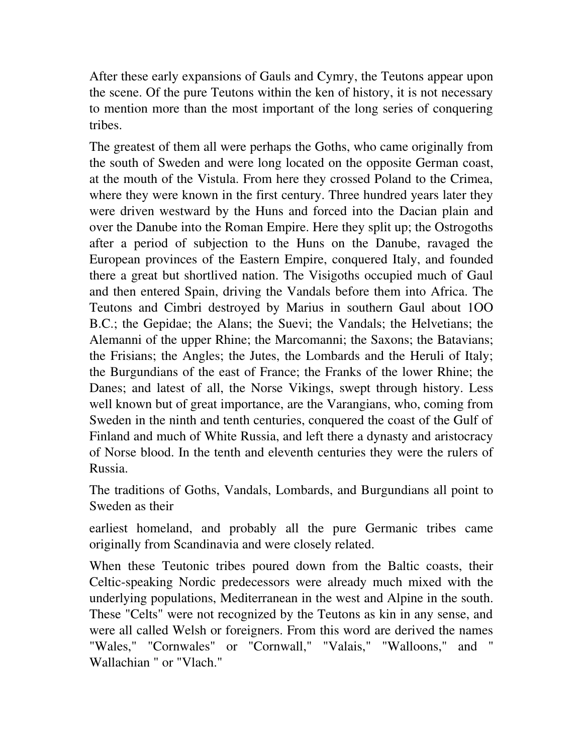After these early expansions of Gauls and Cymry, the Teutons appear upon the scene. Of the pure Teutons within the ken of history, it is not necessary to mention more than the most important of the long series of conquering tribes.

The greatest of them all were perhaps the Goths, who came originally from the south of Sweden and were long located on the opposite German coast, at the mouth of the Vistula. From here they crossed Poland to the Crimea, where they were known in the first century. Three hundred years later they were driven westward by the Huns and forced into the Dacian plain and over the Danube into the Roman Empire. Here they split up; the Ostrogoths after a period of subjection to the Huns on the Danube, ravaged the European provinces of the Eastern Empire, conquered Italy, and founded there a great but shortlived nation. The Visigoths occupied much of Gaul and then entered Spain, driving the Vandals before them into Africa. The Teutons and Cimbri destroyed by Marius in southern Gaul about 1OO B.C.; the Gepidae; the Alans; the Suevi; the Vandals; the Helvetians; the Alemanni of the upper Rhine; the Marcomanni; the Saxons; the Batavians; the Frisians; the Angles; the Jutes, the Lombards and the Heruli of Italy; the Burgundians of the east of France; the Franks of the lower Rhine; the Danes; and latest of all, the Norse Vikings, swept through history. Less well known but of great importance, are the Varangians, who, coming from Sweden in the ninth and tenth centuries, conquered the coast of the Gulf of Finland and much of White Russia, and left there a dynasty and aristocracy of Norse blood. In the tenth and eleventh centuries they were the rulers of Russia.

The traditions of Goths, Vandals, Lombards, and Burgundians all point to Sweden as their earliest homeland, and probably all the pure Germanic tribes came originally from Scandinavia and were closely related.

When these Teutonic tribes poured down from the Baltic coasts, their Celtic-speaking Nordic predecessors were already much mixed with the underlying populations, Mediterranean in the west and Alpine in the south. These "Celts" were not recognized by the Teutons as kin in any sense, and were all called Welsh or foreigners. From this word are derived the names "Wales," "Cornwales" or "Cornwall," "Valais," "Walloons," and "Wallachian" or "Vlach."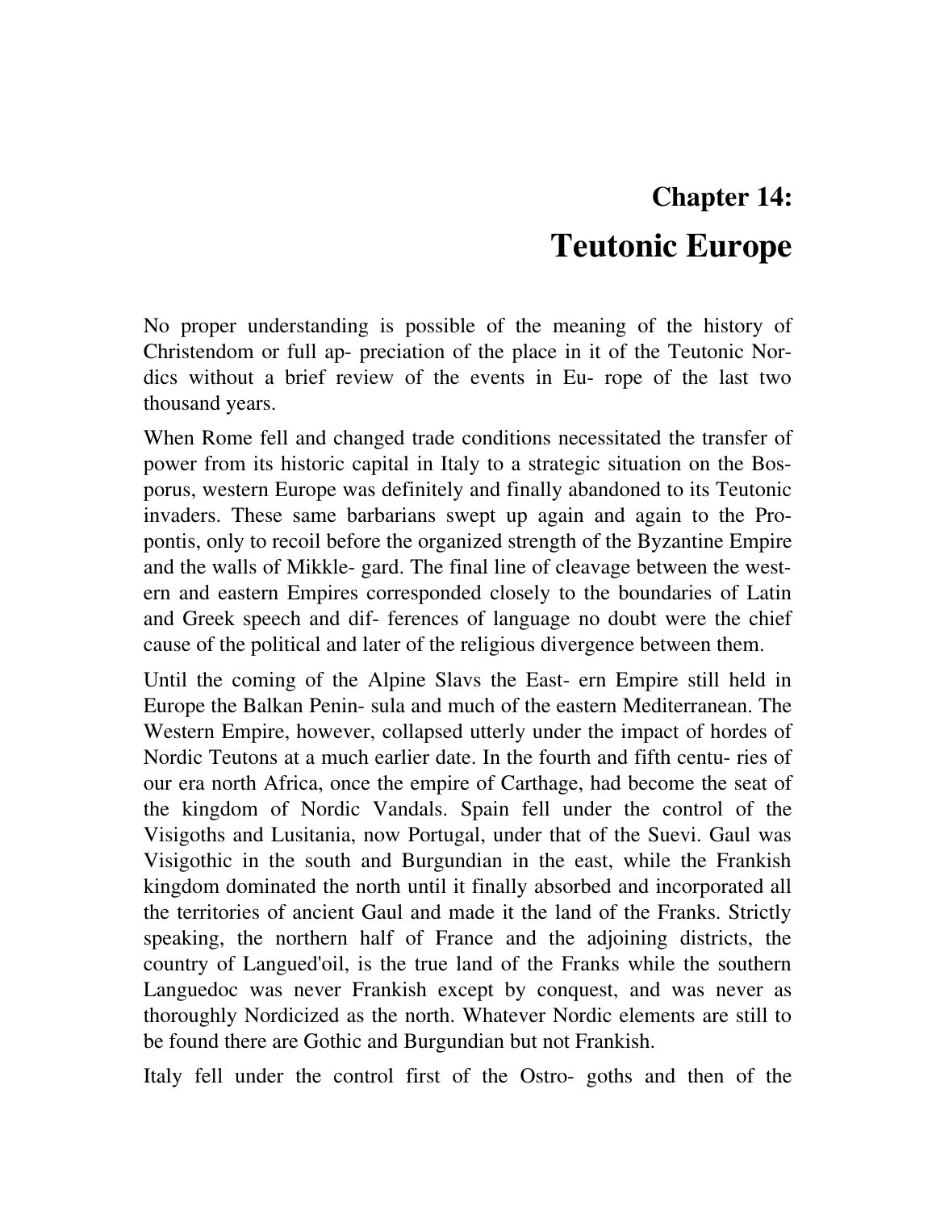## Chapter 14:

# Teutonic Europe

No proper understanding is possible of the meaning of the history of Christendom or full ap- preciation of the place in it of the Teutonic Nor- dics without a brief review of the events in Eu- rope of the last two thousand years.

When Rome fell and changed trade conditions necessitated the transfer of power from its historic capital in Italy to a strategic situation on the Bosporus, western Europe was definitely and finally abandoned to its Teutonic invaders. These same barbarians swept up again and again to the Propontis, only to recoil before the organized strength of the Byzantine Empire and the walls of Mikkle- gard. The final line of cleavage between the western and eastern Empires corresponded closely to the boundaries of Latin and Greek speech and dif- ferences of language no doubt were the chief cause of the political and later of the religious divergence between them.

Until the coming of the Alpine Slavs the East- ern Empire still held in Europe the Balkan Penin- sula and much of the eastern Mediterranean. The Western Empire, however, collapsed utterly under the impact of hordes of Nordic Teutons at a much earlier date. In the fourth and fifth centu- ries of our era north Africa, once the empire of Carthage, had become the seat of the kingdom of Nordic Vandals. Spain fell under the control of the Visigoths and Lusitania, now Portugal, under that of the Suevi. Gaul was Visigothic in the south and Burgundian in the east, while the Frankish kingdom dominated the north until it finally absorbed and incorporated all the territories of ancient Gaul and made it the land of the Franks. Strictly speaking, the northern half of France and the adjoining districts, the country of Langued'oil, is the true land of the Franks while the southern Languedoc was never Frankish except by conquest, and was never as thoroughly Nordicized as the north. Whatever Nordic elements are still to be found there are Gothic and Burgundian but not Frankish.

Italy fell under the control first of the Ostro- goths and then of the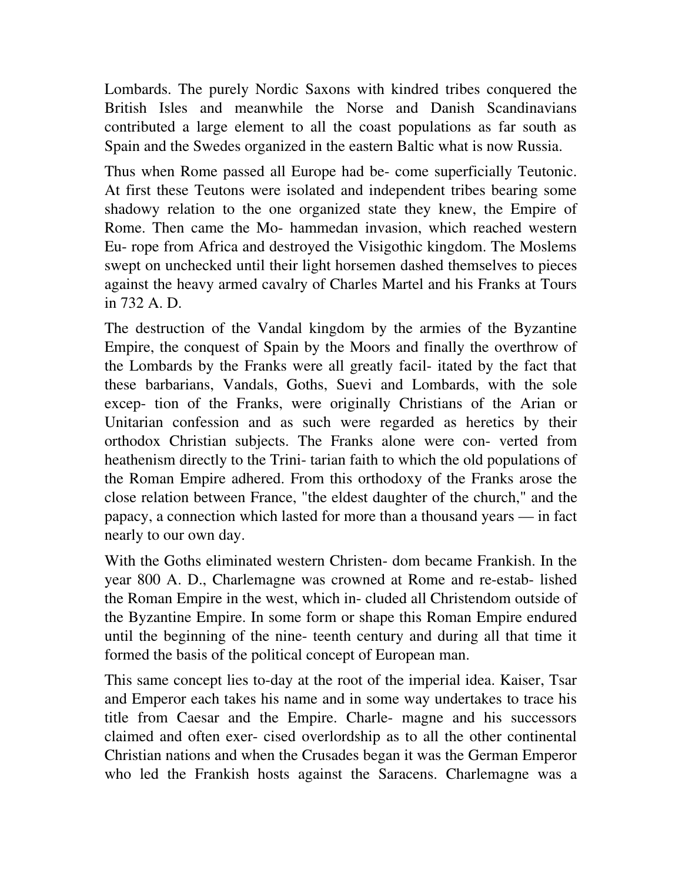Lombards. The purely Nordic Saxons with kindred tribes conquered the British Isles and meanwhile the Norse and Danish Scandinavians contributed a large element to all the coast populations as far south as Spain and the Swedes organized in the eastern Baltic what is now Russia.

Thus when Rome passed all Europe had be- come superficially Teutonic. At first these Teutons were isolated and independent tribes bearing some shadowy relation to the one organized state they knew, the Empire of Rome. Then came the Mo- hammedan invasion, which reached western Eu- rope from Africa and destroyed the Visigothic kingdom. The Moslems swept on unchecked until their light horsemen dashed themselves to pieces against the heavy armed cavalry of Charles Martel and his Franks at Tours in 732 A. D.

The destruction of the Vandal kingdom by the armies of the Byzantine Empire, the conquest of Spain by the Moors and finally the overthrow of the Lombards by the Franks were all greatly facil- itated by the fact that these barbarians, Vandals, Goths, Suevi and Lombards, with the sole excep- tion of the Franks, were originally Christians of the Arian or Unitarian confession and as such were regarded as heretics by their orthodox Christian subjects. The Franks alone were con- verted from heathenism directly to the Trini- tarian faith to which the old populations of the Roman Empire adhered. From this orthodoxy of the Franks arose the close relation between France, "the eldest daughter of the church," and the papacy, a connection which lasted for more than a thousand years — in fact nearly to our own day.

With the Goths eliminated western Christen- dom became Frankish. In the year 800 A. D., Charlemagne was crowned at Rome and re-estab- lished the Roman Empire in the west, which in- cluded all Christendom outside of the Byzantine Empire. In some form or shape this Roman Empire endured until the beginning of the nine- teenth century and during all that time it formed the basis of the political concept of European man.

This same concept lies to-day at the root of the imperial idea. Kaiser, Tsar and Emperor each takes his name and in some way undertakes to trace his title from Caesar and the Empire. Charle- magne and his successors claimed and often exer- cised overlordship as to all the other continental Christian nations and when the Crusades began it was the German Emperor who led the Frankish hosts against the Saracens. Charlemagne was a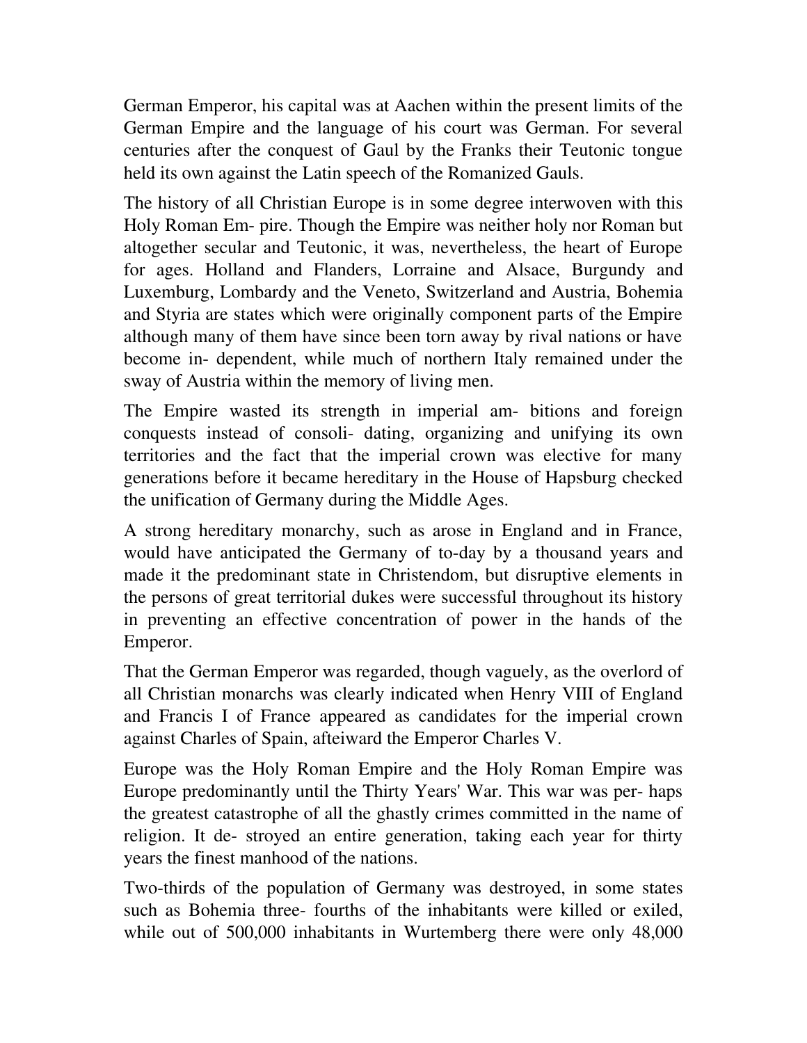German Emperor, his capital was at Aachen within the present limits of the German Empire and the language of his court was German. For several centuries after the conquest of Gaul by the Franks their Teutonic tongue held its own against the Latin speech of the Romanized Gauls.

The history of all Christian Europe is in some degree interwoven with this Holy Roman Em- pire. Though the Empire was neither holy nor Roman but altogether secular and Teutonic, it was, nevertheless, the heart of Europe for ages. Holland and Flanders, Lorraine and Alsace, Burgundy and Luxemburg, Lombardy and the Veneto, Switzerland and Austria, Bohemia and Styria are states which were originally component parts of the Empire although many of them have since been torn away by rival nations or have become in- dependent, while much of northern Italy remained under the sway of Austria within the memory of living men.

The Empire wasted its strength in imperial am- bitions and foreign conquests instead of consoli- dating, organizing and unifying its own territories and the fact that the imperial crown was elective for many generations before it became hereditary in the House of Hapsburg checked the unification of Germany during the Middle Ages.

A strong hereditary monarchy, such as arose in England and in France, would have anticipated the Germany of to-day by a thousand years and made it the predominant state in Christendom, but disruptive elements in the persons of great territorial dukes were successful throughout its history in preventing an effective concentration of power in the hands of the Emperor.

That the German Emperor was regarded, though vaguely, as the overlord of all Christian monarchs was clearly indicated when Henry VIII of England and Francis I of France appeared as candidates for the imperial crown against Charles of Spain, afteiward the Emperor Charles V.

Europe was the Holy Roman Empire and the Holy Roman Empire was Europe predominantly until the Thirty Years' War. This war was per- haps the greatest catastrophe of all the ghastly crimes committed in the name of religion. It de- stroyed an entire generation, taking each year for thirty years the finest manhood of the nations.

Two-thirds of the population of Germany was destroyed, in some states such as Bohemia three- fourths of the inhabitants were killed or exiled, while out of 500,000 inhabitants in Wurtemberg there were only 48,000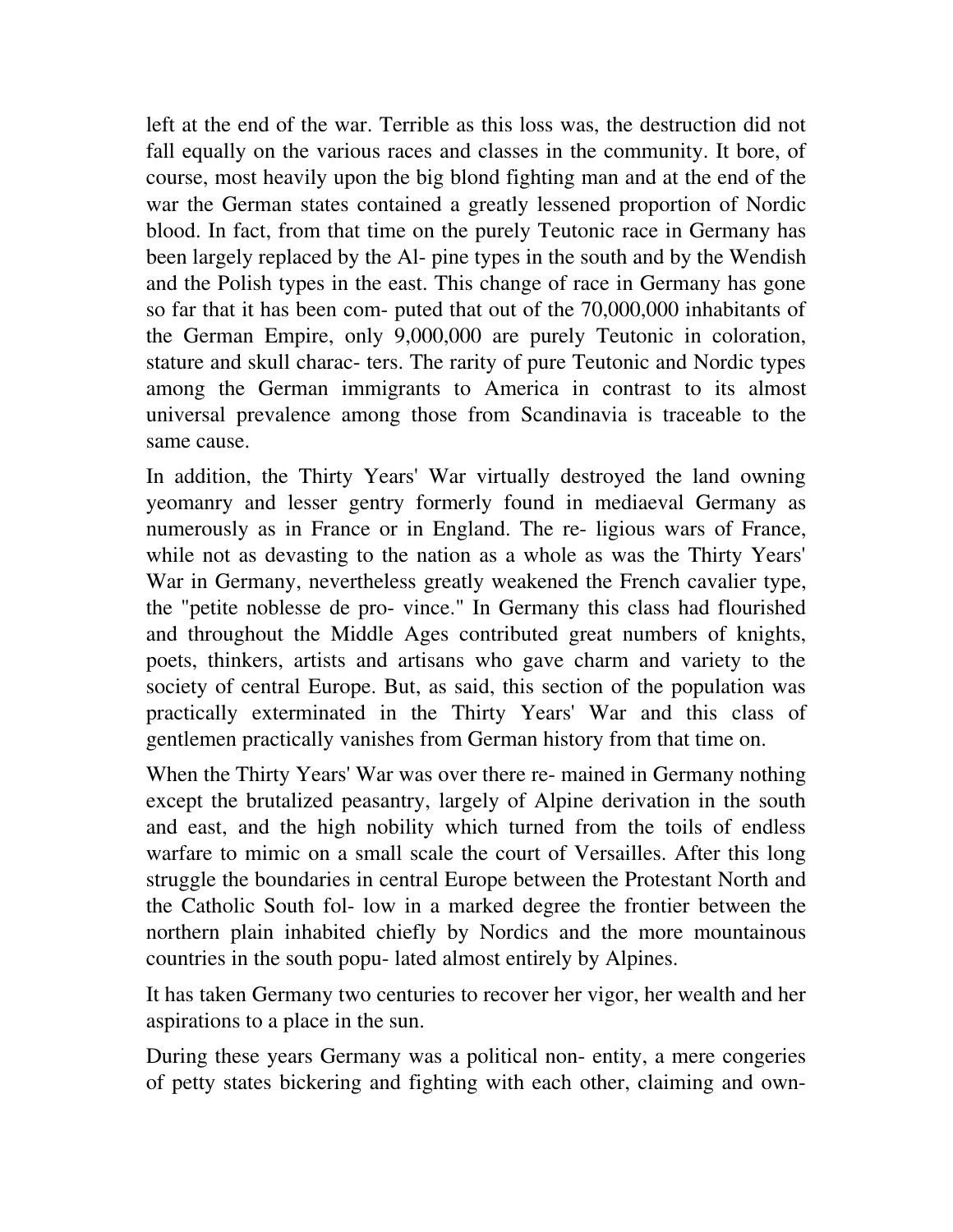left at the end of the war. Terrible as this loss was, the destruction did not fall equally on the various races and classes in the community. It bore, of course, most heavily upon the big blond fighting man and at the end of the war the German states contained a greatly lessened proportion of Nordic blood. In fact, from that time on the purely Teutonic race in Germany has been largely replaced by the Al- pine types in the south and by the Wendish and the Polish types in the east. This change of race in Germany has gone so far that it has been com- puted that out of the 70,000,000 inhabitants of the German Empire, only 9,000,000 are purely Teutonic in coloration, stature and skull charac- ters. The rarity of pure Teutonic and Nordic types among the German immigrants to America in contrast to its almost universal prevalence among those from Scandinavia is traceable to the same cause.

In addition, the Thirty Years' War virtually destroyed the land owning yeomanry and lesser gentry formerly found in mediaeval Germany as numerously as in France or in England. The re- ligious wars of France, while not as devasting to the nation as a whole as was the Thirty Years' War in Germany, nevertheless greatly weakened the French cavalier type, the "petite noblesse de pro- vince." In Germany this class had flourished and throughout the Middle Ages contributed great numbers of knights, poets, thinkers, artists and artisans who gave charm and variety to the society of central Europe. But, as said, this section of the population was practically exterminated in the Thirty Years' War and this class of gentlemen practically vanishes from German history from that time on.

When the Thirty Years' War was over there re- mained in Germany nothing except the brutalized peasantry, largely of Alpine derivation in the south and east, and the high nobility which turned from the toils of endless warfare to mimic on a small scale the court of Versailles. After this long struggle the boundaries in central Europe between the Protestant North and the Catholic South fol- low in a marked degree the frontier between the northern plain inhabited chiefly by Nordics and the more mountainous countries in the south popu- lated almost entirely by Alpines.

It has taken Germany two centuries to recover her vigor, her wealth and her aspirations to a place in the sun.

During these years Germany was a political non- entity, a mere congeries of petty states bickering and fighting with each other, claiming and own-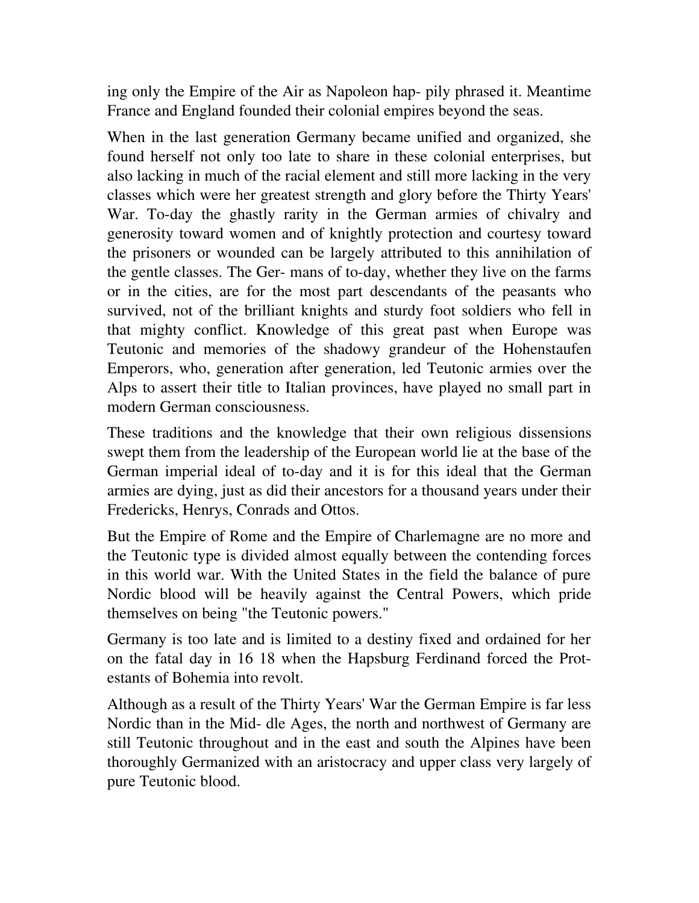ing only the Empire of the Air as Napoleon hap- pily phrased it. Meantime France and England founded their colonial empires beyond the seas.

When in the last generation Germany became unified and organized, she found herself not only too late to share in these colonial enterprises, but also lacking in much of the racial element and still more lacking in the very classes which were her greatest strength and glory before the Thirty Years' War. To-day the ghastly rarity in the German armies of chivalry and generosity toward women and of knightly protection and courtesy toward the prisoners or wounded can be largely attributed to this annihilation of the gentle classes. The Ger- mans of to-day, whether they live on the farms or in the cities, are for the most part descendants of the peasants who survived, not of the brilliant knights and sturdy foot soldiers who fell in that mighty conflict. Knowledge of this great past when Europe was Teutonic and memories of the shadowy grandeur of the Hohenstaufen Emperors, who, generation after generation, led Teutonic armies over the Alps to assert their title to Italian provinces, have played no small part in modern German consciousness.

These traditions and the knowledge that their own religious dissensions swept them from the leadership of the European world lie at the base of the German imperial ideal of to-day and it is for this ideal that the German armies are dying, just as did their ancestors for a thousand years under their Fredericks, Henrys, Conrads and Ottos.

But the Empire of Rome and the Empire of Charlemagne are no more and the Teutonic type is divided almost equally between the contending forces in this world war. With the United States in the field the balance of pure Nordic blood will be heavily against the Central Powers, which pride themselves on being "the Teutonic powers."

Germany is too late and is limited to a destiny fixed and ordained for her on the fatal day in 16 18 when the Hapsburg Ferdinand forced the Prot- estants of Bohemia into revolt.

Although as a result of the Thirty Years' War the German Empire is far less Nordic than in the Mid- dle Ages, the north and northwest of Germany are still Teutonic throughout and in the east and south the Alpines have been thoroughly Germanized with an aristocracy and upper class very largely of pure Teutonic blood.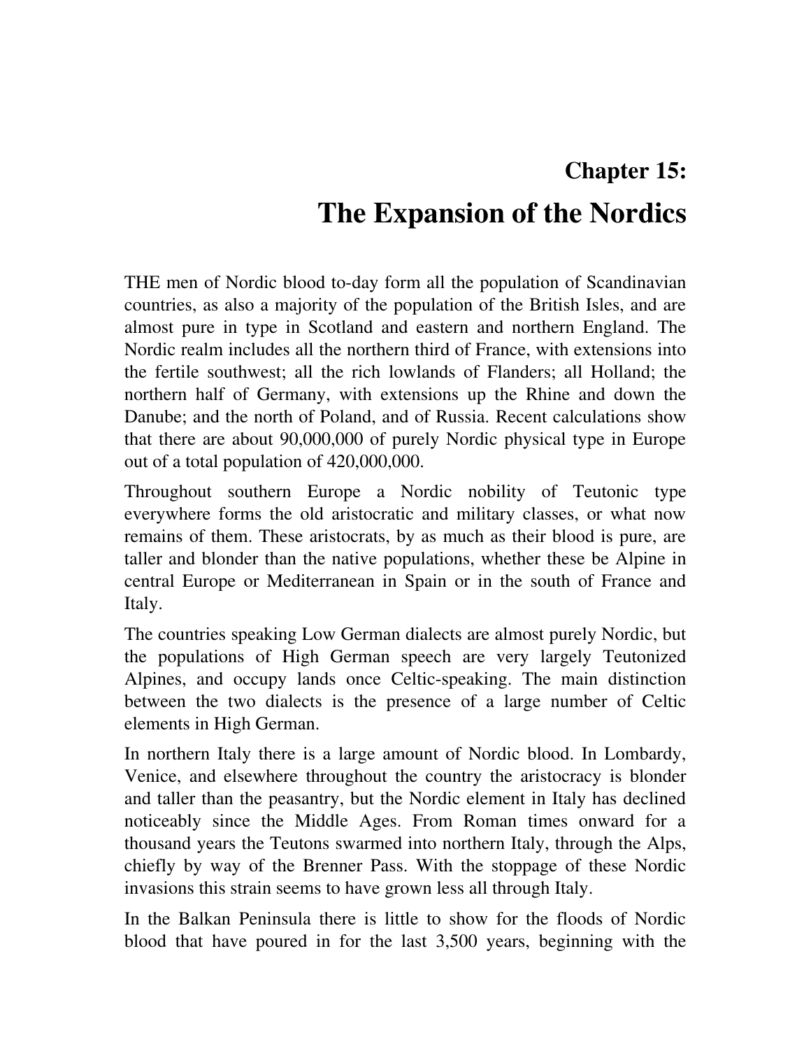## Chapter 15:

# The Expansion of the Nordics

THE men of Nordic blood to-day form all the population of Scandinavian countries, as also a majority of the population of the British Isles, and are almost pure in type in Scotland and eastern and northern England. The Nordic realm includes all the northern third of France, with extensions into the fertile southwest; all the rich lowlands of Flanders; all Holland; the northern half of Germany, with extensions up the Rhine and down the Danube; and the north of Poland, and of Russia. Recent calculations show that there are about 90,000,000 of purely Nordic physical type in Europe out of a total population of 420,000,000.

Throughout southern Europe a Nordic nobility of Teutonic type everywhere forms the old aristocratic and military classes, or what now remains of them. These aristocrats, by as much as their blood is pure, are taller and blonder than the native populations, whether these be Alpine in central Europe or Mediterranean in Spain or in the south of France and Italy.

The countries speaking Low German dialects are almost purely Nordic, but the populations of High German speech are very largely Teutonized Alpines, and occupy lands once Celtic-speaking. The main distinction between the two dialects is the presence of a large number of Celtic elements in High German.

In northern Italy there is a large amount of Nordic blood. In Lombardy, Venice, and elsewhere throughout the country the aristocracy is blonder and taller than the peasantry, but the Nordic element in Italy has declined noticeably since the Middle Ages. From Roman times onward for a thousand years the Teutons swarmed into northern Italy, through the Alps, chiefly by way of the Brenner Pass. With the stoppage of these Nordic invasions this strain seems to have grown less all through Italy.

In the Balkan Peninsula there is little to show for the floods of Nordic blood that have poured in for the last 3,500 years, beginning with the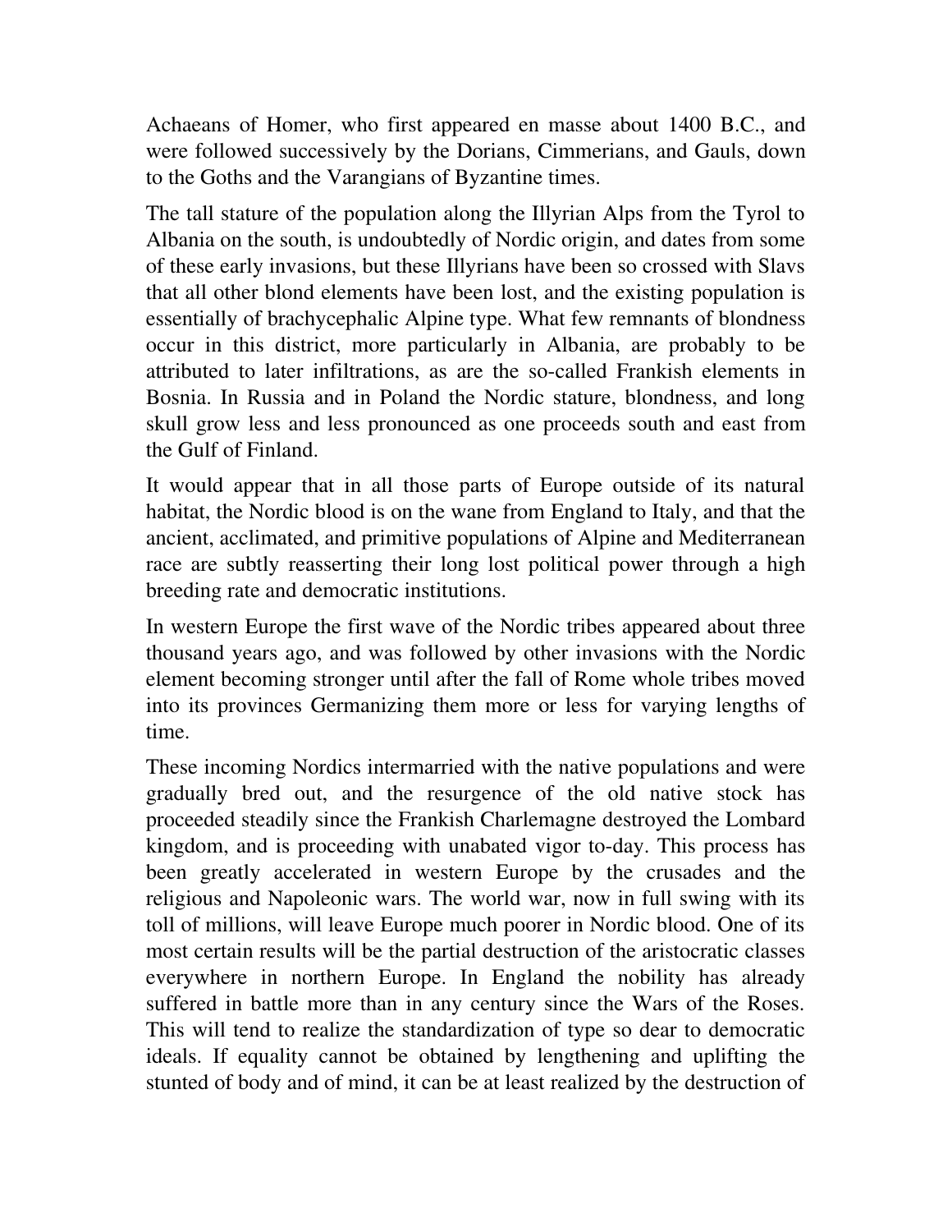Achaeans of Homer, who first appeared en masse about 1400 B.C., and were followed successively by the Dorians, Cimmerians, and Gauls, down to the Goths and the Varangians of Byzantine times.

The tall stature of the population along the Illyrian Alps from the Tyrol to Albania on the south, is undoubtedly of Nordic origin, and dates from some of these early invasions, but these Illyrians have been so crossed with Slavs that all other blond elements have been lost, and the existing population is essentially of brachycephalic Alpine type. What few remnants of blondness occur in this district, more particularly in Albania, are probably to be attributed to later infiltrations, as are the so-called Frankish elements in Bosnia. In Russia and in Poland the Nordic stature, blondness, and long skull grow less and less pronounced as one proceeds south and east from the Gulf of Finland.

It would appear that in all those parts of Europe outside of its natural habitat, the Nordic blood is on the wane from England to Italy, and that the ancient, acclimated, and primitive populations of Alpine and Mediterranean race are subtly reasserting their long lost political power through a high breeding rate and democratic institutions.

In western Europe the first wave of the Nordic tribes appeared about three thousand years ago, and was followed by other invasions with the Nordic element becoming stronger until after the fall of Rome whole tribes moved into its provinces Germanizing them more or less for varying lengths of time.

These incoming Nordics intermarried with the native populations and were gradually bred out, and the resurgence of the old native stock has proceeded steadily since the Frankish Charlemagne destroyed the Lombard kingdom, and is proceeding with unabated vigor to-day. This process has been greatly accelerated in western Europe by the crusades and the religious and Napoleonic wars. The world war, now in full swing with its toll of millions, will leave Europe much poorer in Nordic blood. One of its most certain results will be the partial destruction of the aristocratic classes everywhere in northern Europe. In England the nobility has already suffered in battle more than in any century since the Wars of the Roses. This will tend to realize the standardization of type so dear to democratic ideals. If equality cannot be obtained by lengthening and uplifting the stunted of body and of mind, it can be at least realized by the destruction of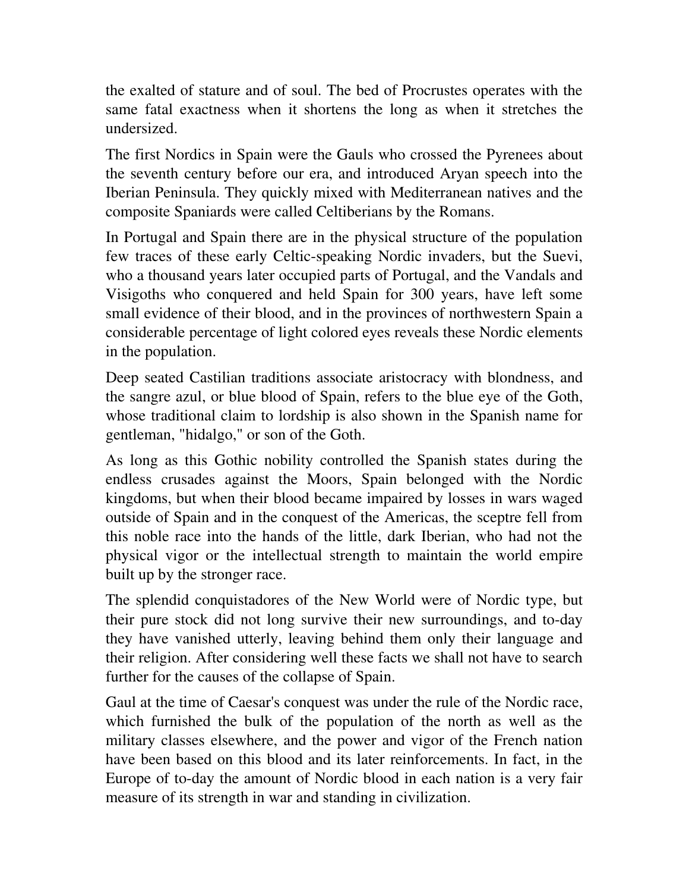the exalted of stature and of soul. The bed of Procrustes operates with the same fatal exactness when it shortens the long as when it stretches the undersized.

The first Nordics in Spain were the Gauls who crossed the Pyrenees about the seventh century before our era, and introduced Aryan speech into the Iberian Peninsula. They quickly mixed with Mediterranean natives and the composite Spaniards were called Celtiberians by the Romans.

In Portugal and Spain there are in the physical structure of the population few traces of these early Celtic-speaking Nordic invaders, but the Suevi, who a thousand years later occupied parts of Portugal, and the Vandals and Visigoths who conquered and held Spain for 300 years, have left some small evidence of their blood, and in the provinces of northwestern Spain a considerable percentage of light colored eyes reveals these Nordic elements in the population.

Deep seated Castilian traditions associate aristocracy with blondness, and the sangre azul, or blue blood of Spain, refers to the blue eye of the Goth, whose traditional claim to lordship is also shown in the Spanish name for gentleman, "hidalgo," or son of the Goth.

As long as this Gothic nobility controlled the Spanish states during the endless crusades against the Moors, Spain belonged with the Nordic kingdoms, but when their blood became impaired by losses in wars waged outside of Spain and in the conquest of the Americas, the sceptre fell from this noble race into the hands of the little, dark Iberian, who had not the physical vigor or the intellectual strength to maintain the world empire built up by the stronger race.

The splendid conquistadores of the New World were of Nordic type, but their pure stock did not long survive their new surroundings, and to-day they have vanished utterly, leaving behind them only their language and their religion. After considering well these facts we shall not have to search further for the causes of the collapse of Spain.

Gaul at the time of Caesar's conquest was under the rule of the Nordic race, which furnished the bulk of the population of the north as well as the military classes elsewhere, and the power and vigor of the French nation have been based on this blood and its later reinforcements. In fact, in the Europe of to-day the amount of Nordic blood in each nation is a very fair measure of its strength in war and standing in civilization.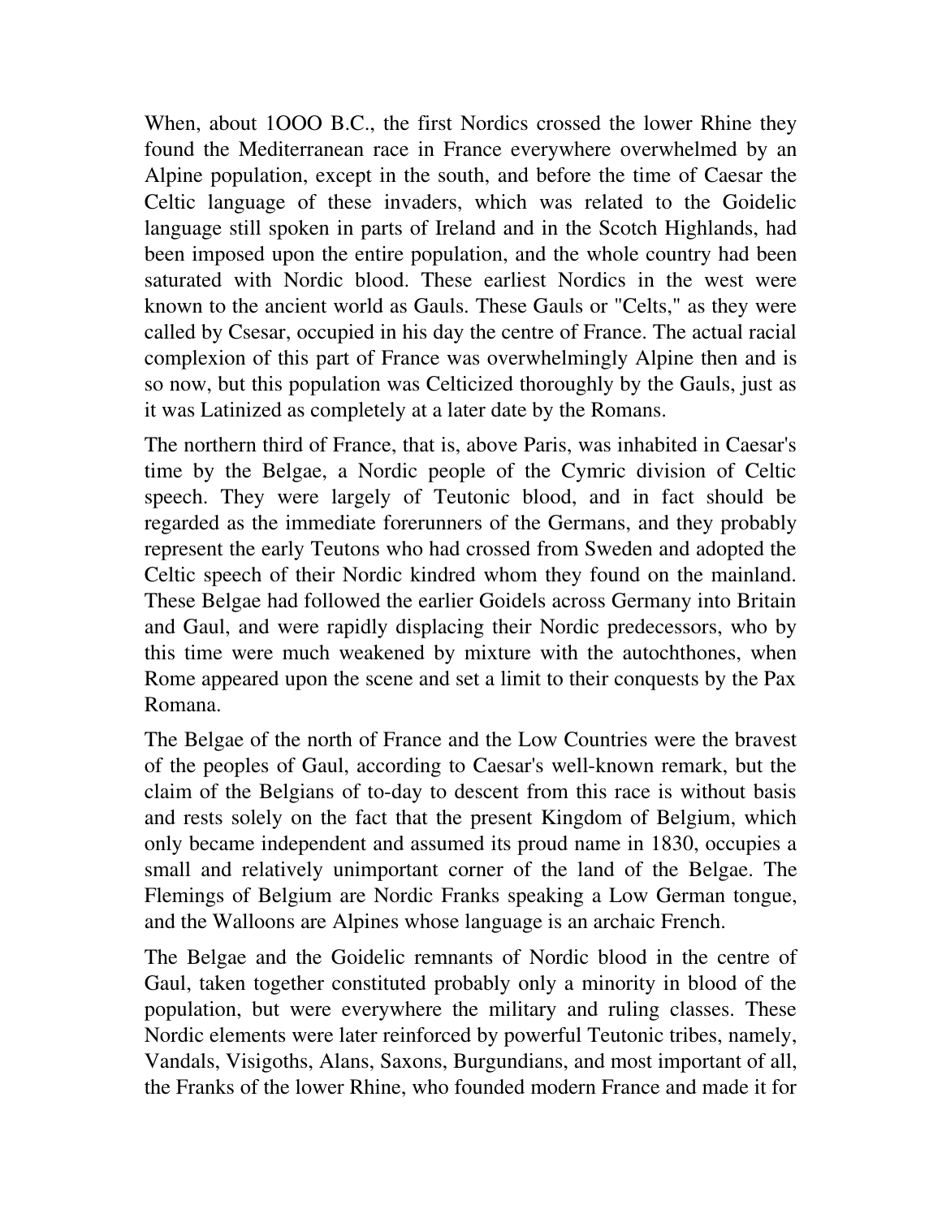When, about 1OOO B.C., the first Nordics crossed the lower Rhine they found the Mediterranean race in France everywhere overwhelmed by an Alpine population, except in the south, and before the time of Caesar the Celtic language of these invaders, which was related to the Goidelic language still spoken in parts of Ireland and in the Scotch Highlands, had been imposed upon the entire population, and the whole country had been saturated with Nordic blood. These earliest Nordics in the west were known to the ancient world as Gauls. These Gauls or "Celts," as they were called by Csesar, occupied in his day the centre of France. The actual racial complexion of this part of France was overwhelmingly Alpine then and is so now, but this population was Celticized thoroughly by the Gauls, just as it was Latinized as completely at a later date by the Romans.

The northern third of France, that is, above Paris, was inhabited in Caesar's time by the Belgae, a Nordic people of the Cymric division of Celtic speech. They were largely of Teutonic blood, and in fact should be regarded as the immediate forerunners of the Germans, and they probably represent the early Teutons who had crossed from Sweden and adopted the Celtic speech of their Nordic kindred whom they found on the mainland. These Belgae had followed the earlier Goidels across Germany into Britain and Gaul, and were rapidly displacing their Nordic predecessors, who by this time were much weakened by mixture with the autochthones, when Rome appeared upon the scene and set a limit to their conquests by the Pax Romana.

The Belgae of the north of France and the Low Countries were the bravest of the peoples of Gaul, according to Caesar's well-known remark, but the claim of the Belgians of to-day to descent from this race is without basis and rests solely on the fact that the present Kingdom of Belgium, which only became independent and assumed its proud name in 1830, occupies a small and relatively unimportant corner of the land of the Belgae. The Flemings of Belgium are Nordic Franks speaking a Low German tongue, and the Walloons are Alpines whose language is an archaic French.

The Belgae and the Goidelic remnants of Nordic blood in the centre of Gaul, taken together constituted probably only a minority in blood of the population, but were everywhere the military and ruling classes. These Nordic elements were later reinforced by powerful Teutonic tribes, namely, Vandals, Visigoths, Alans, Saxons, Burgundians, and most important of all, the Franks of the lower Rhine, who founded modern France and made it for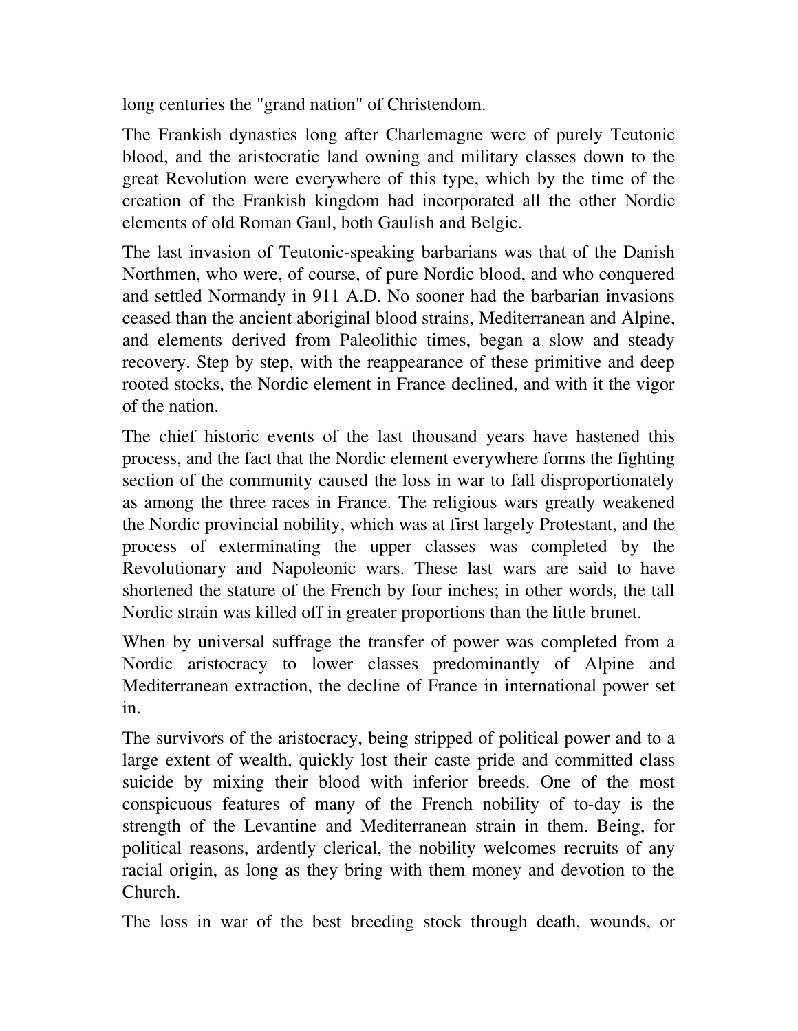long centuries the "grand nation" of Christendom.

The Frankish dynasties long after Charlemagne were of purely Teutonic blood, and the aristocratic land owning and military classes down to the great Revolution were everywhere of this type, which by the time of the creation of the Frankish kingdom had incorporated all the other Nordic elements of old Roman Gaul, both Gaulish and Belgic.

The last invasion of Teutonic-speaking barbarians was that of the Danish Northmen, who were, of course, of pure Nordic blood, and who conquered and settled Normandy in 911 A.D. No sooner had the barbarian invasions ceased than the ancient aboriginal blood strains, Mediterranean and Alpine, and elements derived from Paleolithic times, began a slow and steady recovery. Step by step, with the reappearance of these primitive and deep rooted stocks, the Nordic element in France declined, and with it the vigor of the nation.

The chief historic events of the last thousand years have hastened this process, and the fact that the Nordic element everywhere forms the fighting section of the community caused the loss in war to fall disproportionately as among the three races in France. The religious wars greatly weakened the Nordic provincial nobility, which was at first largely Protestant, and the process of exterminating the upper classes was completed by the Revolutionary and Napoleonic wars. These last wars are said to have shortened the stature of the French by four inches; in other words, the tall Nordic strain was killed off in greater proportions than the little brunet.

When by universal suffrage the transfer of power was completed from a Nordic aristocracy to lower classes predominantly of Alpine and Mediterranean extraction, the decline of France in international power set in.

The survivors of the aristocracy, being stripped of political power and to a large extent of wealth, quickly lost their caste pride and committed class suicide by mixing their blood with inferior breeds. One of the most conspicuous features of many of the French nobility of to-day is the strength of the Levantine and Mediterranean strain in them. Being, for political reasons, ardently clerical, the nobility welcomes recruits of any racial origin, as long as they bring with them money and devotion to the Church.

The loss in war of the best breeding stock through death, wounds, or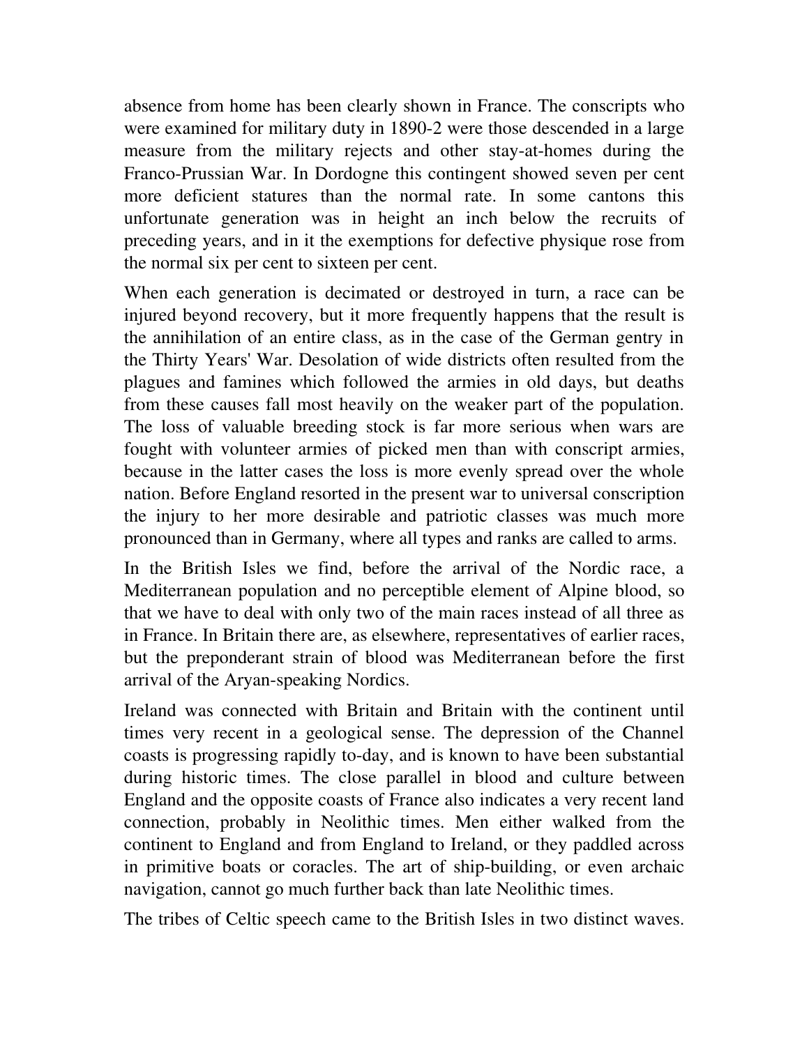absence from home has been clearly shown in France. The conscripts who were examined for military duty in 1890-2 were those descended in a large measure from the military rejects and other stay-at-homes during the Franco-Prussian War. In Dordogne this contingent showed seven per cent more deficient statures than the normal rate. In some cantons this unfortunate generation was in height an inch below the recruits of preceding years, and in it the exemptions for defective physique rose from the normal six per cent to sixteen per cent.

When each generation is decimated or destroyed in turn, a race can be injured beyond recovery, but it more frequently happens that the result is the annihilation of an entire class, as in the case of the German gentry in the Thirty Years' War. Desolation of wide districts often resulted from the plagues and famines which followed the armies in old days, but deaths from these causes fall most heavily on the weaker part of the population. The loss of valuable breeding stock is far more serious when wars are fought with volunteer armies of picked men than with conscript armies, because in the latter cases the loss is more evenly spread over the whole nation. Before England resorted in the present war to universal conscription the injury to her more desirable and patriotic classes was much more pronounced than in Germany, where all types and ranks are called to arms.

In the British Isles we find, before the arrival of the Nordic race, a Mediterranean population and no perceptible element of Alpine blood, so that we have to deal with only two of the main races instead of all three as in France. In Britain there are, as elsewhere, representatives of earlier races, but the preponderant strain of blood was Mediterranean before the first arrival of the Aryan-speaking Nordics.

Ireland was connected with Britain and Britain with the continent until times very recent in a geological sense. The depression of the Channel coasts is progressing rapidly to-day, and is known to have been substantial during historic times. The close parallel in blood and culture between England and the opposite coasts of France also indicates a very recent land connection, probably in Neolithic times. Men either walked from the continent to England and from England to Ireland, or they paddled across in primitive boats or coracles. The art of ship-building, or even archaic navigation, cannot go much further back than late Neolithic times.

The tribes of Celtic speech came to the British Isles in two distinct waves.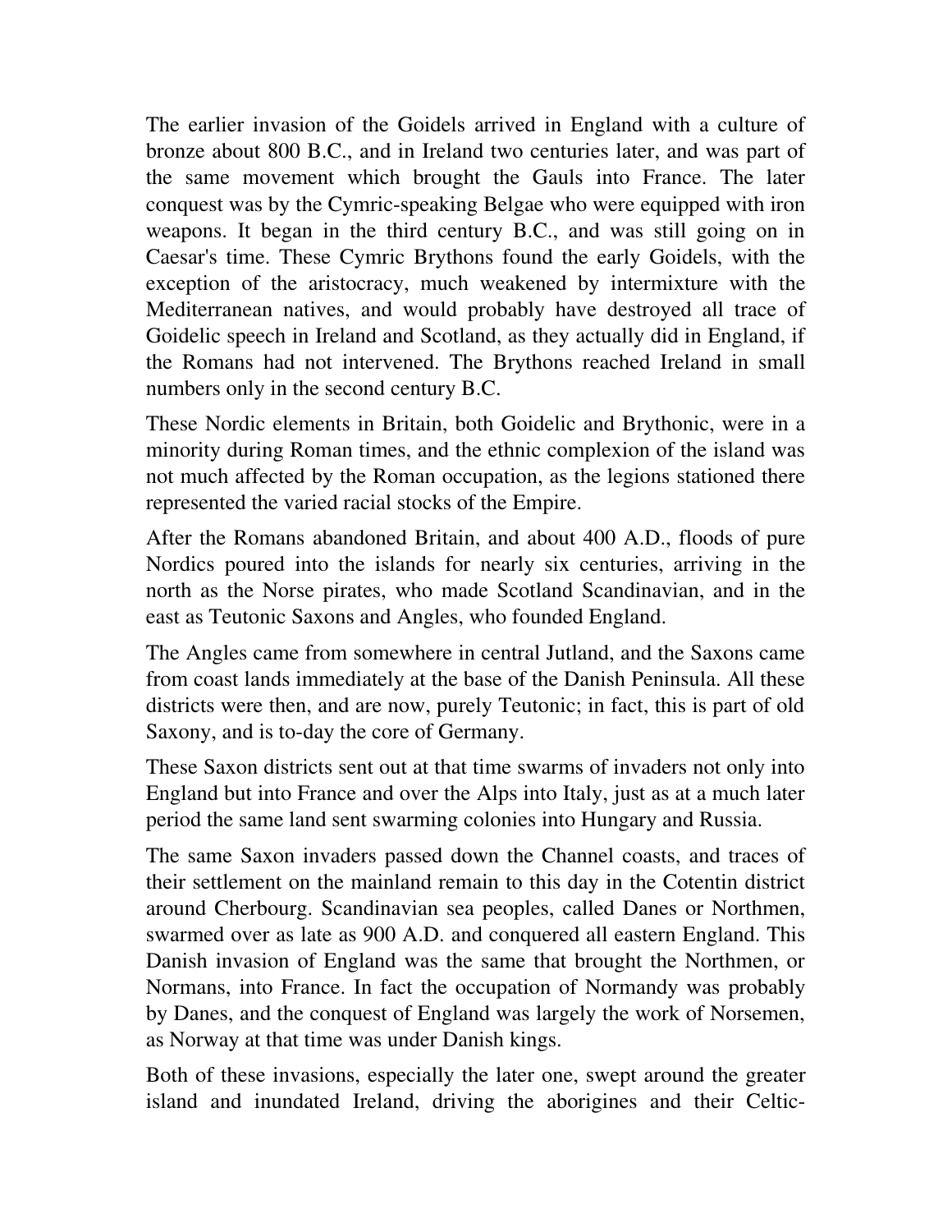The earlier invasion of the Goidels arrived in England with a culture of bronze about 800 B.C., and in Ireland two centuries later, and was part of the same movement which brought the Gauls into France. The later conquest was by the Cymric-speaking Belgae who were equipped with iron weapons. It began in the third century B.C., and was still going on in Caesar's time. These Cymric Brythons found the early Goidels, with the exception of the aristocracy, much weakened by intermixture with the Mediterranean natives, and would probably have destroyed all trace of Goidelic speech in Ireland and Scotland, as they actually did in England, if the Romans had not intervened. The Brythons reached Ireland in small numbers only in the second century B.C.

These Nordic elements in Britain, both Goidelic and Brythonic, were in a minority during Roman times, and the ethnic complexion of the island was not much affected by the Roman occupation, as the legions stationed there represented the varied racial stocks of the Empire.

After the Romans abandoned Britain, and about 400 A.D., floods of pure Nordics poured into the islands for nearly six centuries, arriving in the north as the Norse pirates, who made Scotland Scandinavian, and in the east as Teutonic Saxons and Angles, who founded England.

The Angles came from somewhere in central Jutland, and the Saxons came from coast lands immediately at the base of the Danish Peninsula. All these districts were then, and are now, purely Teutonic; in fact, this is part of old Saxony, and is to-day the core of Germany.

These Saxon districts sent out at that time swarms of invaders not only into England but into France and over the Alps into Italy, just as at a much later period the same land sent swarming colonies into Hungary and Russia.

The same Saxon invaders passed down the Channel coasts, and traces of their settlement on the mainland remain to this day in the Cotentin district around Cherbourg. Scandinavian sea peoples, called Danes or Northmen, swarmed over as late as 900 A.D. and conquered all eastern England. This Danish invasion of England was the same that brought the Northmen, or Normans, into France. In fact the occupation of Normandy was probably by Danes, and the conquest of England was largely the work of Norsemen, as Norway at that time was under Danish kings.

Both of these invasions, especially the later one, swept around the greater island and inundated Ireland, driving the aborigines and their Celtic-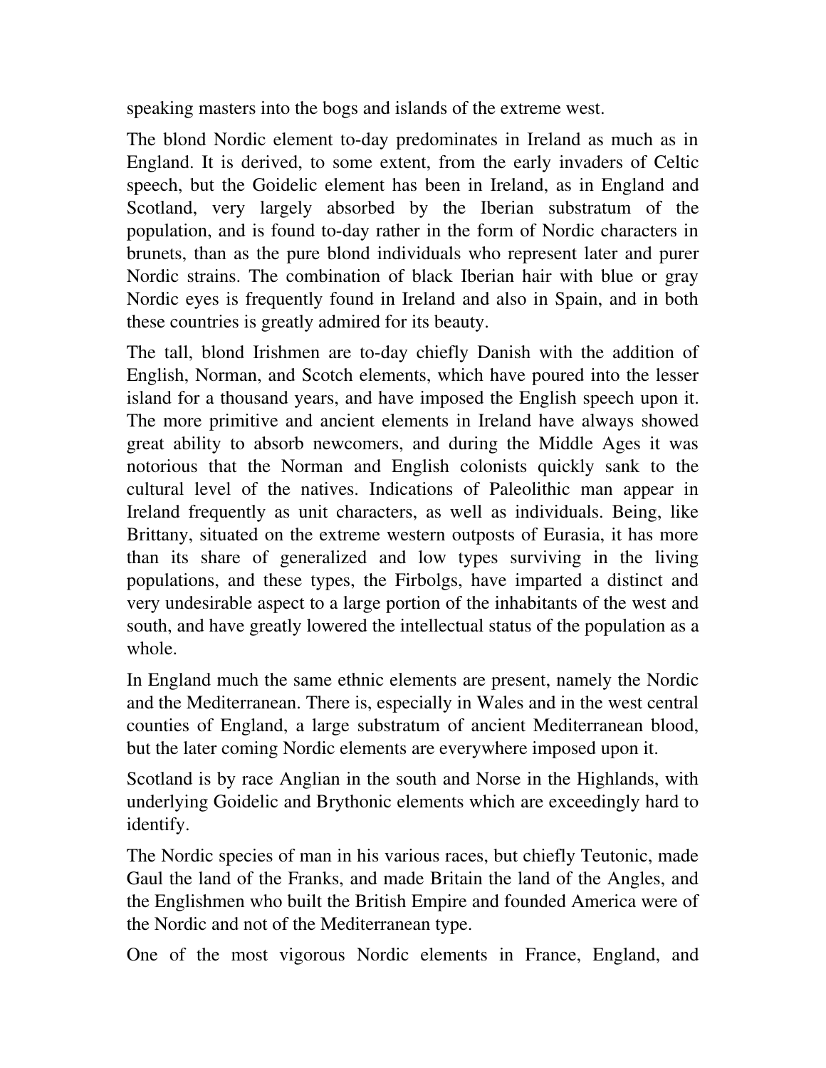speaking masters into the bogs and islands of the extreme west.

The blond Nordic element to-day predominates in Ireland as much as in England. It is derived, to some extent, from the early invaders of Celtic speech, but the Goidelic element has been in Ireland, as in England and Scotland, very largely absorbed by the Iberian substratum of the population, and is found to-day rather in the form of Nordic characters in brunets, than as the pure blond individuals who represent later and purer Nordic strains. The combination of black Iberian hair with blue or gray Nordic eyes is frequently found in Ireland and also in Spain, and in both these countries is greatly admired for its beauty.

The tall, blond Irishmen are to-day chiefly Danish with the addition of English, Norman, and Scotch elements, which have poured into the lesser island for a thousand years, and have imposed the English speech upon it. The more primitive and ancient elements in Ireland have always showed great ability to absorb newcomers, and during the Middle Ages it was notorious that the Norman and English colonists quickly sank to the cultural level of the natives. Indications of Paleolithic man appear in Ireland frequently as unit characters, as well as individuals. Being, like Brittany, situated on the extreme western outposts of Eurasia, it has more than its share of generalized and low types surviving in the living populations, and these types, the Firbolgs, have imparted a distinct and very undesirable aspect to a large portion of the inhabitants of the west and south, and have greatly lowered the intellectual status of the population as a whole.

In England much the same ethnic elements are present, namely the Nordic and the Mediterranean. There is, especially in Wales and in the west central counties of England, a large substratum of ancient Mediterranean blood, but the later coming Nordic elements are everywhere imposed upon it.

Scotland is by race Anglian in the south and Norse in the Highlands, with underlying Goidelic and Brythonic elements which are exceedingly hard to identify.

The Nordic species of man in his various races, but chiefly Teutonic, made Gaul the land of the Franks, and made Britain the land of the Angles, and the Englishmen who built the British Empire and founded America were of the Nordic and not of the Mediterranean type.

One of the most vigorous Nordic elements in France, England, and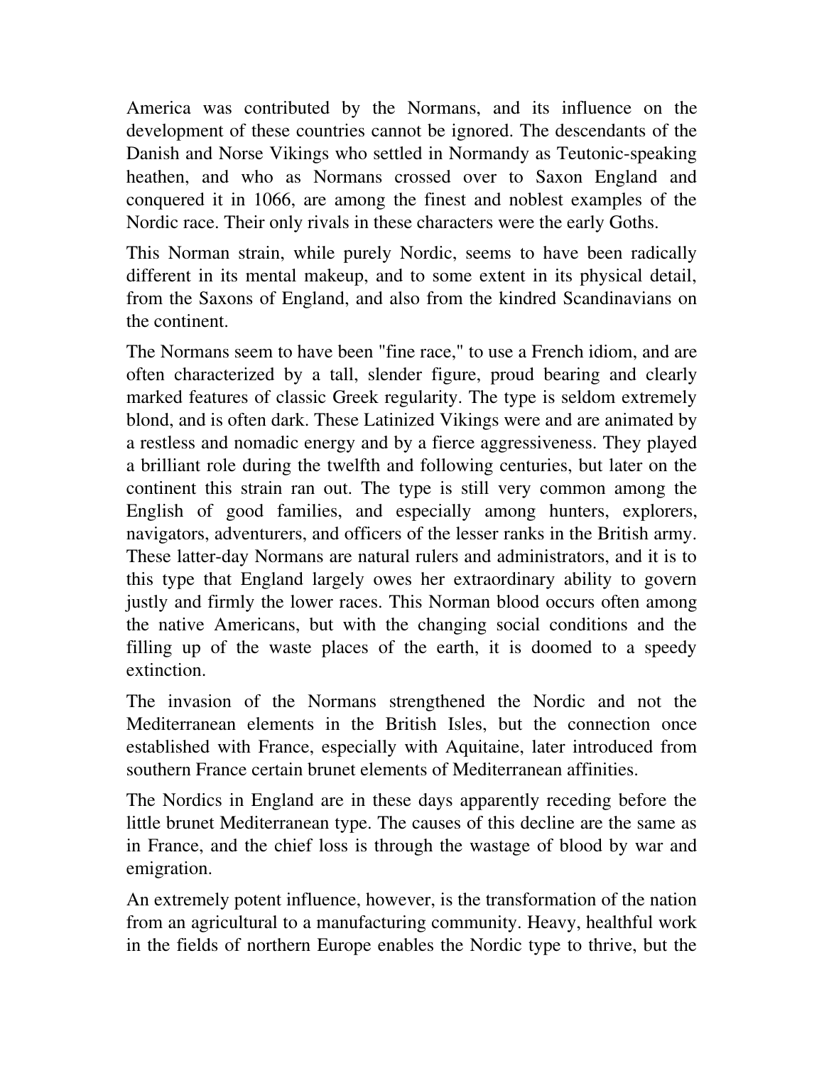America was contributed by the Normans, and its influence on the development of these countries cannot be ignored. The descendants of the Danish and Norse Vikings who settled in Normandy as Teutonic-speaking heathen, and who as Normans crossed over to Saxon England and conquered it in 1066, are among the finest and noblest examples of the Nordic race. Their only rivals in these characters were the early Goths.

This Norman strain, while purely Nordic, seems to have been radically different in its mental makeup, and to some extent in its physical detail, from the Saxons of England, and also from the kindred Scandinavians on the continent.

The Normans seem to have been "fine race," to use a French idiom, and are often characterized by a tall, slender figure, proud bearing and clearly marked features of classic Greek regularity. The type is seldom extremely blond, and is often dark. These Latinized Vikings were and are animated by a restless and nomadic energy and by a fierce aggressiveness. They played a brilliant role during the twelfth and following centuries, but later on the continent this strain ran out. The type is still very common among the English of good families, and especially among hunters, explorers, navigators, adventurers, and officers of the lesser ranks in the British army. These latter-day Normans are natural rulers and administrators, and it is to this type that England largely owes her extraordinary ability to govern justly and firmly the lower races. This Norman blood occurs often among the native Americans, but with the changing social conditions and the filling up of the waste places of the earth, it is doomed to a speedy extinction.

The invasion of the Normans strengthened the Nordic and not the Mediterranean elements in the British Isles, but the connection once established with France, especially with Aquitaine, later introduced from southern France certain brunet elements of Mediterranean affinities.

The Nordics in England are in these days apparently receding before the little brunet Mediterranean type. The causes of this decline are the same as in France, and the chief loss is through the wastage of blood by war and emigration.

An extremely potent influence, however, is the transformation of the nation from an agricultural to a manufacturing community. Heavy, healthful work in the fields of northern Europe enables the Nordic type to thrive, but the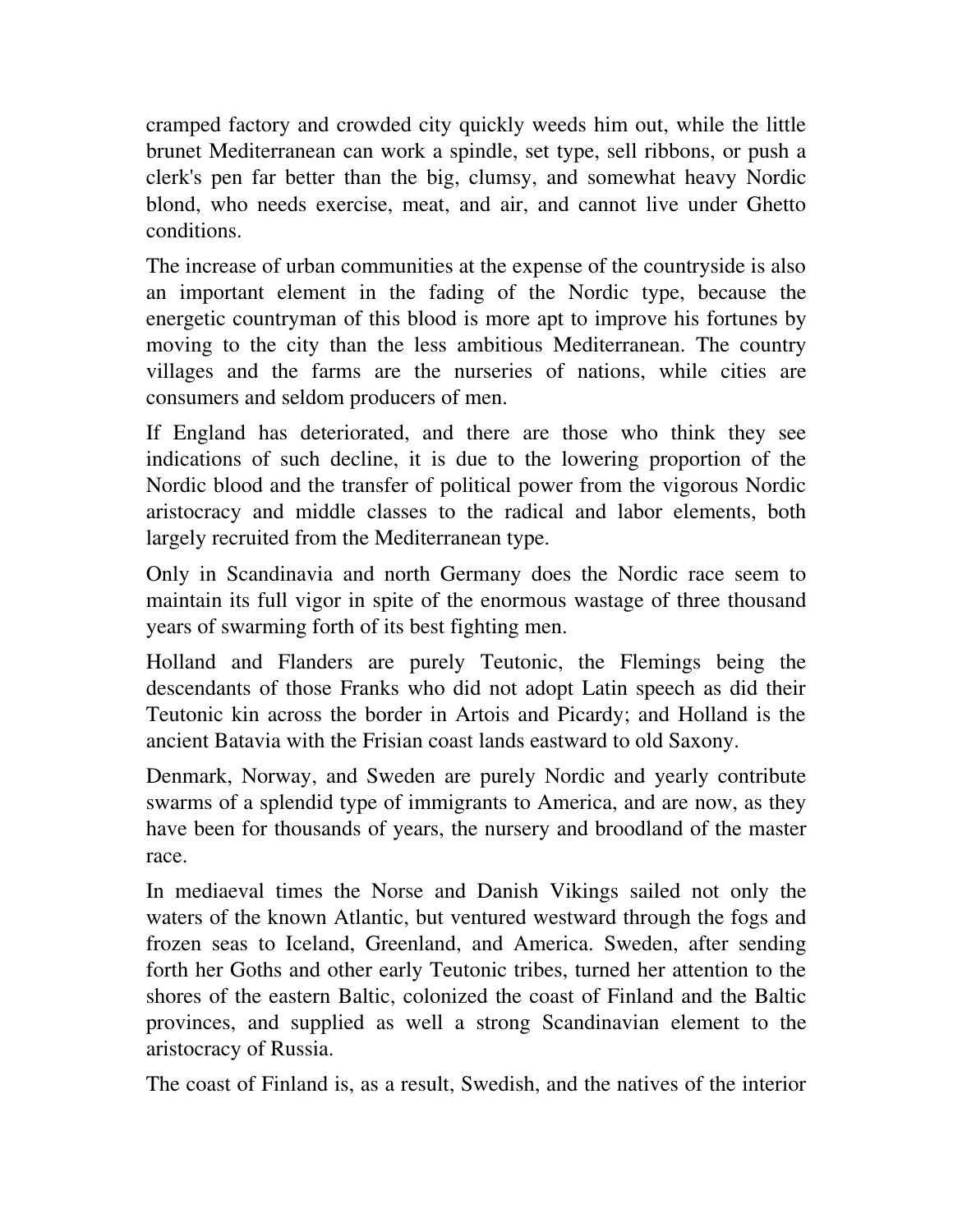cramped factory and crowded city quickly weeds him out, while the little brunet Mediterranean can work a spindle, set type, sell ribbons, or push a clerk's pen far better than the big, clumsy, and somewhat heavy Nordic blond, who needs exercise, meat, and air, and cannot live under Ghetto conditions.

The increase of urban communities at the expense of the countryside is also an important element in the fading of the Nordic type, because the energetic countryman of this blood is more apt to improve his fortunes by moving to the city than the less ambitious Mediterranean. The country villages and the farms are the nurseries of nations, while cities are consumers and seldom producers of men.

If England has deteriorated, and there are those who think they see indications of such decline, it is due to the lowering proportion of the Nordic blood and the transfer of political power from the vigorous Nordic aristocracy and middle classes to the radical and labor elements, both largely recruited from the Mediterranean type.

Only in Scandinavia and north Germany does the Nordic race seem to maintain its full vigor in spite of the enormous wastage of three thousand years of swarming forth of its best fighting men.

Holland and Flanders are purely Teutonic, the Flemings being the descendants of those Franks who did not adopt Latin speech as did their Teutonic kin across the border in Artois and Picardy; and Holland is the ancient Batavia with the Frisian coast lands eastward to old Saxony.

Denmark, Norway, and Sweden are purely Nordic and yearly contribute swarms of a splendid type of immigrants to America, and are now, as they have been for thousands of years, the nursery and broodland of the master race.

In mediaeval times the Norse and Danish Vikings sailed not only the waters of the known Atlantic, but ventured westward through the fogs and frozen seas to Iceland, Greenland, and America. Sweden, after sending forth her Goths and other early Teutonic tribes, turned her attention to the shores of the eastern Baltic, colonized the coast of Finland and the Baltic provinces, and supplied as well a strong Scandinavian element to the aristocracy of Russia.

The coast of Finland is, as a result, Swedish, and the natives of the interior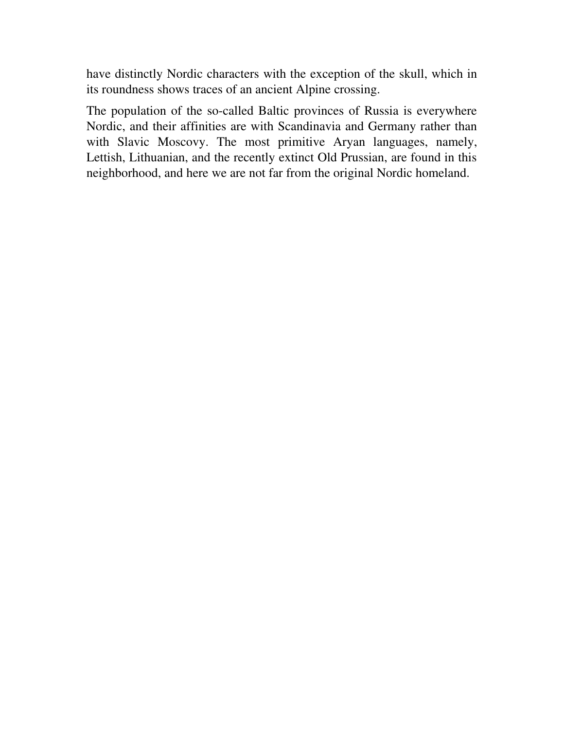have distinctly Nordic characters with the exception of the skull, which in its roundness shows traces of an ancient Alpine crossing.

The population of the so-called Baltic provinces of Russia is everywhere Nordic, and their affinities are with Scandinavia and Germany rather than with Slavic Moscovy. The most primitive Aryan languages, namely, Lettish, Lithuanian, and the recently extinct Old Prussian, are found in this neighborhood, and here we are not far from the original Nordic homeland.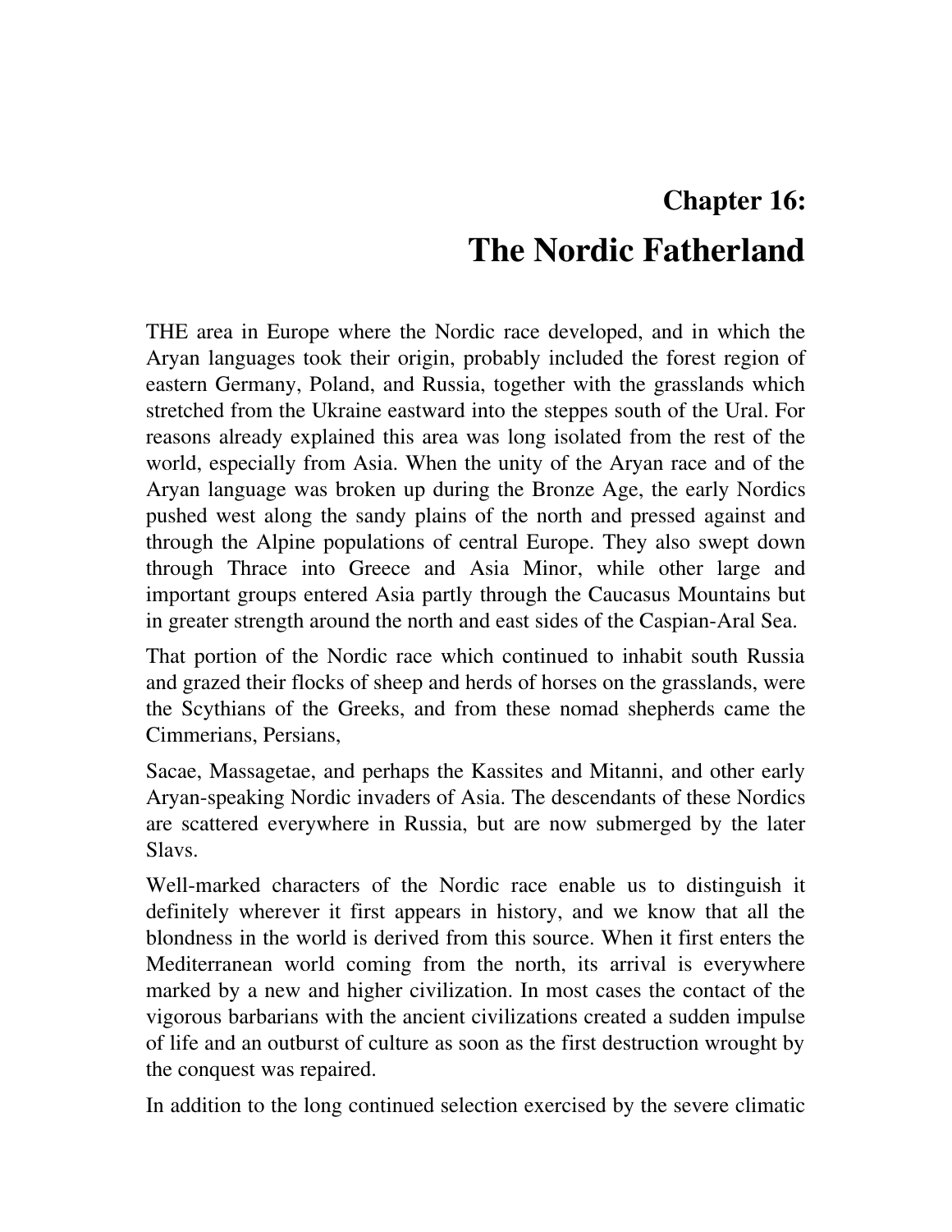## Chapter 16:

# The Nordic Fatherland

THE area in Europe where the Nordic race developed, and in which the Aryan languages took their origin, probably included the forest region of eastern Germany, Poland, and Russia, together with the grasslands which stretched from the Ukraine eastward into the steppes south of the Ural. For reasons already explained this area was long isolated from the rest of the world, especially from Asia. When the unity of the Aryan race and of the Aryan language was broken up during the Bronze Age, the early Nordics pushed west along the sandy plains of the north and pressed against and through the Alpine populations of central Europe. They also swept down through Thrace into Greece and Asia Minor, while other large and important groups entered Asia partly through the Caucasus Mountains but in greater strength around the north and east sides of the Caspian-Aral Sea.

That portion of the Nordic race which continued to inhabit south Russia and grazed their flocks of sheep and herds of horses on the grasslands, were the Scythians of the Greeks, and from these nomad shepherds came the Cimmerians, Persians,

Sacae, Massagetae, and perhaps the Kassites and Mitanni, and other early Aryan-speaking Nordic invaders of Asia. The descendants of these Nordics are scattered everywhere in Russia, but are now submerged by the later Slavs.

Well-marked characters of the Nordic race enable us to distinguish it definitely wherever it first appears in history, and we know that all the blondness in the world is derived from this source. When it first enters the Mediterranean world coming from the north, its arrival is everywhere marked by a new and higher civilization. In most cases the contact of the vigorous barbarians with the ancient civilizations created a sudden impulse of life and an outburst of culture as soon as the first destruction wrought by the conquest was repaired.

In addition to the long continued selection exercised by the severe climatic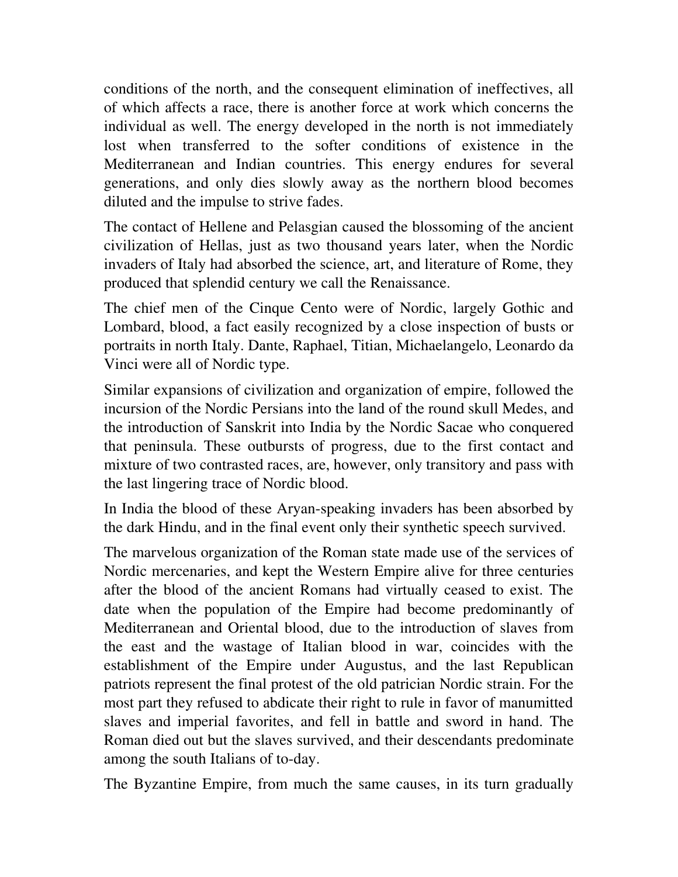conditions of the north, and the consequent elimination of ineffectives, all of which affects a race, there is another force at work which concerns the individual as well. The energy developed in the north is not immediately lost when transferred to the softer conditions of existence in the Mediterranean and Indian countries. This energy endures for several generations, and only dies slowly away as the northern blood becomes diluted and the impulse to strive fades.

The contact of Hellene and Pelasgian caused the blossoming of the ancient civilization of Hellas, just as two thousand years later, when the Nordic invaders of Italy had absorbed the science, art, and literature of Rome, they produced that splendid century we call the Renaissance.

The chief men of the Cinque Cento were of Nordic, largely Gothic and Lombard, blood, a fact easily recognized by a close inspection of busts or portraits in north Italy. Dante, Raphael, Titian, Michaelangelo, Leonardo da Vinci were all of Nordic type.

Similar expansions of civilization and organization of empire, followed the incursion of the Nordic Persians into the land of the round skull Medes, and the introduction of Sanskrit into India by the Nordic Sacae who conquered that peninsula. These outbursts of progress, due to the first contact and mixture of two contrasted races, are, however, only transitory and pass with the last lingering trace of Nordic blood.

In India the blood of these Aryan-speaking invaders has been absorbed by the dark Hindu, and in the final event only their synthetic speech survived.

The marvelous organization of the Roman state made use of the services of Nordic mercenaries, and kept the Western Empire alive for three centuries after the blood of the ancient Romans had virtually ceased to exist. The date when the population of the Empire had become predominantly of Mediterranean and Oriental blood, due to the introduction of slaves from the east and the wastage of Italian blood in war, coincides with the establishment of the Empire under Augustus, and the last Republican patriots represent the final protest of the old patrician Nordic strain. For the most part they refused to abdicate their right to rule in favor of manumitted slaves and imperial favorites, and fell in battle and sword in hand. The Roman died out but the slaves survived, and their descendants predominate among the south Italians of to-day.

The Byzantine Empire, from much the same causes, in its turn gradually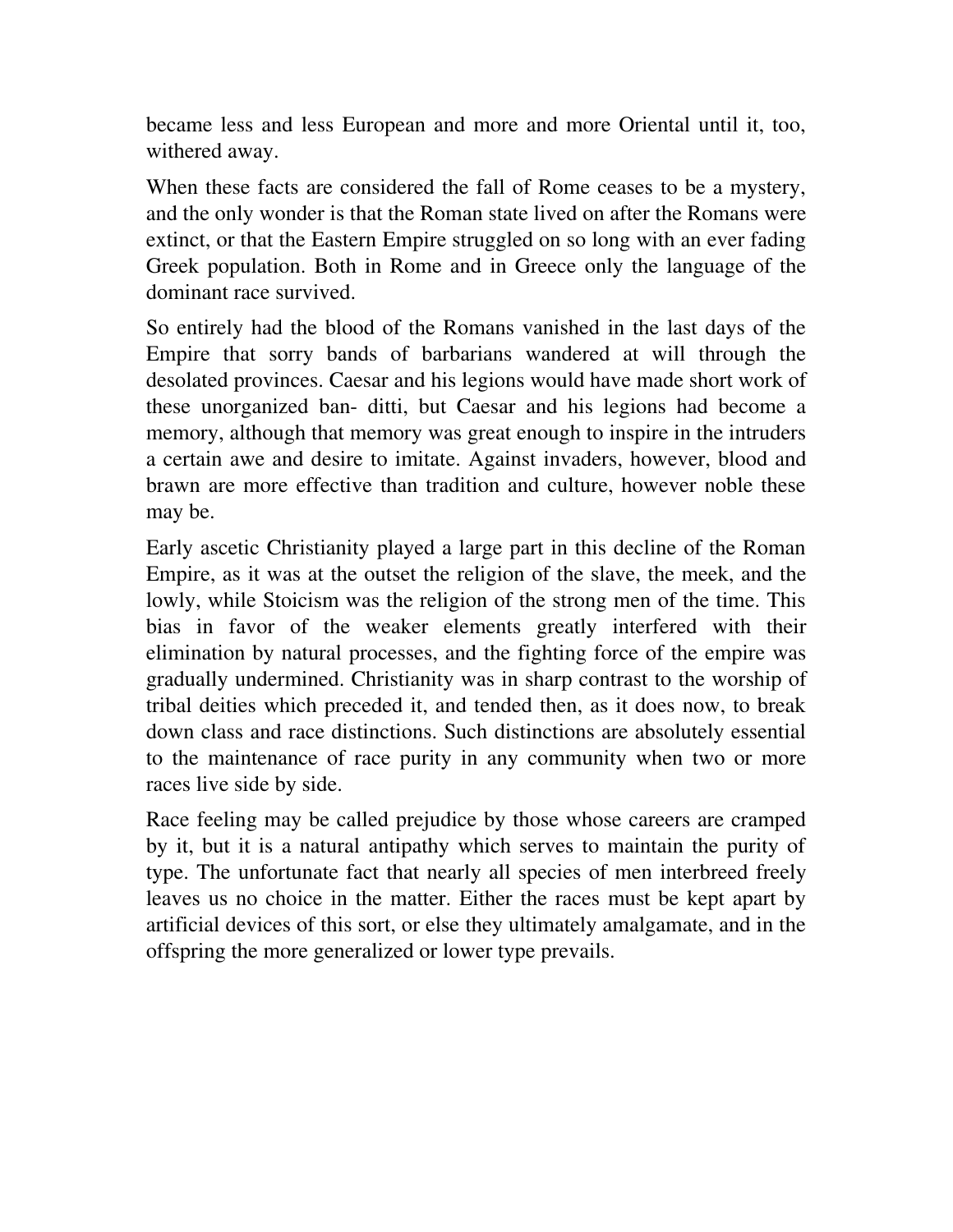became less and less European and more and more Oriental until it, too, withered away.

When these facts are considered the fall of Rome ceases to be a mystery, and the only wonder is that the Roman state lived on after the Romans were extinct, or that the Eastern Empire struggled on so long with an ever fading Greek population. Both in Rome and in Greece only the language of the dominant race survived.

So entirely had the blood of the Romans vanished in the last days of the Empire that sorry bands of barbarians wandered at will through the desolated provinces. Caesar and his legions would have made short work of these unorganized ban- ditti, but Caesar and his legions had become a memory, although that memory was great enough to inspire in the intruders a certain awe and desire to imitate. Against invaders, however, blood and brawn are more effective than tradition and culture, however noble these may be.

Early ascetic Christianity played a large part in this decline of the Roman Empire, as it was at the outset the religion of the slave, the meek, and the lowly, while Stoicism was the religion of the strong men of the time. This bias in favor of the weaker elements greatly interfered with their elimination by natural processes, and the fighting force of the empire was gradually undermined. Christianity was in sharp contrast to the worship of tribal deities which preceded it, and tended then, as it does now, to break down class and race distinctions. Such distinctions are absolutely essential to the maintenance of race purity in any community when two or more races live side by side.

Race feeling may be called prejudice by those whose careers are cramped by it, but it is a natural antipathy which serves to maintain the purity of type. The unfortunate fact that nearly all species of men interbreed freely leaves us no choice in the matter. Either the races must be kept apart by artificial devices of this sort, or else they ultimately amalgamate, and in the offspring the more generalized or lower type prevails.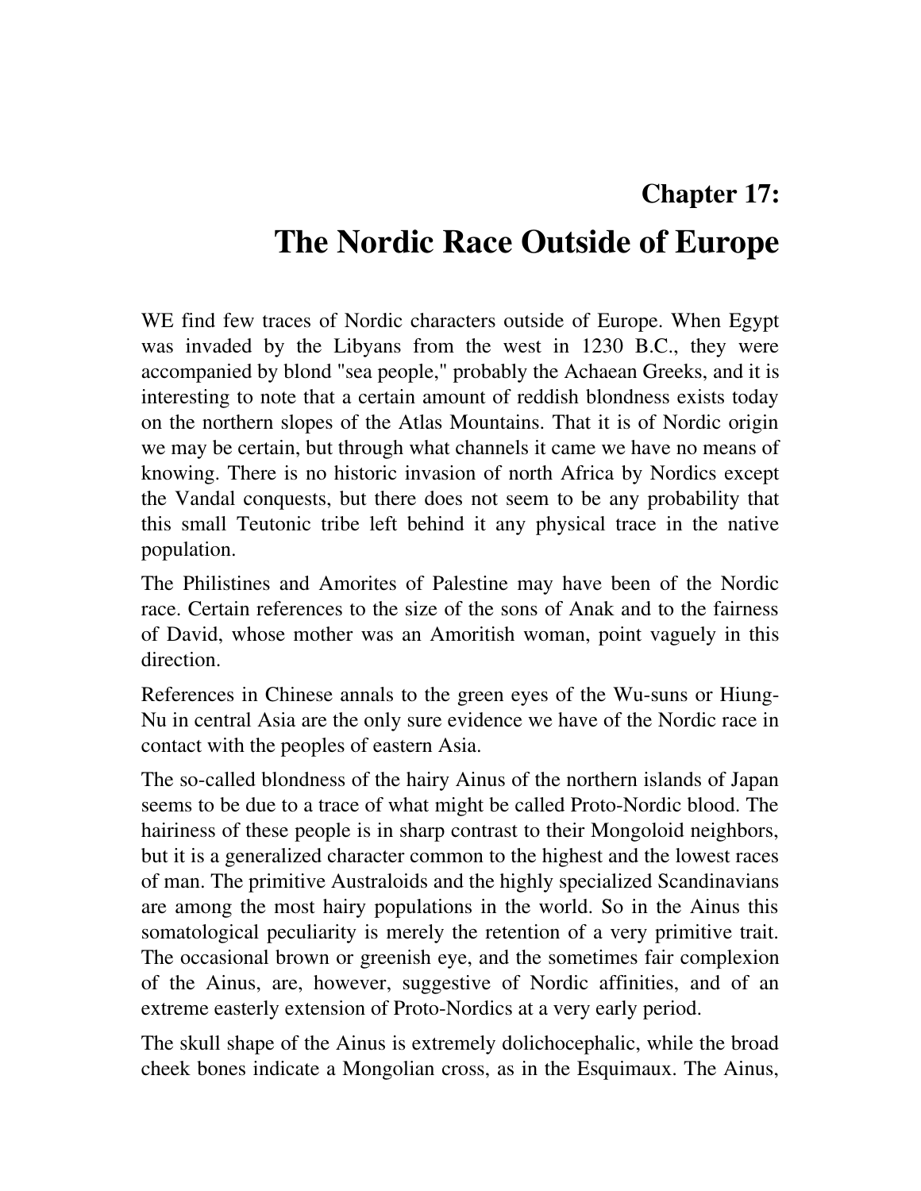## Chapter 17:

# The Nordic Race Outside of Europe

WE find few traces of Nordic characters outside of Europe. When Egypt was invaded by the Libyans from the west in 1230 B.C., they were accompanied by blond "sea people," probably the Achaean Greeks, and it is interesting to note that a certain amount of reddish blondness exists today on the northern slopes of the Atlas Mountains. That it is of Nordic origin we may be certain, but through what channels it came we have no means of knowing. There is no historic invasion of north Africa by Nordics except the Vandal conquests, but there does not seem to be any probability that this small Teutonic tribe left behind it any physical trace in the native population.

The Philistines and Amorites of Palestine may have been of the Nordic race. Certain references to the size of the sons of Anak and to the fairness of David, whose mother was an Amoritish woman, point vaguely in this direction.

References in Chinese annals to the green eyes of the Wu-suns or Hiung-Nu in central Asia are the only sure evidence we have of the Nordic race in contact with the peoples of eastern Asia.

The so-called blondness of the hairy Ainus of the northern islands of Japan seems to be due to a trace of what might be called Proto-Nordic blood. The hairiness of these people is in sharp contrast to their Mongoloid neighbors, but it is a generalized character common to the highest and the lowest races of man. The primitive Australoids and the highly specialized Scandinavians are among the most hairy populations in the world. So in the Ainus this somatological peculiarity is merely the retention of a very primitive trait. The occasional brown or greenish eye, and the sometimes fair complexion of the Ainus, are, however, suggestive of Nordic affinities, and of an extreme easterly extension of Proto-Nordics at a very early period.

The skull shape of the Ainus is extremely dolichocephalic, while the broad cheek bones indicate a Mongolian cross, as in the Esquimaux. The Ainus,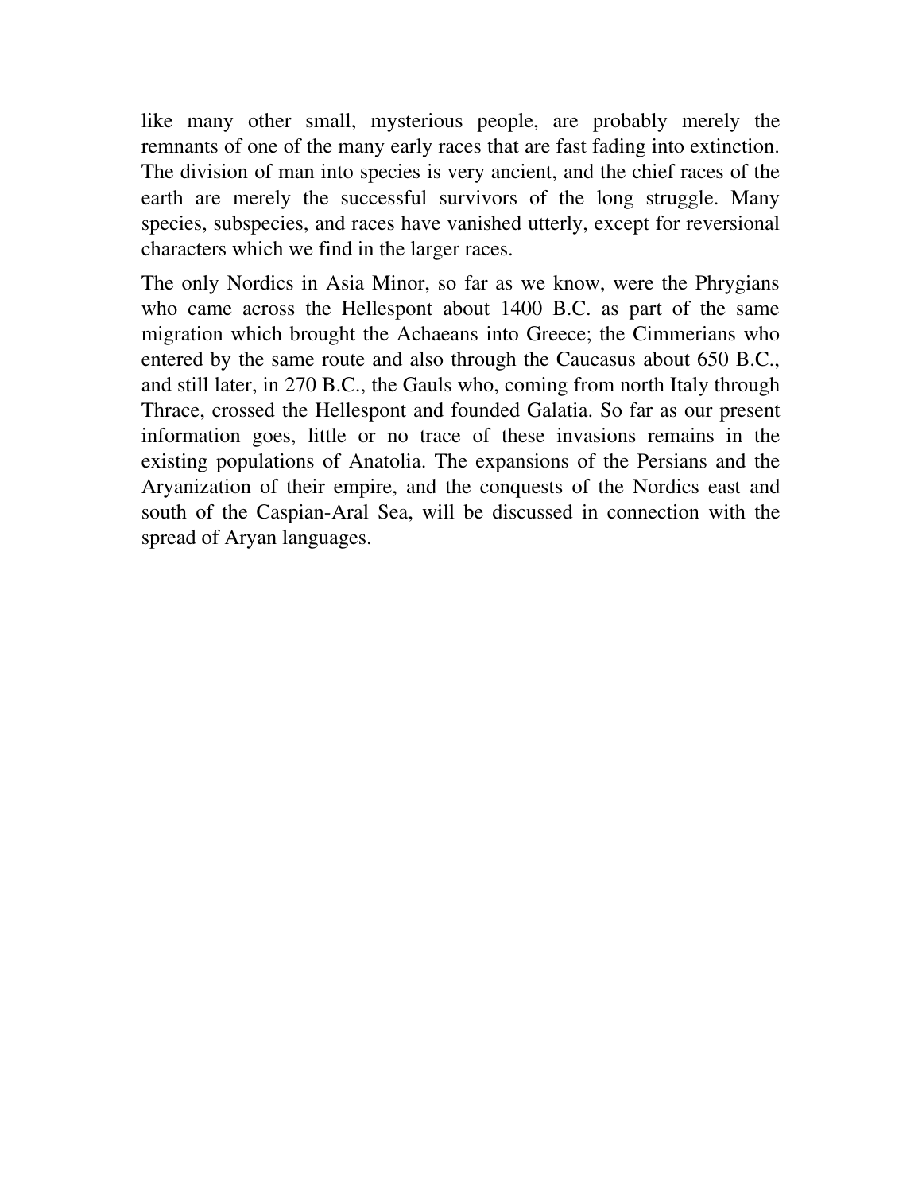like many other small, mysterious people, are probably merely the remnants of one of the many early races that are fast fading into extinction. The division of man into species is very ancient, and the chief races of the earth are merely the successful survivors of the long struggle. Many species, subspecies, and races have vanished utterly, except for reversional characters which we find in the larger races.

The only Nordics in Asia Minor, so far as we know, were the Phrygians who came across the Hellespont about 1400 B.C. as part of the same migration which brought the Achaeans into Greece; the Cimmerians who entered by the same route and also through the Caucasus about 650 B.C., and still later, in 270 B.C., the Gauls who, coming from north Italy through Thrace, crossed the Hellespont and founded Galatia. So far as our present information goes, little or no trace of these invasions remains in the existing populations of Anatolia. The expansions of the Persians and the Aryanization of their empire, and the conquests of the Nordics east and south of the Caspian-Aral Sea, will be discussed in connection with the spread of Aryan languages.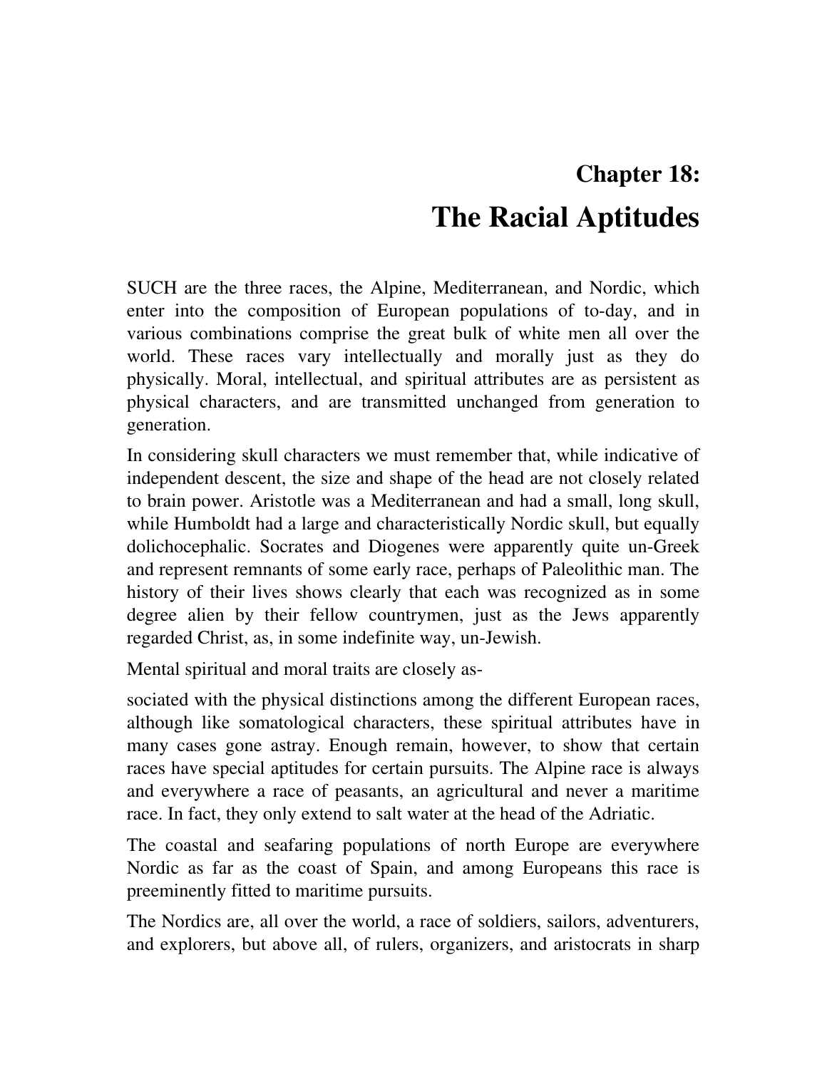## Chapter 18:

# The Racial Aptitudes

SUCH are the three races, the Alpine, Mediterranean, and Nordic, which enter into the composition of European populations of to-day, and in various combinations comprise the great bulk of white men all over the world. These races vary intellectually and morally just as they do physically. Moral, intellectual, and spiritual attributes are as persistent as physical characters, and are transmitted unchanged from generation to generation.

In considering skull characters we must remember that, while indicative of independent descent, the size and shape of the head are not closely related to brain power. Aristotle was a Mediterranean and had a small, long skull, while Humboldt had a large and characteristically Nordic skull, but equally dolichocephalic. Socrates and Diogenes were apparently quite un-Greek and represent remnants of some early race, perhaps of Paleolithic man. The history of their lives shows clearly that each was recognized as in some degree alien by their fellow countrymen, just as the Jews apparently regarded Christ, as, in some indefinite way, un-Jewish.

Mental spiritual and moral traits are closely associated with the physical distinctions among the different European races, although like somatological characters, these spiritual attributes have in many cases gone astray. Enough remain, however, to show that certain races have special aptitudes for certain pursuits. The Alpine race is always and everywhere a race of peasants, an agricultural and never a maritime race. In fact, they only extend to salt water at the head of the Adriatic.

The coastal and seafaring populations of north Europe are everywhere Nordic as far as the coast of Spain, and among Europeans this race is preeminently fitted to maritime pursuits.

The Nordics are, all over the world, a race of soldiers, sailors, adventurers, and explorers, but above all, of rulers, organizers, and aristocrats in sharp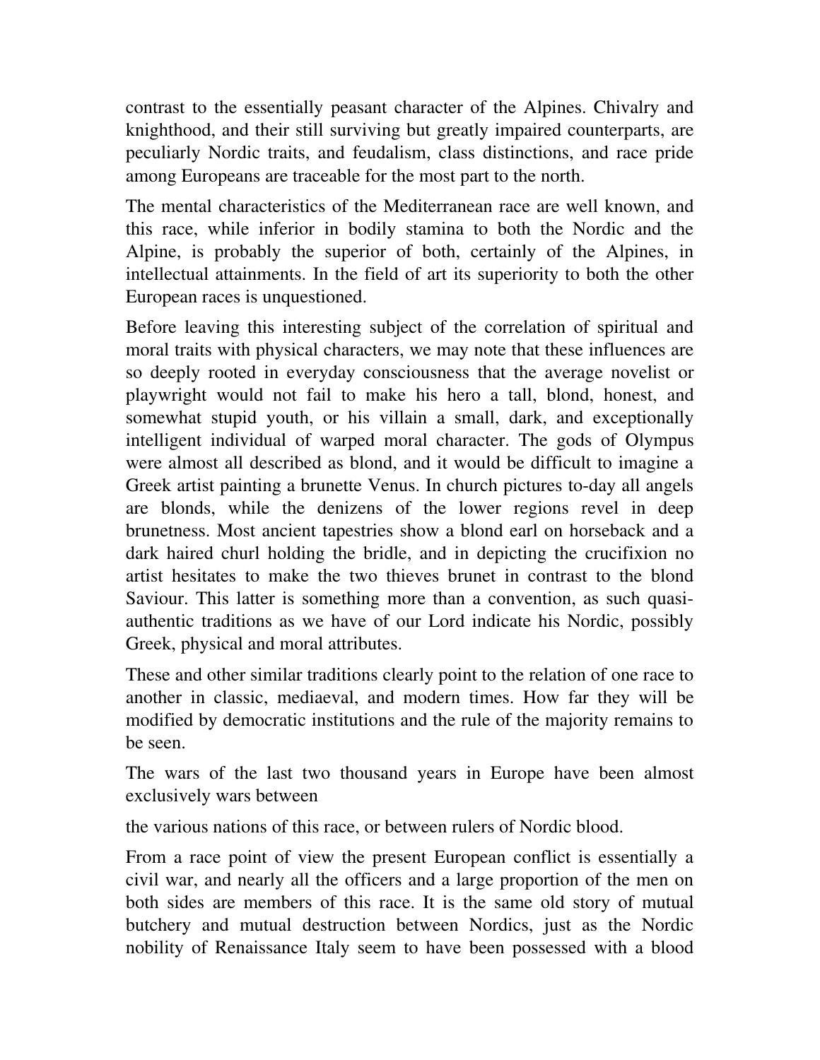contrast to the essentially peasant character of the Alpines. Chivalry and knighthood, and their still surviving but greatly impaired counterparts, are peculiarly Nordic traits, and feudalism, class distinctions, and race pride among Europeans are traceable for the most part to the north.

The mental characteristics of the Mediterranean race are well known, and this race, while inferior in bodily stamina to both the Nordic and the Alpine, is probably the superior of both, certainly of the Alpines, in intellectual attainments. In the field of art its superiority to both the other European races is unquestioned.

Before leaving this interesting subject of the correlation of spiritual and moral traits with physical characters, we may note that these influences are so deeply rooted in everyday consciousness that the average novelist or playwright would not fail to make his hero a tall, blond, honest, and somewhat stupid youth, or his villain a small, dark, and exceptionally intelligent individual of warped moral character. The gods of Olympus were almost all described as blond, and it would be difficult to imagine a Greek artist painting a brunette Venus. In church pictures to-day all angels are blonds, while the denizens of the lower regions revel in deep brunetness. Most ancient tapestries show a blond earl on horseback and a dark haired churl holding the bridle, and in depicting the crucifixion no artist hesitates to make the two thieves brunet in contrast to the blond Saviour. This latter is something more than a convention, as such quasi-authentic traditions as we have of our Lord indicate his Nordic, possibly Greek, physical and moral attributes.

These and other similar traditions clearly point to the relation of one race to another in classic, mediaeval, and modern times. How far they will be modified by democratic institutions and the rule of the majority remains to be seen.

The wars of the last two thousand years in Europe have been almost exclusively wars between the various nations of this race, or between rulers of Nordic blood.

From a race point of view the present European conflict is essentially a civil war, and nearly all the officers and a large proportion of the men on both sides are members of this race. It is the same old story of mutual butchery and mutual destruction between Nordics, just as the Nordic nobility of Renaissance Italy seem to have been possessed with a blood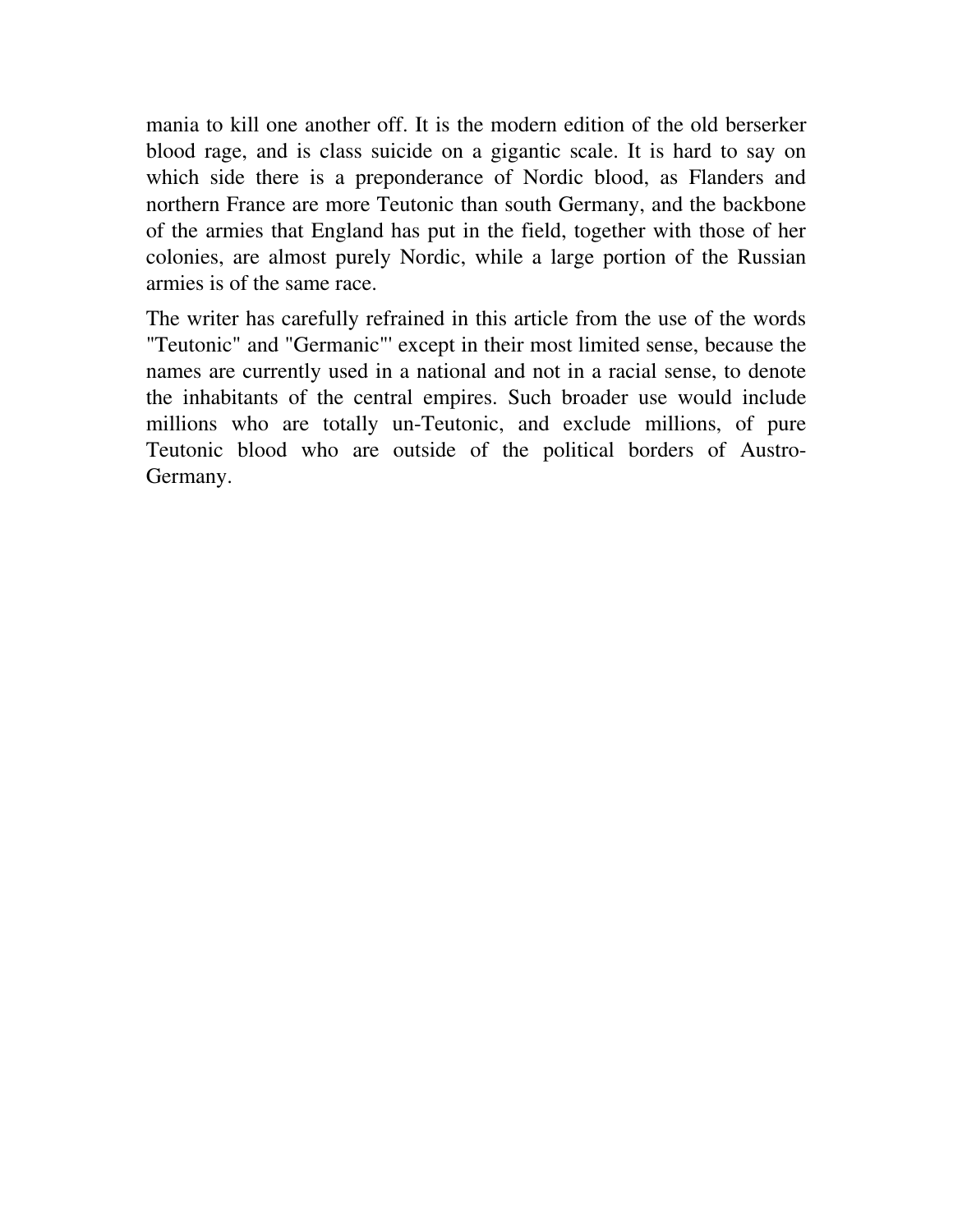mania to kill one another off. It is the modern edition of the old berserker blood rage, and is class suicide on a gigantic scale. It is hard to say on which side there is a preponderance of Nordic blood, as Flanders and northern France are more Teutonic than south Germany, and the backbone of the armies that England has put in the field, together with those of her colonies, are almost purely Nordic, while a large portion of the Russian armies is of the same race.

The writer has carefully refrained in this article from the use of the words "Teutonic" and "Germanic"' except in their most limited sense, because the names are currently used in a national and not in a racial sense, to denote the inhabitants of the central empires. Such broader use would include millions who are totally un-Teutonic, and exclude millions, of pure Teutonic blood who are outside of the political borders of Austro-Germany.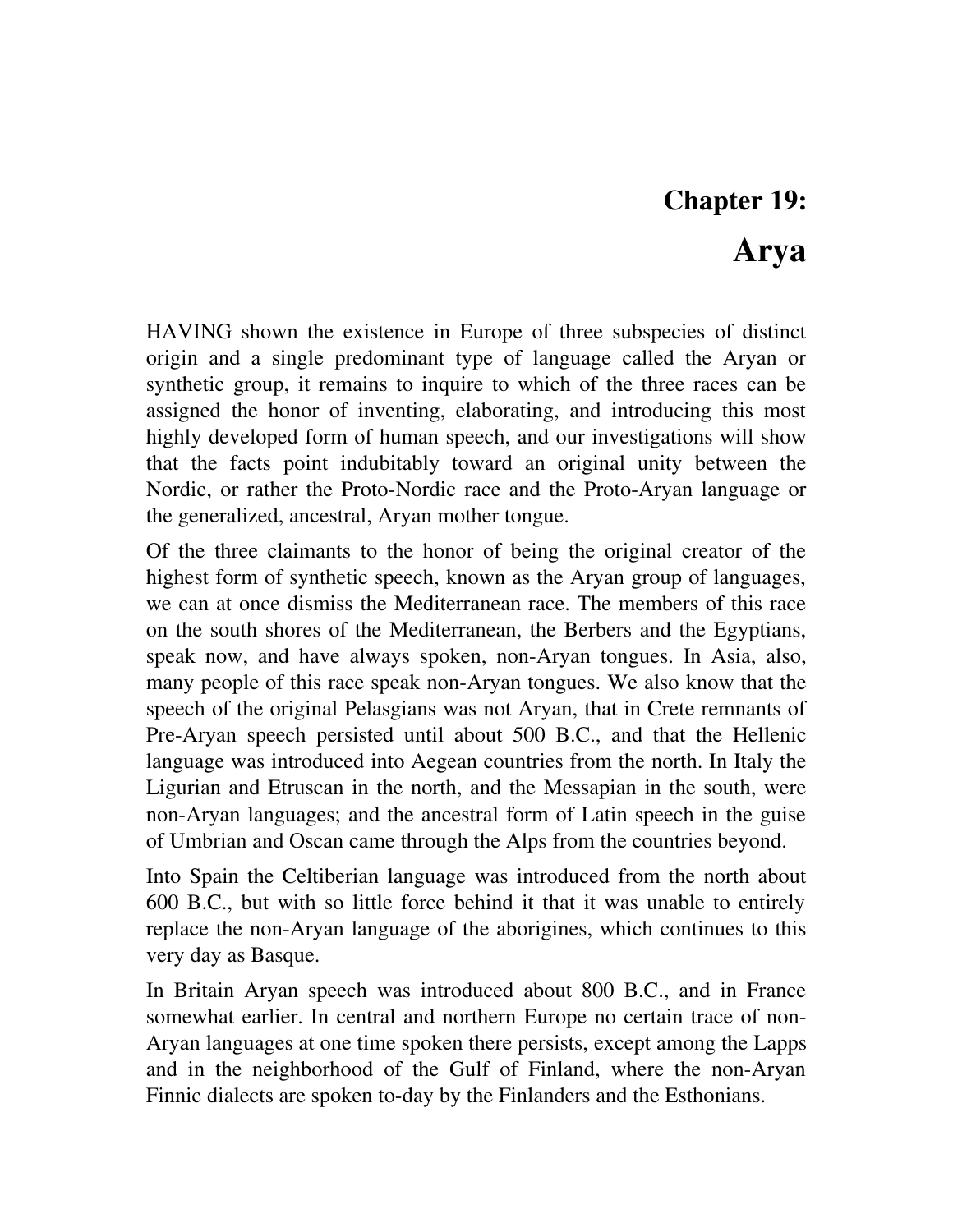# Chapter 19:

# Arya

HAVING shown the existence in Europe of three subspecies of distinct origin and a single predominant type of language called the Aryan or synthetic group, it remains to inquire to which of the three races can be assigned the honor of inventing, elaborating, and introducing this most highly developed form of human speech, and our investigations will show that the facts point indubitably toward an original unity between the Nordic, or rather the Proto-Nordic race and the Proto-Aryan language or the generalized, ancestral, Aryan mother tongue.

Of the three claimants to the honor of being the original creator of the highest form of synthetic speech, known as the Aryan group of languages, we can at once dismiss the Mediterranean race. The members of this race on the south shores of the Mediterranean, the Berbers and the Egyptians, speak now, and have always spoken, non-Aryan tongues. In Asia, also, many people of this race speak non-Aryan tongues. We also know that the speech of the original Pelasgians was not Aryan, that in Crete remnants of Pre-Aryan speech persisted until about 500 B.C., and that the Hellenic language was introduced into Aegean countries from the north. In Italy the Ligurian and Etruscan in the north, and the Messapian in the south, were non-Aryan languages; and the ancestral form of Latin speech in the guise of Umbrian and Oscan came through the Alps from the countries beyond.

Into Spain the Celtiberian language was introduced from the north about 600 B.C., but with so little force behind it that it was unable to entirely replace the non-Aryan language of the aborigines, which continues to this very day as Basque.

In Britain Aryan speech was introduced about 800 B.C., and in France somewhat earlier. In central and northern Europe no certain trace of non-Aryan languages at one time spoken there persists, except among the Lapps and in the neighborhood of the Gulf of Finland, where the non-Aryan Finnic dialects are spoken to-day by the Finlanders and the Esthonians.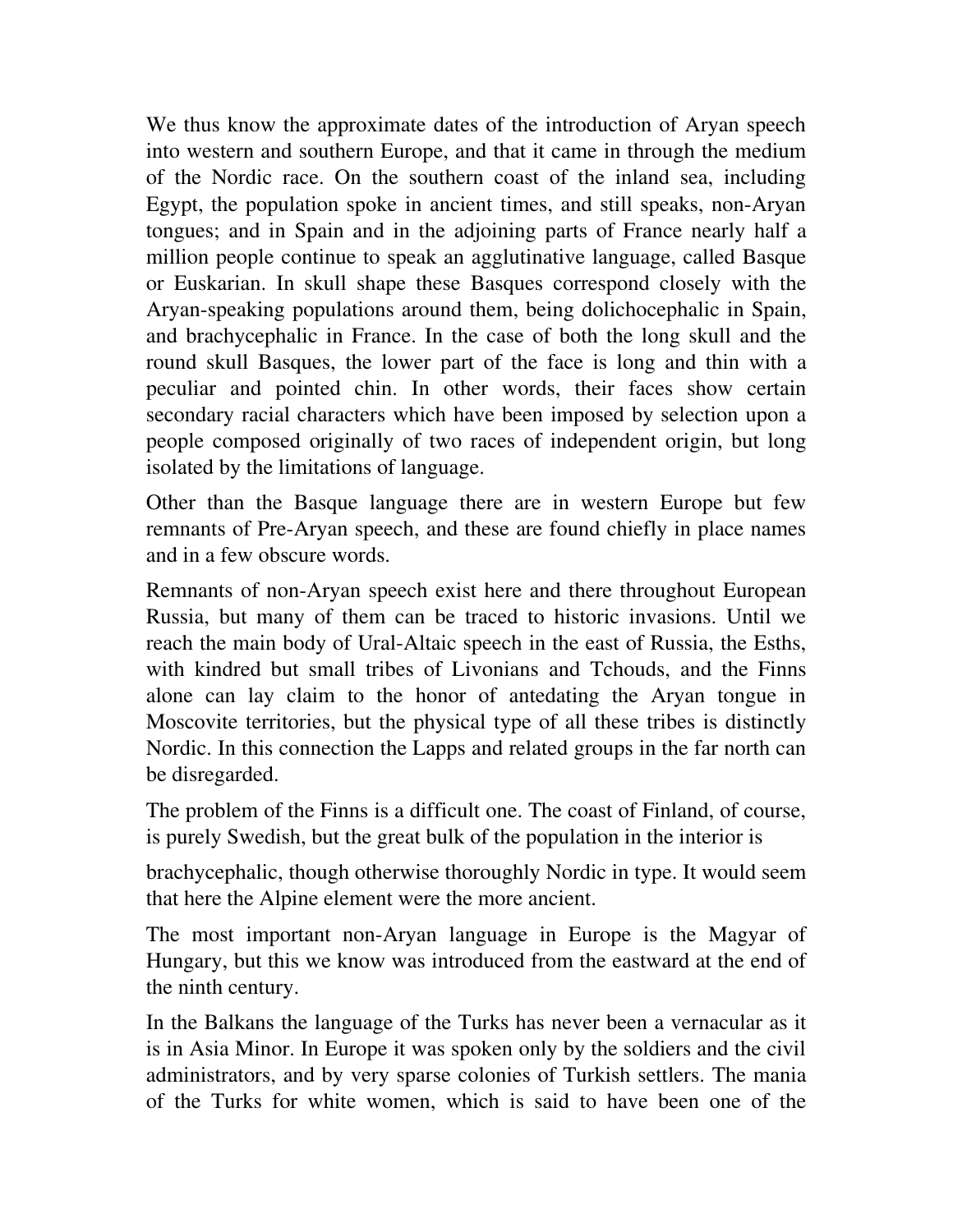We thus know the approximate dates of the introduction of Aryan speech into western and southern Europe, and that it came in through the medium of the Nordic race. On the southern coast of the inland sea, including Egypt, the population spoke in ancient times, and still speaks, non-Aryan tongues; and in Spain and in the adjoining parts of France nearly half a million people continue to speak an agglutinative language, called Basque or Euskarian. In skull shape these Basques correspond closely with the Aryan-speaking populations around them, being dolichocephalic in Spain, and brachycephalic in France. In the case of both the long skull and the round skull Basques, the lower part of the face is long and thin with a peculiar and pointed chin. In other words, their faces show certain secondary racial characters which have been imposed by selection upon a people composed originally of two races of independent origin, but long isolated by the limitations of language.

Other than the Basque language there are in western Europe but few remnants of Pre-Aryan speech, and these are found chiefly in place names and in a few obscure words.

Remnants of non-Aryan speech exist here and there throughout European Russia, but many of them can be traced to historic invasions. Until we reach the main body of Ural-Altaic speech in the east of Russia, the Esths, with kindred but small tribes of Livonians and Tchouds, and the Finns alone can lay claim to the honor of antedating the Aryan tongue in Moscovite territories, but the physical type of all these tribes is distinctly Nordic. In this connection the Lapps and related groups in the far north can be disregarded.

The problem of the Finns is a difficult one. The coast of Finland, of course, is purely Swedish, but the great bulk of the population in the interior is brachycephalic, though otherwise thoroughly Nordic in type. It would seem that here the Alpine element were the more ancient.

The most important non-Aryan language in Europe is the Magyar of Hungary, but this we know was introduced from the eastward at the end of the ninth century.

In the Balkans the language of the Turks has never been a vernacular as it is in Asia Minor. In Europe it was spoken only by the soldiers and the civil administrators, and by very sparse colonies of Turkish settlers. The mania of the Turks for white women, which is said to have been one of the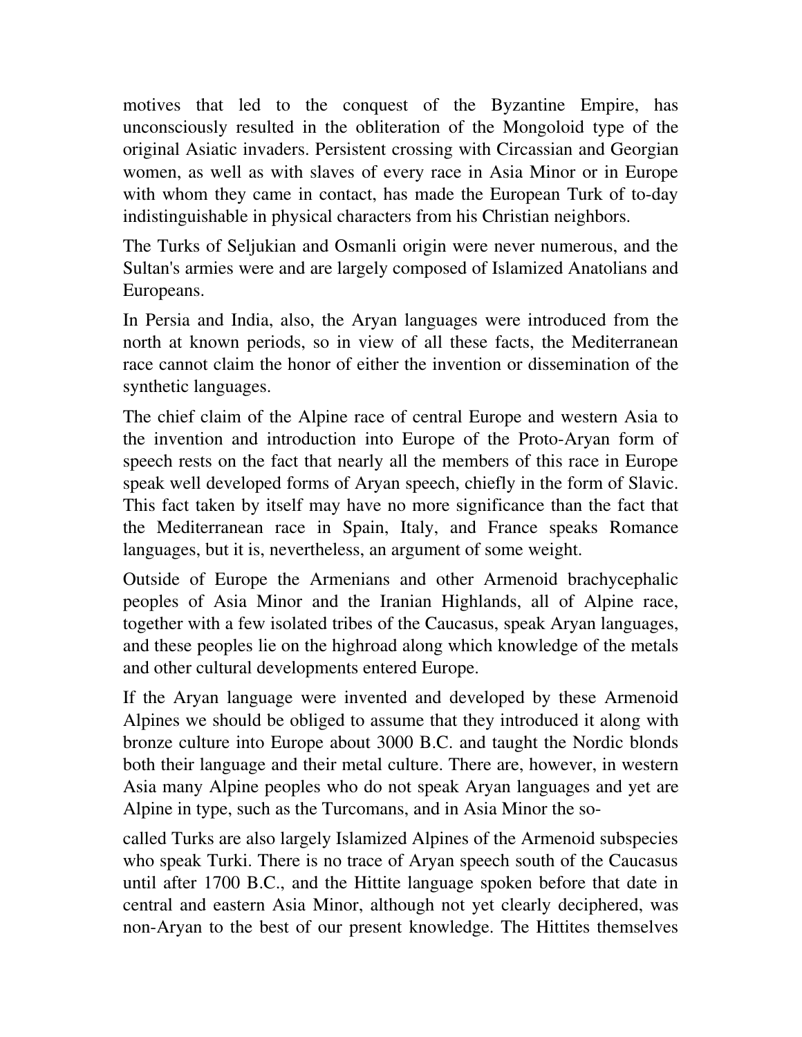motives that led to the conquest of the Byzantine Empire, has unconsciously resulted in the obliteration of the Mongoloid type of the original Asiatic invaders. Persistent crossing with Circassian and Georgian women, as well as with slaves of every race in Asia Minor or in Europe with whom they came in contact, has made the European Turk of to-day indistinguishable in physical characters from his Christian neighbors.

The Turks of Seljukian and Osmanli origin were never numerous, and the Sultan's armies were and are largely composed of Islamized Anatolians and Europeans.

In Persia and India, also, the Aryan languages were introduced from the north at known periods, so in view of all these facts, the Mediterranean race cannot claim the honor of either the invention or dissemination of the synthetic languages.

The chief claim of the Alpine race of central Europe and western Asia to the invention and introduction into Europe of the Proto-Aryan form of speech rests on the fact that nearly all the members of this race in Europe speak well developed forms of Aryan speech, chiefly in the form of Slavic. This fact taken by itself may have no more significance than the fact that the Mediterranean race in Spain, Italy, and France speaks Romance languages, but it is, nevertheless, an argument of some weight.

Outside of Europe the Armenians and other Armenoid brachycephalic peoples of Asia Minor and the Iranian Highlands, all of Alpine race, together with a few isolated tribes of the Caucasus, speak Aryan languages, and these peoples lie on the highroad along which knowledge of the metals and other cultural developments entered Europe.

If the Aryan language were invented and developed by these Armenoid Alpines we should be obliged to assume that they introduced it along with bronze culture into Europe about 3000 B.C. and taught the Nordic blonds both their language and their metal culture. There are, however, in western Asia many Alpine peoples who do not speak Aryan languages and yet are Alpine in type, such as the Turcomans, and in Asia Minor the so-called Turks are also largely Islamized Alpines of the Armenoid subspecies who speak Turki. There is no trace of Aryan speech south of the Caucasus until after 1700 B.C., and the Hittite language spoken before that date in central and eastern Asia Minor, although not yet clearly deciphered, was non-Aryan to the best of our present knowledge. The Hittites themselves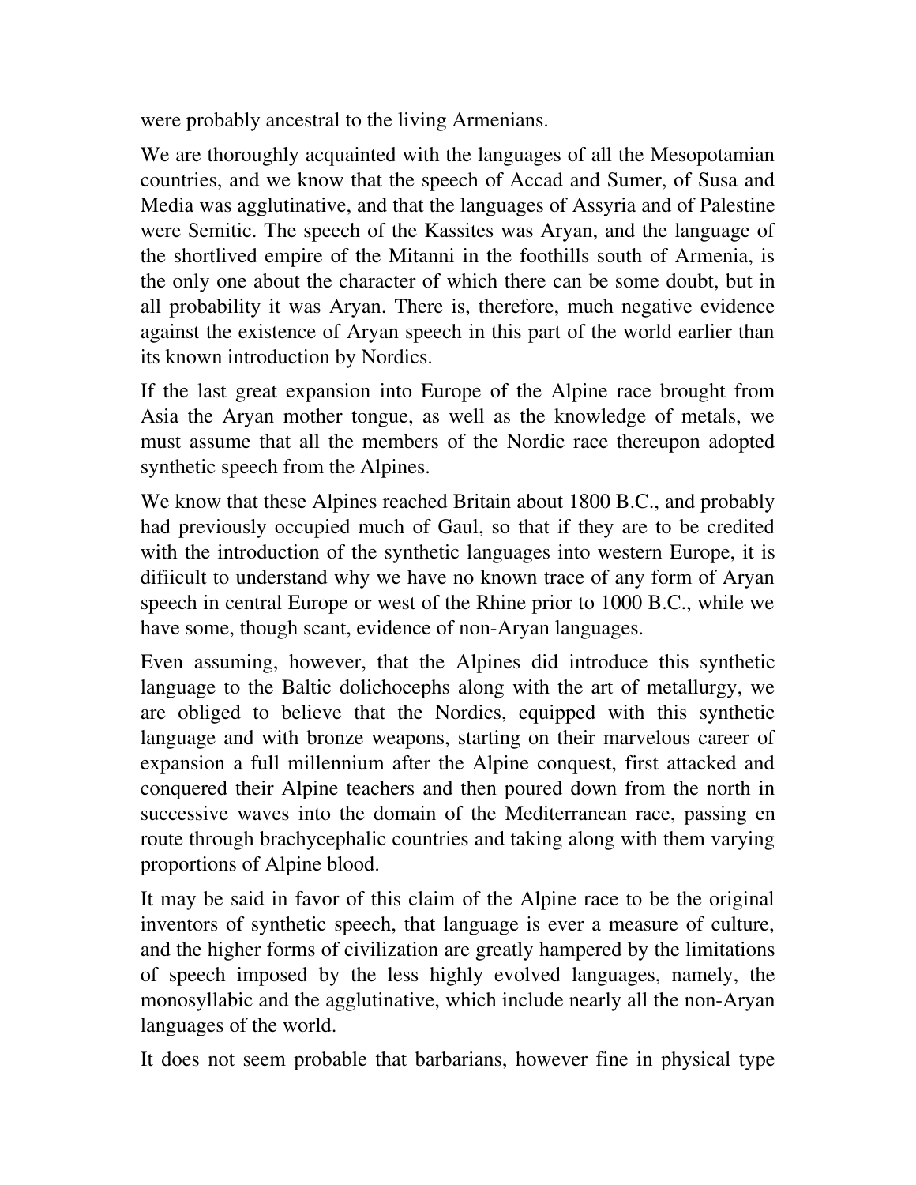were probably ancestral to the living Armenians.

We are thoroughly acquainted with the languages of all the Mesopotamian countries, and we know that the speech of Accad and Sumer, of Susa and Media was agglutinative, and that the languages of Assyria and of Palestine were Semitic. The speech of the Kassites was Aryan, and the language of the shortlived empire of the Mitanni in the foothills south of Armenia, is the only one about the character of which there can be some doubt, but in all probability it was Aryan. There is, therefore, much negative evidence against the existence of Aryan speech in this part of the world earlier than its known introduction by Nordics.

If the last great expansion into Europe of the Alpine race brought from Asia the Aryan mother tongue, as well as the knowledge of metals, we must assume that all the members of the Nordic race thereupon adopted synthetic speech from the Alpines.

We know that these Alpines reached Britain about 1800 B.C., and probably had previously occupied much of Gaul, so that if they are to be credited with the introduction of the synthetic languages into western Europe, it is difiicult to understand why we have no known trace of any form of Aryan speech in central Europe or west of the Rhine prior to 1000 B.C., while we have some, though scant, evidence of non-Aryan languages.

Even assuming, however, that the Alpines did introduce this synthetic language to the Baltic dolichocephs along with the art of metallurgy, we are obliged to believe that the Nordics, equipped with this synthetic language and with bronze weapons, starting on their marvelous career of expansion a full millennium after the Alpine conquest, first attacked and conquered their Alpine teachers and then poured down from the north in successive waves into the domain of the Mediterranean race, passing en route through brachycephalic countries and taking along with them varying proportions of Alpine blood.

It may be said in favor of this claim of the Alpine race to be the original inventors of synthetic speech, that language is ever a measure of culture, and the higher forms of civilization are greatly hampered by the limitations of speech imposed by the less highly evolved languages, namely, the monosyllabic and the agglutinative, which include nearly all the non-Aryan languages of the world.

It does not seem probable that barbarians, however fine in physical type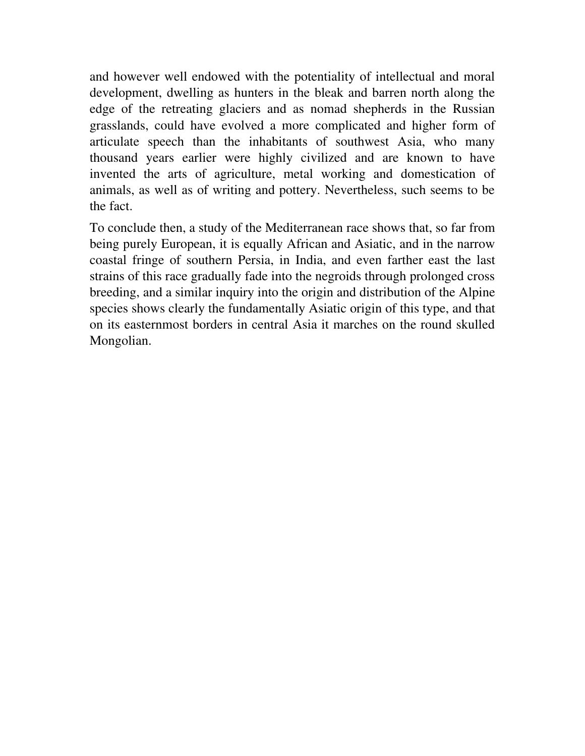and however well endowed with the potentiality of intellectual and moral development, dwelling as hunters in the bleak and barren north along the edge of the retreating glaciers and as nomad shepherds in the Russian grasslands, could have evolved a more complicated and higher form of articulate speech than the inhabitants of southwest Asia, who many thousand years earlier were highly civilized and are known to have invented the arts of agriculture, metal working and domestication of animals, as well as of writing and pottery. Nevertheless, such seems to be the fact.

To conclude then, a study of the Mediterranean race shows that, so far from being purely European, it is equally African and Asiatic, and in the narrow coastal fringe of southern Persia, in India, and even farther east the last strains of this race gradually fade into the negroids through prolonged cross breeding, and a similar inquiry into the origin and distribution of the Alpine species shows clearly the fundamentally Asiatic origin of this type, and that on its easternmost borders in central Asia it marches on the round skulled Mongolian.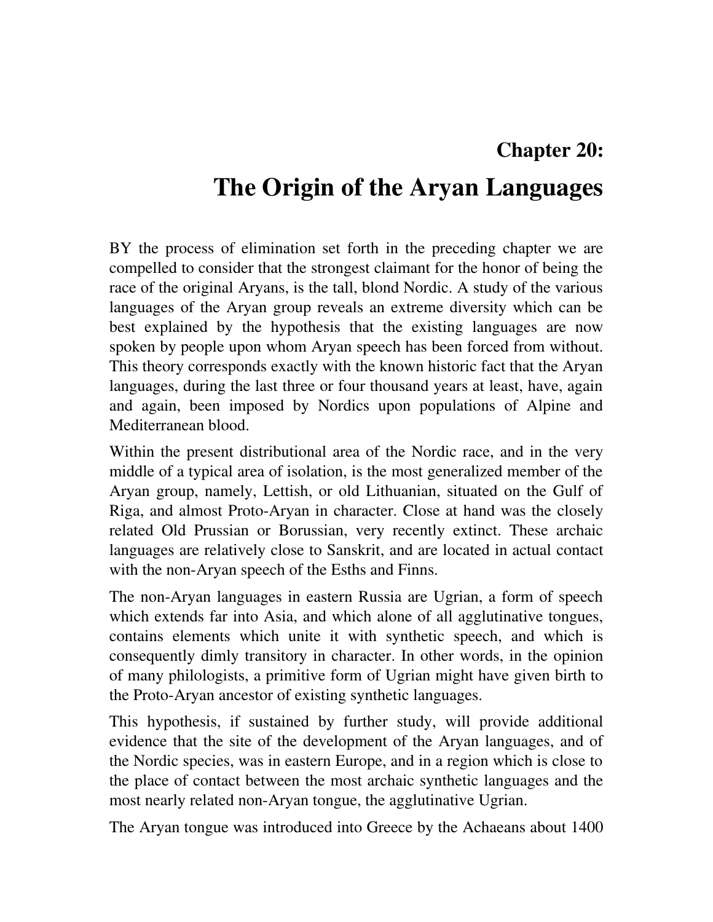## Chapter 20:

# The Origin of the Aryan Languages

BY the process of elimination set forth in the preceding chapter we are compelled to consider that the strongest claimant for the honor of being the race of the original Aryans, is the tall, blond Nordic. A study of the various languages of the Aryan group reveals an extreme diversity which can be best explained by the hypothesis that the existing languages are now spoken by people upon whom Aryan speech has been forced from without. This theory corresponds exactly with the known historic fact that the Aryan languages, during the last three or four thousand years at least, have, again and again, been imposed by Nordics upon populations of Alpine and Mediterranean blood.

Within the present distributional area of the Nordic race, and in the very middle of a typical area of isolation, is the most generalized member of the Aryan group, namely, Lettish, or old Lithuanian, situated on the Gulf of Riga, and almost Proto-Aryan in character. Close at hand was the closely related Old Prussian or Borussian, very recently extinct. These archaic languages are relatively close to Sanskrit, and are located in actual contact with the non-Aryan speech of the Esths and Finns.

The non-Aryan languages in eastern Russia are Ugrian, a form of speech which extends far into Asia, and which alone of all agglutinative tongues, contains elements which unite it with synthetic speech, and which is consequently dimly transitory in character. In other words, in the opinion of many philologists, a primitive form of Ugrian might have given birth to the Proto-Aryan ancestor of existing synthetic languages.

This hypothesis, if sustained by further study, will provide additional evidence that the site of the development of the Aryan languages, and of the Nordic species, was in eastern Europe, and in a region which is close to the place of contact between the most archaic synthetic languages and the most nearly related non-Aryan tongue, the agglutinative Ugrian.

The Aryan tongue was introduced into Greece by the Achaeans about 1400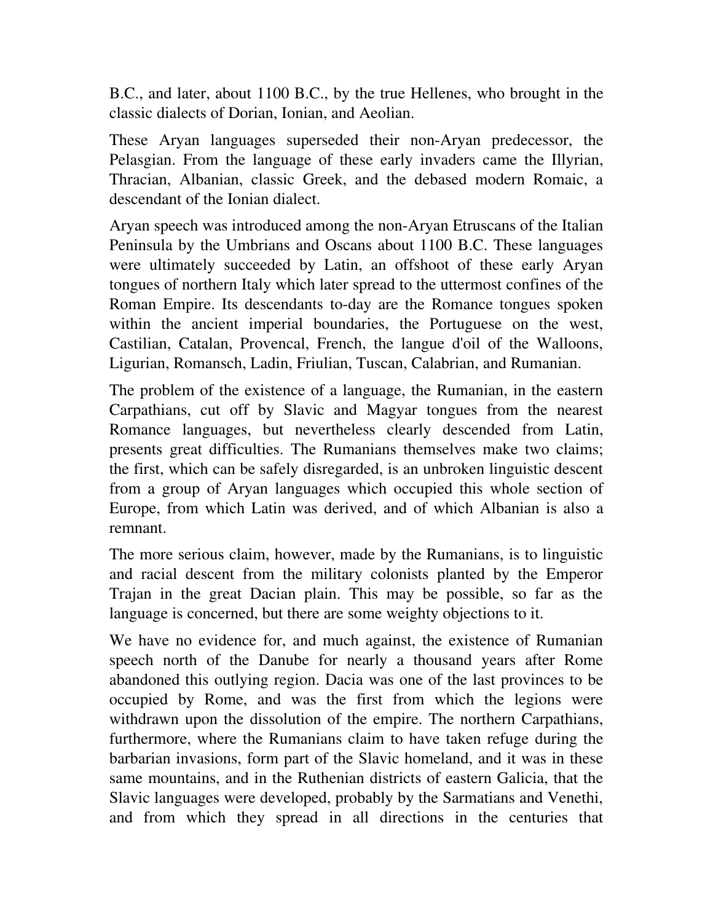B.C., and later, about 1100 B.C., by the true Hellenes, who brought in the classic dialects of Dorian, Ionian, and Aeolian.

These Aryan languages superseded their non-Aryan predecessor, the Pelasgian. From the language of these early invaders came the Illyrian, Thracian, Albanian, classic Greek, and the debased modern Romaic, a descendant of the Ionian dialect.

Aryan speech was introduced among the non-Aryan Etruscans of the Italian Peninsula by the Umbrians and Oscans about 1100 B.C. These languages were ultimately succeeded by Latin, an offshoot of these early Aryan tongues of northern Italy which later spread to the uttermost confines of the Roman Empire. Its descendants to-day are the Romance tongues spoken within the ancient imperial boundaries, the Portuguese on the west, Castilian, Catalan, Provencal, French, the langue d'oil of the Walloons, Ligurian, Romansch, Ladin, Friulian, Tuscan, Calabrian, and Rumanian.

The problem of the existence of a language, the Rumanian, in the eastern Carpathians, cut off by Slavic and Magyar tongues from the nearest Romance languages, but nevertheless clearly descended from Latin, presents great difficulties. The Rumanians themselves make two claims; the first, which can be safely disregarded, is an unbroken linguistic descent from a group of Aryan languages which occupied this whole section of Europe, from which Latin was derived, and of which Albanian is also a remnant.

The more serious claim, however, made by the Rumanians, is to linguistic and racial descent from the military colonists planted by the Emperor Trajan in the great Dacian plain. This may be possible, so far as the language is concerned, but there are some weighty objections to it.

We have no evidence for, and much against, the existence of Rumanian speech north of the Danube for nearly a thousand years after Rome abandoned this outlying region. Dacia was one of the last provinces to be occupied by Rome, and was the first from which the legions were withdrawn upon the dissolution of the empire. The northern Carpathians, furthermore, where the Rumanians claim to have taken refuge during the barbarian invasions, form part of the Slavic homeland, and it was in these same mountains, and in the Ruthenian districts of eastern Galicia, that the Slavic languages were developed, probably by the Sarmatians and Venethi, and from which they spread in all directions in the centuries that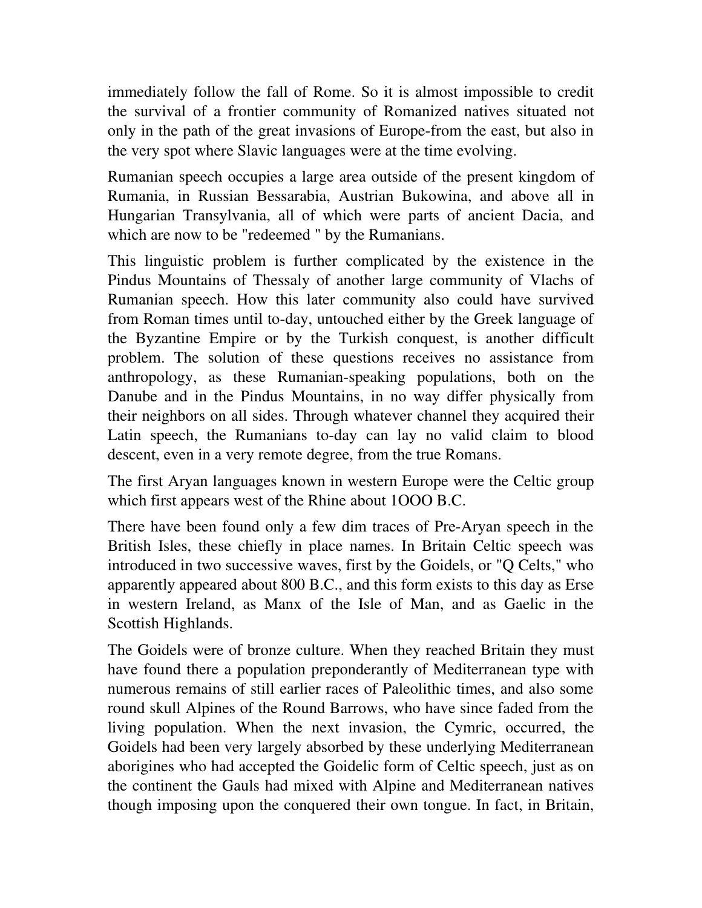immediately follow the fall of Rome. So it is almost impossible to credit the survival of a frontier community of Romanized natives situated not only in the path of the great invasions of Europe-from the east, but also in the very spot where Slavic languages were at the time evolving.

Rumanian speech occupies a large area outside of the present kingdom of Rumania, in Russian Bessarabia, Austrian Bukowina, and above all in Hungarian Transylvania, all of which were parts of ancient Dacia, and which are now to be "redeemed " by the Rumanians.

This linguistic problem is further complicated by the existence in the Pindus Mountains of Thessaly of another large community of Vlachs of Rumanian speech. How this later community also could have survived from Roman times until to-day, untouched either by the Greek language of the Byzantine Empire or by the Turkish conquest, is another difficult problem. The solution of these questions receives no assistance from anthropology, as these Rumanian-speaking populations, both on the Danube and in the Pindus Mountains, in no way differ physically from their neighbors on all sides. Through whatever channel they acquired their Latin speech, the Rumanians to-day can lay no valid claim to blood descent, even in a very remote degree, from the true Romans.

The first Aryan languages known in western Europe were the Celtic group which first appears west of the Rhine about 1OOO B.C.

There have been found only a few dim traces of Pre-Aryan speech in the British Isles, these chiefly in place names. In Britain Celtic speech was introduced in two successive waves, first by the Goidels, or "Q Celts," who apparently appeared about 800 B.C., and this form exists to this day as Erse in western Ireland, as Manx of the Isle of Man, and as Gaelic in the Scottish Highlands.

The Goidels were of bronze culture. When they reached Britain they must have found there a population preponderantly of Mediterranean type with numerous remains of still earlier races of Paleolithic times, and also some round skull Alpines of the Round Barrows, who have since faded from the living population. When the next invasion, the Cymric, occurred, the Goidels had been very largely absorbed by these underlying Mediterranean aborigines who had accepted the Goidelic form of Celtic speech, just as on the continent the Gauls had mixed with Alpine and Mediterranean natives though imposing upon the conquered their own tongue. In fact, in Britain,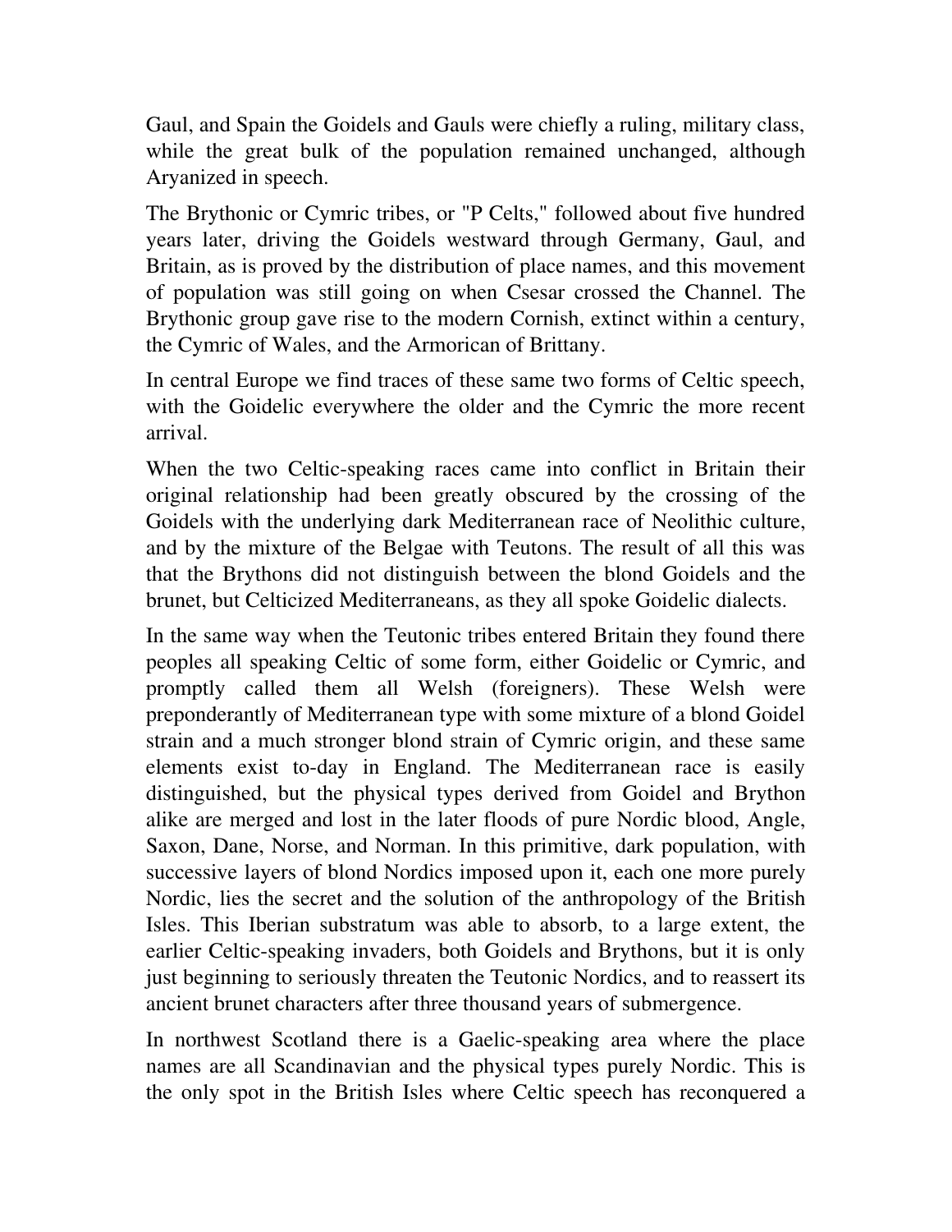Gaul, and Spain the Goidels and Gauls were chiefly a ruling, military class, while the great bulk of the population remained unchanged, although Aryanized in speech.

The Brythonic or Cymric tribes, or "P Celts," followed about five hundred years later, driving the Goidels westward through Germany, Gaul, and Britain, as is proved by the distribution of place names, and this movement of population was still going on when Csesar crossed the Channel. The Brythonic group gave rise to the modern Cornish, extinct within a century, the Cymric of Wales, and the Armorican of Brittany.

In central Europe we find traces of these same two forms of Celtic speech, with the Goidelic everywhere the older and the Cymric the more recent arrival.

When the two Celtic-speaking races came into conflict in Britain their original relationship had been greatly obscured by the crossing of the Goidels with the underlying dark Mediterranean race of Neolithic culture, and by the mixture of the Belgae with Teutons. The result of all this was that the Brythons did not distinguish between the blond Goidels and the brunet, but Celticized Mediterraneans, as they all spoke Goidelic dialects.

In the same way when the Teutonic tribes entered Britain they found there peoples all speaking Celtic of some form, either Goidelic or Cymric, and promptly called them all Welsh (foreigners). These Welsh were preponderantly of Mediterranean type with some mixture of a blond Goidel strain and a much stronger blond strain of Cymric origin, and these same elements exist to-day in England. The Mediterranean race is easily distinguished, but the physical types derived from Goidel and Brython alike are merged and lost in the later floods of pure Nordic blood, Angle, Saxon, Dane, Norse, and Norman. In this primitive, dark population, with successive layers of blond Nordics imposed upon it, each one more purely Nordic, lies the secret and the solution of the anthropology of the British Isles. This Iberian substratum was able to absorb, to a large extent, the earlier Celtic-speaking invaders, both Goidels and Brythons, but it is only just beginning to seriously threaten the Teutonic Nordics, and to reassert its ancient brunet characters after three thousand years of submergence.

In northwest Scotland there is a Gaelic-speaking area where the place names are all Scandinavian and the physical types purely Nordic. This is the only spot in the British Isles where Celtic speech has reconquered a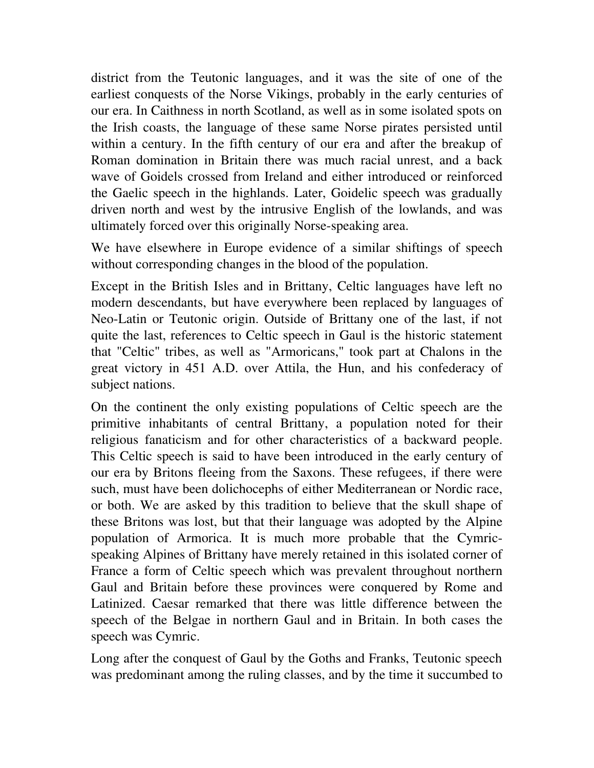district from the Teutonic languages, and it was the site of one of the earliest conquests of the Norse Vikings, probably in the early centuries of our era. In Caithness in north Scotland, as well as in some isolated spots on the Irish coasts, the language of these same Norse pirates persisted until within a century. In the fifth century of our era and after the breakup of Roman domination in Britain there was much racial unrest, and a back wave of Goidels crossed from Ireland and either introduced or reinforced the Gaelic speech in the highlands. Later, Goidelic speech was gradually driven north and west by the intrusive English of the lowlands, and was ultimately forced over this originally Norse-speaking area.

We have elsewhere in Europe evidence of a similar shiftings of speech without corresponding changes in the blood of the population.

Except in the British Isles and in Brittany, Celtic languages have left no modern descendants, but have everywhere been replaced by languages of Neo-Latin or Teutonic origin. Outside of Brittany one of the last, if not quite the last, references to Celtic speech in Gaul is the historic statement that "Celtic" tribes, as well as "Armoricans," took part at Chalons in the great victory in 451 A.D. over Attila, the Hun, and his confederacy of subject nations.

On the continent the only existing populations of Celtic speech are the primitive inhabitants of central Brittany, a population noted for their religious fanaticism and for other characteristics of a backward people. This Celtic speech is said to have been introduced in the early century of our era by Britons fleeing from the Saxons. These refugees, if there were such, must have been dolichocephs of either Mediterranean or Nordic race, or both. We are asked by this tradition to believe that the skull shape of these Britons was lost, but that their language was adopted by the Alpine population of Armorica. It is much more probable that the Cymric-speaking Alpines of Brittany have merely retained in this isolated corner of France a form of Celtic speech which was prevalent throughout northern Gaul and Britain before these provinces were conquered by Rome and Latinized. Caesar remarked that there was little difference between the speech of the Belgae in northern Gaul and in Britain. In both cases the speech was Cymric.

Long after the conquest of Gaul by the Goths and Franks, Teutonic speech was predominant among the ruling classes, and by the time it succumbed to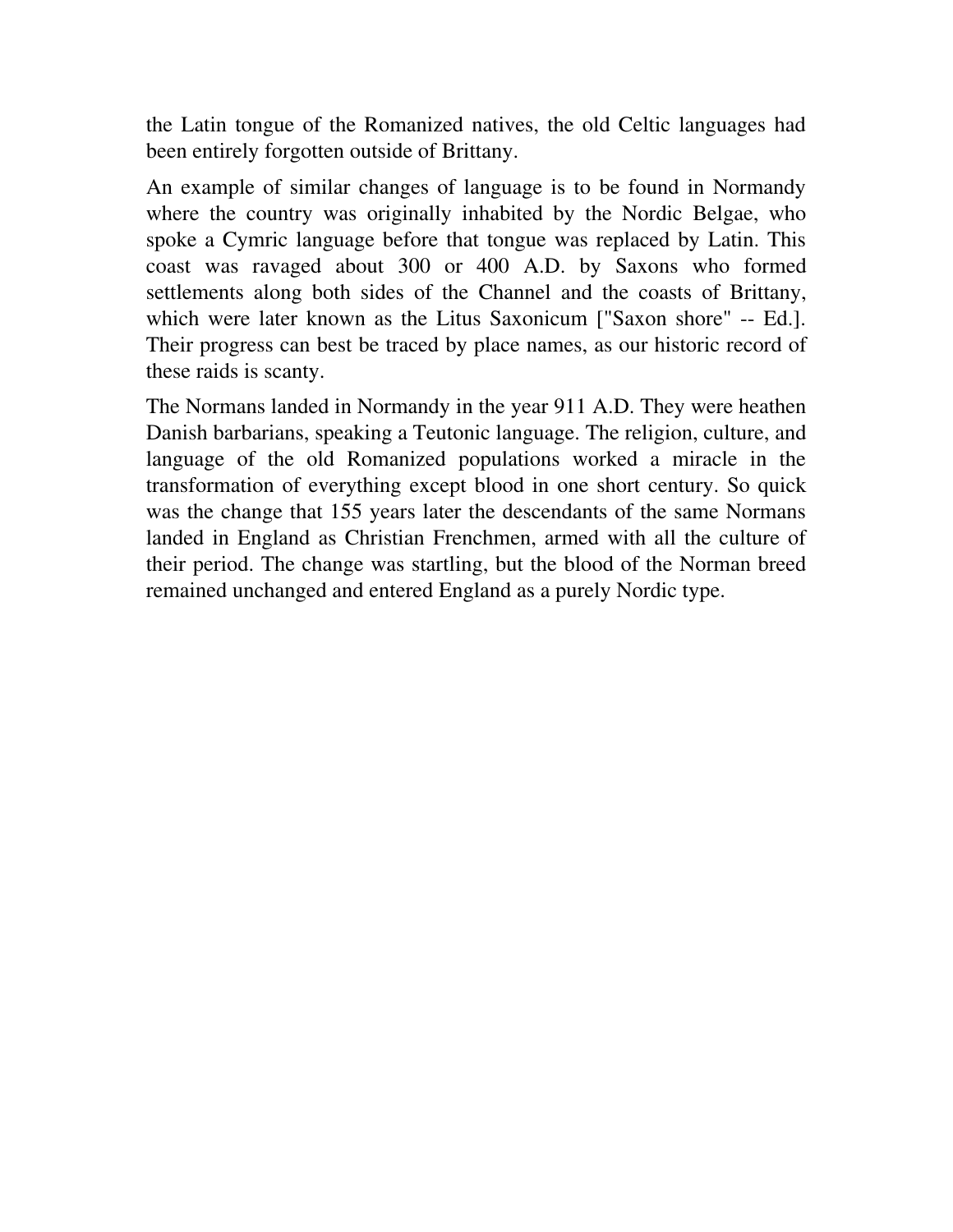the Latin tongue of the Romanized natives, the old Celtic languages had been entirely forgotten outside of Brittany.

An example of similar changes of language is to be found in Normandy where the country was originally inhabited by the Nordic Belgae, who spoke a Cymric language before that tongue was replaced by Latin. This coast was ravaged about 300 or 400 A.D. by Saxons who formed settlements along both sides of the Channel and the coasts of Brittany, which were later known as the Litus Saxonicum ["Saxon shore" -- Ed.]. Their progress can best be traced by place names, as our historic record of these raids is scanty.

The Normans landed in Normandy in the year 911 A.D. They were heathen Danish barbarians, speaking a Teutonic language. The religion, culture, and language of the old Romanized populations worked a miracle in the transformation of everything except blood in one short century. So quick was the change that 155 years later the descendants of the same Normans landed in England as Christian Frenchmen, armed with all the culture of their period. The change was startling, but the blood of the Norman breed remained unchanged and entered England as a purely Nordic type.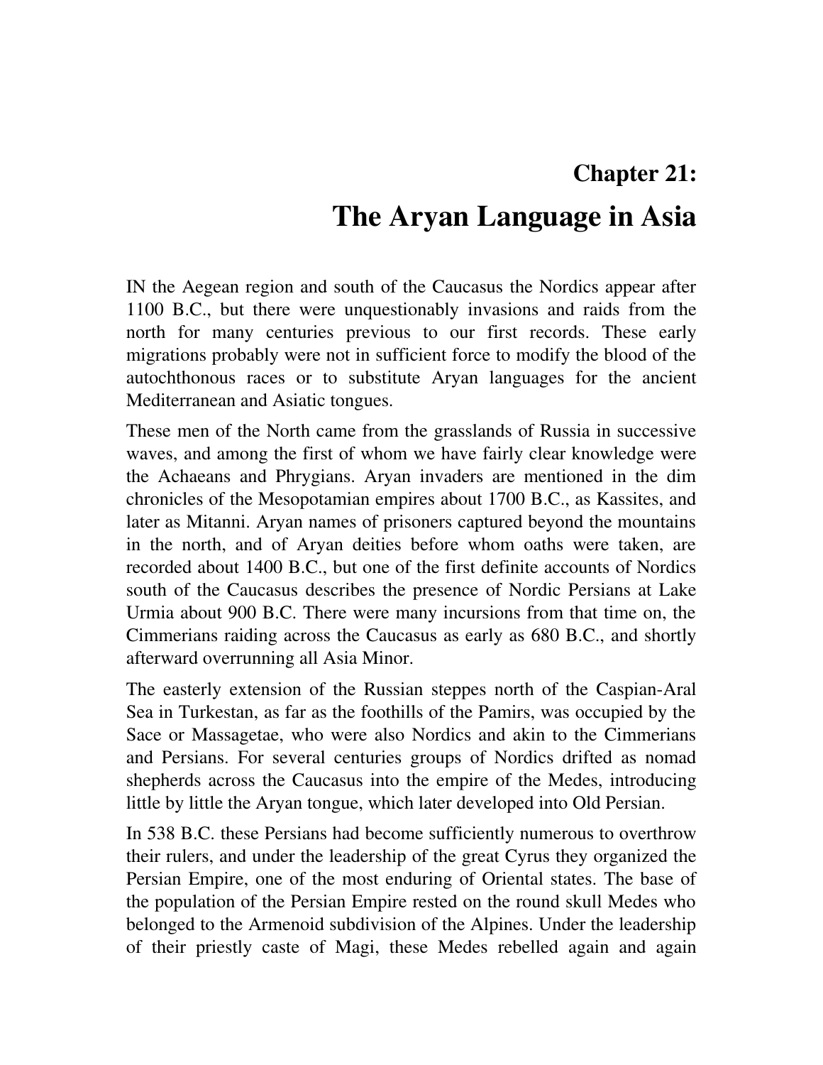## Chapter 21:

# The Aryan Language in Asia

IN the Aegean region and south of the Caucasus the Nordics appear after 1100 B.C., but there were unquestionably invasions and raids from the north for many centuries previous to our first records. These early migrations probably were not in sufficient force to modify the blood of the autochthonous races or to substitute Aryan languages for the ancient Mediterranean and Asiatic tongues.

These men of the North came from the grasslands of Russia in successive waves, and among the first of whom we have fairly clear knowledge were the Achaeans and Phrygians. Aryan invaders are mentioned in the dim chronicles of the Mesopotamian empires about 1700 B.C., as Kassites, and later as Mitanni. Aryan names of prisoners captured beyond the mountains in the north, and of Aryan deities before whom oaths were taken, are recorded about 1400 B.C., but one of the first definite accounts of Nordics south of the Caucasus describes the presence of Nordic Persians at Lake Urmia about 900 B.C. There were many incursions from that time on, the Cimmerians raiding across the Caucasus as early as 680 B.C., and shortly afterward overrunning all Asia Minor.

The easterly extension of the Russian steppes north of the Caspian-Aral Sea in Turkestan, as far as the foothills of the Pamirs, was occupied by the Sace or Massagetae, who were also Nordics and akin to the Cimmerians and Persians. For several centuries groups of Nordics drifted as nomad shepherds across the Caucasus into the empire of the Medes, introducing little by little the Aryan tongue, which later developed into Old Persian.

In 538 B.C. these Persians had become sufficiently numerous to overthrow their rulers, and under the leadership of the great Cyrus they organized the Persian Empire, one of the most enduring of Oriental states. The base of the population of the Persian Empire rested on the round skull Medes who belonged to the Armenoid subdivision of the Alpines. Under the leadership of their priestly caste of Magi, these Medes rebelled again and again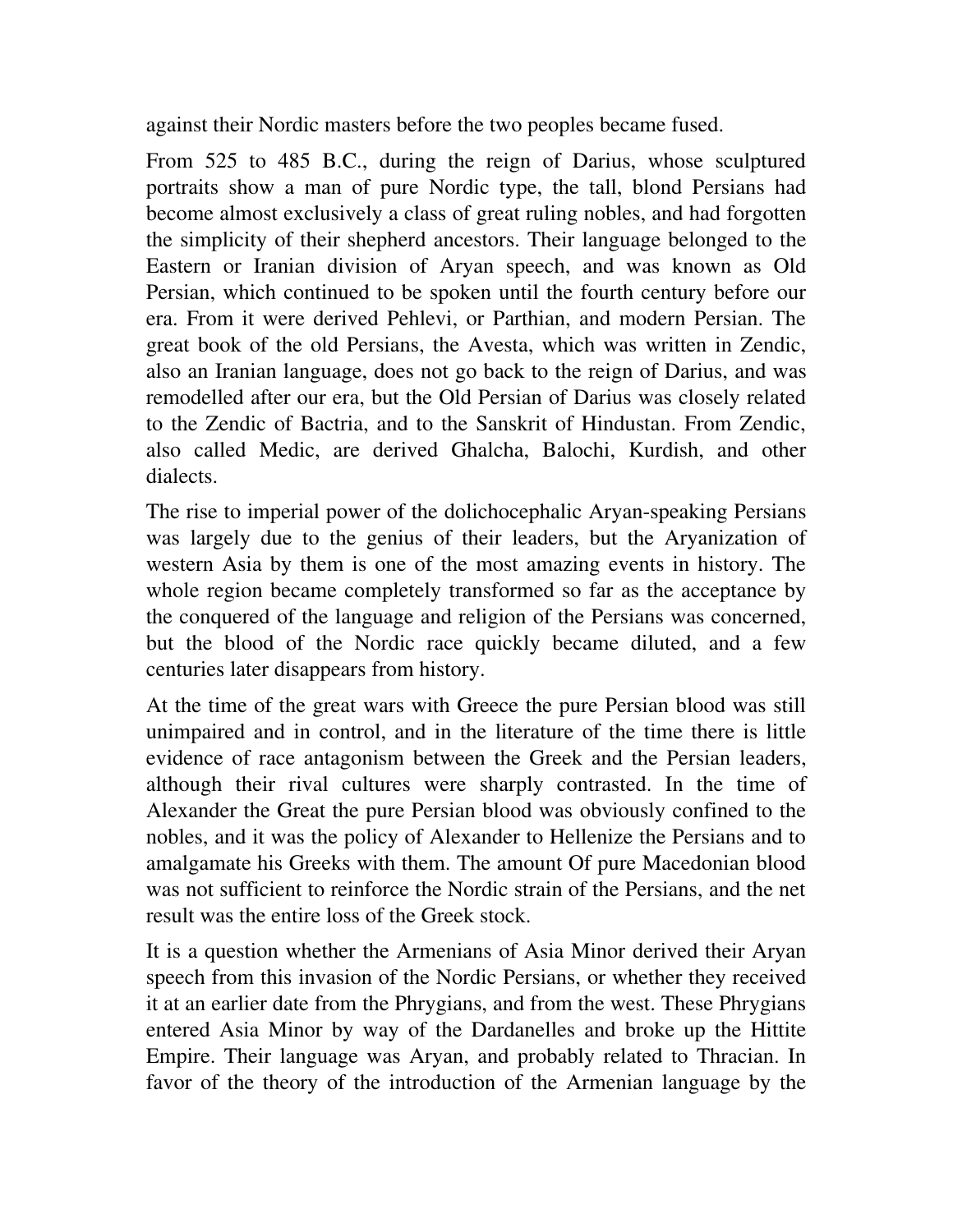against their Nordic masters before the two peoples became fused.

From 525 to 485 B.C., during the reign of Darius, whose sculptured portraits show a man of pure Nordic type, the tall, blond Persians had become almost exclusively a class of great ruling nobles, and had forgotten the simplicity of their shepherd ancestors. Their language belonged to the Eastern or Iranian division of Aryan speech, and was known as Old Persian, which continued to be spoken until the fourth century before our era. From it were derived Pehlevi, or Parthian, and modern Persian. The great book of the old Persians, the Avesta, which was written in Zendic, also an Iranian language, does not go back to the reign of Darius, and was remodelled after our era, but the Old Persian of Darius was closely related to the Zendic of Bactria, and to the Sanskrit of Hindustan. From Zendic, also called Medic, are derived Ghalcha, Balochi, Kurdish, and other dialects.

The rise to imperial power of the dolichocephalic Aryan-speaking Persians was largely due to the genius of their leaders, but the Aryanization of western Asia by them is one of the most amazing events in history. The whole region became completely transformed so far as the acceptance by the conquered of the language and religion of the Persians was concerned, but the blood of the Nordic race quickly became diluted, and a few centuries later disappears from history.

At the time of the great wars with Greece the pure Persian blood was still unimpaired and in control, and in the literature of the time there is little evidence of race antagonism between the Greek and the Persian leaders, although their rival cultures were sharply contrasted. In the time of Alexander the Great the pure Persian blood was obviously confined to the nobles, and it was the policy of Alexander to Hellenize the Persians and to amalgamate his Greeks with them. The amount Of pure Macedonian blood was not sufficient to reinforce the Nordic strain of the Persians, and the net result was the entire loss of the Greek stock.

It is a question whether the Armenians of Asia Minor derived their Aryan speech from this invasion of the Nordic Persians, or whether they received it at an earlier date from the Phrygians, and from the west. These Phrygians entered Asia Minor by way of the Dardanelles and broke up the Hittite Empire. Their language was Aryan, and probably related to Thracian. In favor of the theory of the introduction of the Armenian language by the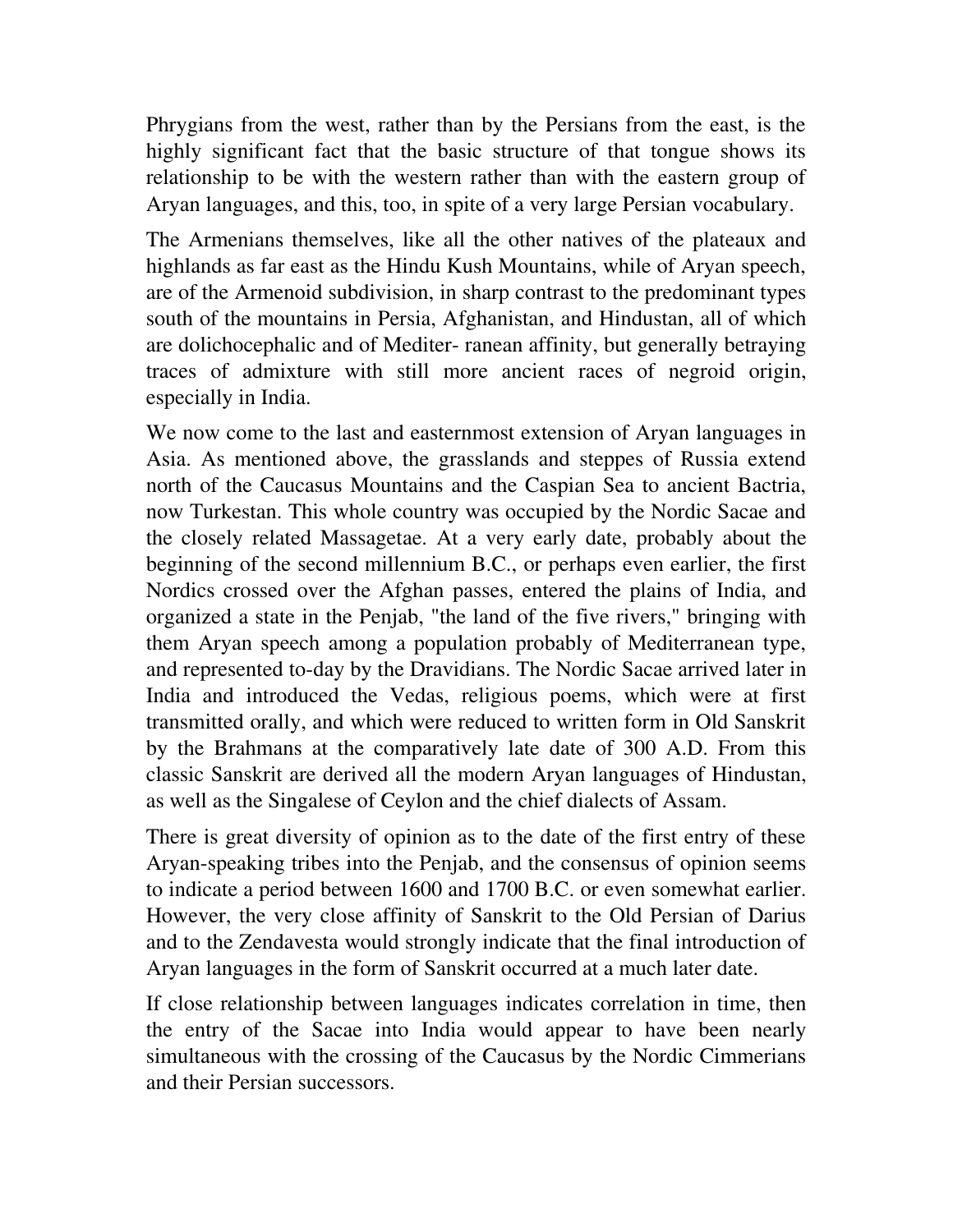Phrygians from the west, rather than by the Persians from the east, is the highly significant fact that the basic structure of that tongue shows its relationship to be with the western rather than with the eastern group of Aryan languages, and this, too, in spite of a very large Persian vocabulary.

The Armenians themselves, like all the other natives of the plateaux and highlands as far east as the Hindu Kush Mountains, while of Aryan speech, are of the Armenoid subdivision, in sharp contrast to the predominant types south of the mountains in Persia, Afghanistan, and Hindustan, all of which are dolichocephalic and of Mediter- ranean affinity, but generally betraying traces of admixture with still more ancient races of negroid origin, especially in India.

We now come to the last and easternmost extension of Aryan languages in Asia. As mentioned above, the grasslands and steppes of Russia extend north of the Caucasus Mountains and the Caspian Sea to ancient Bactria, now Turkestan. This whole country was occupied by the Nordic Sacae and the closely related Massagetae. At a very early date, probably about the beginning of the second millennium B.C., or perhaps even earlier, the first Nordics crossed over the Afghan passes, entered the plains of India, and organized a state in the Penjab, "the land of the five rivers," bringing with them Aryan speech among a population probably of Mediterranean type, and represented to-day by the Dravidians. The Nordic Sacae arrived later in India and introduced the Vedas, religious poems, which were at first transmitted orally, and which were reduced to written form in Old Sanskrit by the Brahmans at the comparatively late date of 300 A.D. From this classic Sanskrit are derived all the modern Aryan languages of Hindustan, as well as the Singalese of Ceylon and the chief dialects of Assam.

There is great diversity of opinion as to the date of the first entry of these Aryan-speaking tribes into the Penjab, and the consensus of opinion seems to indicate a period between 1600 and 1700 B.C. or even somewhat earlier. However, the very close affinity of Sanskrit to the Old Persian of Darius and to the Zendavesta would strongly indicate that the final introduction of Aryan languages in the form of Sanskrit occurred at a much later date.

If close relationship between languages indicates correlation in time, then the entry of the Sacae into India would appear to have been nearly simultaneous with the crossing of the Caucasus by the Nordic Cimmerians and their Persian successors.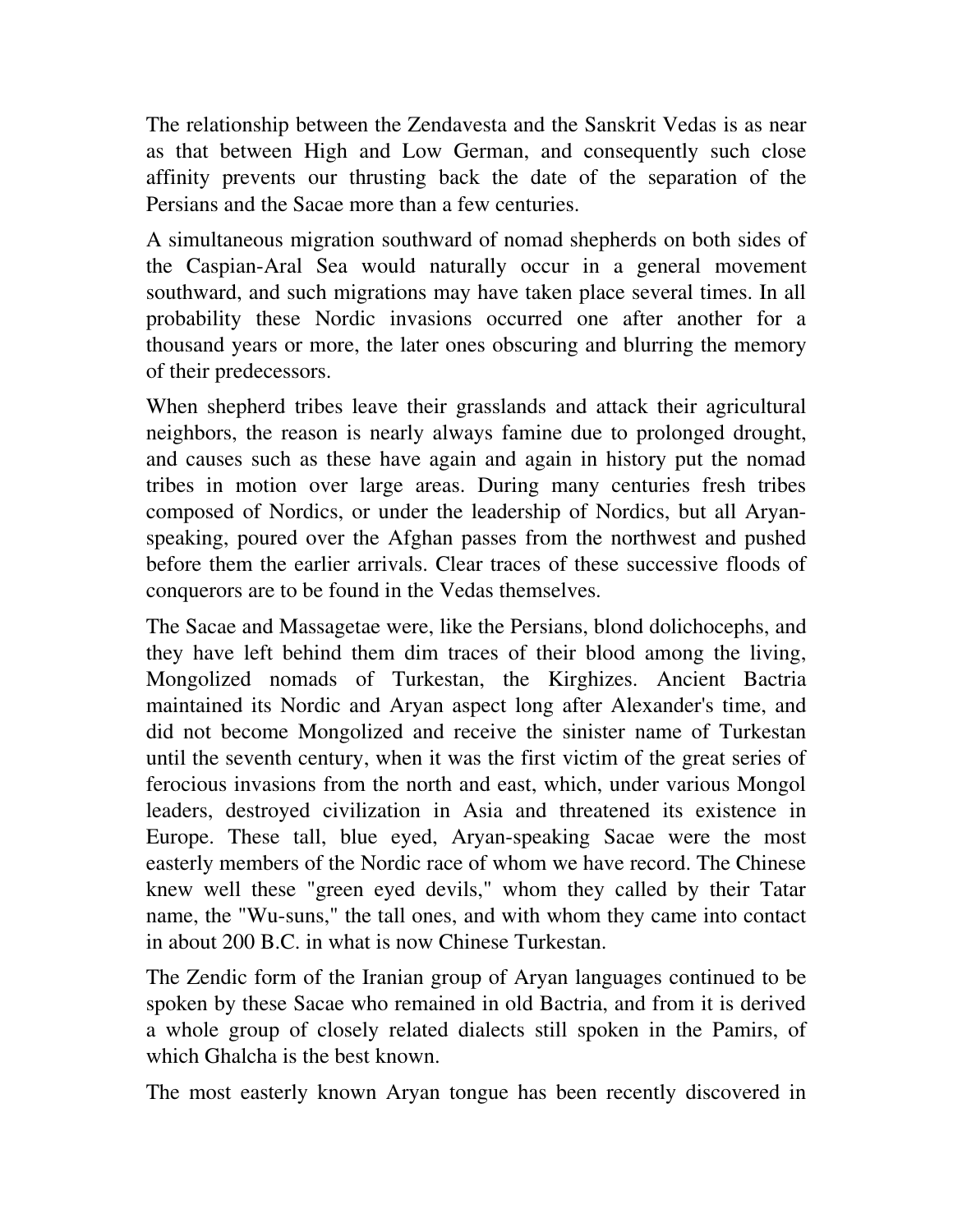The relationship between the Zendavesta and the Sanskrit Vedas is as near as that between High and Low German, and consequently such close affinity prevents our thrusting back the date of the separation of the Persians and the Sacae more than a few centuries.

A simultaneous migration southward of nomad shepherds on both sides of the Caspian-Aral Sea would naturally occur in a general movement southward, and such migrations may have taken place several times. In all probability these Nordic invasions occurred one after another for a thousand years or more, the later ones obscuring and blurring the memory of their predecessors.

When shepherd tribes leave their grasslands and attack their agricultural neighbors, the reason is nearly always famine due to prolonged drought, and causes such as these have again and again in history put the nomad tribes in motion over large areas. During many centuries fresh tribes composed of Nordics, or under the leadership of Nordics, but all Aryan-speaking, poured over the Afghan passes from the northwest and pushed before them the earlier arrivals. Clear traces of these successive floods of conquerors are to be found in the Vedas themselves.

The Sacae and Massagetae were, like the Persians, blond dolichocephs, and they have left behind them dim traces of their blood among the living, Mongolized nomads of Turkestan, the Kirghizes. Ancient Bactria maintained its Nordic and Aryan aspect long after Alexander's time, and did not become Mongolized and receive the sinister name of Turkestan until the seventh century, when it was the first victim of the great series of ferocious invasions from the north and east, which, under various Mongol leaders, destroyed civilization in Asia and threatened its existence in Europe. These tall, blue eyed, Aryan-speaking Sacae were the most easterly members of the Nordic race of whom we have record. The Chinese knew well these "green eyed devils," whom they called by their Tatar name, the "Wu-suns," the tall ones, and with whom they came into contact in about 200 B.C. in what is now Chinese Turkestan.

The Zendic form of the Iranian group of Aryan languages continued to be spoken by these Sacae who remained in old Bactria, and from it is derived a whole group of closely related dialects still spoken in the Pamirs, of which Ghalcha is the best known.

The most easterly known Aryan tongue has been recently discovered in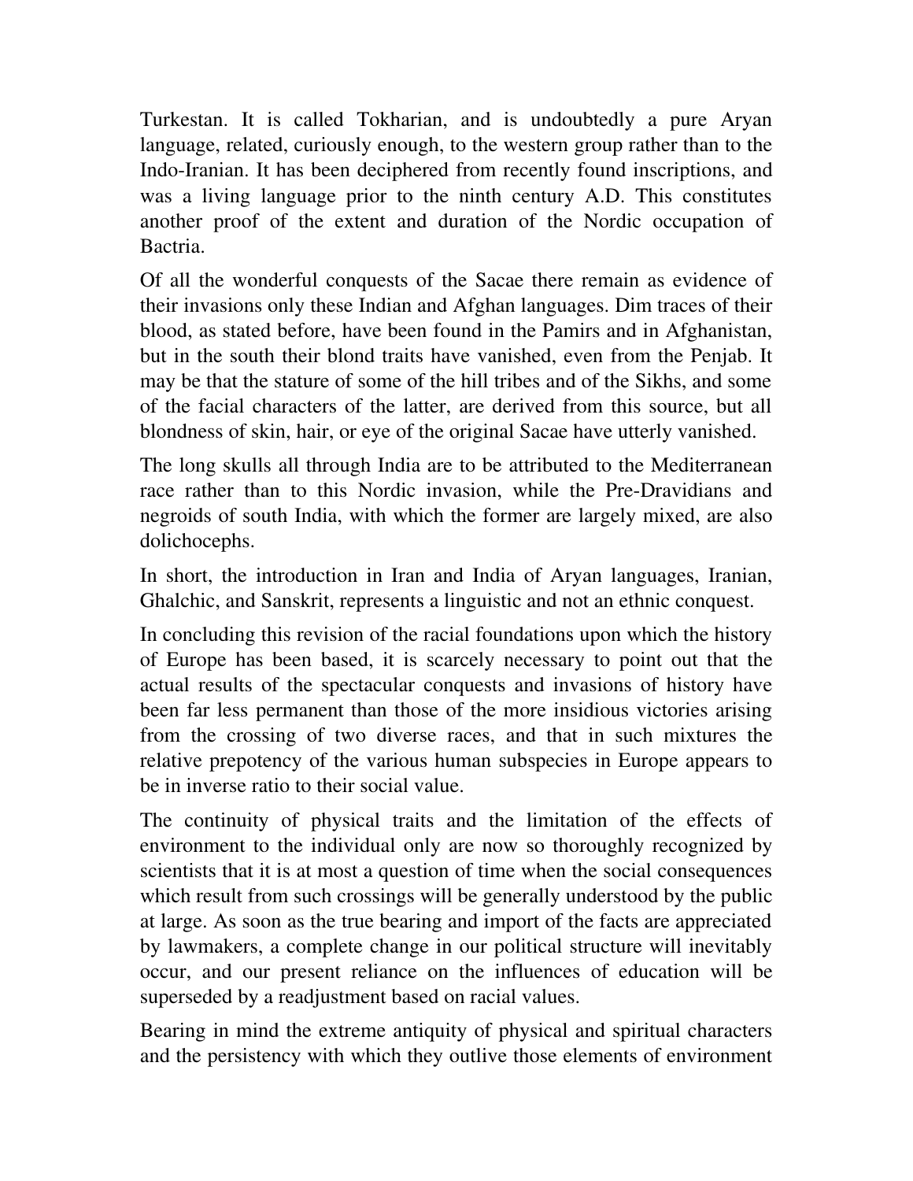Turkestan. It is called Tokharian, and is undoubtedly a pure Aryan language, related, curiously enough, to the western group rather than to the Indo-Iranian. It has been deciphered from recently found inscriptions, and was a living language prior to the ninth century A.D. This constitutes another proof of the extent and duration of the Nordic occupation of Bactria.

Of all the wonderful conquests of the Sacae there remain as evidence of their invasions only these Indian and Afghan languages. Dim traces of their blood, as stated before, have been found in the Pamirs and in Afghanistan, but in the south their blond traits have vanished, even from the Penjab. It may be that the stature of some of the hill tribes and of the Sikhs, and some of the facial characters of the latter, are derived from this source, but all blondness of skin, hair, or eye of the original Sacae have utterly vanished.

The long skulls all through India are to be attributed to the Mediterranean race rather than to this Nordic invasion, while the Pre-Dravidians and negroids of south India, with which the former are largely mixed, are also dolichocephs.

In short, the introduction in Iran and India of Aryan languages, Iranian, Ghalchic, and Sanskrit, represents a linguistic and not an ethnic conquest.

In concluding this revision of the racial foundations upon which the history of Europe has been based, it is scarcely necessary to point out that the actual results of the spectacular conquests and invasions of history have been far less permanent than those of the more insidious victories arising from the crossing of two diverse races, and that in such mixtures the relative prepotency of the various human subspecies in Europe appears to be in inverse ratio to their social value.

The continuity of physical traits and the limitation of the effects of environment to the individual only are now so thoroughly recognized by scientists that it is at most a question of time when the social consequences which result from such crossings will be generally understood by the public at large. As soon as the true bearing and import of the facts are appreciated by lawmakers, a complete change in our political structure will inevitably occur, and our present reliance on the influences of education will be superseded by a readjustment based on racial values.

Bearing in mind the extreme antiquity of physical and spiritual characters and the persistency with which they outlive those elements of environment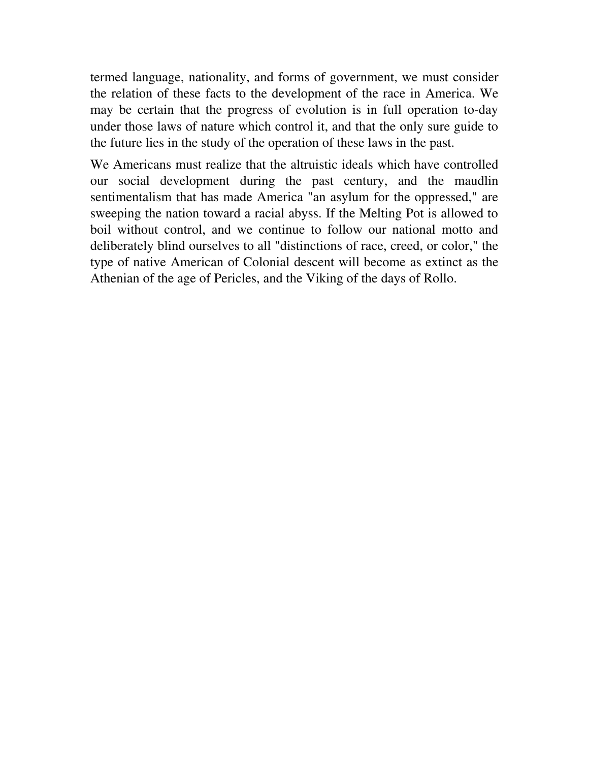termed language, nationality, and forms of government, we must consider the relation of these facts to the development of the race in America. We may be certain that the progress of evolution is in full operation to-day under those laws of nature which control it, and that the only sure guide to the future lies in the study of the operation of these laws in the past.

We Americans must realize that the altruistic ideals which have controlled our social development during the past century, and the maudlin sentimentalism that has made America "an asylum for the oppressed," are sweeping the nation toward a racial abyss. If the Melting Pot is allowed to boil without control, and we continue to follow our national motto and deliberately blind ourselves to all "distinctions of race, creed, or color," the type of native American of Colonial descent will become as extinct as the Athenian of the age of Pericles, and the Viking of the days of Rollo.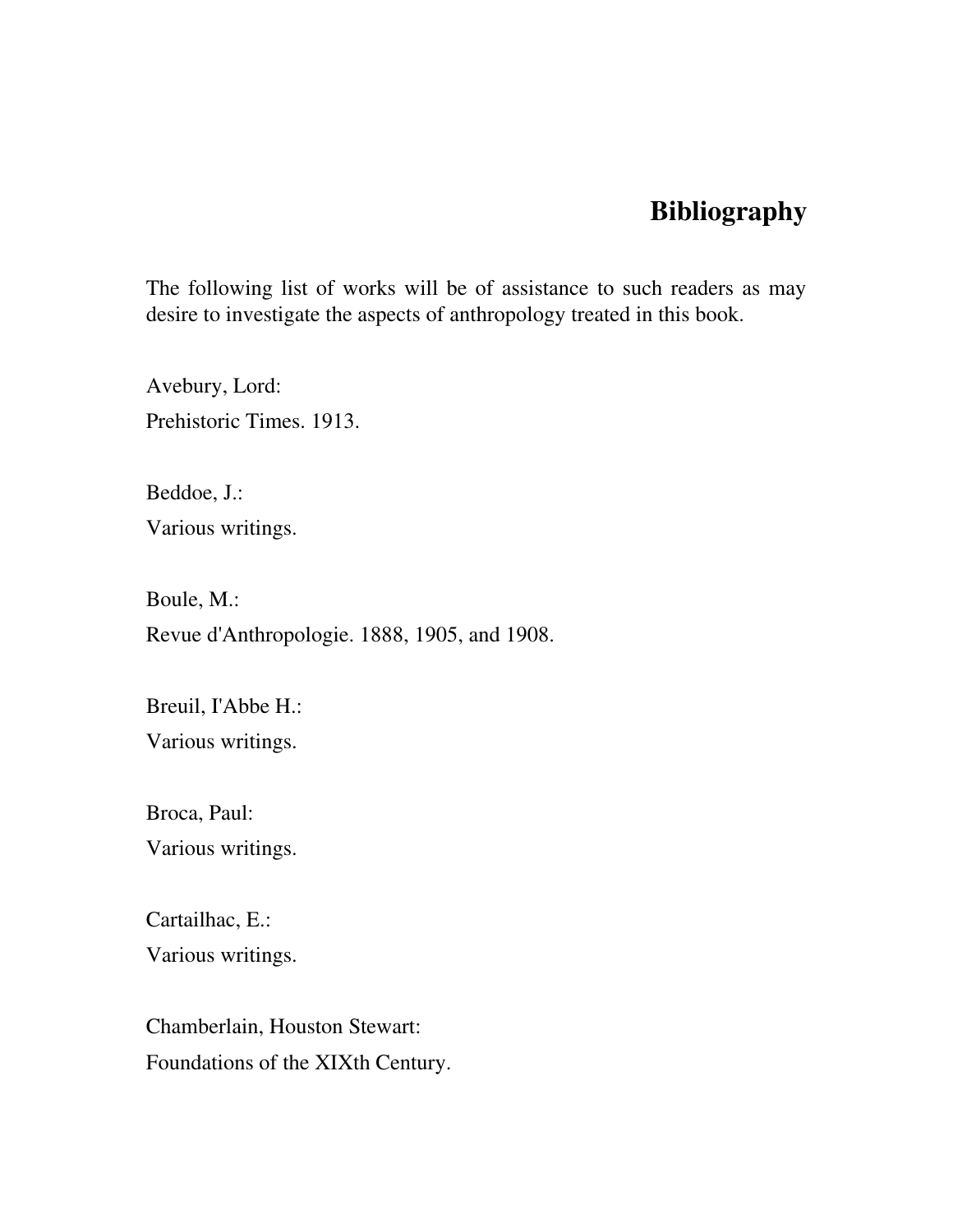# Bibliography

The following list of works will be of assistance to such readers as may desire to investigate the aspects of anthropology treated in this book.

Avebury, Lord:
Prehistoric Times. 1913.

Beddoe, J.:
Various writings.

Boule, M.:
Revue d'Anthropologie. 1888, 1905, and 1908.

Breuil, I'Abbe H.:
Various writings.

Broca, Paul:
Various writings.

Cartailhac, E.:
Various writings.

Chamberlain, Houston Stewart:
Foundations of the XIXth Century.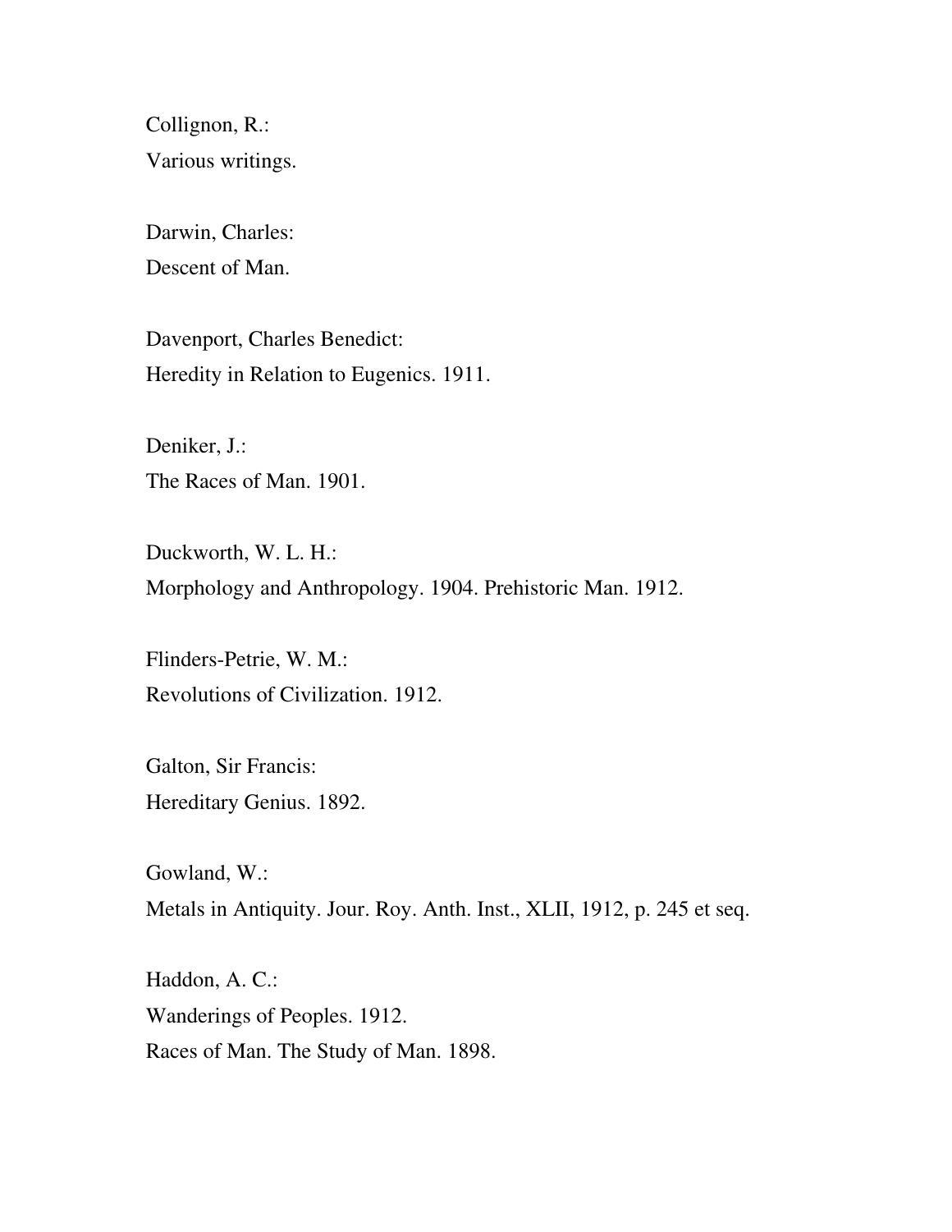Collignon, R.:
Various writings.

Darwin, Charles:
Descent of Man.

Davenport, Charles Benedict:
Heredity in Relation to Eugenics. 1911.

Deniker, J.:
The Races of Man. 1901.

Duckworth, W. L. H.:
Morphology and Anthropology. 1904. Prehistoric Man. 1912.

Flinders-Petrie, W. M.:
Revolutions of Civilization. 1912.

Galton, Sir Francis:
Hereditary Genius. 1892.

Gowland, W.:
Metals in Antiquity. Jour. Roy. Anth. Inst., XLII, 1912, p. 245 et seq.

Haddon, A. C.:
Wanderings of Peoples. 1912.
Races of Man. The Study of Man. 1898.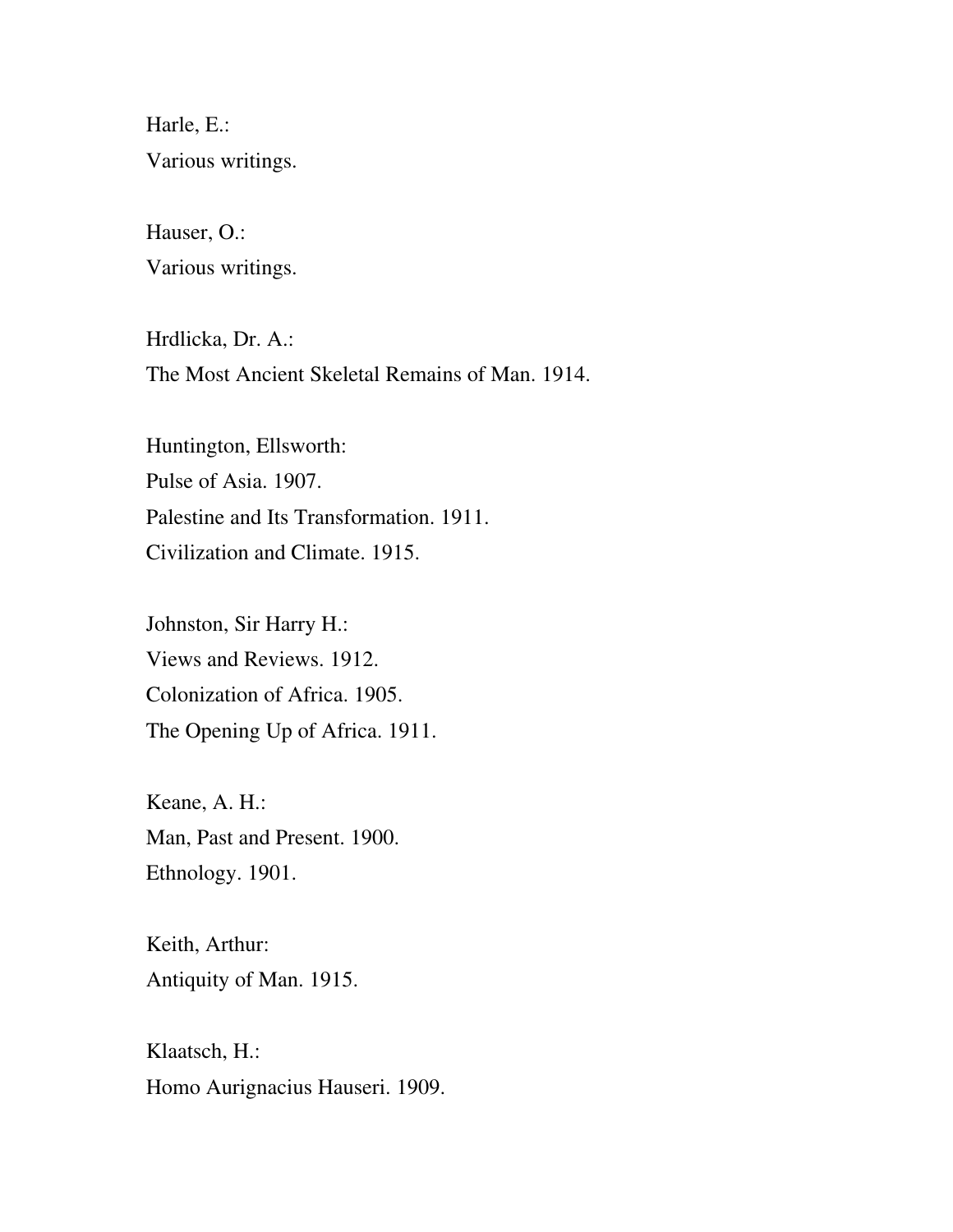Harle, E.:
Various writings.

Hauser, O.:
Various writings.

Hrdlicka, Dr. A.:
The Most Ancient Skeletal Remains of Man. 1914.

Huntington, Ellsworth:
Pulse of Asia. 1907.
Palestine and Its Transformation. 1911.
Civilization and Climate. 1915.

Johnston, Sir Harry H.:
Views and Reviews. 1912.
Colonization of Africa. 1905.
The Opening Up of Africa. 1911.

Keane, A. H.:
Man, Past and Present. 1900.
Ethnology. 1901.

Keith, Arthur:
Antiquity of Man. 1915.

Klaatsch, H.:
Homo Aurignacius Hauseri. 1909.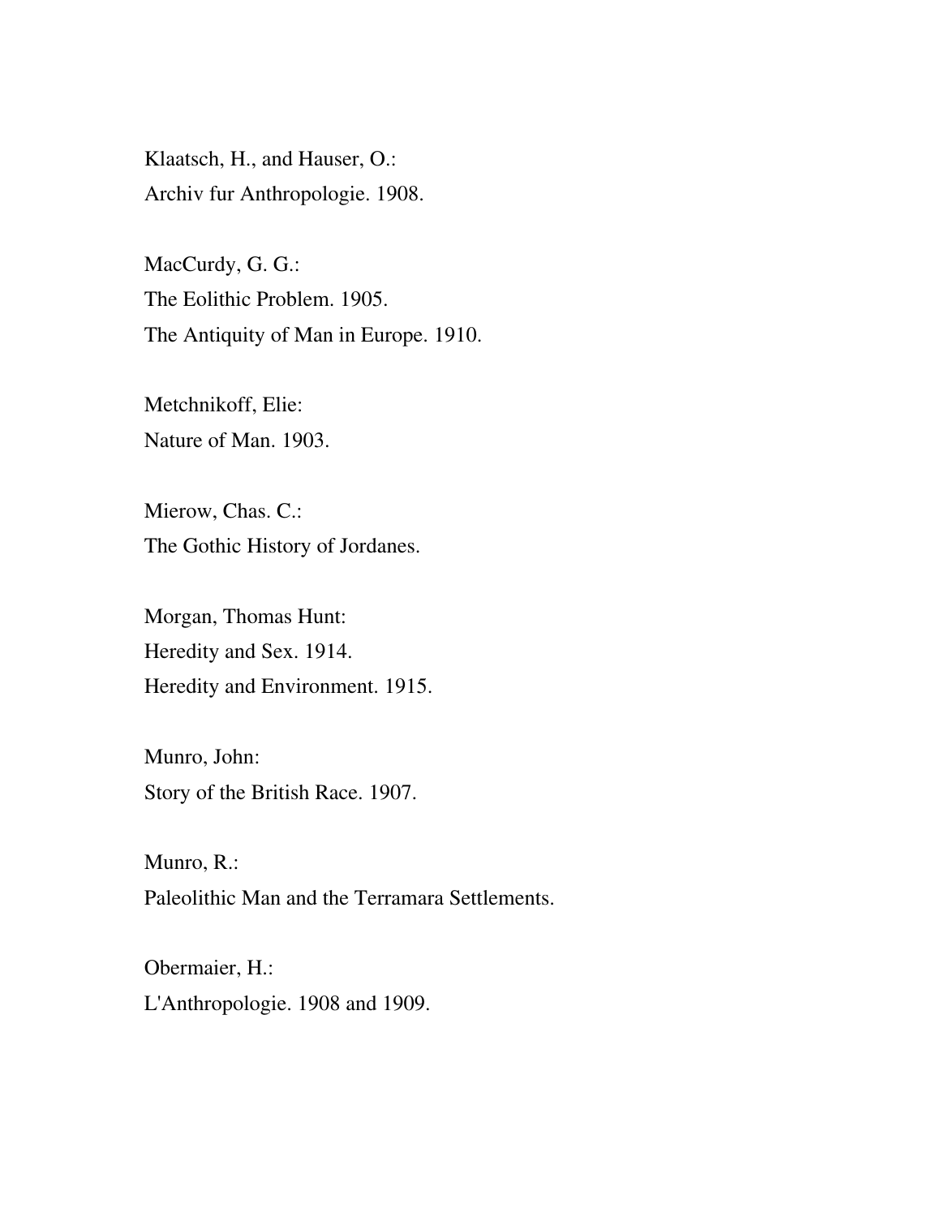Klaatsch, H., and Hauser, O.:
Archiv fur Anthropologie. 1908.

MacCurdy, G. G.:
The Eolithic Problem. 1905.
The Antiquity of Man in Europe. 1910.

Metchnikoff, Elie:
Nature of Man. 1903.

Mierow, Chas. C.:
The Gothic History of Jordanes.

Morgan, Thomas Hunt:
Heredity and Sex. 1914.
Heredity and Environment. 1915.

Munro, John:
Story of the British Race. 1907.

Munro, R.:
Paleolithic Man and the Terramara Settlements.

Obermaier, H.:
L'Anthropologie. 1908 and 1909.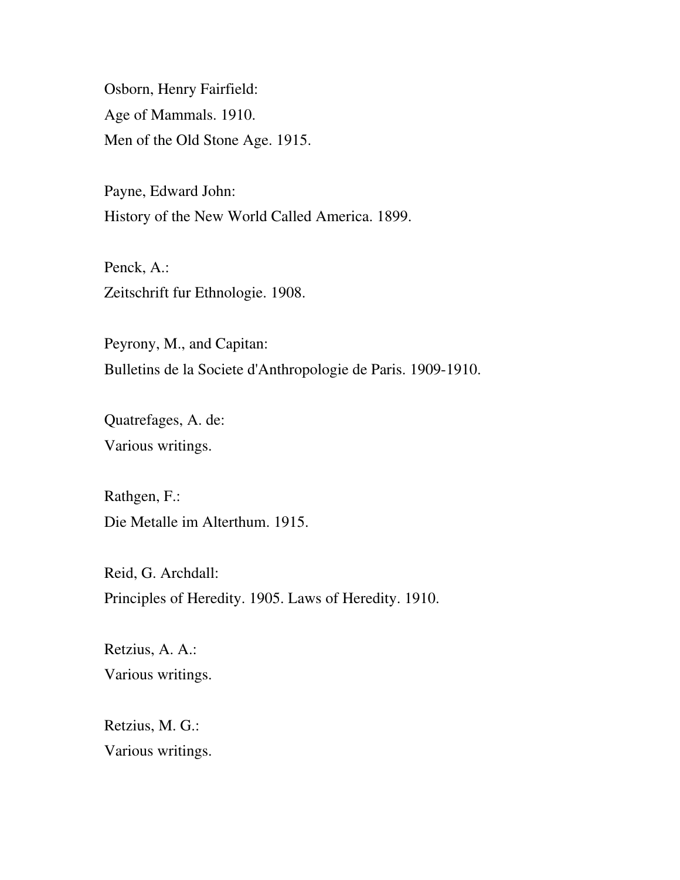Osborn, Henry Fairfield:
Age of Mammals. 1910.
Men of the Old Stone Age. 1915.

Payne, Edward John:
History of the New World Called America. 1899.

Penck, A.:
Zeitschrift fur Ethnologie. 1908.

Peyrony, M., and Capitan:
Bulletins de la Societe d'Anthropologie de Paris. 1909-1910.

Quatrefages, A. de:
Various writings.

Rathgen, F.:
Die Metalle im Alterthum. 1915.

Reid, G. Archdall:
Principles of Heredity. 1905. Laws of Heredity. 1910.

Retzius, A. A.:
Various writings.

Retzius, M. G.:
Various writings.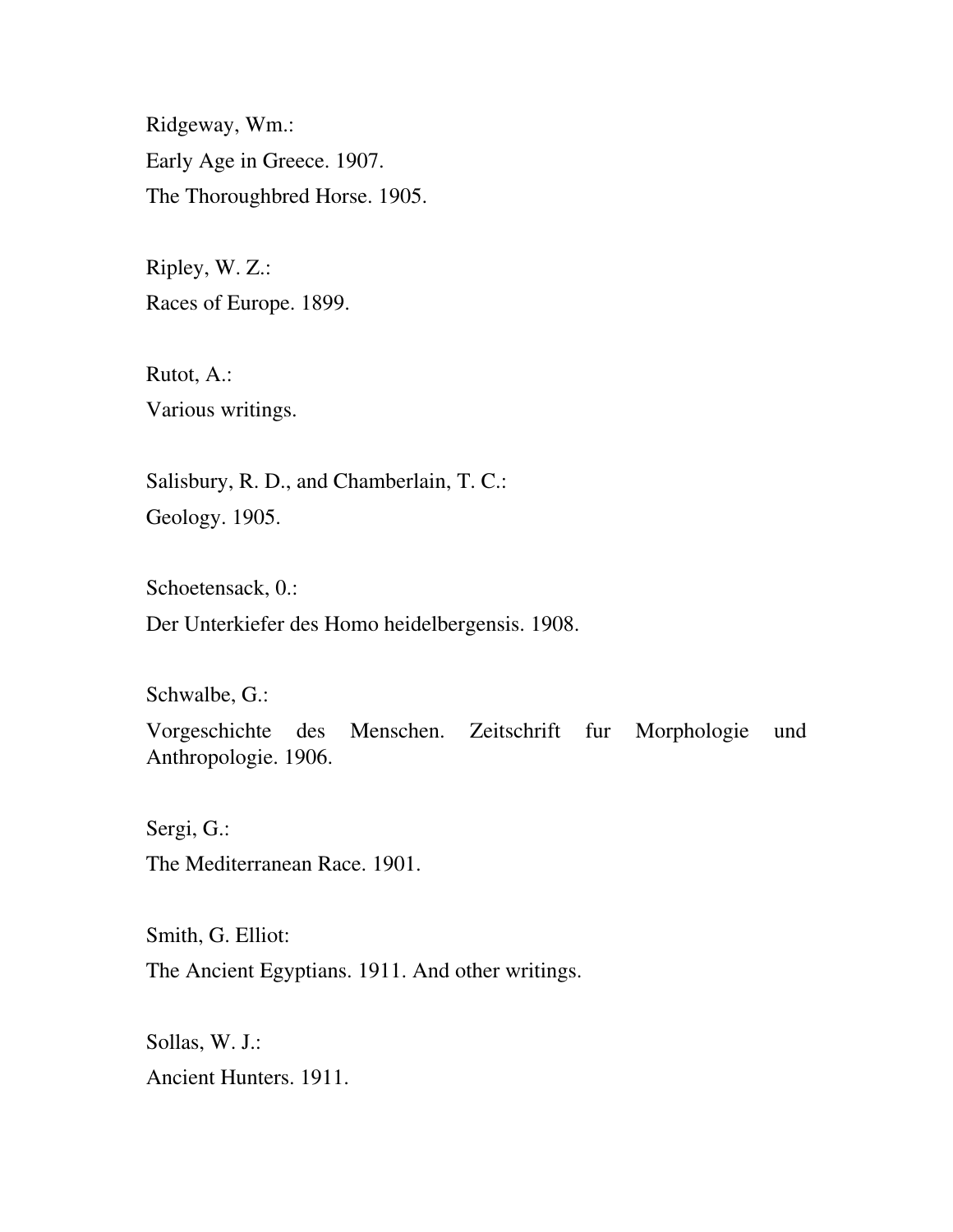Ridgeway, Wm.:

Early Age in Greece. 1907.

The Thoroughbred Horse. 1905.

Ripley, W. Z.:

Races of Europe. 1899.

Rutot, A.:

Various writings.

Salisbury, R. D., and Chamberlain, T. C.:

Geology. 1905.

Schoetensack, 0.:

Der Unterkiefer des Homo heidelbergensis. 1908.

Schwalbe, G.:

Vorgeschichte des Menschen. Zeitschrift fur Morphologie und Anthropologie. 1906.

Sergi, G.:

The Mediterranean Race. 1901.

Smith, G. Elliot:

The Ancient Egyptians. 1911. And other writings.

Sollas, W. J.:

Ancient Hunters. 1911.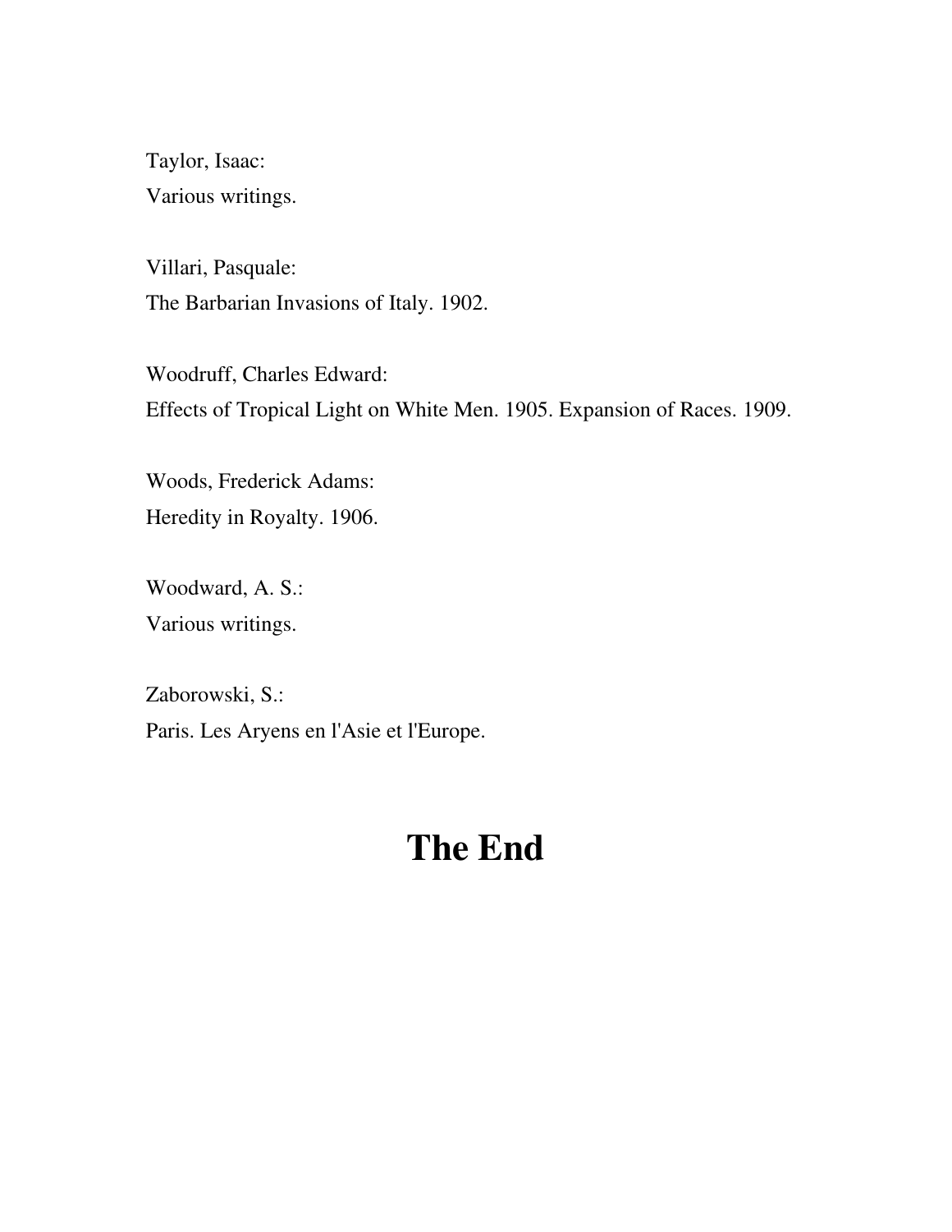Taylor, Isaac:
Various writings.

Villari, Pasquale:
The Barbarian Invasions of Italy. 1902.

Woodruff, Charles Edward:
Effects of Tropical Light on White Men. 1905. Expansion of Races. 1909.

Woods, Frederick Adams:
Heredity in Royalty. 1906.

Woodward, A. S.:
Various writings.

Zaborowski, S.:
Paris. Les Aryens en l'Asie et l'Europe.

# The End